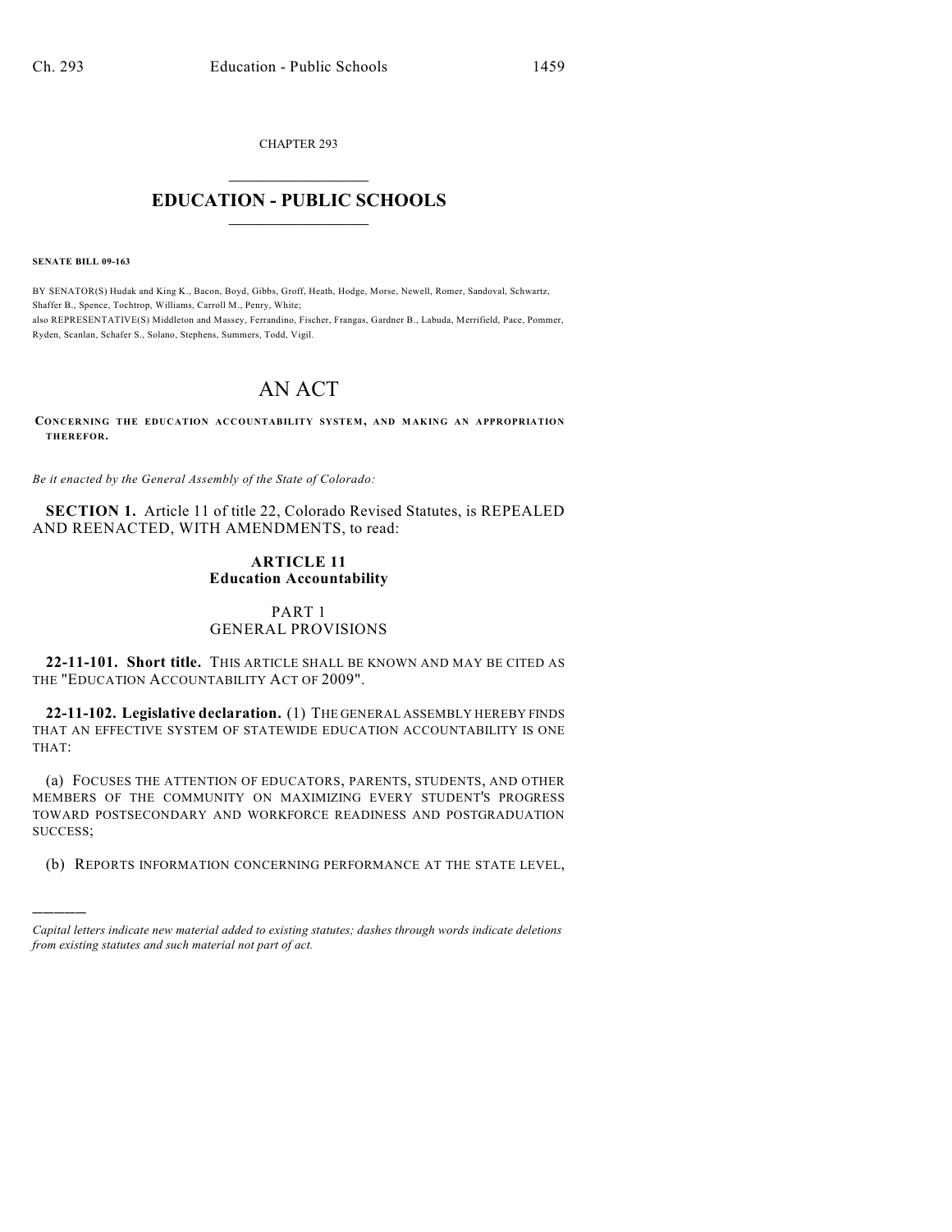CHAPTER 293

# EDUCATION - PUBLIC SCHOOLS

**SENATE BILL 09-163**

BY SENATOR(S) Hudak and King K., Bacon, Boyd, Gibbs, Groff, Heath, Hodge, Morse, Newell, Romer, Sandoval, Schwartz, Shaffer B., Spence, Tochtrop, Williams, Carroll M., Penry, White;
also REPRESENTATIVE(S) Middleton and Massey, Ferrandino, Fischer, Frangas, Gardner B., Labuda, Merrifield, Pace, Pommer, Ryden, Scanlan, Schafer S., Solano, Stephens, Summers, Todd, Vigil.

# AN ACT

**CONCERNING THE EDUCATION ACCOUNTABILITY SYSTEM, AND MAKING AN APPROPRIATION THEREFOR.**

*Be it enacted by the General Assembly of the State of Colorado:*

**SECTION 1.** Article 11 of title 22, Colorado Revised Statutes, is REPEALED AND REENACTED, WITH AMENDMENTS, to read:

## ARTICLE 11
## Education Accountability

### PART 1
### GENERAL PROVISIONS

**22-11-101. Short title.** THIS ARTICLE SHALL BE KNOWN AND MAY BE CITED AS THE "EDUCATION ACCOUNTABILITY ACT OF 2009".

**22-11-102. Legislative declaration.** (1) THE GENERAL ASSEMBLY HEREBY FINDS THAT AN EFFECTIVE SYSTEM OF STATEWIDE EDUCATION ACCOUNTABILITY IS ONE THAT:

(a) FOCUSES THE ATTENTION OF EDUCATORS, PARENTS, STUDENTS, AND OTHER MEMBERS OF THE COMMUNITY ON MAXIMIZING EVERY STUDENT'S PROGRESS TOWARD POSTSECONDARY AND WORKFORCE READINESS AND POSTGRADUATION SUCCESS;

(b) REPORTS INFORMATION CONCERNING PERFORMANCE AT THE STATE LEVEL,

---

*Capital letters indicate new material added to existing statutes; dashes through words indicate deletions from existing statutes and such material not part of act.*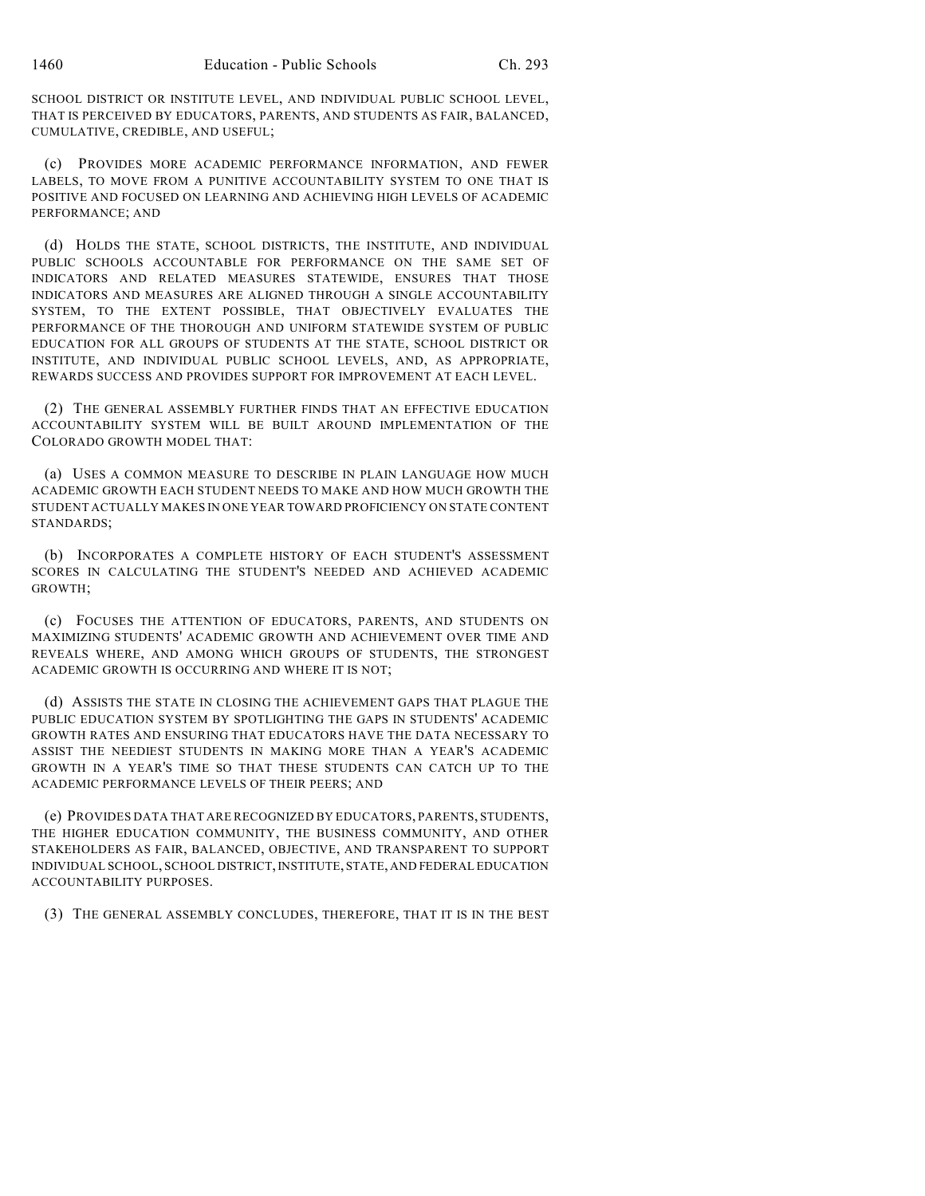SCHOOL DISTRICT OR INSTITUTE LEVEL, AND INDIVIDUAL PUBLIC SCHOOL LEVEL, THAT IS PERCEIVED BY EDUCATORS, PARENTS, AND STUDENTS AS FAIR, BALANCED, CUMULATIVE, CREDIBLE, AND USEFUL;

(c) PROVIDES MORE ACADEMIC PERFORMANCE INFORMATION, AND FEWER LABELS, TO MOVE FROM A PUNITIVE ACCOUNTABILITY SYSTEM TO ONE THAT IS POSITIVE AND FOCUSED ON LEARNING AND ACHIEVING HIGH LEVELS OF ACADEMIC PERFORMANCE; AND

(d) HOLDS THE STATE, SCHOOL DISTRICTS, THE INSTITUTE, AND INDIVIDUAL PUBLIC SCHOOLS ACCOUNTABLE FOR PERFORMANCE ON THE SAME SET OF INDICATORS AND RELATED MEASURES STATEWIDE, ENSURES THAT THOSE INDICATORS AND MEASURES ARE ALIGNED THROUGH A SINGLE ACCOUNTABILITY SYSTEM, TO THE EXTENT POSSIBLE, THAT OBJECTIVELY EVALUATES THE PERFORMANCE OF THE THOROUGH AND UNIFORM STATEWIDE SYSTEM OF PUBLIC EDUCATION FOR ALL GROUPS OF STUDENTS AT THE STATE, SCHOOL DISTRICT OR INSTITUTE, AND INDIVIDUAL PUBLIC SCHOOL LEVELS, AND, AS APPROPRIATE, REWARDS SUCCESS AND PROVIDES SUPPORT FOR IMPROVEMENT AT EACH LEVEL.

(2) THE GENERAL ASSEMBLY FURTHER FINDS THAT AN EFFECTIVE EDUCATION ACCOUNTABILITY SYSTEM WILL BE BUILT AROUND IMPLEMENTATION OF THE COLORADO GROWTH MODEL THAT:

(a) USES A COMMON MEASURE TO DESCRIBE IN PLAIN LANGUAGE HOW MUCH ACADEMIC GROWTH EACH STUDENT NEEDS TO MAKE AND HOW MUCH GROWTH THE STUDENT ACTUALLY MAKES IN ONE YEAR TOWARD PROFICIENCY ON STATE CONTENT STANDARDS;

(b) INCORPORATES A COMPLETE HISTORY OF EACH STUDENT'S ASSESSMENT SCORES IN CALCULATING THE STUDENT'S NEEDED AND ACHIEVED ACADEMIC GROWTH;

(c) FOCUSES THE ATTENTION OF EDUCATORS, PARENTS, AND STUDENTS ON MAXIMIZING STUDENTS' ACADEMIC GROWTH AND ACHIEVEMENT OVER TIME AND REVEALS WHERE, AND AMONG WHICH GROUPS OF STUDENTS, THE STRONGEST ACADEMIC GROWTH IS OCCURRING AND WHERE IT IS NOT;

(d) ASSISTS THE STATE IN CLOSING THE ACHIEVEMENT GAPS THAT PLAGUE THE PUBLIC EDUCATION SYSTEM BY SPOTLIGHTING THE GAPS IN STUDENTS' ACADEMIC GROWTH RATES AND ENSURING THAT EDUCATORS HAVE THE DATA NECESSARY TO ASSIST THE NEEDIEST STUDENTS IN MAKING MORE THAN A YEAR'S ACADEMIC GROWTH IN A YEAR'S TIME SO THAT THESE STUDENTS CAN CATCH UP TO THE ACADEMIC PERFORMANCE LEVELS OF THEIR PEERS; AND

(e) PROVIDES DATA THAT ARE RECOGNIZED BY EDUCATORS, PARENTS, STUDENTS, THE HIGHER EDUCATION COMMUNITY, THE BUSINESS COMMUNITY, AND OTHER STAKEHOLDERS AS FAIR, BALANCED, OBJECTIVE, AND TRANSPARENT TO SUPPORT INDIVIDUAL SCHOOL, SCHOOL DISTRICT, INSTITUTE, STATE, AND FEDERAL EDUCATION ACCOUNTABILITY PURPOSES.

(3) THE GENERAL ASSEMBLY CONCLUDES, THEREFORE, THAT IT IS IN THE BEST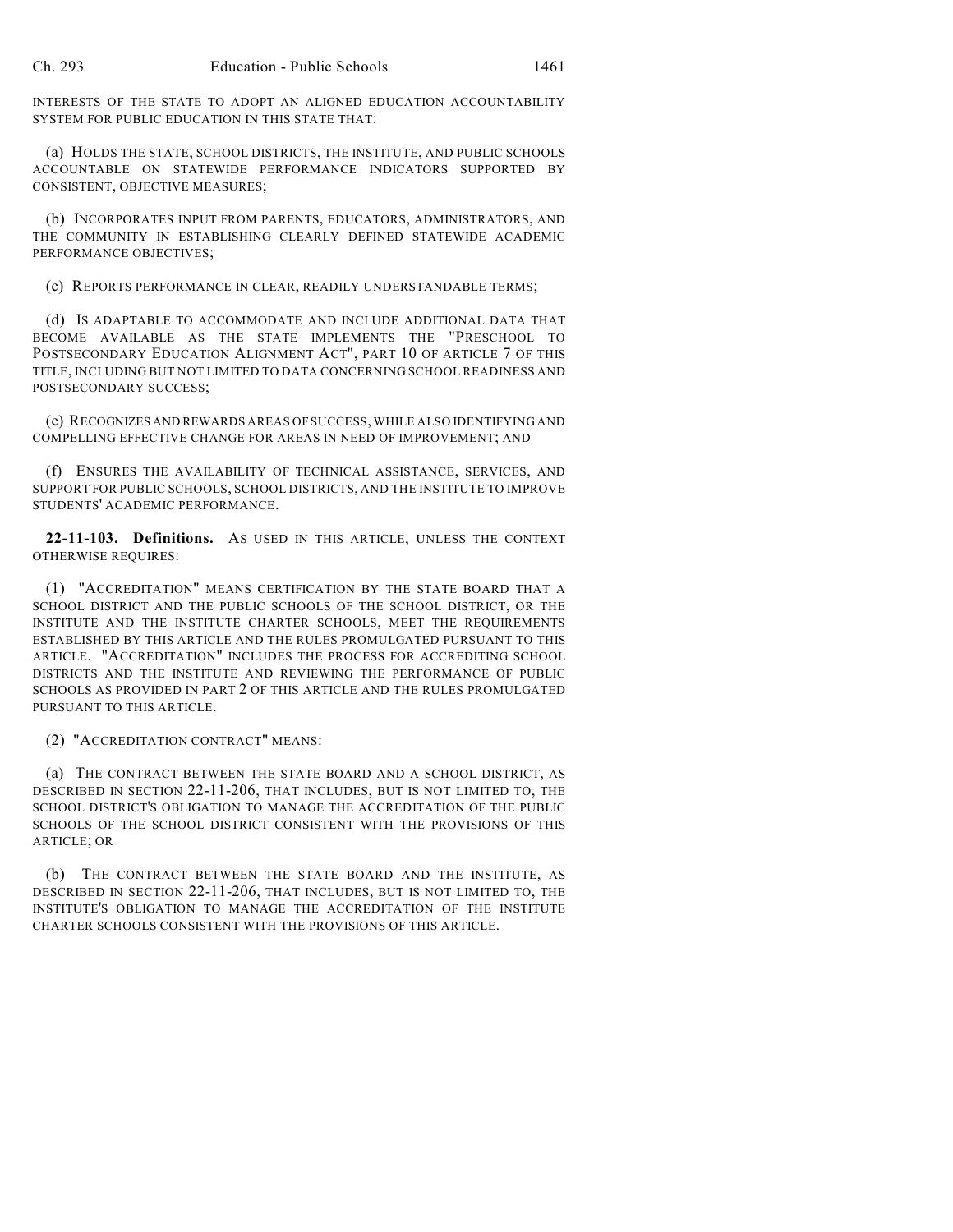INTERESTS OF THE STATE TO ADOPT AN ALIGNED EDUCATION ACCOUNTABILITY SYSTEM FOR PUBLIC EDUCATION IN THIS STATE THAT:

(a) HOLDS THE STATE, SCHOOL DISTRICTS, THE INSTITUTE, AND PUBLIC SCHOOLS ACCOUNTABLE ON STATEWIDE PERFORMANCE INDICATORS SUPPORTED BY CONSISTENT, OBJECTIVE MEASURES;

(b) INCORPORATES INPUT FROM PARENTS, EDUCATORS, ADMINISTRATORS, AND THE COMMUNITY IN ESTABLISHING CLEARLY DEFINED STATEWIDE ACADEMIC PERFORMANCE OBJECTIVES;

(c) REPORTS PERFORMANCE IN CLEAR, READILY UNDERSTANDABLE TERMS;

(d) IS ADAPTABLE TO ACCOMMODATE AND INCLUDE ADDITIONAL DATA THAT BECOME AVAILABLE AS THE STATE IMPLEMENTS THE "PRESCHOOL TO POSTSECONDARY EDUCATION ALIGNMENT ACT", PART 10 OF ARTICLE 7 OF THIS TITLE, INCLUDING BUT NOT LIMITED TO DATA CONCERNING SCHOOL READINESS AND POSTSECONDARY SUCCESS;

(e) RECOGNIZES AND REWARDS AREAS OF SUCCESS, WHILE ALSO IDENTIFYING AND COMPELLING EFFECTIVE CHANGE FOR AREAS IN NEED OF IMPROVEMENT; AND

(f) ENSURES THE AVAILABILITY OF TECHNICAL ASSISTANCE, SERVICES, AND SUPPORT FOR PUBLIC SCHOOLS, SCHOOL DISTRICTS, AND THE INSTITUTE TO IMPROVE STUDENTS' ACADEMIC PERFORMANCE.

**22-11-103. Definitions.** AS USED IN THIS ARTICLE, UNLESS THE CONTEXT OTHERWISE REQUIRES:

(1) "ACCREDITATION" MEANS CERTIFICATION BY THE STATE BOARD THAT A SCHOOL DISTRICT AND THE PUBLIC SCHOOLS OF THE SCHOOL DISTRICT, OR THE INSTITUTE AND THE INSTITUTE CHARTER SCHOOLS, MEET THE REQUIREMENTS ESTABLISHED BY THIS ARTICLE AND THE RULES PROMULGATED PURSUANT TO THIS ARTICLE. "ACCREDITATION" INCLUDES THE PROCESS FOR ACCREDITING SCHOOL DISTRICTS AND THE INSTITUTE AND REVIEWING THE PERFORMANCE OF PUBLIC SCHOOLS AS PROVIDED IN PART 2 OF THIS ARTICLE AND THE RULES PROMULGATED PURSUANT TO THIS ARTICLE.

(2) "ACCREDITATION CONTRACT" MEANS:

(a) THE CONTRACT BETWEEN THE STATE BOARD AND A SCHOOL DISTRICT, AS DESCRIBED IN SECTION 22-11-206, THAT INCLUDES, BUT IS NOT LIMITED TO, THE SCHOOL DISTRICT'S OBLIGATION TO MANAGE THE ACCREDITATION OF THE PUBLIC SCHOOLS OF THE SCHOOL DISTRICT CONSISTENT WITH THE PROVISIONS OF THIS ARTICLE; OR

(b) THE CONTRACT BETWEEN THE STATE BOARD AND THE INSTITUTE, AS DESCRIBED IN SECTION 22-11-206, THAT INCLUDES, BUT IS NOT LIMITED TO, THE INSTITUTE'S OBLIGATION TO MANAGE THE ACCREDITATION OF THE INSTITUTE CHARTER SCHOOLS CONSISTENT WITH THE PROVISIONS OF THIS ARTICLE.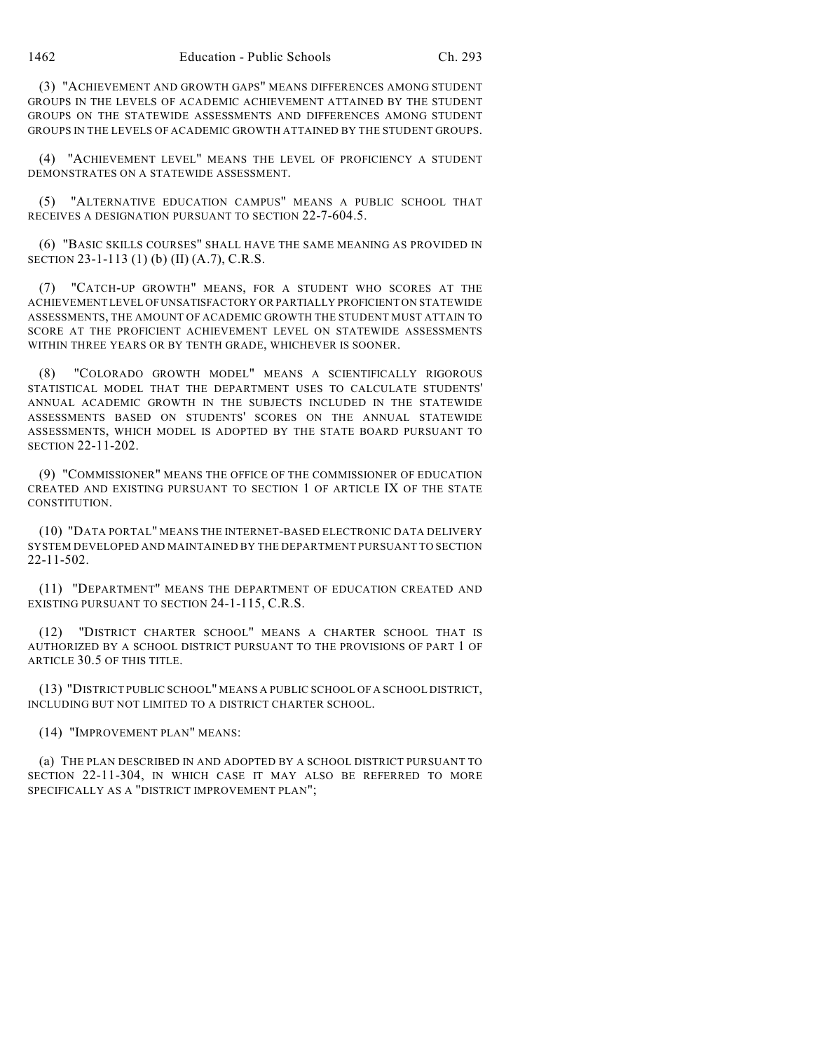(3) "ACHIEVEMENT AND GROWTH GAPS" MEANS DIFFERENCES AMONG STUDENT GROUPS IN THE LEVELS OF ACADEMIC ACHIEVEMENT ATTAINED BY THE STUDENT GROUPS ON THE STATEWIDE ASSESSMENTS AND DIFFERENCES AMONG STUDENT GROUPS IN THE LEVELS OF ACADEMIC GROWTH ATTAINED BY THE STUDENT GROUPS.

(4) "ACHIEVEMENT LEVEL" MEANS THE LEVEL OF PROFICIENCY A STUDENT DEMONSTRATES ON A STATEWIDE ASSESSMENT.

(5) "ALTERNATIVE EDUCATION CAMPUS" MEANS A PUBLIC SCHOOL THAT RECEIVES A DESIGNATION PURSUANT TO SECTION 22-7-604.5.

(6) "BASIC SKILLS COURSES" SHALL HAVE THE SAME MEANING AS PROVIDED IN SECTION 23-1-113 (1) (b) (II) (A.7), C.R.S.

(7) "CATCH-UP GROWTH" MEANS, FOR A STUDENT WHO SCORES AT THE ACHIEVEMENT LEVEL OF UNSATISFACTORY OR PARTIALLY PROFICIENT ON STATEWIDE ASSESSMENTS, THE AMOUNT OF ACADEMIC GROWTH THE STUDENT MUST ATTAIN TO SCORE AT THE PROFICIENT ACHIEVEMENT LEVEL ON STATEWIDE ASSESSMENTS WITHIN THREE YEARS OR BY TENTH GRADE, WHICHEVER IS SOONER.

(8) "COLORADO GROWTH MODEL" MEANS A SCIENTIFICALLY RIGOROUS STATISTICAL MODEL THAT THE DEPARTMENT USES TO CALCULATE STUDENTS' ANNUAL ACADEMIC GROWTH IN THE SUBJECTS INCLUDED IN THE STATEWIDE ASSESSMENTS BASED ON STUDENTS' SCORES ON THE ANNUAL STATEWIDE ASSESSMENTS, WHICH MODEL IS ADOPTED BY THE STATE BOARD PURSUANT TO SECTION 22-11-202.

(9) "COMMISSIONER" MEANS THE OFFICE OF THE COMMISSIONER OF EDUCATION CREATED AND EXISTING PURSUANT TO SECTION 1 OF ARTICLE IX OF THE STATE CONSTITUTION.

(10) "DATA PORTAL" MEANS THE INTERNET-BASED ELECTRONIC DATA DELIVERY SYSTEM DEVELOPED AND MAINTAINED BY THE DEPARTMENT PURSUANT TO SECTION 22-11-502.

(11) "DEPARTMENT" MEANS THE DEPARTMENT OF EDUCATION CREATED AND EXISTING PURSUANT TO SECTION 24-1-115, C.R.S.

(12) "DISTRICT CHARTER SCHOOL" MEANS A CHARTER SCHOOL THAT IS AUTHORIZED BY A SCHOOL DISTRICT PURSUANT TO THE PROVISIONS OF PART 1 OF ARTICLE 30.5 OF THIS TITLE.

(13) "DISTRICT PUBLIC SCHOOL" MEANS A PUBLIC SCHOOL OF A SCHOOL DISTRICT, INCLUDING BUT NOT LIMITED TO A DISTRICT CHARTER SCHOOL.

(14) "IMPROVEMENT PLAN" MEANS:

(a) THE PLAN DESCRIBED IN AND ADOPTED BY A SCHOOL DISTRICT PURSUANT TO SECTION 22-11-304, IN WHICH CASE IT MAY ALSO BE REFERRED TO MORE SPECIFICALLY AS A "DISTRICT IMPROVEMENT PLAN";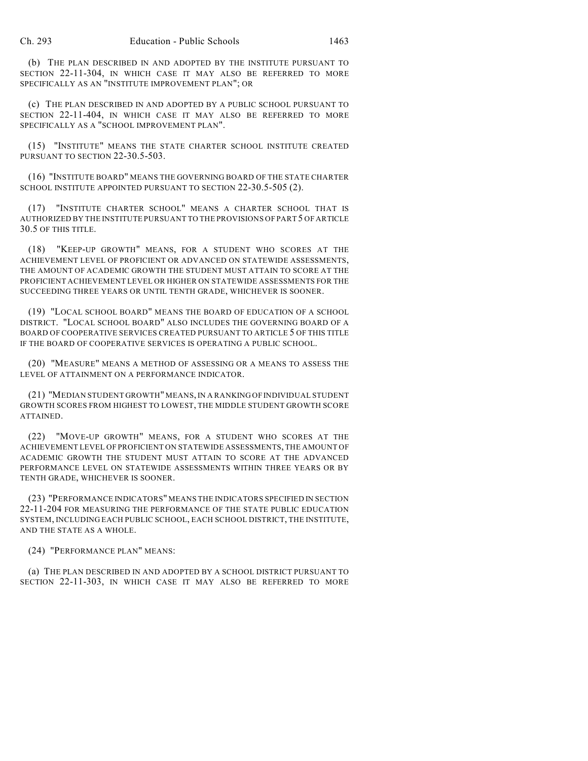(b) THE PLAN DESCRIBED IN AND ADOPTED BY THE INSTITUTE PURSUANT TO SECTION 22-11-304, IN WHICH CASE IT MAY ALSO BE REFERRED TO MORE SPECIFICALLY AS AN "INSTITUTE IMPROVEMENT PLAN"; OR

(c) THE PLAN DESCRIBED IN AND ADOPTED BY A PUBLIC SCHOOL PURSUANT TO SECTION 22-11-404, IN WHICH CASE IT MAY ALSO BE REFERRED TO MORE SPECIFICALLY AS A "SCHOOL IMPROVEMENT PLAN".

(15) "INSTITUTE" MEANS THE STATE CHARTER SCHOOL INSTITUTE CREATED PURSUANT TO SECTION 22-30.5-503.

(16) "INSTITUTE BOARD" MEANS THE GOVERNING BOARD OF THE STATE CHARTER SCHOOL INSTITUTE APPOINTED PURSUANT TO SECTION 22-30.5-505 (2).

(17) "INSTITUTE CHARTER SCHOOL" MEANS A CHARTER SCHOOL THAT IS AUTHORIZED BY THE INSTITUTE PURSUANT TO THE PROVISIONS OF PART 5 OF ARTICLE 30.5 OF THIS TITLE.

(18) "KEEP-UP GROWTH" MEANS, FOR A STUDENT WHO SCORES AT THE ACHIEVEMENT LEVEL OF PROFICIENT OR ADVANCED ON STATEWIDE ASSESSMENTS, THE AMOUNT OF ACADEMIC GROWTH THE STUDENT MUST ATTAIN TO SCORE AT THE PROFICIENT ACHIEVEMENT LEVEL OR HIGHER ON STATEWIDE ASSESSMENTS FOR THE SUCCEEDING THREE YEARS OR UNTIL TENTH GRADE, WHICHEVER IS SOONER.

(19) "LOCAL SCHOOL BOARD" MEANS THE BOARD OF EDUCATION OF A SCHOOL DISTRICT. "LOCAL SCHOOL BOARD" ALSO INCLUDES THE GOVERNING BOARD OF A BOARD OF COOPERATIVE SERVICES CREATED PURSUANT TO ARTICLE 5 OF THIS TITLE IF THE BOARD OF COOPERATIVE SERVICES IS OPERATING A PUBLIC SCHOOL.

(20) "MEASURE" MEANS A METHOD OF ASSESSING OR A MEANS TO ASSESS THE LEVEL OF ATTAINMENT ON A PERFORMANCE INDICATOR.

(21) "MEDIAN STUDENT GROWTH" MEANS, IN A RANKING OF INDIVIDUAL STUDENT GROWTH SCORES FROM HIGHEST TO LOWEST, THE MIDDLE STUDENT GROWTH SCORE ATTAINED.

(22) "MOVE-UP GROWTH" MEANS, FOR A STUDENT WHO SCORES AT THE ACHIEVEMENT LEVEL OF PROFICIENT ON STATEWIDE ASSESSMENTS, THE AMOUNT OF ACADEMIC GROWTH THE STUDENT MUST ATTAIN TO SCORE AT THE ADVANCED PERFORMANCE LEVEL ON STATEWIDE ASSESSMENTS WITHIN THREE YEARS OR BY TENTH GRADE, WHICHEVER IS SOONER.

(23) "PERFORMANCE INDICATORS" MEANS THE INDICATORS SPECIFIED IN SECTION 22-11-204 FOR MEASURING THE PERFORMANCE OF THE STATE PUBLIC EDUCATION SYSTEM, INCLUDING EACH PUBLIC SCHOOL, EACH SCHOOL DISTRICT, THE INSTITUTE, AND THE STATE AS A WHOLE.

(24) "PERFORMANCE PLAN" MEANS:

(a) THE PLAN DESCRIBED IN AND ADOPTED BY A SCHOOL DISTRICT PURSUANT TO SECTION 22-11-303, IN WHICH CASE IT MAY ALSO BE REFERRED TO MORE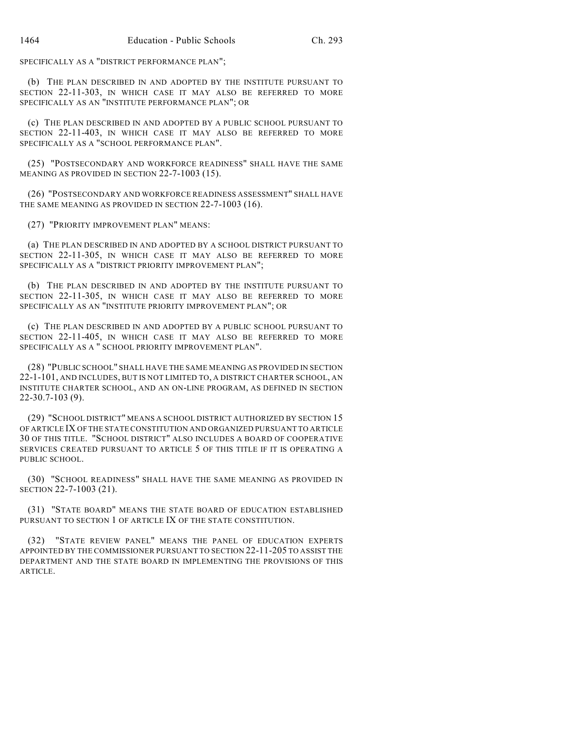SPECIFICALLY AS A "DISTRICT PERFORMANCE PLAN";

(b) THE PLAN DESCRIBED IN AND ADOPTED BY THE INSTITUTE PURSUANT TO SECTION 22-11-303, IN WHICH CASE IT MAY ALSO BE REFERRED TO MORE SPECIFICALLY AS AN "INSTITUTE PERFORMANCE PLAN"; OR

(c) THE PLAN DESCRIBED IN AND ADOPTED BY A PUBLIC SCHOOL PURSUANT TO SECTION 22-11-403, IN WHICH CASE IT MAY ALSO BE REFERRED TO MORE SPECIFICALLY AS A "SCHOOL PERFORMANCE PLAN".

(25) "POSTSECONDARY AND WORKFORCE READINESS" SHALL HAVE THE SAME MEANING AS PROVIDED IN SECTION 22-7-1003 (15).

(26) "POSTSECONDARY AND WORKFORCE READINESS ASSESSMENT" SHALL HAVE THE SAME MEANING AS PROVIDED IN SECTION 22-7-1003 (16).

(27) "PRIORITY IMPROVEMENT PLAN" MEANS:

(a) THE PLAN DESCRIBED IN AND ADOPTED BY A SCHOOL DISTRICT PURSUANT TO SECTION 22-11-305, IN WHICH CASE IT MAY ALSO BE REFERRED TO MORE SPECIFICALLY AS A "DISTRICT PRIORITY IMPROVEMENT PLAN";

(b) THE PLAN DESCRIBED IN AND ADOPTED BY THE INSTITUTE PURSUANT TO SECTION 22-11-305, IN WHICH CASE IT MAY ALSO BE REFERRED TO MORE SPECIFICALLY AS AN "INSTITUTE PRIORITY IMPROVEMENT PLAN"; OR

(c) THE PLAN DESCRIBED IN AND ADOPTED BY A PUBLIC SCHOOL PURSUANT TO SECTION 22-11-405, IN WHICH CASE IT MAY ALSO BE REFERRED TO MORE SPECIFICALLY AS A " SCHOOL PRIORITY IMPROVEMENT PLAN".

(28) "PUBLIC SCHOOL" SHALL HAVE THE SAME MEANING AS PROVIDED IN SECTION 22-1-101, AND INCLUDES, BUT IS NOT LIMITED TO, A DISTRICT CHARTER SCHOOL, AN INSTITUTE CHARTER SCHOOL, AND AN ON-LINE PROGRAM, AS DEFINED IN SECTION 22-30.7-103 (9).

(29) "SCHOOL DISTRICT" MEANS A SCHOOL DISTRICT AUTHORIZED BY SECTION 15 OF ARTICLE IX OF THE STATE CONSTITUTION AND ORGANIZED PURSUANT TO ARTICLE 30 OF THIS TITLE. "SCHOOL DISTRICT" ALSO INCLUDES A BOARD OF COOPERATIVE SERVICES CREATED PURSUANT TO ARTICLE 5 OF THIS TITLE IF IT IS OPERATING A PUBLIC SCHOOL.

(30) "SCHOOL READINESS" SHALL HAVE THE SAME MEANING AS PROVIDED IN SECTION 22-7-1003 (21).

(31) "STATE BOARD" MEANS THE STATE BOARD OF EDUCATION ESTABLISHED PURSUANT TO SECTION 1 OF ARTICLE IX OF THE STATE CONSTITUTION.

(32) "STATE REVIEW PANEL" MEANS THE PANEL OF EDUCATION EXPERTS APPOINTED BY THE COMMISSIONER PURSUANT TO SECTION 22-11-205 TO ASSIST THE DEPARTMENT AND THE STATE BOARD IN IMPLEMENTING THE PROVISIONS OF THIS ARTICLE.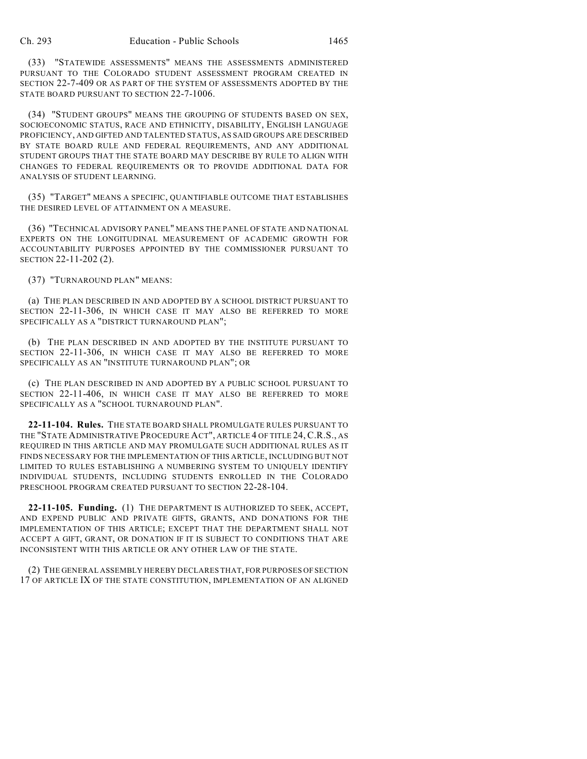(33) "STATEWIDE ASSESSMENTS" MEANS THE ASSESSMENTS ADMINISTERED PURSUANT TO THE COLORADO STUDENT ASSESSMENT PROGRAM CREATED IN SECTION 22-7-409 OR AS PART OF THE SYSTEM OF ASSESSMENTS ADOPTED BY THE STATE BOARD PURSUANT TO SECTION 22-7-1006.

(34) "STUDENT GROUPS" MEANS THE GROUPING OF STUDENTS BASED ON SEX, SOCIOECONOMIC STATUS, RACE AND ETHNICITY, DISABILITY, ENGLISH LANGUAGE PROFICIENCY, AND GIFTED AND TALENTED STATUS, AS SAID GROUPS ARE DESCRIBED BY STATE BOARD RULE AND FEDERAL REQUIREMENTS, AND ANY ADDITIONAL STUDENT GROUPS THAT THE STATE BOARD MAY DESCRIBE BY RULE TO ALIGN WITH CHANGES TO FEDERAL REQUIREMENTS OR TO PROVIDE ADDITIONAL DATA FOR ANALYSIS OF STUDENT LEARNING.

(35) "TARGET" MEANS A SPECIFIC, QUANTIFIABLE OUTCOME THAT ESTABLISHES THE DESIRED LEVEL OF ATTAINMENT ON A MEASURE.

(36) "TECHNICAL ADVISORY PANEL" MEANS THE PANEL OF STATE AND NATIONAL EXPERTS ON THE LONGITUDINAL MEASUREMENT OF ACADEMIC GROWTH FOR ACCOUNTABILITY PURPOSES APPOINTED BY THE COMMISSIONER PURSUANT TO SECTION 22-11-202 (2).

(37) "TURNAROUND PLAN" MEANS:

(a) THE PLAN DESCRIBED IN AND ADOPTED BY A SCHOOL DISTRICT PURSUANT TO SECTION 22-11-306, IN WHICH CASE IT MAY ALSO BE REFERRED TO MORE SPECIFICALLY AS A "DISTRICT TURNAROUND PLAN";

(b) THE PLAN DESCRIBED IN AND ADOPTED BY THE INSTITUTE PURSUANT TO SECTION 22-11-306, IN WHICH CASE IT MAY ALSO BE REFERRED TO MORE SPECIFICALLY AS AN "INSTITUTE TURNAROUND PLAN"; OR

(c) THE PLAN DESCRIBED IN AND ADOPTED BY A PUBLIC SCHOOL PURSUANT TO SECTION 22-11-406, IN WHICH CASE IT MAY ALSO BE REFERRED TO MORE SPECIFICALLY AS A "SCHOOL TURNAROUND PLAN".

**22-11-104. Rules.** THE STATE BOARD SHALL PROMULGATE RULES PURSUANT TO THE "STATE ADMINISTRATIVE PROCEDURE ACT", ARTICLE 4 OF TITLE 24, C.R.S., AS REQUIRED IN THIS ARTICLE AND MAY PROMULGATE SUCH ADDITIONAL RULES AS IT FINDS NECESSARY FOR THE IMPLEMENTATION OF THIS ARTICLE, INCLUDING BUT NOT LIMITED TO RULES ESTABLISHING A NUMBERING SYSTEM TO UNIQUELY IDENTIFY INDIVIDUAL STUDENTS, INCLUDING STUDENTS ENROLLED IN THE COLORADO PRESCHOOL PROGRAM CREATED PURSUANT TO SECTION 22-28-104.

**22-11-105. Funding.** (1) THE DEPARTMENT IS AUTHORIZED TO SEEK, ACCEPT, AND EXPEND PUBLIC AND PRIVATE GIFTS, GRANTS, AND DONATIONS FOR THE IMPLEMENTATION OF THIS ARTICLE; EXCEPT THAT THE DEPARTMENT SHALL NOT ACCEPT A GIFT, GRANT, OR DONATION IF IT IS SUBJECT TO CONDITIONS THAT ARE INCONSISTENT WITH THIS ARTICLE OR ANY OTHER LAW OF THE STATE.

(2) THE GENERAL ASSEMBLY HEREBY DECLARES THAT, FOR PURPOSES OF SECTION 17 OF ARTICLE IX OF THE STATE CONSTITUTION, IMPLEMENTATION OF AN ALIGNED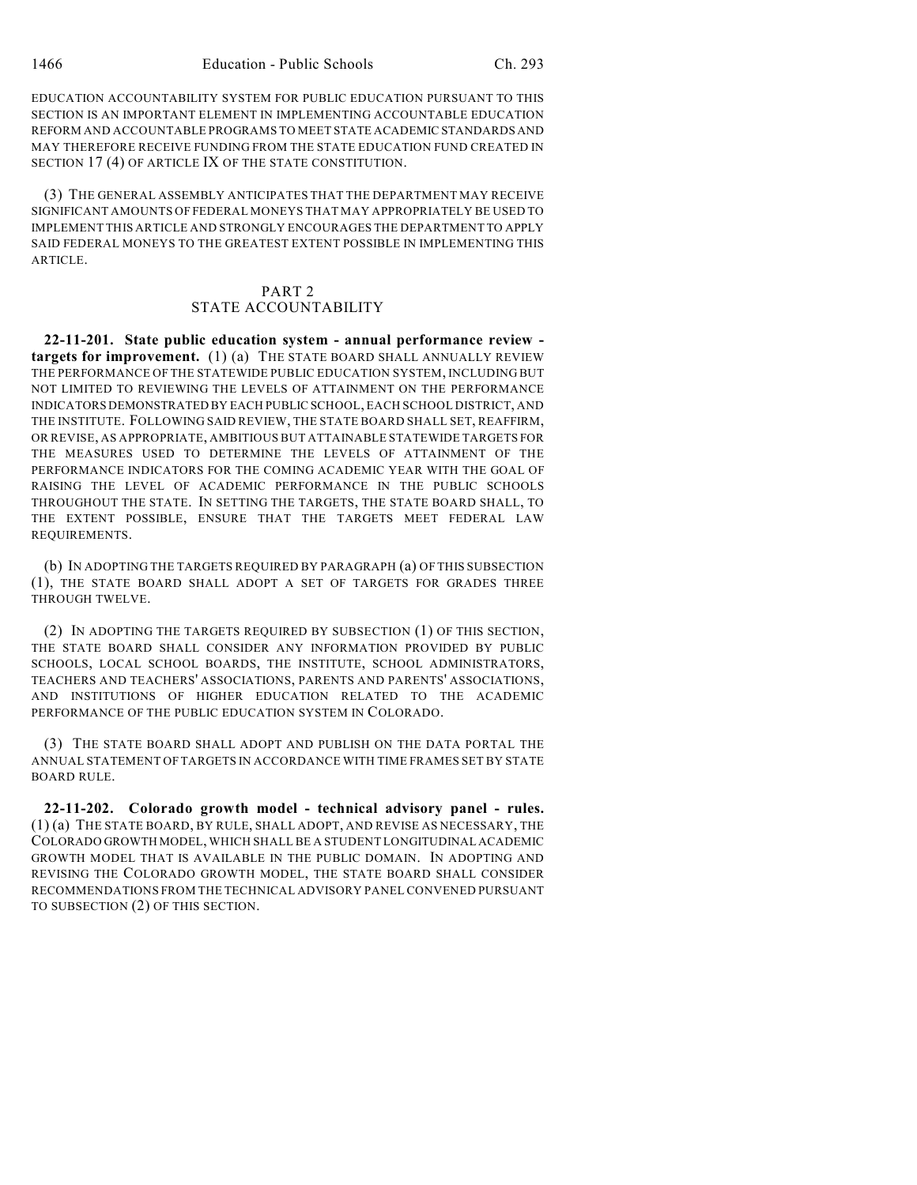EDUCATION ACCOUNTABILITY SYSTEM FOR PUBLIC EDUCATION PURSUANT TO THIS SECTION IS AN IMPORTANT ELEMENT IN IMPLEMENTING ACCOUNTABLE EDUCATION REFORM AND ACCOUNTABLE PROGRAMS TO MEET STATE ACADEMIC STANDARDS AND MAY THEREFORE RECEIVE FUNDING FROM THE STATE EDUCATION FUND CREATED IN SECTION 17 (4) OF ARTICLE IX OF THE STATE CONSTITUTION.

(3) THE GENERAL ASSEMBLY ANTICIPATES THAT THE DEPARTMENT MAY RECEIVE SIGNIFICANT AMOUNTS OF FEDERAL MONEYS THAT MAY APPROPRIATELY BE USED TO IMPLEMENT THIS ARTICLE AND STRONGLY ENCOURAGES THE DEPARTMENT TO APPLY SAID FEDERAL MONEYS TO THE GREATEST EXTENT POSSIBLE IN IMPLEMENTING THIS ARTICLE.

## PART 2
## STATE ACCOUNTABILITY

**22-11-201. State public education system - annual performance review - targets for improvement.** (1) (a) THE STATE BOARD SHALL ANNUALLY REVIEW THE PERFORMANCE OF THE STATEWIDE PUBLIC EDUCATION SYSTEM, INCLUDING BUT NOT LIMITED TO REVIEWING THE LEVELS OF ATTAINMENT ON THE PERFORMANCE INDICATORS DEMONSTRATED BY EACH PUBLIC SCHOOL, EACH SCHOOL DISTRICT, AND THE INSTITUTE. FOLLOWING SAID REVIEW, THE STATE BOARD SHALL SET, REAFFIRM, OR REVISE, AS APPROPRIATE, AMBITIOUS BUT ATTAINABLE STATEWIDE TARGETS FOR THE MEASURES USED TO DETERMINE THE LEVELS OF ATTAINMENT OF THE PERFORMANCE INDICATORS FOR THE COMING ACADEMIC YEAR WITH THE GOAL OF RAISING THE LEVEL OF ACADEMIC PERFORMANCE IN THE PUBLIC SCHOOLS THROUGHOUT THE STATE. IN SETTING THE TARGETS, THE STATE BOARD SHALL, TO THE EXTENT POSSIBLE, ENSURE THAT THE TARGETS MEET FEDERAL LAW REQUIREMENTS.

(b) IN ADOPTING THE TARGETS REQUIRED BY PARAGRAPH (a) OF THIS SUBSECTION (1), THE STATE BOARD SHALL ADOPT A SET OF TARGETS FOR GRADES THREE THROUGH TWELVE.

(2) IN ADOPTING THE TARGETS REQUIRED BY SUBSECTION (1) OF THIS SECTION, THE STATE BOARD SHALL CONSIDER ANY INFORMATION PROVIDED BY PUBLIC SCHOOLS, LOCAL SCHOOL BOARDS, THE INSTITUTE, SCHOOL ADMINISTRATORS, TEACHERS AND TEACHERS' ASSOCIATIONS, PARENTS AND PARENTS' ASSOCIATIONS, AND INSTITUTIONS OF HIGHER EDUCATION RELATED TO THE ACADEMIC PERFORMANCE OF THE PUBLIC EDUCATION SYSTEM IN COLORADO.

(3) THE STATE BOARD SHALL ADOPT AND PUBLISH ON THE DATA PORTAL THE ANNUAL STATEMENT OF TARGETS IN ACCORDANCE WITH TIME FRAMES SET BY STATE BOARD RULE.

**22-11-202. Colorado growth model - technical advisory panel - rules.** (1) (a) THE STATE BOARD, BY RULE, SHALL ADOPT, AND REVISE AS NECESSARY, THE COLORADO GROWTH MODEL, WHICH SHALL BE A STUDENT LONGITUDINAL ACADEMIC GROWTH MODEL THAT IS AVAILABLE IN THE PUBLIC DOMAIN. IN ADOPTING AND REVISING THE COLORADO GROWTH MODEL, THE STATE BOARD SHALL CONSIDER RECOMMENDATIONS FROM THE TECHNICAL ADVISORY PANEL CONVENED PURSUANT TO SUBSECTION (2) OF THIS SECTION.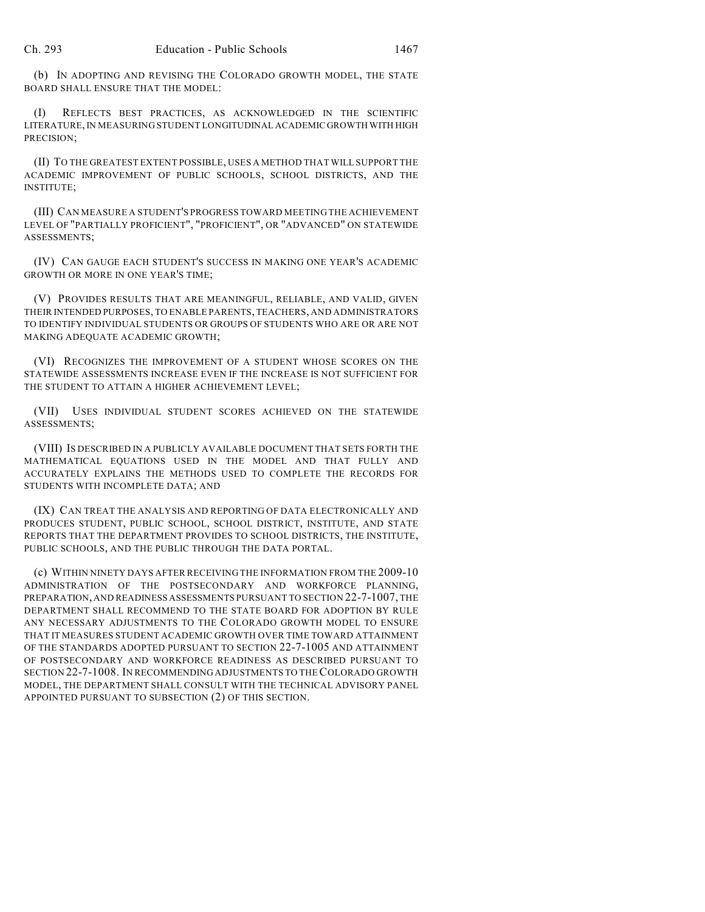(b) IN ADOPTING AND REVISING THE COLORADO GROWTH MODEL, THE STATE BOARD SHALL ENSURE THAT THE MODEL:

(I) REFLECTS BEST PRACTICES, AS ACKNOWLEDGED IN THE SCIENTIFIC LITERATURE, IN MEASURING STUDENT LONGITUDINAL ACADEMIC GROWTH WITH HIGH PRECISION;

(II) TO THE GREATEST EXTENT POSSIBLE, USES A METHOD THAT WILL SUPPORT THE ACADEMIC IMPROVEMENT OF PUBLIC SCHOOLS, SCHOOL DISTRICTS, AND THE INSTITUTE;

(III) CAN MEASURE A STUDENT'S PROGRESS TOWARD MEETING THE ACHIEVEMENT LEVEL OF "PARTIALLY PROFICIENT", "PROFICIENT", OR "ADVANCED" ON STATEWIDE ASSESSMENTS;

(IV) CAN GAUGE EACH STUDENT'S SUCCESS IN MAKING ONE YEAR'S ACADEMIC GROWTH OR MORE IN ONE YEAR'S TIME;

(V) PROVIDES RESULTS THAT ARE MEANINGFUL, RELIABLE, AND VALID, GIVEN THEIR INTENDED PURPOSES, TO ENABLE PARENTS, TEACHERS, AND ADMINISTRATORS TO IDENTIFY INDIVIDUAL STUDENTS OR GROUPS OF STUDENTS WHO ARE OR ARE NOT MAKING ADEQUATE ACADEMIC GROWTH;

(VI) RECOGNIZES THE IMPROVEMENT OF A STUDENT WHOSE SCORES ON THE STATEWIDE ASSESSMENTS INCREASE EVEN IF THE INCREASE IS NOT SUFFICIENT FOR THE STUDENT TO ATTAIN A HIGHER ACHIEVEMENT LEVEL;

(VII) USES INDIVIDUAL STUDENT SCORES ACHIEVED ON THE STATEWIDE ASSESSMENTS;

(VIII) IS DESCRIBED IN A PUBLICLY AVAILABLE DOCUMENT THAT SETS FORTH THE MATHEMATICAL EQUATIONS USED IN THE MODEL AND THAT FULLY AND ACCURATELY EXPLAINS THE METHODS USED TO COMPLETE THE RECORDS FOR STUDENTS WITH INCOMPLETE DATA; AND

(IX) CAN TREAT THE ANALYSIS AND REPORTING OF DATA ELECTRONICALLY AND PRODUCES STUDENT, PUBLIC SCHOOL, SCHOOL DISTRICT, INSTITUTE, AND STATE REPORTS THAT THE DEPARTMENT PROVIDES TO SCHOOL DISTRICTS, THE INSTITUTE, PUBLIC SCHOOLS, AND THE PUBLIC THROUGH THE DATA PORTAL.

(c) WITHIN NINETY DAYS AFTER RECEIVING THE INFORMATION FROM THE 2009-10 ADMINISTRATION OF THE POSTSECONDARY AND WORKFORCE PLANNING, PREPARATION, AND READINESS ASSESSMENTS PURSUANT TO SECTION 22-7-1007, THE DEPARTMENT SHALL RECOMMEND TO THE STATE BOARD FOR ADOPTION BY RULE ANY NECESSARY ADJUSTMENTS TO THE COLORADO GROWTH MODEL TO ENSURE THAT IT MEASURES STUDENT ACADEMIC GROWTH OVER TIME TOWARD ATTAINMENT OF THE STANDARDS ADOPTED PURSUANT TO SECTION 22-7-1005 AND ATTAINMENT OF POSTSECONDARY AND WORKFORCE READINESS AS DESCRIBED PURSUANT TO SECTION 22-7-1008. IN RECOMMENDING ADJUSTMENTS TO THE COLORADO GROWTH MODEL, THE DEPARTMENT SHALL CONSULT WITH THE TECHNICAL ADVISORY PANEL APPOINTED PURSUANT TO SUBSECTION (2) OF THIS SECTION.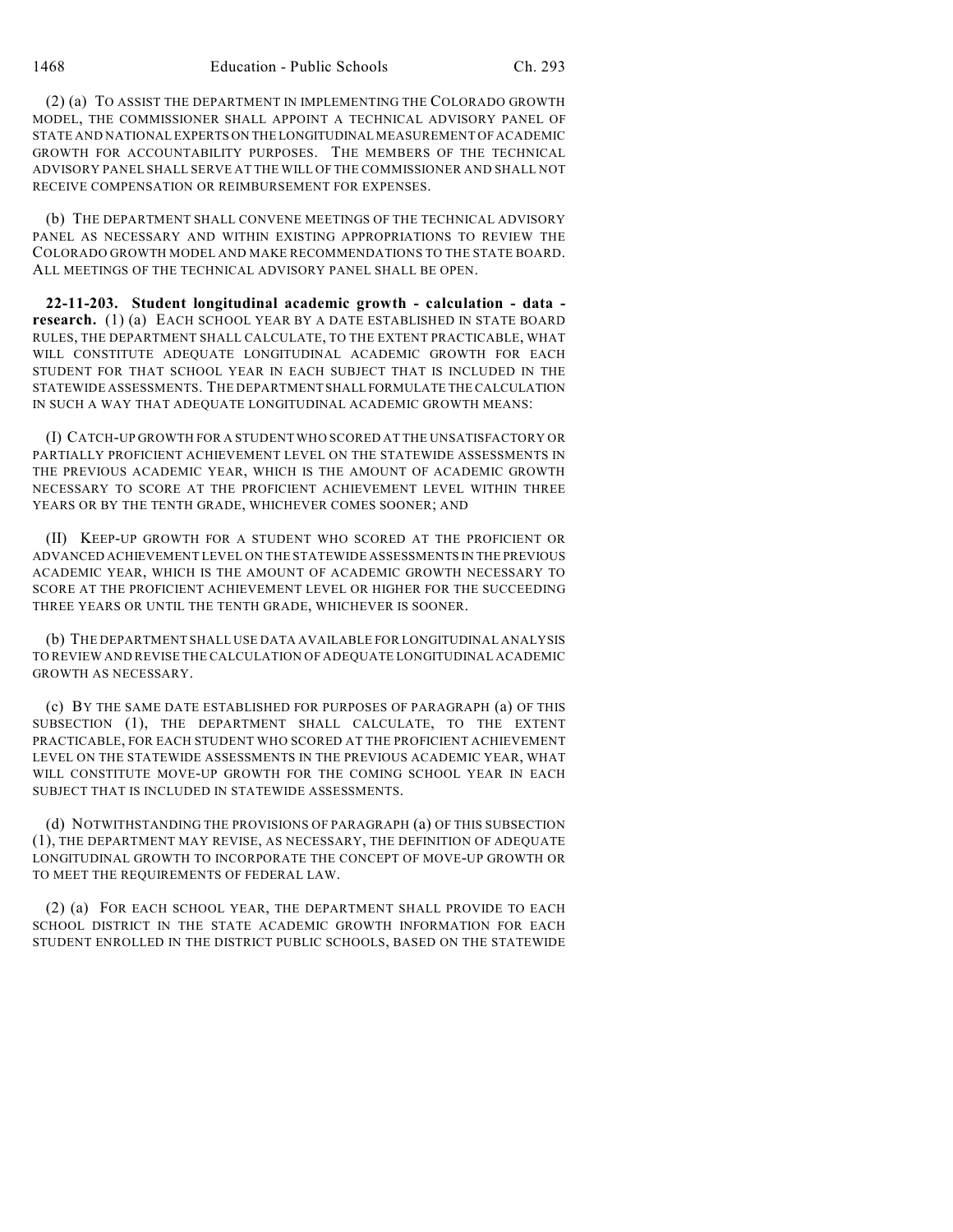(2) (a) TO ASSIST THE DEPARTMENT IN IMPLEMENTING THE COLORADO GROWTH MODEL, THE COMMISSIONER SHALL APPOINT A TECHNICAL ADVISORY PANEL OF STATE AND NATIONAL EXPERTS ON THE LONGITUDINAL MEASUREMENT OF ACADEMIC GROWTH FOR ACCOUNTABILITY PURPOSES. THE MEMBERS OF THE TECHNICAL ADVISORY PANEL SHALL SERVE AT THE WILL OF THE COMMISSIONER AND SHALL NOT RECEIVE COMPENSATION OR REIMBURSEMENT FOR EXPENSES.

(b) THE DEPARTMENT SHALL CONVENE MEETINGS OF THE TECHNICAL ADVISORY PANEL AS NECESSARY AND WITHIN EXISTING APPROPRIATIONS TO REVIEW THE COLORADO GROWTH MODEL AND MAKE RECOMMENDATIONS TO THE STATE BOARD. ALL MEETINGS OF THE TECHNICAL ADVISORY PANEL SHALL BE OPEN.

**22-11-203. Student longitudinal academic growth - calculation - data - research.** (1) (a) EACH SCHOOL YEAR BY A DATE ESTABLISHED IN STATE BOARD RULES, THE DEPARTMENT SHALL CALCULATE, TO THE EXTENT PRACTICABLE, WHAT WILL CONSTITUTE ADEQUATE LONGITUDINAL ACADEMIC GROWTH FOR EACH STUDENT FOR THAT SCHOOL YEAR IN EACH SUBJECT THAT IS INCLUDED IN THE STATEWIDE ASSESSMENTS. THE DEPARTMENT SHALL FORMULATE THE CALCULATION IN SUCH A WAY THAT ADEQUATE LONGITUDINAL ACADEMIC GROWTH MEANS:

(I) CATCH-UP GROWTH FOR A STUDENT WHO SCORED AT THE UNSATISFACTORY OR PARTIALLY PROFICIENT ACHIEVEMENT LEVEL ON THE STATEWIDE ASSESSMENTS IN THE PREVIOUS ACADEMIC YEAR, WHICH IS THE AMOUNT OF ACADEMIC GROWTH NECESSARY TO SCORE AT THE PROFICIENT ACHIEVEMENT LEVEL WITHIN THREE YEARS OR BY THE TENTH GRADE, WHICHEVER COMES SOONER; AND

(II) KEEP-UP GROWTH FOR A STUDENT WHO SCORED AT THE PROFICIENT OR ADVANCED ACHIEVEMENT LEVEL ON THE STATEWIDE ASSESSMENTS IN THE PREVIOUS ACADEMIC YEAR, WHICH IS THE AMOUNT OF ACADEMIC GROWTH NECESSARY TO SCORE AT THE PROFICIENT ACHIEVEMENT LEVEL OR HIGHER FOR THE SUCCEEDING THREE YEARS OR UNTIL THE TENTH GRADE, WHICHEVER IS SOONER.

(b) THE DEPARTMENT SHALL USE DATA AVAILABLE FOR LONGITUDINAL ANALYSIS TO REVIEW AND REVISE THE CALCULATION OF ADEQUATE LONGITUDINAL ACADEMIC GROWTH AS NECESSARY.

(c) BY THE SAME DATE ESTABLISHED FOR PURPOSES OF PARAGRAPH (a) OF THIS SUBSECTION (1), THE DEPARTMENT SHALL CALCULATE, TO THE EXTENT PRACTICABLE, FOR EACH STUDENT WHO SCORED AT THE PROFICIENT ACHIEVEMENT LEVEL ON THE STATEWIDE ASSESSMENTS IN THE PREVIOUS ACADEMIC YEAR, WHAT WILL CONSTITUTE MOVE-UP GROWTH FOR THE COMING SCHOOL YEAR IN EACH SUBJECT THAT IS INCLUDED IN STATEWIDE ASSESSMENTS.

(d) NOTWITHSTANDING THE PROVISIONS OF PARAGRAPH (a) OF THIS SUBSECTION (1), THE DEPARTMENT MAY REVISE, AS NECESSARY, THE DEFINITION OF ADEQUATE LONGITUDINAL GROWTH TO INCORPORATE THE CONCEPT OF MOVE-UP GROWTH OR TO MEET THE REQUIREMENTS OF FEDERAL LAW.

(2) (a) FOR EACH SCHOOL YEAR, THE DEPARTMENT SHALL PROVIDE TO EACH SCHOOL DISTRICT IN THE STATE ACADEMIC GROWTH INFORMATION FOR EACH STUDENT ENROLLED IN THE DISTRICT PUBLIC SCHOOLS, BASED ON THE STATEWIDE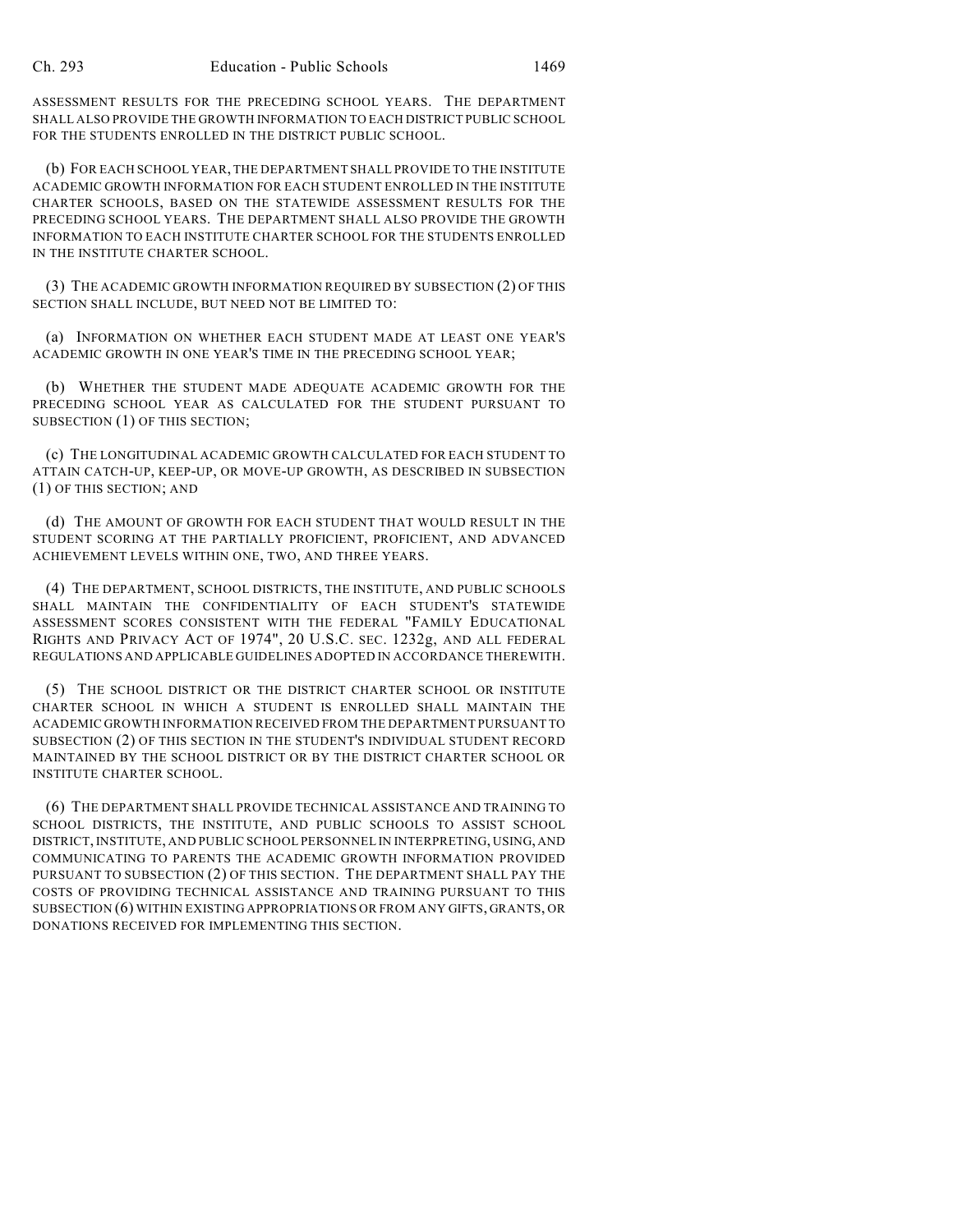ASSESSMENT RESULTS FOR THE PRECEDING SCHOOL YEARS. THE DEPARTMENT SHALL ALSO PROVIDE THE GROWTH INFORMATION TO EACH DISTRICT PUBLIC SCHOOL FOR THE STUDENTS ENROLLED IN THE DISTRICT PUBLIC SCHOOL.

(b) FOR EACH SCHOOL YEAR, THE DEPARTMENT SHALL PROVIDE TO THE INSTITUTE ACADEMIC GROWTH INFORMATION FOR EACH STUDENT ENROLLED IN THE INSTITUTE CHARTER SCHOOLS, BASED ON THE STATEWIDE ASSESSMENT RESULTS FOR THE PRECEDING SCHOOL YEARS. THE DEPARTMENT SHALL ALSO PROVIDE THE GROWTH INFORMATION TO EACH INSTITUTE CHARTER SCHOOL FOR THE STUDENTS ENROLLED IN THE INSTITUTE CHARTER SCHOOL.

(3) THE ACADEMIC GROWTH INFORMATION REQUIRED BY SUBSECTION (2) OF THIS SECTION SHALL INCLUDE, BUT NEED NOT BE LIMITED TO:

(a) INFORMATION ON WHETHER EACH STUDENT MADE AT LEAST ONE YEAR'S ACADEMIC GROWTH IN ONE YEAR'S TIME IN THE PRECEDING SCHOOL YEAR;

(b) WHETHER THE STUDENT MADE ADEQUATE ACADEMIC GROWTH FOR THE PRECEDING SCHOOL YEAR AS CALCULATED FOR THE STUDENT PURSUANT TO SUBSECTION (1) OF THIS SECTION;

(c) THE LONGITUDINAL ACADEMIC GROWTH CALCULATED FOR EACH STUDENT TO ATTAIN CATCH-UP, KEEP-UP, OR MOVE-UP GROWTH, AS DESCRIBED IN SUBSECTION (1) OF THIS SECTION; AND

(d) THE AMOUNT OF GROWTH FOR EACH STUDENT THAT WOULD RESULT IN THE STUDENT SCORING AT THE PARTIALLY PROFICIENT, PROFICIENT, AND ADVANCED ACHIEVEMENT LEVELS WITHIN ONE, TWO, AND THREE YEARS.

(4) THE DEPARTMENT, SCHOOL DISTRICTS, THE INSTITUTE, AND PUBLIC SCHOOLS SHALL MAINTAIN THE CONFIDENTIALITY OF EACH STUDENT'S STATEWIDE ASSESSMENT SCORES CONSISTENT WITH THE FEDERAL "FAMILY EDUCATIONAL RIGHTS AND PRIVACY ACT OF 1974", 20 U.S.C. SEC. 1232g, AND ALL FEDERAL REGULATIONS AND APPLICABLE GUIDELINES ADOPTED IN ACCORDANCE THEREWITH.

(5) THE SCHOOL DISTRICT OR THE DISTRICT CHARTER SCHOOL OR INSTITUTE CHARTER SCHOOL IN WHICH A STUDENT IS ENROLLED SHALL MAINTAIN THE ACADEMIC GROWTH INFORMATION RECEIVED FROM THE DEPARTMENT PURSUANT TO SUBSECTION (2) OF THIS SECTION IN THE STUDENT'S INDIVIDUAL STUDENT RECORD MAINTAINED BY THE SCHOOL DISTRICT OR BY THE DISTRICT CHARTER SCHOOL OR INSTITUTE CHARTER SCHOOL.

(6) THE DEPARTMENT SHALL PROVIDE TECHNICAL ASSISTANCE AND TRAINING TO SCHOOL DISTRICTS, THE INSTITUTE, AND PUBLIC SCHOOLS TO ASSIST SCHOOL DISTRICT, INSTITUTE, AND PUBLIC SCHOOL PERSONNEL IN INTERPRETING, USING, AND COMMUNICATING TO PARENTS THE ACADEMIC GROWTH INFORMATION PROVIDED PURSUANT TO SUBSECTION (2) OF THIS SECTION. THE DEPARTMENT SHALL PAY THE COSTS OF PROVIDING TECHNICAL ASSISTANCE AND TRAINING PURSUANT TO THIS SUBSECTION (6) WITHIN EXISTING APPROPRIATIONS OR FROM ANY GIFTS, GRANTS, OR DONATIONS RECEIVED FOR IMPLEMENTING THIS SECTION.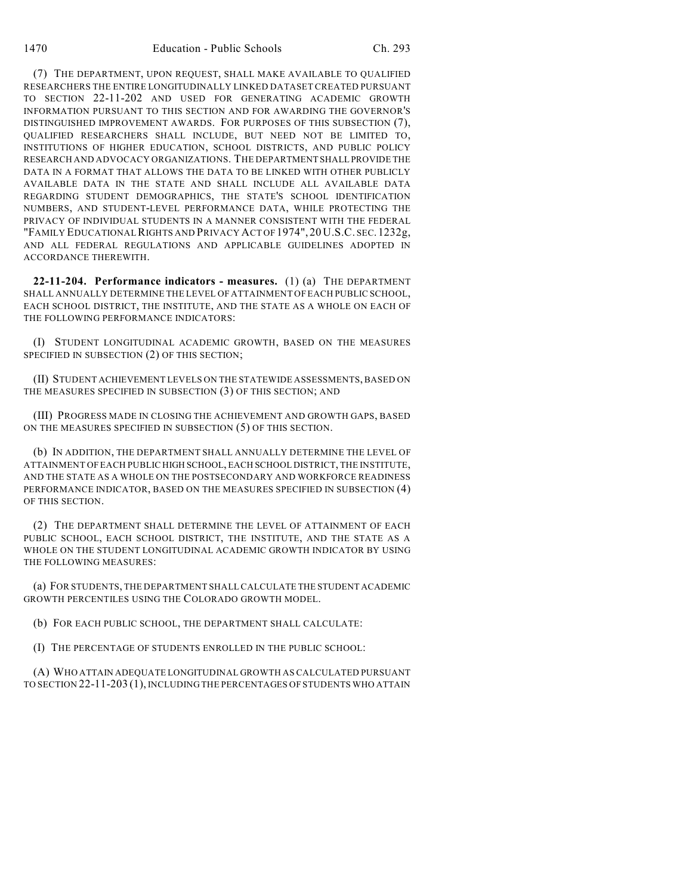(7) THE DEPARTMENT, UPON REQUEST, SHALL MAKE AVAILABLE TO QUALIFIED RESEARCHERS THE ENTIRE LONGITUDINALLY LINKED DATASET CREATED PURSUANT TO SECTION 22-11-202 AND USED FOR GENERATING ACADEMIC GROWTH INFORMATION PURSUANT TO THIS SECTION AND FOR AWARDING THE GOVERNOR'S DISTINGUISHED IMPROVEMENT AWARDS. FOR PURPOSES OF THIS SUBSECTION (7), QUALIFIED RESEARCHERS SHALL INCLUDE, BUT NEED NOT BE LIMITED TO, INSTITUTIONS OF HIGHER EDUCATION, SCHOOL DISTRICTS, AND PUBLIC POLICY RESEARCH AND ADVOCACY ORGANIZATIONS. THE DEPARTMENT SHALL PROVIDE THE DATA IN A FORMAT THAT ALLOWS THE DATA TO BE LINKED WITH OTHER PUBLICLY AVAILABLE DATA IN THE STATE AND SHALL INCLUDE ALL AVAILABLE DATA REGARDING STUDENT DEMOGRAPHICS, THE STATE'S SCHOOL IDENTIFICATION NUMBERS, AND STUDENT-LEVEL PERFORMANCE DATA, WHILE PROTECTING THE PRIVACY OF INDIVIDUAL STUDENTS IN A MANNER CONSISTENT WITH THE FEDERAL "FAMILY EDUCATIONAL RIGHTS AND PRIVACY ACT OF 1974", 20 U.S.C. SEC. 1232g, AND ALL FEDERAL REGULATIONS AND APPLICABLE GUIDELINES ADOPTED IN ACCORDANCE THEREWITH.

**22-11-204. Performance indicators - measures.** (1) (a) THE DEPARTMENT SHALL ANNUALLY DETERMINE THE LEVEL OF ATTAINMENT OF EACH PUBLIC SCHOOL, EACH SCHOOL DISTRICT, THE INSTITUTE, AND THE STATE AS A WHOLE ON EACH OF THE FOLLOWING PERFORMANCE INDICATORS:

(I) STUDENT LONGITUDINAL ACADEMIC GROWTH, BASED ON THE MEASURES SPECIFIED IN SUBSECTION (2) OF THIS SECTION;

(II) STUDENT ACHIEVEMENT LEVELS ON THE STATEWIDE ASSESSMENTS, BASED ON THE MEASURES SPECIFIED IN SUBSECTION (3) OF THIS SECTION; AND

(III) PROGRESS MADE IN CLOSING THE ACHIEVEMENT AND GROWTH GAPS, BASED ON THE MEASURES SPECIFIED IN SUBSECTION (5) OF THIS SECTION.

(b) IN ADDITION, THE DEPARTMENT SHALL ANNUALLY DETERMINE THE LEVEL OF ATTAINMENT OF EACH PUBLIC HIGH SCHOOL, EACH SCHOOL DISTRICT, THE INSTITUTE, AND THE STATE AS A WHOLE ON THE POSTSECONDARY AND WORKFORCE READINESS PERFORMANCE INDICATOR, BASED ON THE MEASURES SPECIFIED IN SUBSECTION (4) OF THIS SECTION.

(2) THE DEPARTMENT SHALL DETERMINE THE LEVEL OF ATTAINMENT OF EACH PUBLIC SCHOOL, EACH SCHOOL DISTRICT, THE INSTITUTE, AND THE STATE AS A WHOLE ON THE STUDENT LONGITUDINAL ACADEMIC GROWTH INDICATOR BY USING THE FOLLOWING MEASURES:

(a) FOR STUDENTS, THE DEPARTMENT SHALL CALCULATE THE STUDENT ACADEMIC GROWTH PERCENTILES USING THE COLORADO GROWTH MODEL.

(b) FOR EACH PUBLIC SCHOOL, THE DEPARTMENT SHALL CALCULATE:

(I) THE PERCENTAGE OF STUDENTS ENROLLED IN THE PUBLIC SCHOOL:

(A) WHO ATTAIN ADEQUATE LONGITUDINAL GROWTH AS CALCULATED PURSUANT TO SECTION 22-11-203 (1), INCLUDING THE PERCENTAGES OF STUDENTS WHO ATTAIN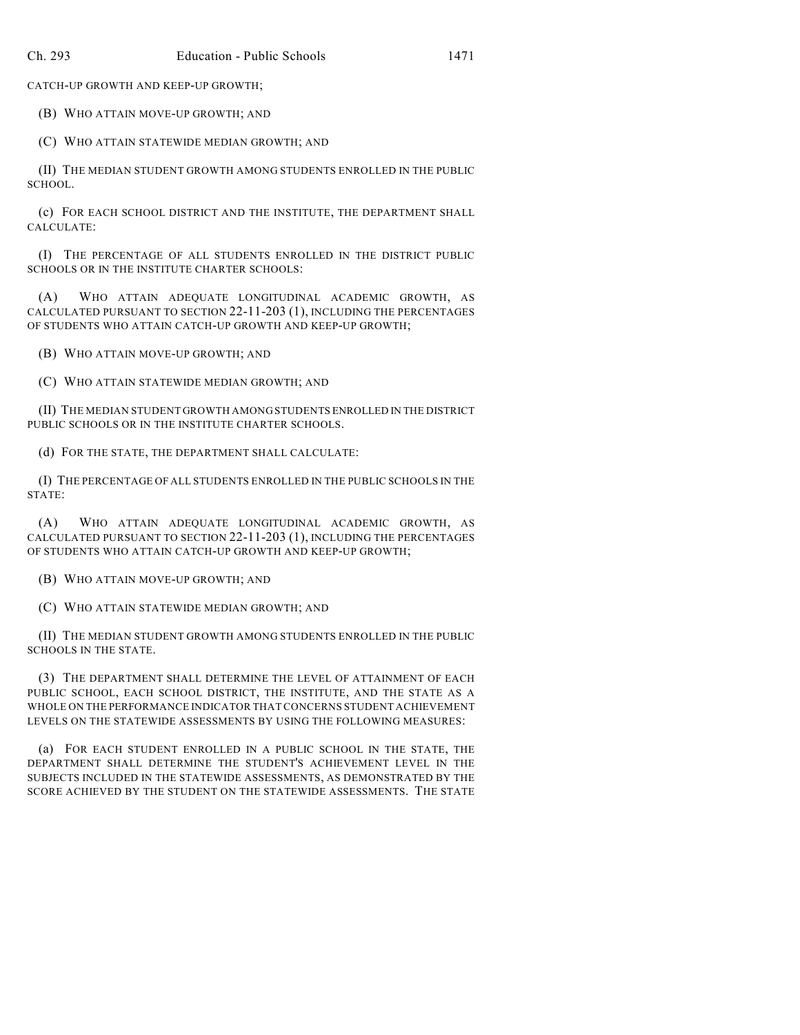CATCH-UP GROWTH AND KEEP-UP GROWTH;

(B) WHO ATTAIN MOVE-UP GROWTH; AND

(C) WHO ATTAIN STATEWIDE MEDIAN GROWTH; AND

(II) THE MEDIAN STUDENT GROWTH AMONG STUDENTS ENROLLED IN THE PUBLIC SCHOOL.

(c) FOR EACH SCHOOL DISTRICT AND THE INSTITUTE, THE DEPARTMENT SHALL CALCULATE:

(I) THE PERCENTAGE OF ALL STUDENTS ENROLLED IN THE DISTRICT PUBLIC SCHOOLS OR IN THE INSTITUTE CHARTER SCHOOLS:

(A) WHO ATTAIN ADEQUATE LONGITUDINAL ACADEMIC GROWTH, AS CALCULATED PURSUANT TO SECTION 22-11-203 (1), INCLUDING THE PERCENTAGES OF STUDENTS WHO ATTAIN CATCH-UP GROWTH AND KEEP-UP GROWTH;

(B) WHO ATTAIN MOVE-UP GROWTH; AND

(C) WHO ATTAIN STATEWIDE MEDIAN GROWTH; AND

(II) THE MEDIAN STUDENT GROWTH AMONG STUDENTS ENROLLED IN THE DISTRICT PUBLIC SCHOOLS OR IN THE INSTITUTE CHARTER SCHOOLS.

(d) FOR THE STATE, THE DEPARTMENT SHALL CALCULATE:

(I) THE PERCENTAGE OF ALL STUDENTS ENROLLED IN THE PUBLIC SCHOOLS IN THE STATE:

(A) WHO ATTAIN ADEQUATE LONGITUDINAL ACADEMIC GROWTH, AS CALCULATED PURSUANT TO SECTION 22-11-203 (1), INCLUDING THE PERCENTAGES OF STUDENTS WHO ATTAIN CATCH-UP GROWTH AND KEEP-UP GROWTH;

(B) WHO ATTAIN MOVE-UP GROWTH; AND

(C) WHO ATTAIN STATEWIDE MEDIAN GROWTH; AND

(II) THE MEDIAN STUDENT GROWTH AMONG STUDENTS ENROLLED IN THE PUBLIC SCHOOLS IN THE STATE.

(3) THE DEPARTMENT SHALL DETERMINE THE LEVEL OF ATTAINMENT OF EACH PUBLIC SCHOOL, EACH SCHOOL DISTRICT, THE INSTITUTE, AND THE STATE AS A WHOLE ON THE PERFORMANCE INDICATOR THAT CONCERNS STUDENT ACHIEVEMENT LEVELS ON THE STATEWIDE ASSESSMENTS BY USING THE FOLLOWING MEASURES:

(a) FOR EACH STUDENT ENROLLED IN A PUBLIC SCHOOL IN THE STATE, THE DEPARTMENT SHALL DETERMINE THE STUDENT'S ACHIEVEMENT LEVEL IN THE SUBJECTS INCLUDED IN THE STATEWIDE ASSESSMENTS, AS DEMONSTRATED BY THE SCORE ACHIEVED BY THE STUDENT ON THE STATEWIDE ASSESSMENTS. THE STATE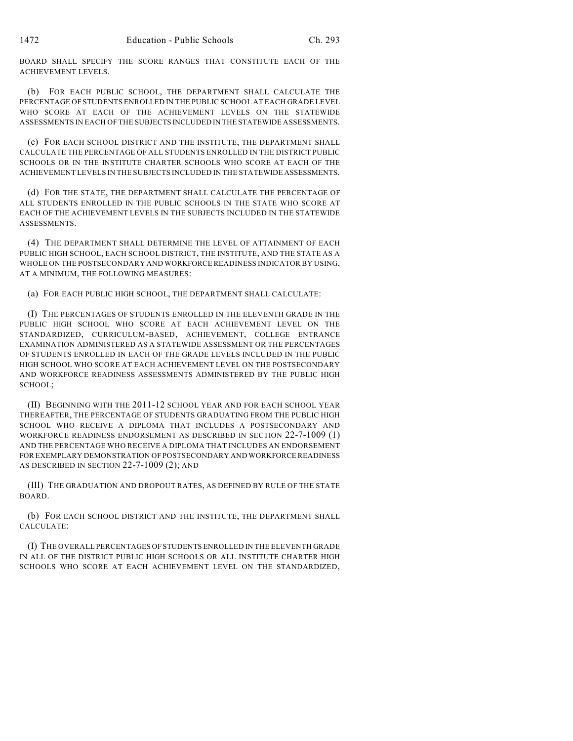BOARD SHALL SPECIFY THE SCORE RANGES THAT CONSTITUTE EACH OF THE ACHIEVEMENT LEVELS.

(b) FOR EACH PUBLIC SCHOOL, THE DEPARTMENT SHALL CALCULATE THE PERCENTAGE OF STUDENTS ENROLLED IN THE PUBLIC SCHOOL AT EACH GRADE LEVEL WHO SCORE AT EACH OF THE ACHIEVEMENT LEVELS ON THE STATEWIDE ASSESSMENTS IN EACH OF THE SUBJECTS INCLUDED IN THE STATEWIDE ASSESSMENTS.

(c) FOR EACH SCHOOL DISTRICT AND THE INSTITUTE, THE DEPARTMENT SHALL CALCULATE THE PERCENTAGE OF ALL STUDENTS ENROLLED IN THE DISTRICT PUBLIC SCHOOLS OR IN THE INSTITUTE CHARTER SCHOOLS WHO SCORE AT EACH OF THE ACHIEVEMENT LEVELS IN THE SUBJECTS INCLUDED IN THE STATEWIDE ASSESSMENTS.

(d) FOR THE STATE, THE DEPARTMENT SHALL CALCULATE THE PERCENTAGE OF ALL STUDENTS ENROLLED IN THE PUBLIC SCHOOLS IN THE STATE WHO SCORE AT EACH OF THE ACHIEVEMENT LEVELS IN THE SUBJECTS INCLUDED IN THE STATEWIDE ASSESSMENTS.

(4) THE DEPARTMENT SHALL DETERMINE THE LEVEL OF ATTAINMENT OF EACH PUBLIC HIGH SCHOOL, EACH SCHOOL DISTRICT, THE INSTITUTE, AND THE STATE AS A WHOLE ON THE POSTSECONDARY AND WORKFORCE READINESS INDICATOR BY USING, AT A MINIMUM, THE FOLLOWING MEASURES:

(a) FOR EACH PUBLIC HIGH SCHOOL, THE DEPARTMENT SHALL CALCULATE:

(I) THE PERCENTAGES OF STUDENTS ENROLLED IN THE ELEVENTH GRADE IN THE PUBLIC HIGH SCHOOL WHO SCORE AT EACH ACHIEVEMENT LEVEL ON THE STANDARDIZED, CURRICULUM-BASED, ACHIEVEMENT, COLLEGE ENTRANCE EXAMINATION ADMINISTERED AS A STATEWIDE ASSESSMENT OR THE PERCENTAGES OF STUDENTS ENROLLED IN EACH OF THE GRADE LEVELS INCLUDED IN THE PUBLIC HIGH SCHOOL WHO SCORE AT EACH ACHIEVEMENT LEVEL ON THE POSTSECONDARY AND WORKFORCE READINESS ASSESSMENTS ADMINISTERED BY THE PUBLIC HIGH SCHOOL;

(II) BEGINNING WITH THE 2011-12 SCHOOL YEAR AND FOR EACH SCHOOL YEAR THEREAFTER, THE PERCENTAGE OF STUDENTS GRADUATING FROM THE PUBLIC HIGH SCHOOL WHO RECEIVE A DIPLOMA THAT INCLUDES A POSTSECONDARY AND WORKFORCE READINESS ENDORSEMENT AS DESCRIBED IN SECTION 22-7-1009 (1) AND THE PERCENTAGE WHO RECEIVE A DIPLOMA THAT INCLUDES AN ENDORSEMENT FOR EXEMPLARY DEMONSTRATION OF POSTSECONDARY AND WORKFORCE READINESS AS DESCRIBED IN SECTION 22-7-1009 (2); AND

(III) THE GRADUATION AND DROPOUT RATES, AS DEFINED BY RULE OF THE STATE BOARD.

(b) FOR EACH SCHOOL DISTRICT AND THE INSTITUTE, THE DEPARTMENT SHALL CALCULATE:

(I) THE OVERALL PERCENTAGES OF STUDENTS ENROLLED IN THE ELEVENTH GRADE IN ALL OF THE DISTRICT PUBLIC HIGH SCHOOLS OR ALL INSTITUTE CHARTER HIGH SCHOOLS WHO SCORE AT EACH ACHIEVEMENT LEVEL ON THE STANDARDIZED,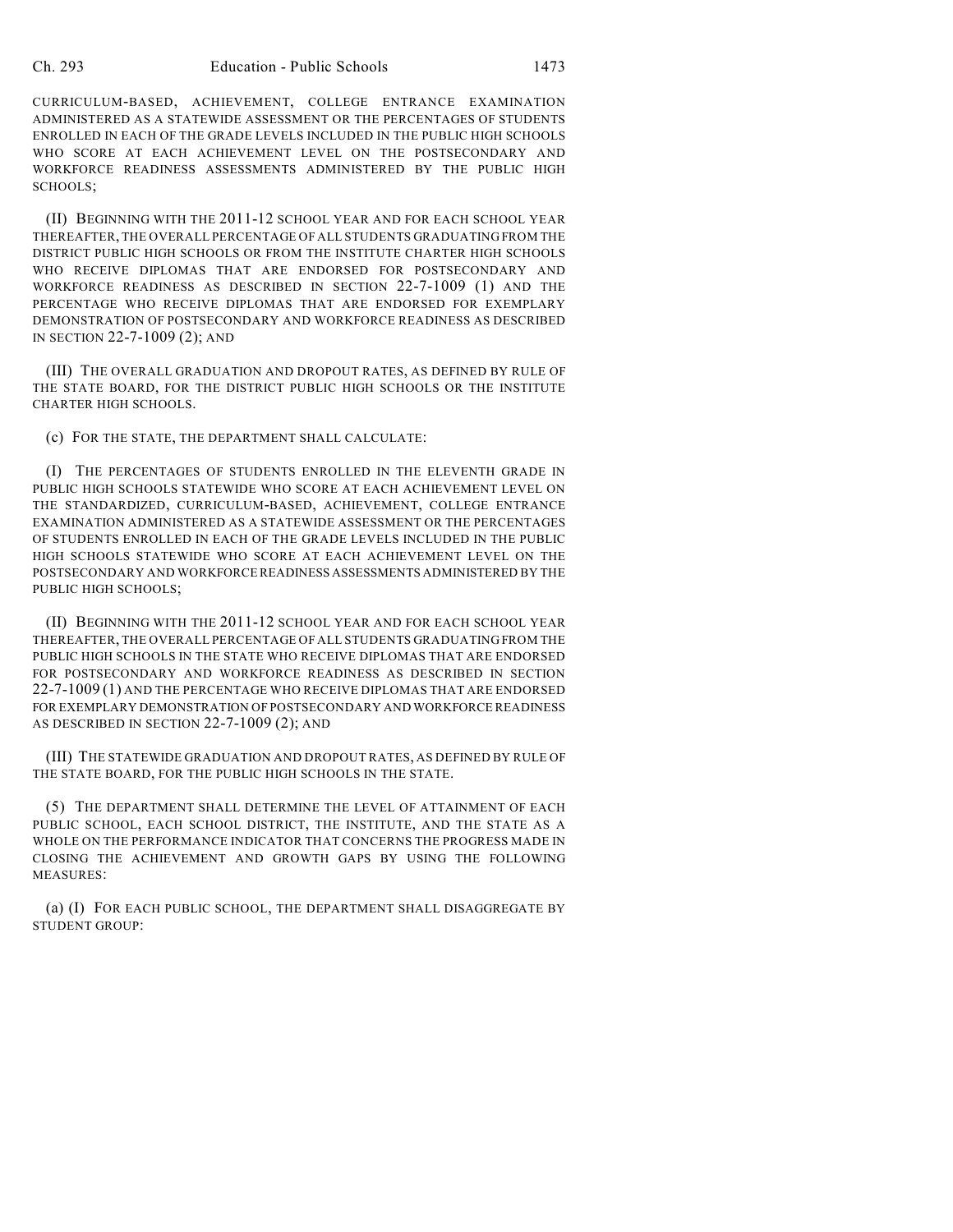CURRICULUM-BASED, ACHIEVEMENT, COLLEGE ENTRANCE EXAMINATION ADMINISTERED AS A STATEWIDE ASSESSMENT OR THE PERCENTAGES OF STUDENTS ENROLLED IN EACH OF THE GRADE LEVELS INCLUDED IN THE PUBLIC HIGH SCHOOLS WHO SCORE AT EACH ACHIEVEMENT LEVEL ON THE POSTSECONDARY AND WORKFORCE READINESS ASSESSMENTS ADMINISTERED BY THE PUBLIC HIGH SCHOOLS;

(II) BEGINNING WITH THE 2011-12 SCHOOL YEAR AND FOR EACH SCHOOL YEAR THEREAFTER, THE OVERALL PERCENTAGE OF ALL STUDENTS GRADUATING FROM THE DISTRICT PUBLIC HIGH SCHOOLS OR FROM THE INSTITUTE CHARTER HIGH SCHOOLS WHO RECEIVE DIPLOMAS THAT ARE ENDORSED FOR POSTSECONDARY AND WORKFORCE READINESS AS DESCRIBED IN SECTION 22-7-1009 (1) AND THE PERCENTAGE WHO RECEIVE DIPLOMAS THAT ARE ENDORSED FOR EXEMPLARY DEMONSTRATION OF POSTSECONDARY AND WORKFORCE READINESS AS DESCRIBED IN SECTION 22-7-1009 (2); AND

(III) THE OVERALL GRADUATION AND DROPOUT RATES, AS DEFINED BY RULE OF THE STATE BOARD, FOR THE DISTRICT PUBLIC HIGH SCHOOLS OR THE INSTITUTE CHARTER HIGH SCHOOLS.

(c) FOR THE STATE, THE DEPARTMENT SHALL CALCULATE:

(I) THE PERCENTAGES OF STUDENTS ENROLLED IN THE ELEVENTH GRADE IN PUBLIC HIGH SCHOOLS STATEWIDE WHO SCORE AT EACH ACHIEVEMENT LEVEL ON THE STANDARDIZED, CURRICULUM-BASED, ACHIEVEMENT, COLLEGE ENTRANCE EXAMINATION ADMINISTERED AS A STATEWIDE ASSESSMENT OR THE PERCENTAGES OF STUDENTS ENROLLED IN EACH OF THE GRADE LEVELS INCLUDED IN THE PUBLIC HIGH SCHOOLS STATEWIDE WHO SCORE AT EACH ACHIEVEMENT LEVEL ON THE POSTSECONDARY AND WORKFORCE READINESS ASSESSMENTS ADMINISTERED BY THE PUBLIC HIGH SCHOOLS;

(II) BEGINNING WITH THE 2011-12 SCHOOL YEAR AND FOR EACH SCHOOL YEAR THEREAFTER, THE OVERALL PERCENTAGE OF ALL STUDENTS GRADUATING FROM THE PUBLIC HIGH SCHOOLS IN THE STATE WHO RECEIVE DIPLOMAS THAT ARE ENDORSED FOR POSTSECONDARY AND WORKFORCE READINESS AS DESCRIBED IN SECTION 22-7-1009 (1) AND THE PERCENTAGE WHO RECEIVE DIPLOMAS THAT ARE ENDORSED FOR EXEMPLARY DEMONSTRATION OF POSTSECONDARY AND WORKFORCE READINESS AS DESCRIBED IN SECTION 22-7-1009 (2); AND

(III) THE STATEWIDE GRADUATION AND DROPOUT RATES, AS DEFINED BY RULE OF THE STATE BOARD, FOR THE PUBLIC HIGH SCHOOLS IN THE STATE.

(5) THE DEPARTMENT SHALL DETERMINE THE LEVEL OF ATTAINMENT OF EACH PUBLIC SCHOOL, EACH SCHOOL DISTRICT, THE INSTITUTE, AND THE STATE AS A WHOLE ON THE PERFORMANCE INDICATOR THAT CONCERNS THE PROGRESS MADE IN CLOSING THE ACHIEVEMENT AND GROWTH GAPS BY USING THE FOLLOWING MEASURES:

(a) (I) FOR EACH PUBLIC SCHOOL, THE DEPARTMENT SHALL DISAGGREGATE BY STUDENT GROUP: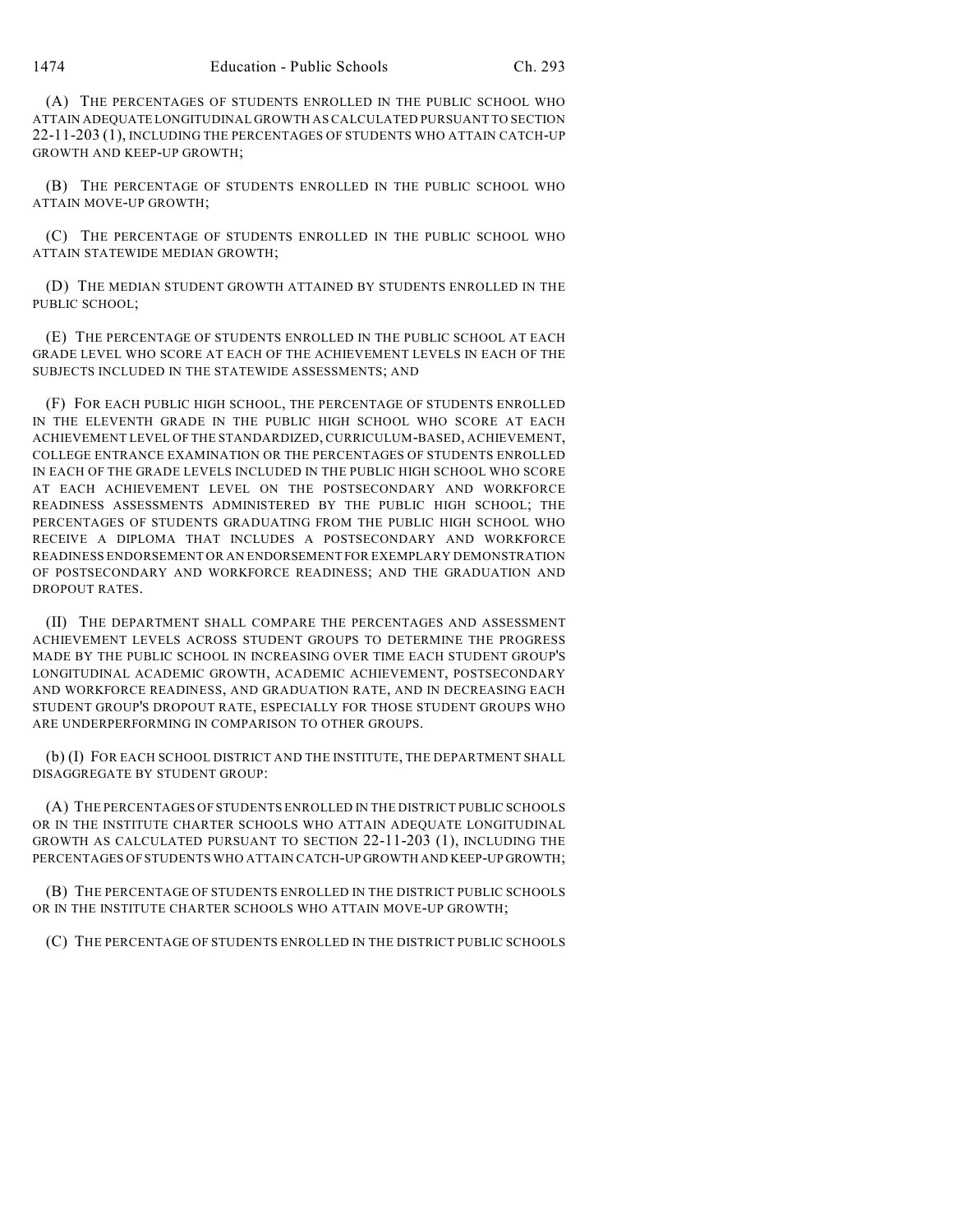(A) THE PERCENTAGES OF STUDENTS ENROLLED IN THE PUBLIC SCHOOL WHO ATTAIN ADEQUATE LONGITUDINAL GROWTH AS CALCULATED PURSUANT TO SECTION 22-11-203 (1), INCLUDING THE PERCENTAGES OF STUDENTS WHO ATTAIN CATCH-UP GROWTH AND KEEP-UP GROWTH;

(B) THE PERCENTAGE OF STUDENTS ENROLLED IN THE PUBLIC SCHOOL WHO ATTAIN MOVE-UP GROWTH;

(C) THE PERCENTAGE OF STUDENTS ENROLLED IN THE PUBLIC SCHOOL WHO ATTAIN STATEWIDE MEDIAN GROWTH;

(D) THE MEDIAN STUDENT GROWTH ATTAINED BY STUDENTS ENROLLED IN THE PUBLIC SCHOOL;

(E) THE PERCENTAGE OF STUDENTS ENROLLED IN THE PUBLIC SCHOOL AT EACH GRADE LEVEL WHO SCORE AT EACH OF THE ACHIEVEMENT LEVELS IN EACH OF THE SUBJECTS INCLUDED IN THE STATEWIDE ASSESSMENTS; AND

(F) FOR EACH PUBLIC HIGH SCHOOL, THE PERCENTAGE OF STUDENTS ENROLLED IN THE ELEVENTH GRADE IN THE PUBLIC HIGH SCHOOL WHO SCORE AT EACH ACHIEVEMENT LEVEL OF THE STANDARDIZED, CURRICULUM-BASED, ACHIEVEMENT, COLLEGE ENTRANCE EXAMINATION OR THE PERCENTAGES OF STUDENTS ENROLLED IN EACH OF THE GRADE LEVELS INCLUDED IN THE PUBLIC HIGH SCHOOL WHO SCORE AT EACH ACHIEVEMENT LEVEL ON THE POSTSECONDARY AND WORKFORCE READINESS ASSESSMENTS ADMINISTERED BY THE PUBLIC HIGH SCHOOL; THE PERCENTAGES OF STUDENTS GRADUATING FROM THE PUBLIC HIGH SCHOOL WHO RECEIVE A DIPLOMA THAT INCLUDES A POSTSECONDARY AND WORKFORCE READINESS ENDORSEMENT OR AN ENDORSEMENT FOR EXEMPLARY DEMONSTRATION OF POSTSECONDARY AND WORKFORCE READINESS; AND THE GRADUATION AND DROPOUT RATES.

(II) THE DEPARTMENT SHALL COMPARE THE PERCENTAGES AND ASSESSMENT ACHIEVEMENT LEVELS ACROSS STUDENT GROUPS TO DETERMINE THE PROGRESS MADE BY THE PUBLIC SCHOOL IN INCREASING OVER TIME EACH STUDENT GROUP'S LONGITUDINAL ACADEMIC GROWTH, ACADEMIC ACHIEVEMENT, POSTSECONDARY AND WORKFORCE READINESS, AND GRADUATION RATE, AND IN DECREASING EACH STUDENT GROUP'S DROPOUT RATE, ESPECIALLY FOR THOSE STUDENT GROUPS WHO ARE UNDERPERFORMING IN COMPARISON TO OTHER GROUPS.

(b) (I) FOR EACH SCHOOL DISTRICT AND THE INSTITUTE, THE DEPARTMENT SHALL DISAGGREGATE BY STUDENT GROUP:

(A) THE PERCENTAGES OF STUDENTS ENROLLED IN THE DISTRICT PUBLIC SCHOOLS OR IN THE INSTITUTE CHARTER SCHOOLS WHO ATTAIN ADEQUATE LONGITUDINAL GROWTH AS CALCULATED PURSUANT TO SECTION 22-11-203 (1), INCLUDING THE PERCENTAGES OF STUDENTS WHO ATTAIN CATCH-UP GROWTH AND KEEP-UP GROWTH;

(B) THE PERCENTAGE OF STUDENTS ENROLLED IN THE DISTRICT PUBLIC SCHOOLS OR IN THE INSTITUTE CHARTER SCHOOLS WHO ATTAIN MOVE-UP GROWTH;

(C) THE PERCENTAGE OF STUDENTS ENROLLED IN THE DISTRICT PUBLIC SCHOOLS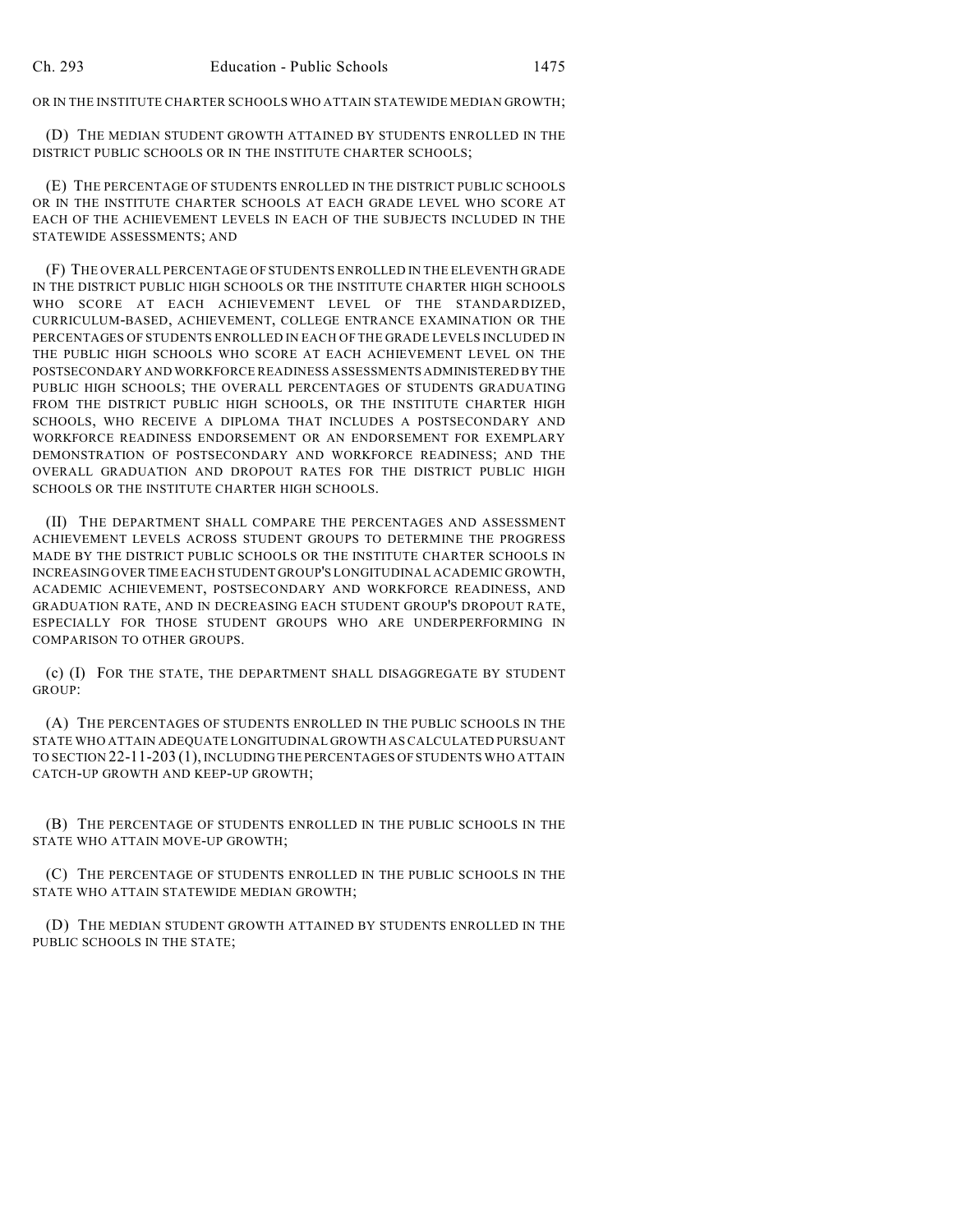OR IN THE INSTITUTE CHARTER SCHOOLS WHO ATTAIN STATEWIDE MEDIAN GROWTH;

(D) THE MEDIAN STUDENT GROWTH ATTAINED BY STUDENTS ENROLLED IN THE DISTRICT PUBLIC SCHOOLS OR IN THE INSTITUTE CHARTER SCHOOLS;

(E) THE PERCENTAGE OF STUDENTS ENROLLED IN THE DISTRICT PUBLIC SCHOOLS OR IN THE INSTITUTE CHARTER SCHOOLS AT EACH GRADE LEVEL WHO SCORE AT EACH OF THE ACHIEVEMENT LEVELS IN EACH OF THE SUBJECTS INCLUDED IN THE STATEWIDE ASSESSMENTS; AND

(F) THE OVERALL PERCENTAGE OF STUDENTS ENROLLED IN THE ELEVENTH GRADE IN THE DISTRICT PUBLIC HIGH SCHOOLS OR THE INSTITUTE CHARTER HIGH SCHOOLS WHO SCORE AT EACH ACHIEVEMENT LEVEL OF THE STANDARDIZED, CURRICULUM-BASED, ACHIEVEMENT, COLLEGE ENTRANCE EXAMINATION OR THE PERCENTAGES OF STUDENTS ENROLLED IN EACH OF THE GRADE LEVELS INCLUDED IN THE PUBLIC HIGH SCHOOLS WHO SCORE AT EACH ACHIEVEMENT LEVEL ON THE POSTSECONDARY AND WORKFORCE READINESS ASSESSMENTS ADMINISTERED BY THE PUBLIC HIGH SCHOOLS; THE OVERALL PERCENTAGES OF STUDENTS GRADUATING FROM THE DISTRICT PUBLIC HIGH SCHOOLS, OR THE INSTITUTE CHARTER HIGH SCHOOLS, WHO RECEIVE A DIPLOMA THAT INCLUDES A POSTSECONDARY AND WORKFORCE READINESS ENDORSEMENT OR AN ENDORSEMENT FOR EXEMPLARY DEMONSTRATION OF POSTSECONDARY AND WORKFORCE READINESS; AND THE OVERALL GRADUATION AND DROPOUT RATES FOR THE DISTRICT PUBLIC HIGH SCHOOLS OR THE INSTITUTE CHARTER HIGH SCHOOLS.

(II) THE DEPARTMENT SHALL COMPARE THE PERCENTAGES AND ASSESSMENT ACHIEVEMENT LEVELS ACROSS STUDENT GROUPS TO DETERMINE THE PROGRESS MADE BY THE DISTRICT PUBLIC SCHOOLS OR THE INSTITUTE CHARTER SCHOOLS IN INCREASING OVER TIME EACH STUDENT GROUP'S LONGITUDINAL ACADEMIC GROWTH, ACADEMIC ACHIEVEMENT, POSTSECONDARY AND WORKFORCE READINESS, AND GRADUATION RATE, AND IN DECREASING EACH STUDENT GROUP'S DROPOUT RATE, ESPECIALLY FOR THOSE STUDENT GROUPS WHO ARE UNDERPERFORMING IN COMPARISON TO OTHER GROUPS.

(c) (I) FOR THE STATE, THE DEPARTMENT SHALL DISAGGREGATE BY STUDENT GROUP:

(A) THE PERCENTAGES OF STUDENTS ENROLLED IN THE PUBLIC SCHOOLS IN THE STATE WHO ATTAIN ADEQUATE LONGITUDINAL GROWTH AS CALCULATED PURSUANT TO SECTION 22-11-203 (1), INCLUDING THE PERCENTAGES OF STUDENTS WHO ATTAIN CATCH-UP GROWTH AND KEEP-UP GROWTH;

(B) THE PERCENTAGE OF STUDENTS ENROLLED IN THE PUBLIC SCHOOLS IN THE STATE WHO ATTAIN MOVE-UP GROWTH;

(C) THE PERCENTAGE OF STUDENTS ENROLLED IN THE PUBLIC SCHOOLS IN THE STATE WHO ATTAIN STATEWIDE MEDIAN GROWTH;

(D) THE MEDIAN STUDENT GROWTH ATTAINED BY STUDENTS ENROLLED IN THE PUBLIC SCHOOLS IN THE STATE;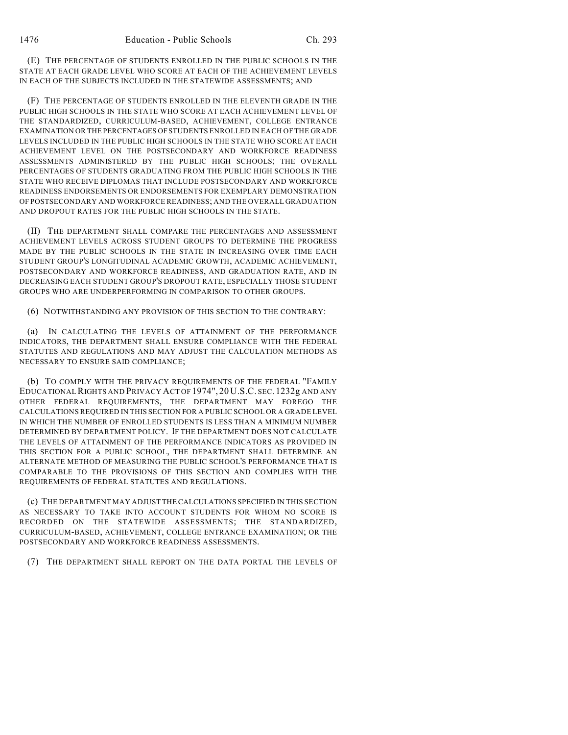(E) THE PERCENTAGE OF STUDENTS ENROLLED IN THE PUBLIC SCHOOLS IN THE STATE AT EACH GRADE LEVEL WHO SCORE AT EACH OF THE ACHIEVEMENT LEVELS IN EACH OF THE SUBJECTS INCLUDED IN THE STATEWIDE ASSESSMENTS; AND

(F) THE PERCENTAGE OF STUDENTS ENROLLED IN THE ELEVENTH GRADE IN THE PUBLIC HIGH SCHOOLS IN THE STATE WHO SCORE AT EACH ACHIEVEMENT LEVEL OF THE STANDARDIZED, CURRICULUM-BASED, ACHIEVEMENT, COLLEGE ENTRANCE EXAMINATION OR THE PERCENTAGES OF STUDENTS ENROLLED IN EACH OF THE GRADE LEVELS INCLUDED IN THE PUBLIC HIGH SCHOOLS IN THE STATE WHO SCORE AT EACH ACHIEVEMENT LEVEL ON THE POSTSECONDARY AND WORKFORCE READINESS ASSESSMENTS ADMINISTERED BY THE PUBLIC HIGH SCHOOLS; THE OVERALL PERCENTAGES OF STUDENTS GRADUATING FROM THE PUBLIC HIGH SCHOOLS IN THE STATE WHO RECEIVE DIPLOMAS THAT INCLUDE POSTSECONDARY AND WORKFORCE READINESS ENDORSEMENTS OR ENDORSEMENTS FOR EXEMPLARY DEMONSTRATION OF POSTSECONDARY AND WORKFORCE READINESS; AND THE OVERALL GRADUATION AND DROPOUT RATES FOR THE PUBLIC HIGH SCHOOLS IN THE STATE.

(II) THE DEPARTMENT SHALL COMPARE THE PERCENTAGES AND ASSESSMENT ACHIEVEMENT LEVELS ACROSS STUDENT GROUPS TO DETERMINE THE PROGRESS MADE BY THE PUBLIC SCHOOLS IN THE STATE IN INCREASING OVER TIME EACH STUDENT GROUP'S LONGITUDINAL ACADEMIC GROWTH, ACADEMIC ACHIEVEMENT, POSTSECONDARY AND WORKFORCE READINESS, AND GRADUATION RATE, AND IN DECREASING EACH STUDENT GROUP'S DROPOUT RATE, ESPECIALLY THOSE STUDENT GROUPS WHO ARE UNDERPERFORMING IN COMPARISON TO OTHER GROUPS.

(6) NOTWITHSTANDING ANY PROVISION OF THIS SECTION TO THE CONTRARY:

(a) IN CALCULATING THE LEVELS OF ATTAINMENT OF THE PERFORMANCE INDICATORS, THE DEPARTMENT SHALL ENSURE COMPLIANCE WITH THE FEDERAL STATUTES AND REGULATIONS AND MAY ADJUST THE CALCULATION METHODS AS NECESSARY TO ENSURE SAID COMPLIANCE;

(b) TO COMPLY WITH THE PRIVACY REQUIREMENTS OF THE FEDERAL "FAMILY EDUCATIONAL RIGHTS AND PRIVACY ACT OF 1974", 20 U.S.C. SEC. 1232g AND ANY OTHER FEDERAL REQUIREMENTS, THE DEPARTMENT MAY FOREGO THE CALCULATIONS REQUIRED IN THIS SECTION FOR A PUBLIC SCHOOL OR A GRADE LEVEL IN WHICH THE NUMBER OF ENROLLED STUDENTS IS LESS THAN A MINIMUM NUMBER DETERMINED BY DEPARTMENT POLICY. IF THE DEPARTMENT DOES NOT CALCULATE THE LEVELS OF ATTAINMENT OF THE PERFORMANCE INDICATORS AS PROVIDED IN THIS SECTION FOR A PUBLIC SCHOOL, THE DEPARTMENT SHALL DETERMINE AN ALTERNATE METHOD OF MEASURING THE PUBLIC SCHOOL'S PERFORMANCE THAT IS COMPARABLE TO THE PROVISIONS OF THIS SECTION AND COMPLIES WITH THE REQUIREMENTS OF FEDERAL STATUTES AND REGULATIONS.

(c) THE DEPARTMENT MAY ADJUST THE CALCULATIONS SPECIFIED IN THIS SECTION AS NECESSARY TO TAKE INTO ACCOUNT STUDENTS FOR WHOM NO SCORE IS RECORDED ON THE STATEWIDE ASSESSMENTS; THE STANDARDIZED, CURRICULUM-BASED, ACHIEVEMENT, COLLEGE ENTRANCE EXAMINATION; OR THE POSTSECONDARY AND WORKFORCE READINESS ASSESSMENTS.

(7) THE DEPARTMENT SHALL REPORT ON THE DATA PORTAL THE LEVELS OF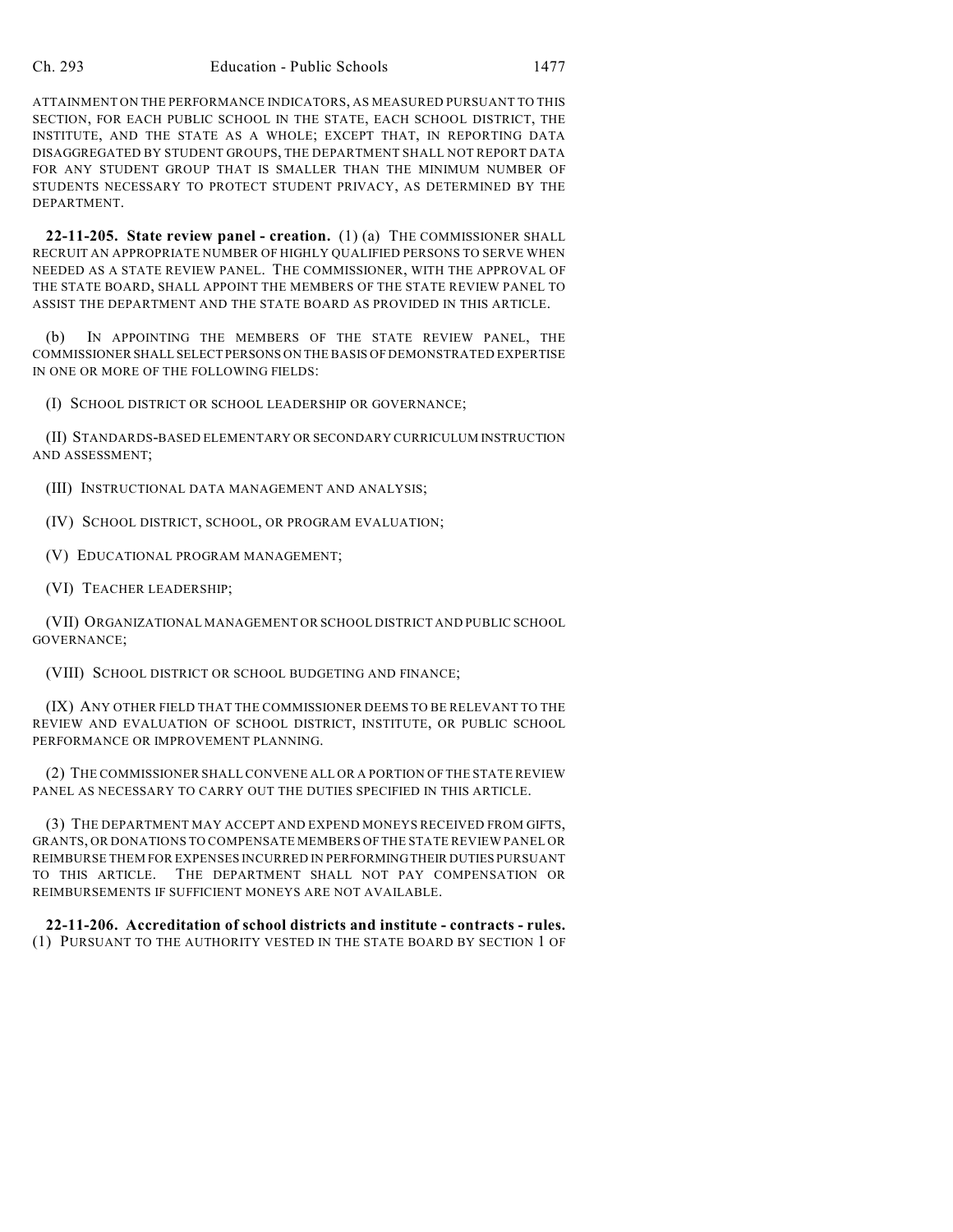ATTAINMENT ON THE PERFORMANCE INDICATORS, AS MEASURED PURSUANT TO THIS SECTION, FOR EACH PUBLIC SCHOOL IN THE STATE, EACH SCHOOL DISTRICT, THE INSTITUTE, AND THE STATE AS A WHOLE; EXCEPT THAT, IN REPORTING DATA DISAGGREGATED BY STUDENT GROUPS, THE DEPARTMENT SHALL NOT REPORT DATA FOR ANY STUDENT GROUP THAT IS SMALLER THAN THE MINIMUM NUMBER OF STUDENTS NECESSARY TO PROTECT STUDENT PRIVACY, AS DETERMINED BY THE DEPARTMENT.

**22-11-205. State review panel - creation.** (1) (a) THE COMMISSIONER SHALL RECRUIT AN APPROPRIATE NUMBER OF HIGHLY QUALIFIED PERSONS TO SERVE WHEN NEEDED AS A STATE REVIEW PANEL. THE COMMISSIONER, WITH THE APPROVAL OF THE STATE BOARD, SHALL APPOINT THE MEMBERS OF THE STATE REVIEW PANEL TO ASSIST THE DEPARTMENT AND THE STATE BOARD AS PROVIDED IN THIS ARTICLE.

(b) IN APPOINTING THE MEMBERS OF THE STATE REVIEW PANEL, THE COMMISSIONER SHALL SELECT PERSONS ON THE BASIS OF DEMONSTRATED EXPERTISE IN ONE OR MORE OF THE FOLLOWING FIELDS:

(I) SCHOOL DISTRICT OR SCHOOL LEADERSHIP OR GOVERNANCE;

(II) STANDARDS-BASED ELEMENTARY OR SECONDARY CURRICULUM INSTRUCTION AND ASSESSMENT;

(III) INSTRUCTIONAL DATA MANAGEMENT AND ANALYSIS;

(IV) SCHOOL DISTRICT, SCHOOL, OR PROGRAM EVALUATION;

(V) EDUCATIONAL PROGRAM MANAGEMENT;

(VI) TEACHER LEADERSHIP;

(VII) ORGANIZATIONAL MANAGEMENT OR SCHOOL DISTRICT AND PUBLIC SCHOOL GOVERNANCE;

(VIII) SCHOOL DISTRICT OR SCHOOL BUDGETING AND FINANCE;

(IX) ANY OTHER FIELD THAT THE COMMISSIONER DEEMS TO BE RELEVANT TO THE REVIEW AND EVALUATION OF SCHOOL DISTRICT, INSTITUTE, OR PUBLIC SCHOOL PERFORMANCE OR IMPROVEMENT PLANNING.

(2) THE COMMISSIONER SHALL CONVENE ALL OR A PORTION OF THE STATE REVIEW PANEL AS NECESSARY TO CARRY OUT THE DUTIES SPECIFIED IN THIS ARTICLE.

(3) THE DEPARTMENT MAY ACCEPT AND EXPEND MONEYS RECEIVED FROM GIFTS, GRANTS, OR DONATIONS TO COMPENSATE MEMBERS OF THE STATE REVIEW PANEL OR REIMBURSE THEM FOR EXPENSES INCURRED IN PERFORMING THEIR DUTIES PURSUANT TO THIS ARTICLE. THE DEPARTMENT SHALL NOT PAY COMPENSATION OR REIMBURSEMENTS IF SUFFICIENT MONEYS ARE NOT AVAILABLE.

**22-11-206. Accreditation of school districts and institute - contracts - rules.** (1) PURSUANT TO THE AUTHORITY VESTED IN THE STATE BOARD BY SECTION 1 OF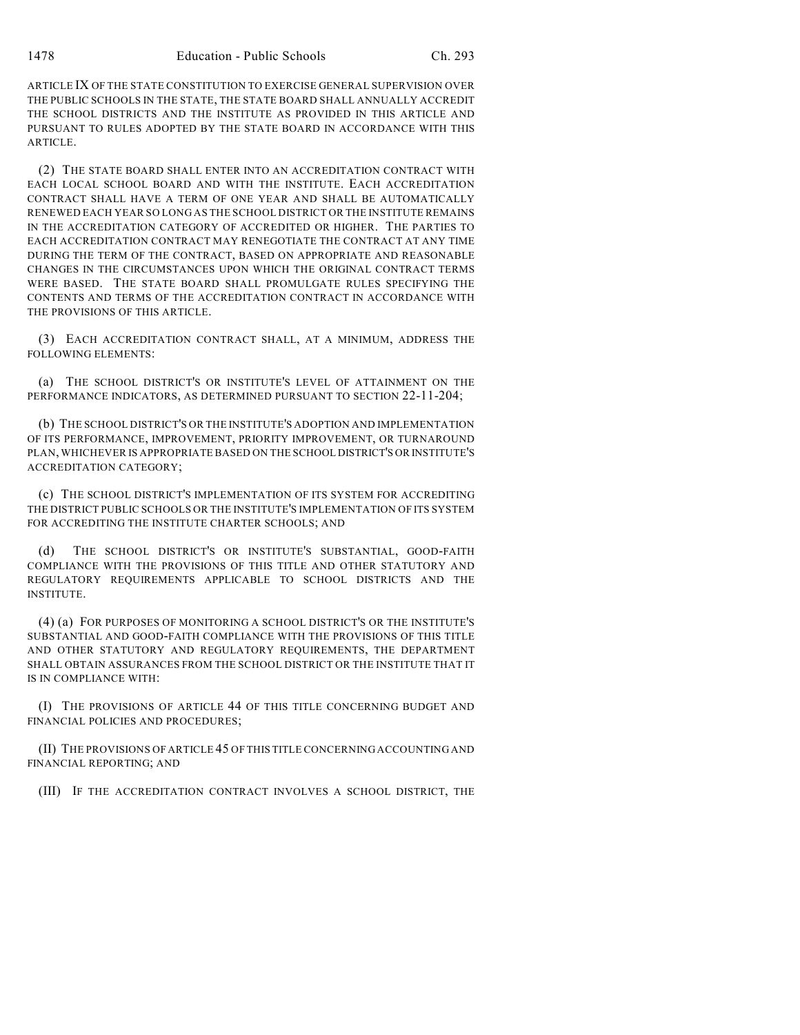ARTICLE IX OF THE STATE CONSTITUTION TO EXERCISE GENERAL SUPERVISION OVER THE PUBLIC SCHOOLS IN THE STATE, THE STATE BOARD SHALL ANNUALLY ACCREDIT THE SCHOOL DISTRICTS AND THE INSTITUTE AS PROVIDED IN THIS ARTICLE AND PURSUANT TO RULES ADOPTED BY THE STATE BOARD IN ACCORDANCE WITH THIS ARTICLE.

(2) THE STATE BOARD SHALL ENTER INTO AN ACCREDITATION CONTRACT WITH EACH LOCAL SCHOOL BOARD AND WITH THE INSTITUTE. EACH ACCREDITATION CONTRACT SHALL HAVE A TERM OF ONE YEAR AND SHALL BE AUTOMATICALLY RENEWED EACH YEAR SO LONG AS THE SCHOOL DISTRICT OR THE INSTITUTE REMAINS IN THE ACCREDITATION CATEGORY OF ACCREDITED OR HIGHER. THE PARTIES TO EACH ACCREDITATION CONTRACT MAY RENEGOTIATE THE CONTRACT AT ANY TIME DURING THE TERM OF THE CONTRACT, BASED ON APPROPRIATE AND REASONABLE CHANGES IN THE CIRCUMSTANCES UPON WHICH THE ORIGINAL CONTRACT TERMS WERE BASED. THE STATE BOARD SHALL PROMULGATE RULES SPECIFYING THE CONTENTS AND TERMS OF THE ACCREDITATION CONTRACT IN ACCORDANCE WITH THE PROVISIONS OF THIS ARTICLE.

(3) EACH ACCREDITATION CONTRACT SHALL, AT A MINIMUM, ADDRESS THE FOLLOWING ELEMENTS:

(a) THE SCHOOL DISTRICT'S OR INSTITUTE'S LEVEL OF ATTAINMENT ON THE PERFORMANCE INDICATORS, AS DETERMINED PURSUANT TO SECTION 22-11-204;

(b) THE SCHOOL DISTRICT'S OR THE INSTITUTE'S ADOPTION AND IMPLEMENTATION OF ITS PERFORMANCE, IMPROVEMENT, PRIORITY IMPROVEMENT, OR TURNAROUND PLAN, WHICHEVER IS APPROPRIATE BASED ON THE SCHOOL DISTRICT'S OR INSTITUTE'S ACCREDITATION CATEGORY;

(c) THE SCHOOL DISTRICT'S IMPLEMENTATION OF ITS SYSTEM FOR ACCREDITING THE DISTRICT PUBLIC SCHOOLS OR THE INSTITUTE'S IMPLEMENTATION OF ITS SYSTEM FOR ACCREDITING THE INSTITUTE CHARTER SCHOOLS; AND

(d) THE SCHOOL DISTRICT'S OR INSTITUTE'S SUBSTANTIAL, GOOD-FAITH COMPLIANCE WITH THE PROVISIONS OF THIS TITLE AND OTHER STATUTORY AND REGULATORY REQUIREMENTS APPLICABLE TO SCHOOL DISTRICTS AND THE INSTITUTE.

(4) (a) FOR PURPOSES OF MONITORING A SCHOOL DISTRICT'S OR THE INSTITUTE'S SUBSTANTIAL AND GOOD-FAITH COMPLIANCE WITH THE PROVISIONS OF THIS TITLE AND OTHER STATUTORY AND REGULATORY REQUIREMENTS, THE DEPARTMENT SHALL OBTAIN ASSURANCES FROM THE SCHOOL DISTRICT OR THE INSTITUTE THAT IT IS IN COMPLIANCE WITH:

(I) THE PROVISIONS OF ARTICLE 44 OF THIS TITLE CONCERNING BUDGET AND FINANCIAL POLICIES AND PROCEDURES;

(II) THE PROVISIONS OF ARTICLE 45 OF THIS TITLE CONCERNING ACCOUNTING AND FINANCIAL REPORTING; AND

(III) IF THE ACCREDITATION CONTRACT INVOLVES A SCHOOL DISTRICT, THE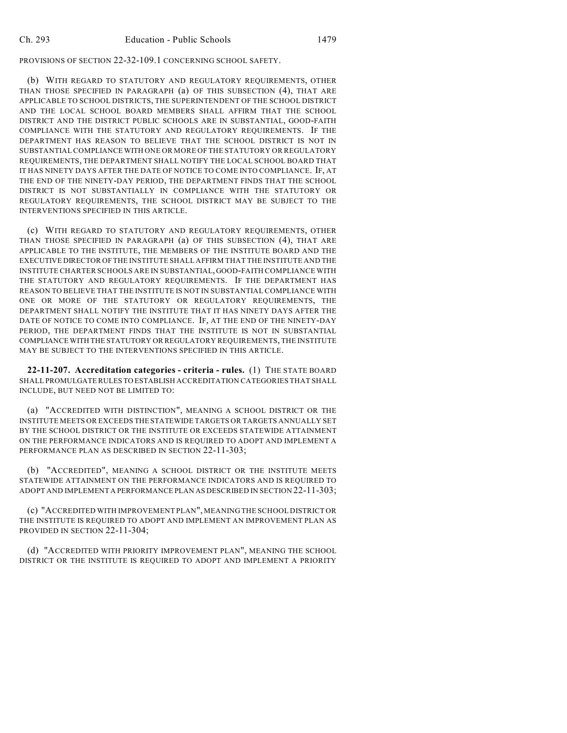PROVISIONS OF SECTION 22-32-109.1 CONCERNING SCHOOL SAFETY.

(b) WITH REGARD TO STATUTORY AND REGULATORY REQUIREMENTS, OTHER THAN THOSE SPECIFIED IN PARAGRAPH (a) OF THIS SUBSECTION (4), THAT ARE APPLICABLE TO SCHOOL DISTRICTS, THE SUPERINTENDENT OF THE SCHOOL DISTRICT AND THE LOCAL SCHOOL BOARD MEMBERS SHALL AFFIRM THAT THE SCHOOL DISTRICT AND THE DISTRICT PUBLIC SCHOOLS ARE IN SUBSTANTIAL, GOOD-FAITH COMPLIANCE WITH THE STATUTORY AND REGULATORY REQUIREMENTS. IF THE DEPARTMENT HAS REASON TO BELIEVE THAT THE SCHOOL DISTRICT IS NOT IN SUBSTANTIAL COMPLIANCE WITH ONE OR MORE OF THE STATUTORY OR REGULATORY REQUIREMENTS, THE DEPARTMENT SHALL NOTIFY THE LOCAL SCHOOL BOARD THAT IT HAS NINETY DAYS AFTER THE DATE OF NOTICE TO COME INTO COMPLIANCE. IF, AT THE END OF THE NINETY-DAY PERIOD, THE DEPARTMENT FINDS THAT THE SCHOOL DISTRICT IS NOT SUBSTANTIALLY IN COMPLIANCE WITH THE STATUTORY OR REGULATORY REQUIREMENTS, THE SCHOOL DISTRICT MAY BE SUBJECT TO THE INTERVENTIONS SPECIFIED IN THIS ARTICLE.

(c) WITH REGARD TO STATUTORY AND REGULATORY REQUIREMENTS, OTHER THAN THOSE SPECIFIED IN PARAGRAPH (a) OF THIS SUBSECTION (4), THAT ARE APPLICABLE TO THE INSTITUTE, THE MEMBERS OF THE INSTITUTE BOARD AND THE EXECUTIVE DIRECTOR OF THE INSTITUTE SHALL AFFIRM THAT THE INSTITUTE AND THE INSTITUTE CHARTER SCHOOLS ARE IN SUBSTANTIAL, GOOD-FAITH COMPLIANCE WITH THE STATUTORY AND REGULATORY REQUIREMENTS. IF THE DEPARTMENT HAS REASON TO BELIEVE THAT THE INSTITUTE IS NOT IN SUBSTANTIAL COMPLIANCE WITH ONE OR MORE OF THE STATUTORY OR REGULATORY REQUIREMENTS, THE DEPARTMENT SHALL NOTIFY THE INSTITUTE THAT IT HAS NINETY DAYS AFTER THE DATE OF NOTICE TO COME INTO COMPLIANCE. IF, AT THE END OF THE NINETY-DAY PERIOD, THE DEPARTMENT FINDS THAT THE INSTITUTE IS NOT IN SUBSTANTIAL COMPLIANCE WITH THE STATUTORY OR REGULATORY REQUIREMENTS, THE INSTITUTE MAY BE SUBJECT TO THE INTERVENTIONS SPECIFIED IN THIS ARTICLE.

**22-11-207. Accreditation categories - criteria - rules.** (1) THE STATE BOARD SHALL PROMULGATE RULES TO ESTABLISH ACCREDITATION CATEGORIES THAT SHALL INCLUDE, BUT NEED NOT BE LIMITED TO:

(a) "ACCREDITED WITH DISTINCTION", MEANING A SCHOOL DISTRICT OR THE INSTITUTE MEETS OR EXCEEDS THE STATEWIDE TARGETS OR TARGETS ANNUALLY SET BY THE SCHOOL DISTRICT OR THE INSTITUTE OR EXCEEDS STATEWIDE ATTAINMENT ON THE PERFORMANCE INDICATORS AND IS REQUIRED TO ADOPT AND IMPLEMENT A PERFORMANCE PLAN AS DESCRIBED IN SECTION 22-11-303;

(b) "ACCREDITED", MEANING A SCHOOL DISTRICT OR THE INSTITUTE MEETS STATEWIDE ATTAINMENT ON THE PERFORMANCE INDICATORS AND IS REQUIRED TO ADOPT AND IMPLEMENT A PERFORMANCE PLAN AS DESCRIBED IN SECTION 22-11-303;

(c) "ACCREDITED WITH IMPROVEMENT PLAN", MEANING THE SCHOOL DISTRICT OR THE INSTITUTE IS REQUIRED TO ADOPT AND IMPLEMENT AN IMPROVEMENT PLAN AS PROVIDED IN SECTION 22-11-304;

(d) "ACCREDITED WITH PRIORITY IMPROVEMENT PLAN", MEANING THE SCHOOL DISTRICT OR THE INSTITUTE IS REQUIRED TO ADOPT AND IMPLEMENT A PRIORITY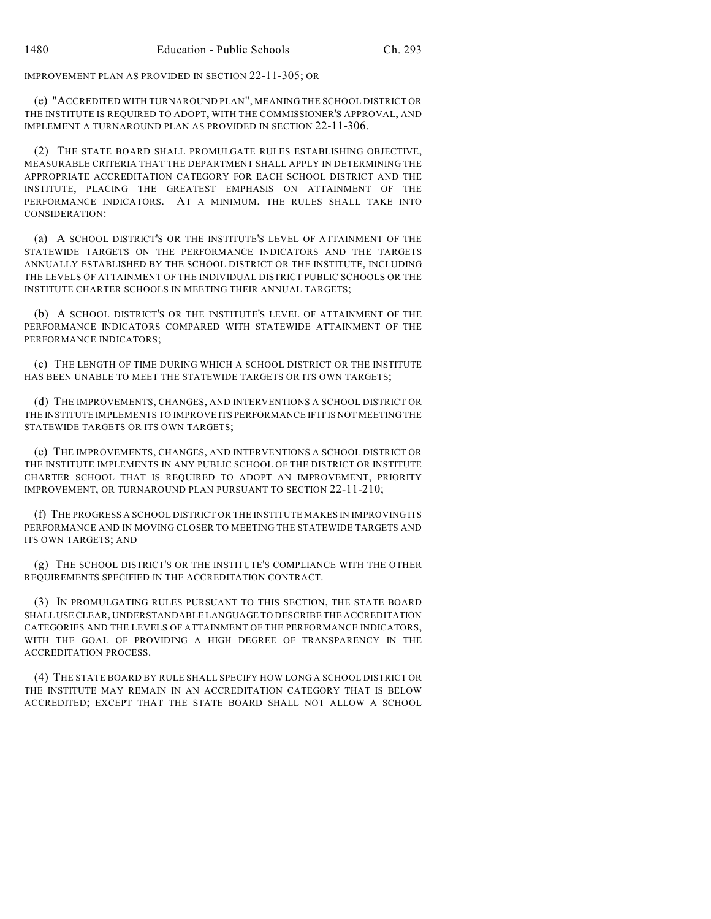IMPROVEMENT PLAN AS PROVIDED IN SECTION 22-11-305; OR

(e) "ACCREDITED WITH TURNAROUND PLAN", MEANING THE SCHOOL DISTRICT OR THE INSTITUTE IS REQUIRED TO ADOPT, WITH THE COMMISSIONER'S APPROVAL, AND IMPLEMENT A TURNAROUND PLAN AS PROVIDED IN SECTION 22-11-306.

(2) THE STATE BOARD SHALL PROMULGATE RULES ESTABLISHING OBJECTIVE, MEASURABLE CRITERIA THAT THE DEPARTMENT SHALL APPLY IN DETERMINING THE APPROPRIATE ACCREDITATION CATEGORY FOR EACH SCHOOL DISTRICT AND THE INSTITUTE, PLACING THE GREATEST EMPHASIS ON ATTAINMENT OF THE PERFORMANCE INDICATORS. AT A MINIMUM, THE RULES SHALL TAKE INTO CONSIDERATION:

(a) A SCHOOL DISTRICT'S OR THE INSTITUTE'S LEVEL OF ATTAINMENT OF THE STATEWIDE TARGETS ON THE PERFORMANCE INDICATORS AND THE TARGETS ANNUALLY ESTABLISHED BY THE SCHOOL DISTRICT OR THE INSTITUTE, INCLUDING THE LEVELS OF ATTAINMENT OF THE INDIVIDUAL DISTRICT PUBLIC SCHOOLS OR THE INSTITUTE CHARTER SCHOOLS IN MEETING THEIR ANNUAL TARGETS;

(b) A SCHOOL DISTRICT'S OR THE INSTITUTE'S LEVEL OF ATTAINMENT OF THE PERFORMANCE INDICATORS COMPARED WITH STATEWIDE ATTAINMENT OF THE PERFORMANCE INDICATORS;

(c) THE LENGTH OF TIME DURING WHICH A SCHOOL DISTRICT OR THE INSTITUTE HAS BEEN UNABLE TO MEET THE STATEWIDE TARGETS OR ITS OWN TARGETS;

(d) THE IMPROVEMENTS, CHANGES, AND INTERVENTIONS A SCHOOL DISTRICT OR THE INSTITUTE IMPLEMENTS TO IMPROVE ITS PERFORMANCE IF IT IS NOT MEETING THE STATEWIDE TARGETS OR ITS OWN TARGETS;

(e) THE IMPROVEMENTS, CHANGES, AND INTERVENTIONS A SCHOOL DISTRICT OR THE INSTITUTE IMPLEMENTS IN ANY PUBLIC SCHOOL OF THE DISTRICT OR INSTITUTE CHARTER SCHOOL THAT IS REQUIRED TO ADOPT AN IMPROVEMENT, PRIORITY IMPROVEMENT, OR TURNAROUND PLAN PURSUANT TO SECTION 22-11-210;

(f) THE PROGRESS A SCHOOL DISTRICT OR THE INSTITUTE MAKES IN IMPROVING ITS PERFORMANCE AND IN MOVING CLOSER TO MEETING THE STATEWIDE TARGETS AND ITS OWN TARGETS; AND

(g) THE SCHOOL DISTRICT'S OR THE INSTITUTE'S COMPLIANCE WITH THE OTHER REQUIREMENTS SPECIFIED IN THE ACCREDITATION CONTRACT.

(3) IN PROMULGATING RULES PURSUANT TO THIS SECTION, THE STATE BOARD SHALL USE CLEAR, UNDERSTANDABLE LANGUAGE TO DESCRIBE THE ACCREDITATION CATEGORIES AND THE LEVELS OF ATTAINMENT OF THE PERFORMANCE INDICATORS, WITH THE GOAL OF PROVIDING A HIGH DEGREE OF TRANSPARENCY IN THE ACCREDITATION PROCESS.

(4) THE STATE BOARD BY RULE SHALL SPECIFY HOW LONG A SCHOOL DISTRICT OR THE INSTITUTE MAY REMAIN IN AN ACCREDITATION CATEGORY THAT IS BELOW ACCREDITED; EXCEPT THAT THE STATE BOARD SHALL NOT ALLOW A SCHOOL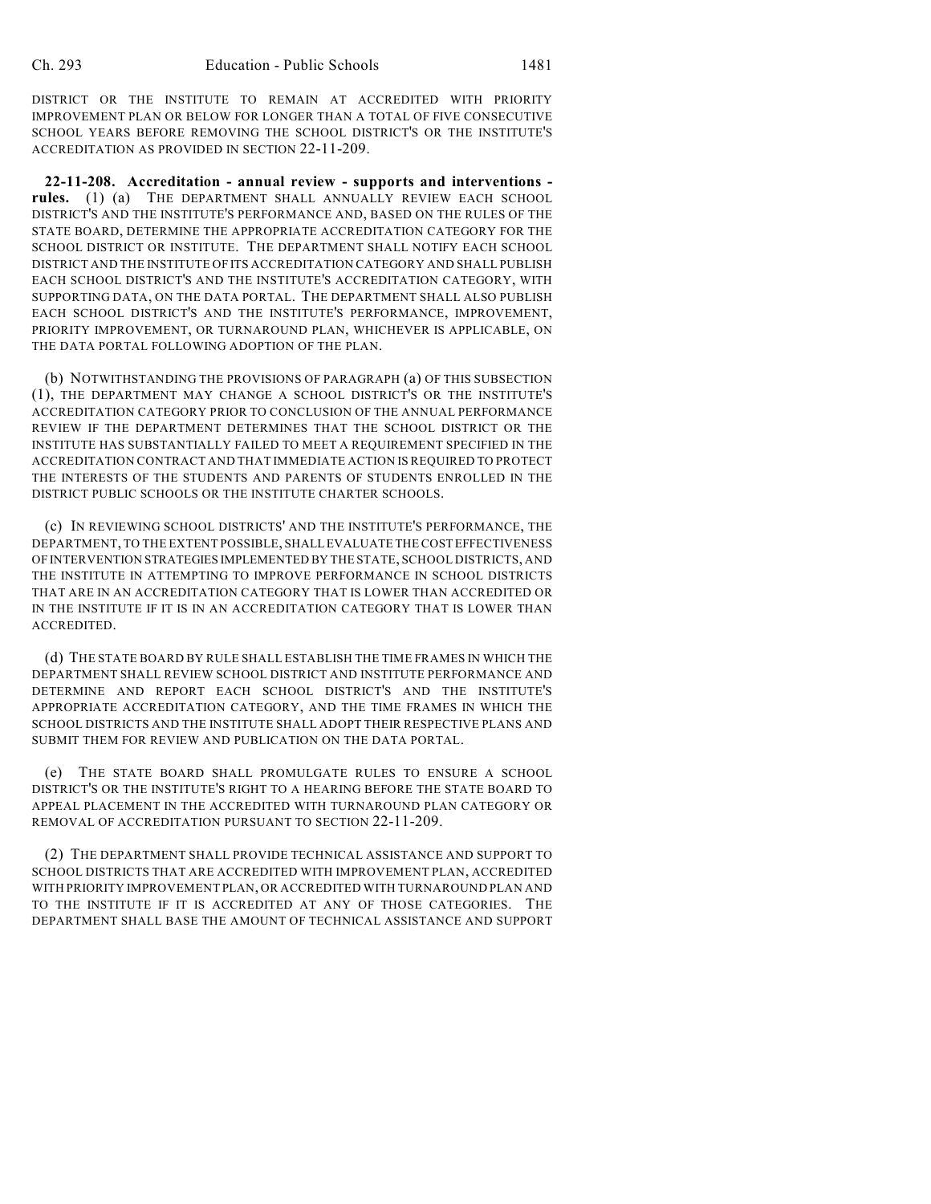DISTRICT OR THE INSTITUTE TO REMAIN AT ACCREDITED WITH PRIORITY IMPROVEMENT PLAN OR BELOW FOR LONGER THAN A TOTAL OF FIVE CONSECUTIVE SCHOOL YEARS BEFORE REMOVING THE SCHOOL DISTRICT'S OR THE INSTITUTE'S ACCREDITATION AS PROVIDED IN SECTION 22-11-209.

**22-11-208. Accreditation - annual review - supports and interventions - rules.** (1) (a) THE DEPARTMENT SHALL ANNUALLY REVIEW EACH SCHOOL DISTRICT'S AND THE INSTITUTE'S PERFORMANCE AND, BASED ON THE RULES OF THE STATE BOARD, DETERMINE THE APPROPRIATE ACCREDITATION CATEGORY FOR THE SCHOOL DISTRICT OR INSTITUTE. THE DEPARTMENT SHALL NOTIFY EACH SCHOOL DISTRICT AND THE INSTITUTE OF ITS ACCREDITATION CATEGORY AND SHALL PUBLISH EACH SCHOOL DISTRICT'S AND THE INSTITUTE'S ACCREDITATION CATEGORY, WITH SUPPORTING DATA, ON THE DATA PORTAL. THE DEPARTMENT SHALL ALSO PUBLISH EACH SCHOOL DISTRICT'S AND THE INSTITUTE'S PERFORMANCE, IMPROVEMENT, PRIORITY IMPROVEMENT, OR TURNAROUND PLAN, WHICHEVER IS APPLICABLE, ON THE DATA PORTAL FOLLOWING ADOPTION OF THE PLAN.

(b) NOTWITHSTANDING THE PROVISIONS OF PARAGRAPH (a) OF THIS SUBSECTION (1), THE DEPARTMENT MAY CHANGE A SCHOOL DISTRICT'S OR THE INSTITUTE'S ACCREDITATION CATEGORY PRIOR TO CONCLUSION OF THE ANNUAL PERFORMANCE REVIEW IF THE DEPARTMENT DETERMINES THAT THE SCHOOL DISTRICT OR THE INSTITUTE HAS SUBSTANTIALLY FAILED TO MEET A REQUIREMENT SPECIFIED IN THE ACCREDITATION CONTRACT AND THAT IMMEDIATE ACTION IS REQUIRED TO PROTECT THE INTERESTS OF THE STUDENTS AND PARENTS OF STUDENTS ENROLLED IN THE DISTRICT PUBLIC SCHOOLS OR THE INSTITUTE CHARTER SCHOOLS.

(c) IN REVIEWING SCHOOL DISTRICTS' AND THE INSTITUTE'S PERFORMANCE, THE DEPARTMENT, TO THE EXTENT POSSIBLE, SHALL EVALUATE THE COST EFFECTIVENESS OF INTERVENTION STRATEGIES IMPLEMENTED BY THE STATE, SCHOOL DISTRICTS, AND THE INSTITUTE IN ATTEMPTING TO IMPROVE PERFORMANCE IN SCHOOL DISTRICTS THAT ARE IN AN ACCREDITATION CATEGORY THAT IS LOWER THAN ACCREDITED OR IN THE INSTITUTE IF IT IS IN AN ACCREDITATION CATEGORY THAT IS LOWER THAN ACCREDITED.

(d) THE STATE BOARD BY RULE SHALL ESTABLISH THE TIME FRAMES IN WHICH THE DEPARTMENT SHALL REVIEW SCHOOL DISTRICT AND INSTITUTE PERFORMANCE AND DETERMINE AND REPORT EACH SCHOOL DISTRICT'S AND THE INSTITUTE'S APPROPRIATE ACCREDITATION CATEGORY, AND THE TIME FRAMES IN WHICH THE SCHOOL DISTRICTS AND THE INSTITUTE SHALL ADOPT THEIR RESPECTIVE PLANS AND SUBMIT THEM FOR REVIEW AND PUBLICATION ON THE DATA PORTAL.

(e) THE STATE BOARD SHALL PROMULGATE RULES TO ENSURE A SCHOOL DISTRICT'S OR THE INSTITUTE'S RIGHT TO A HEARING BEFORE THE STATE BOARD TO APPEAL PLACEMENT IN THE ACCREDITED WITH TURNAROUND PLAN CATEGORY OR REMOVAL OF ACCREDITATION PURSUANT TO SECTION 22-11-209.

(2) THE DEPARTMENT SHALL PROVIDE TECHNICAL ASSISTANCE AND SUPPORT TO SCHOOL DISTRICTS THAT ARE ACCREDITED WITH IMPROVEMENT PLAN, ACCREDITED WITH PRIORITY IMPROVEMENT PLAN, OR ACCREDITED WITH TURNAROUND PLAN AND TO THE INSTITUTE IF IT IS ACCREDITED AT ANY OF THOSE CATEGORIES. THE DEPARTMENT SHALL BASE THE AMOUNT OF TECHNICAL ASSISTANCE AND SUPPORT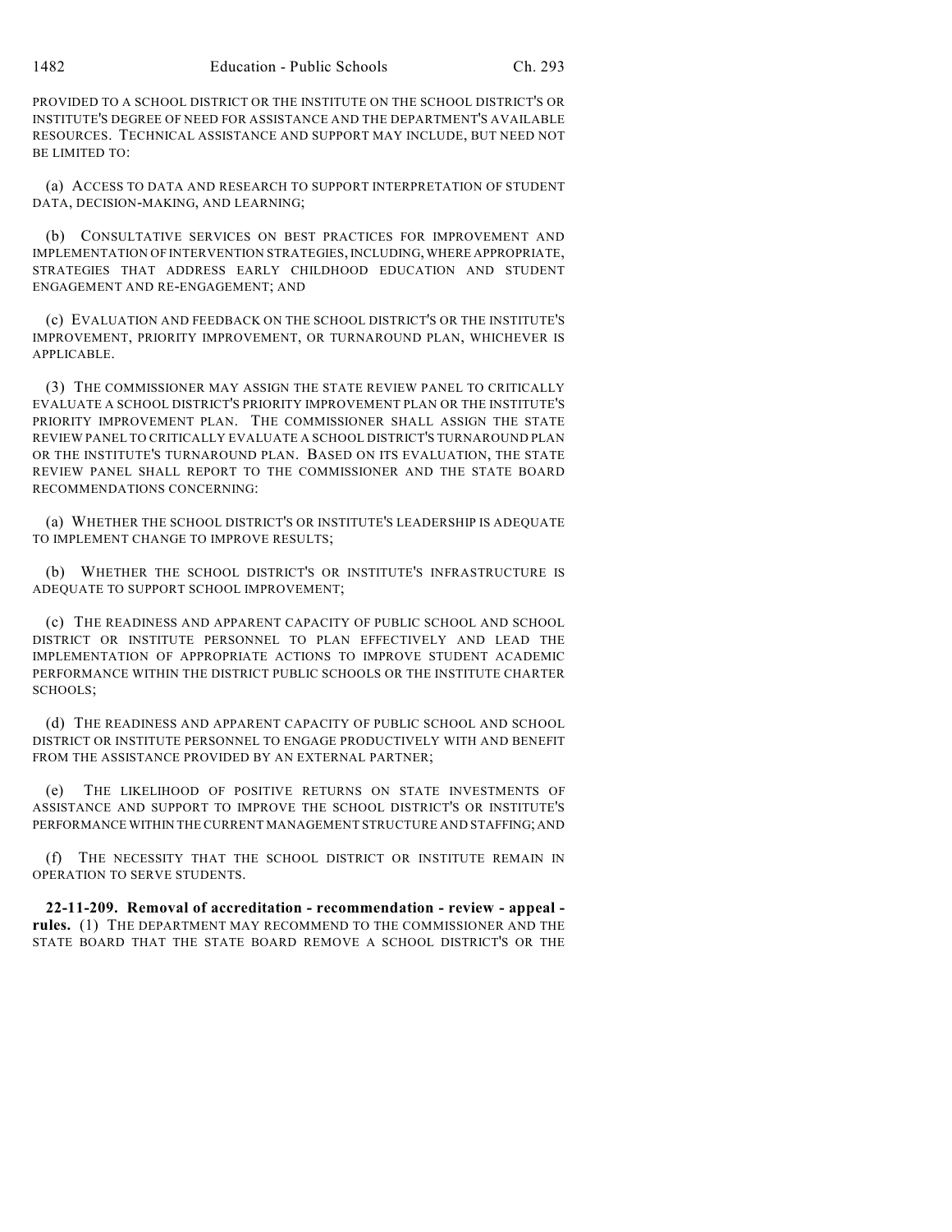PROVIDED TO A SCHOOL DISTRICT OR THE INSTITUTE ON THE SCHOOL DISTRICT'S OR INSTITUTE'S DEGREE OF NEED FOR ASSISTANCE AND THE DEPARTMENT'S AVAILABLE RESOURCES. TECHNICAL ASSISTANCE AND SUPPORT MAY INCLUDE, BUT NEED NOT BE LIMITED TO:

(a) ACCESS TO DATA AND RESEARCH TO SUPPORT INTERPRETATION OF STUDENT DATA, DECISION-MAKING, AND LEARNING;

(b) CONSULTATIVE SERVICES ON BEST PRACTICES FOR IMPROVEMENT AND IMPLEMENTATION OF INTERVENTION STRATEGIES, INCLUDING, WHERE APPROPRIATE, STRATEGIES THAT ADDRESS EARLY CHILDHOOD EDUCATION AND STUDENT ENGAGEMENT AND RE-ENGAGEMENT; AND

(c) EVALUATION AND FEEDBACK ON THE SCHOOL DISTRICT'S OR THE INSTITUTE'S IMPROVEMENT, PRIORITY IMPROVEMENT, OR TURNAROUND PLAN, WHICHEVER IS APPLICABLE.

(3) THE COMMISSIONER MAY ASSIGN THE STATE REVIEW PANEL TO CRITICALLY EVALUATE A SCHOOL DISTRICT'S PRIORITY IMPROVEMENT PLAN OR THE INSTITUTE'S PRIORITY IMPROVEMENT PLAN. THE COMMISSIONER SHALL ASSIGN THE STATE REVIEW PANEL TO CRITICALLY EVALUATE A SCHOOL DISTRICT'S TURNAROUND PLAN OR THE INSTITUTE'S TURNAROUND PLAN. BASED ON ITS EVALUATION, THE STATE REVIEW PANEL SHALL REPORT TO THE COMMISSIONER AND THE STATE BOARD RECOMMENDATIONS CONCERNING:

(a) WHETHER THE SCHOOL DISTRICT'S OR INSTITUTE'S LEADERSHIP IS ADEQUATE TO IMPLEMENT CHANGE TO IMPROVE RESULTS;

(b) WHETHER THE SCHOOL DISTRICT'S OR INSTITUTE'S INFRASTRUCTURE IS ADEQUATE TO SUPPORT SCHOOL IMPROVEMENT;

(c) THE READINESS AND APPARENT CAPACITY OF PUBLIC SCHOOL AND SCHOOL DISTRICT OR INSTITUTE PERSONNEL TO PLAN EFFECTIVELY AND LEAD THE IMPLEMENTATION OF APPROPRIATE ACTIONS TO IMPROVE STUDENT ACADEMIC PERFORMANCE WITHIN THE DISTRICT PUBLIC SCHOOLS OR THE INSTITUTE CHARTER SCHOOLS;

(d) THE READINESS AND APPARENT CAPACITY OF PUBLIC SCHOOL AND SCHOOL DISTRICT OR INSTITUTE PERSONNEL TO ENGAGE PRODUCTIVELY WITH AND BENEFIT FROM THE ASSISTANCE PROVIDED BY AN EXTERNAL PARTNER;

(e) THE LIKELIHOOD OF POSITIVE RETURNS ON STATE INVESTMENTS OF ASSISTANCE AND SUPPORT TO IMPROVE THE SCHOOL DISTRICT'S OR INSTITUTE'S PERFORMANCE WITHIN THE CURRENT MANAGEMENT STRUCTURE AND STAFFING; AND

(f) THE NECESSITY THAT THE SCHOOL DISTRICT OR INSTITUTE REMAIN IN OPERATION TO SERVE STUDENTS.

**22-11-209. Removal of accreditation - recommendation - review - appeal - rules.** (1) THE DEPARTMENT MAY RECOMMEND TO THE COMMISSIONER AND THE STATE BOARD THAT THE STATE BOARD REMOVE A SCHOOL DISTRICT'S OR THE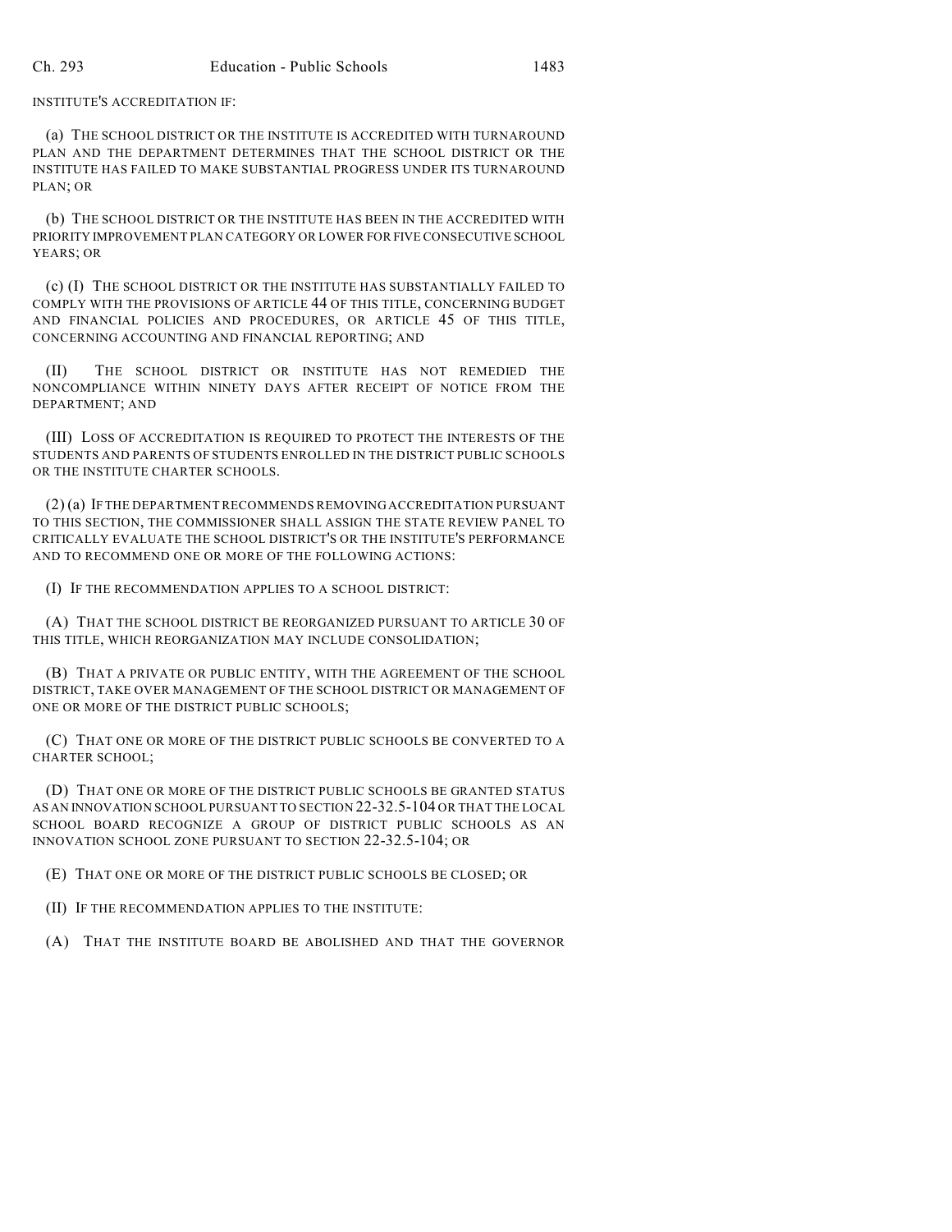INSTITUTE'S ACCREDITATION IF:

(a) THE SCHOOL DISTRICT OR THE INSTITUTE IS ACCREDITED WITH TURNAROUND PLAN AND THE DEPARTMENT DETERMINES THAT THE SCHOOL DISTRICT OR THE INSTITUTE HAS FAILED TO MAKE SUBSTANTIAL PROGRESS UNDER ITS TURNAROUND PLAN; OR

(b) THE SCHOOL DISTRICT OR THE INSTITUTE HAS BEEN IN THE ACCREDITED WITH PRIORITY IMPROVEMENT PLAN CATEGORY OR LOWER FOR FIVE CONSECUTIVE SCHOOL YEARS; OR

(c) (I) THE SCHOOL DISTRICT OR THE INSTITUTE HAS SUBSTANTIALLY FAILED TO COMPLY WITH THE PROVISIONS OF ARTICLE 44 OF THIS TITLE, CONCERNING BUDGET AND FINANCIAL POLICIES AND PROCEDURES, OR ARTICLE 45 OF THIS TITLE, CONCERNING ACCOUNTING AND FINANCIAL REPORTING; AND

(II) THE SCHOOL DISTRICT OR INSTITUTE HAS NOT REMEDIED THE NONCOMPLIANCE WITHIN NINETY DAYS AFTER RECEIPT OF NOTICE FROM THE DEPARTMENT; AND

(III) LOSS OF ACCREDITATION IS REQUIRED TO PROTECT THE INTERESTS OF THE STUDENTS AND PARENTS OF STUDENTS ENROLLED IN THE DISTRICT PUBLIC SCHOOLS OR THE INSTITUTE CHARTER SCHOOLS.

(2) (a) IF THE DEPARTMENT RECOMMENDS REMOVING ACCREDITATION PURSUANT TO THIS SECTION, THE COMMISSIONER SHALL ASSIGN THE STATE REVIEW PANEL TO CRITICALLY EVALUATE THE SCHOOL DISTRICT'S OR THE INSTITUTE'S PERFORMANCE AND TO RECOMMEND ONE OR MORE OF THE FOLLOWING ACTIONS:

(I) IF THE RECOMMENDATION APPLIES TO A SCHOOL DISTRICT:

(A) THAT THE SCHOOL DISTRICT BE REORGANIZED PURSUANT TO ARTICLE 30 OF THIS TITLE, WHICH REORGANIZATION MAY INCLUDE CONSOLIDATION;

(B) THAT A PRIVATE OR PUBLIC ENTITY, WITH THE AGREEMENT OF THE SCHOOL DISTRICT, TAKE OVER MANAGEMENT OF THE SCHOOL DISTRICT OR MANAGEMENT OF ONE OR MORE OF THE DISTRICT PUBLIC SCHOOLS;

(C) THAT ONE OR MORE OF THE DISTRICT PUBLIC SCHOOLS BE CONVERTED TO A CHARTER SCHOOL;

(D) THAT ONE OR MORE OF THE DISTRICT PUBLIC SCHOOLS BE GRANTED STATUS AS AN INNOVATION SCHOOL PURSUANT TO SECTION 22-32.5-104 OR THAT THE LOCAL SCHOOL BOARD RECOGNIZE A GROUP OF DISTRICT PUBLIC SCHOOLS AS AN INNOVATION SCHOOL ZONE PURSUANT TO SECTION 22-32.5-104; OR

(E) THAT ONE OR MORE OF THE DISTRICT PUBLIC SCHOOLS BE CLOSED; OR

(II) IF THE RECOMMENDATION APPLIES TO THE INSTITUTE:

(A) THAT THE INSTITUTE BOARD BE ABOLISHED AND THAT THE GOVERNOR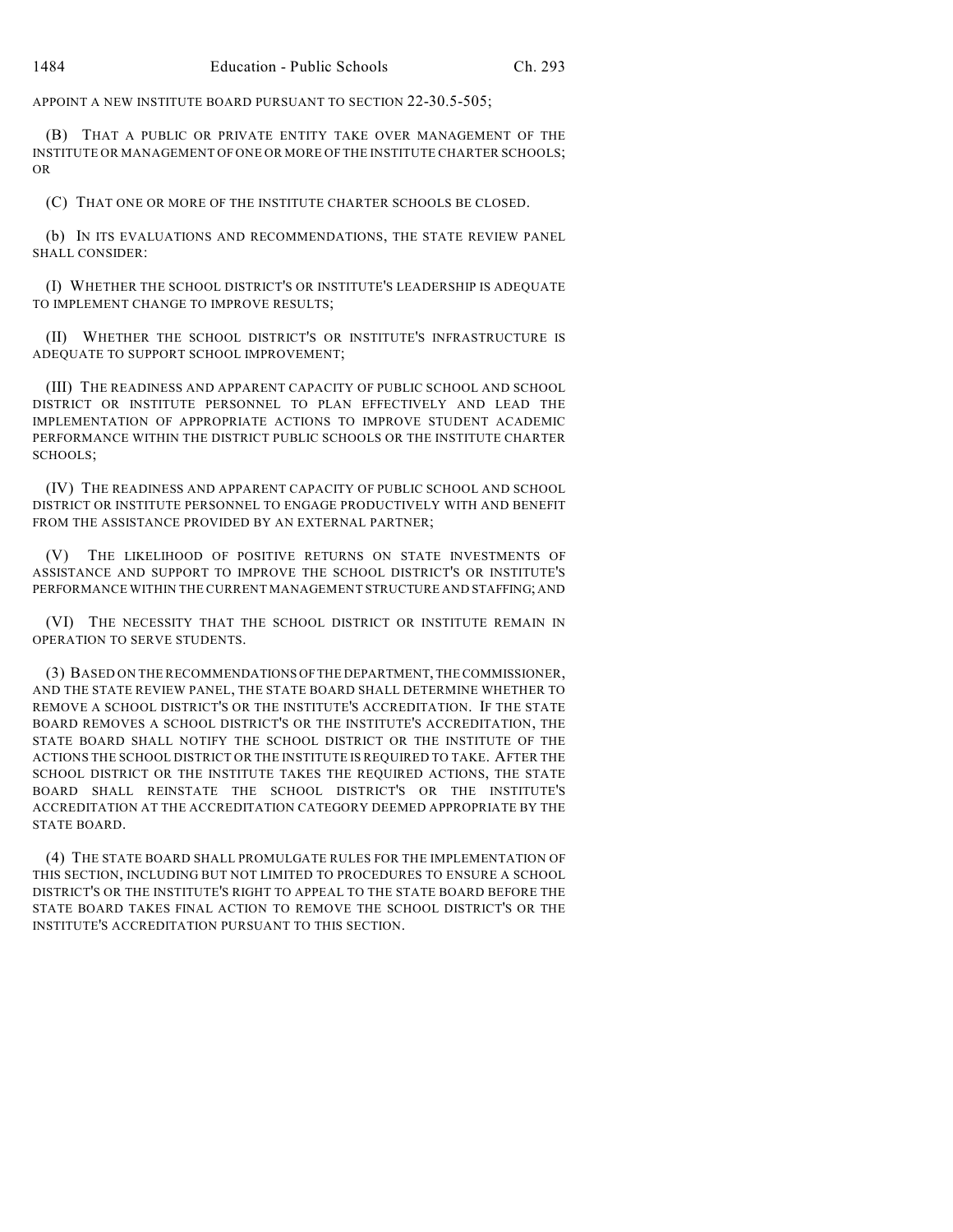APPOINT A NEW INSTITUTE BOARD PURSUANT TO SECTION 22-30.5-505;

(B) THAT A PUBLIC OR PRIVATE ENTITY TAKE OVER MANAGEMENT OF THE INSTITUTE OR MANAGEMENT OF ONE OR MORE OF THE INSTITUTE CHARTER SCHOOLS; OR

(C) THAT ONE OR MORE OF THE INSTITUTE CHARTER SCHOOLS BE CLOSED.

(b) IN ITS EVALUATIONS AND RECOMMENDATIONS, THE STATE REVIEW PANEL SHALL CONSIDER:

(I) WHETHER THE SCHOOL DISTRICT'S OR INSTITUTE'S LEADERSHIP IS ADEQUATE TO IMPLEMENT CHANGE TO IMPROVE RESULTS;

(II) WHETHER THE SCHOOL DISTRICT'S OR INSTITUTE'S INFRASTRUCTURE IS ADEQUATE TO SUPPORT SCHOOL IMPROVEMENT;

(III) THE READINESS AND APPARENT CAPACITY OF PUBLIC SCHOOL AND SCHOOL DISTRICT OR INSTITUTE PERSONNEL TO PLAN EFFECTIVELY AND LEAD THE IMPLEMENTATION OF APPROPRIATE ACTIONS TO IMPROVE STUDENT ACADEMIC PERFORMANCE WITHIN THE DISTRICT PUBLIC SCHOOLS OR THE INSTITUTE CHARTER SCHOOLS;

(IV) THE READINESS AND APPARENT CAPACITY OF PUBLIC SCHOOL AND SCHOOL DISTRICT OR INSTITUTE PERSONNEL TO ENGAGE PRODUCTIVELY WITH AND BENEFIT FROM THE ASSISTANCE PROVIDED BY AN EXTERNAL PARTNER;

(V) THE LIKELIHOOD OF POSITIVE RETURNS ON STATE INVESTMENTS OF ASSISTANCE AND SUPPORT TO IMPROVE THE SCHOOL DISTRICT'S OR INSTITUTE'S PERFORMANCE WITHIN THE CURRENT MANAGEMENT STRUCTURE AND STAFFING; AND

(VI) THE NECESSITY THAT THE SCHOOL DISTRICT OR INSTITUTE REMAIN IN OPERATION TO SERVE STUDENTS.

(3) BASED ON THE RECOMMENDATIONS OF THE DEPARTMENT, THE COMMISSIONER, AND THE STATE REVIEW PANEL, THE STATE BOARD SHALL DETERMINE WHETHER TO REMOVE A SCHOOL DISTRICT'S OR THE INSTITUTE'S ACCREDITATION. IF THE STATE BOARD REMOVES A SCHOOL DISTRICT'S OR THE INSTITUTE'S ACCREDITATION, THE STATE BOARD SHALL NOTIFY THE SCHOOL DISTRICT OR THE INSTITUTE OF THE ACTIONS THE SCHOOL DISTRICT OR THE INSTITUTE IS REQUIRED TO TAKE. AFTER THE SCHOOL DISTRICT OR THE INSTITUTE TAKES THE REQUIRED ACTIONS, THE STATE BOARD SHALL REINSTATE THE SCHOOL DISTRICT'S OR THE INSTITUTE'S ACCREDITATION AT THE ACCREDITATION CATEGORY DEEMED APPROPRIATE BY THE STATE BOARD.

(4) THE STATE BOARD SHALL PROMULGATE RULES FOR THE IMPLEMENTATION OF THIS SECTION, INCLUDING BUT NOT LIMITED TO PROCEDURES TO ENSURE A SCHOOL DISTRICT'S OR THE INSTITUTE'S RIGHT TO APPEAL TO THE STATE BOARD BEFORE THE STATE BOARD TAKES FINAL ACTION TO REMOVE THE SCHOOL DISTRICT'S OR THE INSTITUTE'S ACCREDITATION PURSUANT TO THIS SECTION.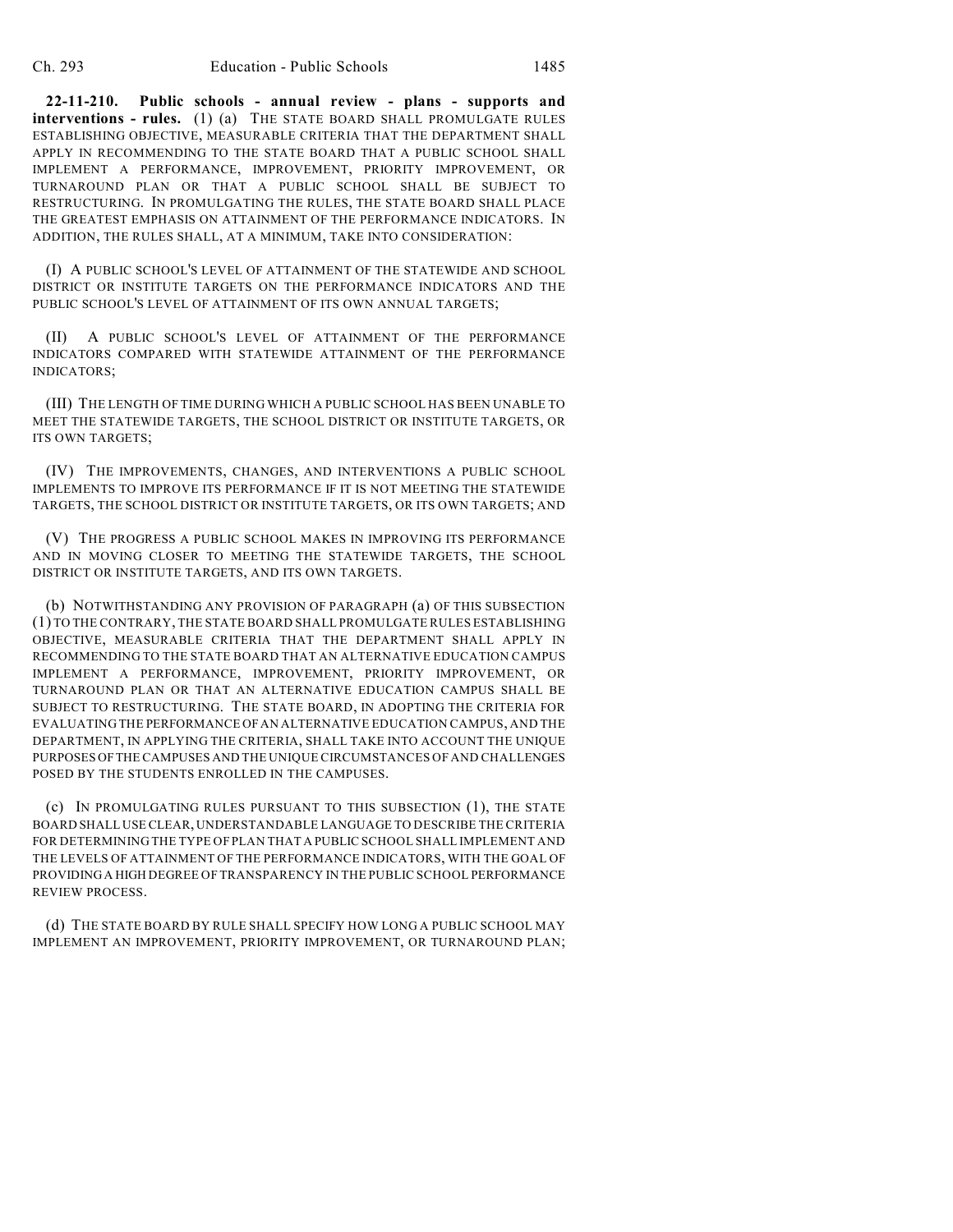**22-11-210. Public schools - annual review - plans - supports and interventions - rules.** (1) (a) THE STATE BOARD SHALL PROMULGATE RULES ESTABLISHING OBJECTIVE, MEASURABLE CRITERIA THAT THE DEPARTMENT SHALL APPLY IN RECOMMENDING TO THE STATE BOARD THAT A PUBLIC SCHOOL SHALL IMPLEMENT A PERFORMANCE, IMPROVEMENT, PRIORITY IMPROVEMENT, OR TURNAROUND PLAN OR THAT A PUBLIC SCHOOL SHALL BE SUBJECT TO RESTRUCTURING. IN PROMULGATING THE RULES, THE STATE BOARD SHALL PLACE THE GREATEST EMPHASIS ON ATTAINMENT OF THE PERFORMANCE INDICATORS. IN ADDITION, THE RULES SHALL, AT A MINIMUM, TAKE INTO CONSIDERATION:

(I) A PUBLIC SCHOOL'S LEVEL OF ATTAINMENT OF THE STATEWIDE AND SCHOOL DISTRICT OR INSTITUTE TARGETS ON THE PERFORMANCE INDICATORS AND THE PUBLIC SCHOOL'S LEVEL OF ATTAINMENT OF ITS OWN ANNUAL TARGETS;

(II) A PUBLIC SCHOOL'S LEVEL OF ATTAINMENT OF THE PERFORMANCE INDICATORS COMPARED WITH STATEWIDE ATTAINMENT OF THE PERFORMANCE INDICATORS;

(III) THE LENGTH OF TIME DURING WHICH A PUBLIC SCHOOL HAS BEEN UNABLE TO MEET THE STATEWIDE TARGETS, THE SCHOOL DISTRICT OR INSTITUTE TARGETS, OR ITS OWN TARGETS;

(IV) THE IMPROVEMENTS, CHANGES, AND INTERVENTIONS A PUBLIC SCHOOL IMPLEMENTS TO IMPROVE ITS PERFORMANCE IF IT IS NOT MEETING THE STATEWIDE TARGETS, THE SCHOOL DISTRICT OR INSTITUTE TARGETS, OR ITS OWN TARGETS; AND

(V) THE PROGRESS A PUBLIC SCHOOL MAKES IN IMPROVING ITS PERFORMANCE AND IN MOVING CLOSER TO MEETING THE STATEWIDE TARGETS, THE SCHOOL DISTRICT OR INSTITUTE TARGETS, AND ITS OWN TARGETS.

(b) NOTWITHSTANDING ANY PROVISION OF PARAGRAPH (a) OF THIS SUBSECTION (1) TO THE CONTRARY, THE STATE BOARD SHALL PROMULGATE RULES ESTABLISHING OBJECTIVE, MEASURABLE CRITERIA THAT THE DEPARTMENT SHALL APPLY IN RECOMMENDING TO THE STATE BOARD THAT AN ALTERNATIVE EDUCATION CAMPUS IMPLEMENT A PERFORMANCE, IMPROVEMENT, PRIORITY IMPROVEMENT, OR TURNAROUND PLAN OR THAT AN ALTERNATIVE EDUCATION CAMPUS SHALL BE SUBJECT TO RESTRUCTURING. THE STATE BOARD, IN ADOPTING THE CRITERIA FOR EVALUATING THE PERFORMANCE OF AN ALTERNATIVE EDUCATION CAMPUS, AND THE DEPARTMENT, IN APPLYING THE CRITERIA, SHALL TAKE INTO ACCOUNT THE UNIQUE PURPOSES OF THE CAMPUSES AND THE UNIQUE CIRCUMSTANCES OF AND CHALLENGES POSED BY THE STUDENTS ENROLLED IN THE CAMPUSES.

(c) IN PROMULGATING RULES PURSUANT TO THIS SUBSECTION (1), THE STATE BOARD SHALL USE CLEAR, UNDERSTANDABLE LANGUAGE TO DESCRIBE THE CRITERIA FOR DETERMINING THE TYPE OF PLAN THAT A PUBLIC SCHOOL SHALL IMPLEMENT AND THE LEVELS OF ATTAINMENT OF THE PERFORMANCE INDICATORS, WITH THE GOAL OF PROVIDING A HIGH DEGREE OF TRANSPARENCY IN THE PUBLIC SCHOOL PERFORMANCE REVIEW PROCESS.

(d) THE STATE BOARD BY RULE SHALL SPECIFY HOW LONG A PUBLIC SCHOOL MAY IMPLEMENT AN IMPROVEMENT, PRIORITY IMPROVEMENT, OR TURNAROUND PLAN;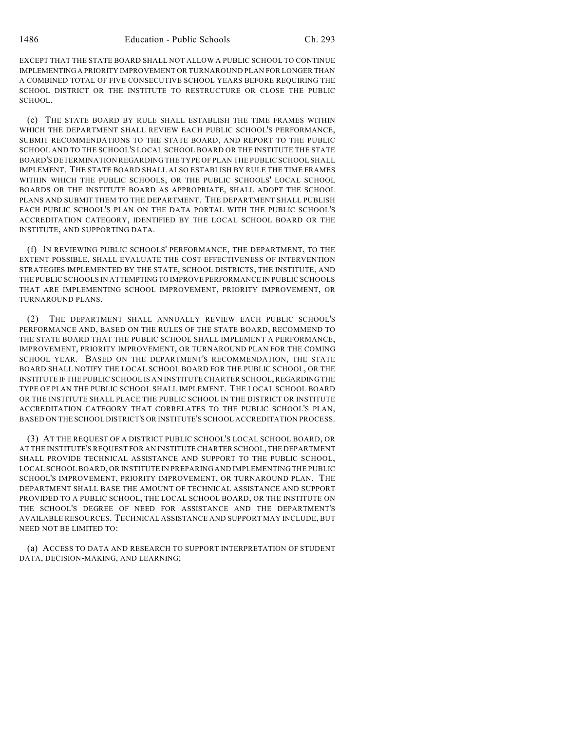EXCEPT THAT THE STATE BOARD SHALL NOT ALLOW A PUBLIC SCHOOL TO CONTINUE IMPLEMENTING A PRIORITY IMPROVEMENT OR TURNAROUND PLAN FOR LONGER THAN A COMBINED TOTAL OF FIVE CONSECUTIVE SCHOOL YEARS BEFORE REQUIRING THE SCHOOL DISTRICT OR THE INSTITUTE TO RESTRUCTURE OR CLOSE THE PUBLIC SCHOOL.

(e) THE STATE BOARD BY RULE SHALL ESTABLISH THE TIME FRAMES WITHIN WHICH THE DEPARTMENT SHALL REVIEW EACH PUBLIC SCHOOL'S PERFORMANCE, SUBMIT RECOMMENDATIONS TO THE STATE BOARD, AND REPORT TO THE PUBLIC SCHOOL AND TO THE SCHOOL'S LOCAL SCHOOL BOARD OR THE INSTITUTE THE STATE BOARD'S DETERMINATION REGARDING THE TYPE OF PLAN THE PUBLIC SCHOOL SHALL IMPLEMENT. THE STATE BOARD SHALL ALSO ESTABLISH BY RULE THE TIME FRAMES WITHIN WHICH THE PUBLIC SCHOOLS, OR THE PUBLIC SCHOOLS' LOCAL SCHOOL BOARDS OR THE INSTITUTE BOARD AS APPROPRIATE, SHALL ADOPT THE SCHOOL PLANS AND SUBMIT THEM TO THE DEPARTMENT. THE DEPARTMENT SHALL PUBLISH EACH PUBLIC SCHOOL'S PLAN ON THE DATA PORTAL WITH THE PUBLIC SCHOOL'S ACCREDITATION CATEGORY, IDENTIFIED BY THE LOCAL SCHOOL BOARD OR THE INSTITUTE, AND SUPPORTING DATA.

(f) IN REVIEWING PUBLIC SCHOOLS' PERFORMANCE, THE DEPARTMENT, TO THE EXTENT POSSIBLE, SHALL EVALUATE THE COST EFFECTIVENESS OF INTERVENTION STRATEGIES IMPLEMENTED BY THE STATE, SCHOOL DISTRICTS, THE INSTITUTE, AND THE PUBLIC SCHOOLS IN ATTEMPTING TO IMPROVE PERFORMANCE IN PUBLIC SCHOOLS THAT ARE IMPLEMENTING SCHOOL IMPROVEMENT, PRIORITY IMPROVEMENT, OR TURNAROUND PLANS.

(2) THE DEPARTMENT SHALL ANNUALLY REVIEW EACH PUBLIC SCHOOL'S PERFORMANCE AND, BASED ON THE RULES OF THE STATE BOARD, RECOMMEND TO THE STATE BOARD THAT THE PUBLIC SCHOOL SHALL IMPLEMENT A PERFORMANCE, IMPROVEMENT, PRIORITY IMPROVEMENT, OR TURNAROUND PLAN FOR THE COMING SCHOOL YEAR. BASED ON THE DEPARTMENT'S RECOMMENDATION, THE STATE BOARD SHALL NOTIFY THE LOCAL SCHOOL BOARD FOR THE PUBLIC SCHOOL, OR THE INSTITUTE IF THE PUBLIC SCHOOL IS AN INSTITUTE CHARTER SCHOOL, REGARDING THE TYPE OF PLAN THE PUBLIC SCHOOL SHALL IMPLEMENT. THE LOCAL SCHOOL BOARD OR THE INSTITUTE SHALL PLACE THE PUBLIC SCHOOL IN THE DISTRICT OR INSTITUTE ACCREDITATION CATEGORY THAT CORRELATES TO THE PUBLIC SCHOOL'S PLAN, BASED ON THE SCHOOL DISTRICT'S OR INSTITUTE'S SCHOOL ACCREDITATION PROCESS.

(3) AT THE REQUEST OF A DISTRICT PUBLIC SCHOOL'S LOCAL SCHOOL BOARD, OR AT THE INSTITUTE'S REQUEST FOR AN INSTITUTE CHARTER SCHOOL, THE DEPARTMENT SHALL PROVIDE TECHNICAL ASSISTANCE AND SUPPORT TO THE PUBLIC SCHOOL, LOCAL SCHOOL BOARD, OR INSTITUTE IN PREPARING AND IMPLEMENTING THE PUBLIC SCHOOL'S IMPROVEMENT, PRIORITY IMPROVEMENT, OR TURNAROUND PLAN. THE DEPARTMENT SHALL BASE THE AMOUNT OF TECHNICAL ASSISTANCE AND SUPPORT PROVIDED TO A PUBLIC SCHOOL, THE LOCAL SCHOOL BOARD, OR THE INSTITUTE ON THE SCHOOL'S DEGREE OF NEED FOR ASSISTANCE AND THE DEPARTMENT'S AVAILABLE RESOURCES. TECHNICAL ASSISTANCE AND SUPPORT MAY INCLUDE, BUT NEED NOT BE LIMITED TO:

(a) ACCESS TO DATA AND RESEARCH TO SUPPORT INTERPRETATION OF STUDENT DATA, DECISION-MAKING, AND LEARNING;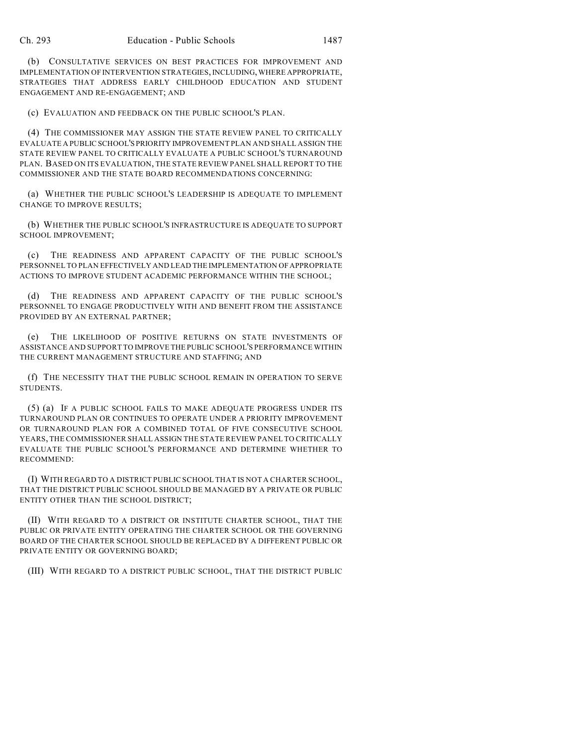(b) CONSULTATIVE SERVICES ON BEST PRACTICES FOR IMPROVEMENT AND IMPLEMENTATION OF INTERVENTION STRATEGIES, INCLUDING, WHERE APPROPRIATE, STRATEGIES THAT ADDRESS EARLY CHILDHOOD EDUCATION AND STUDENT ENGAGEMENT AND RE-ENGAGEMENT; AND

(c) EVALUATION AND FEEDBACK ON THE PUBLIC SCHOOL'S PLAN.

(4) THE COMMISSIONER MAY ASSIGN THE STATE REVIEW PANEL TO CRITICALLY EVALUATE A PUBLIC SCHOOL'S PRIORITY IMPROVEMENT PLAN AND SHALL ASSIGN THE STATE REVIEW PANEL TO CRITICALLY EVALUATE A PUBLIC SCHOOL'S TURNAROUND PLAN. BASED ON ITS EVALUATION, THE STATE REVIEW PANEL SHALL REPORT TO THE COMMISSIONER AND THE STATE BOARD RECOMMENDATIONS CONCERNING:

(a) WHETHER THE PUBLIC SCHOOL'S LEADERSHIP IS ADEQUATE TO IMPLEMENT CHANGE TO IMPROVE RESULTS;

(b) WHETHER THE PUBLIC SCHOOL'S INFRASTRUCTURE IS ADEQUATE TO SUPPORT SCHOOL IMPROVEMENT;

(c) THE READINESS AND APPARENT CAPACITY OF THE PUBLIC SCHOOL'S PERSONNEL TO PLAN EFFECTIVELY AND LEAD THE IMPLEMENTATION OF APPROPRIATE ACTIONS TO IMPROVE STUDENT ACADEMIC PERFORMANCE WITHIN THE SCHOOL;

(d) THE READINESS AND APPARENT CAPACITY OF THE PUBLIC SCHOOL'S PERSONNEL TO ENGAGE PRODUCTIVELY WITH AND BENEFIT FROM THE ASSISTANCE PROVIDED BY AN EXTERNAL PARTNER;

(e) THE LIKELIHOOD OF POSITIVE RETURNS ON STATE INVESTMENTS OF ASSISTANCE AND SUPPORT TO IMPROVE THE PUBLIC SCHOOL'S PERFORMANCE WITHIN THE CURRENT MANAGEMENT STRUCTURE AND STAFFING; AND

(f) THE NECESSITY THAT THE PUBLIC SCHOOL REMAIN IN OPERATION TO SERVE STUDENTS.

(5) (a) IF A PUBLIC SCHOOL FAILS TO MAKE ADEQUATE PROGRESS UNDER ITS TURNAROUND PLAN OR CONTINUES TO OPERATE UNDER A PRIORITY IMPROVEMENT OR TURNAROUND PLAN FOR A COMBINED TOTAL OF FIVE CONSECUTIVE SCHOOL YEARS, THE COMMISSIONER SHALL ASSIGN THE STATE REVIEW PANEL TO CRITICALLY EVALUATE THE PUBLIC SCHOOL'S PERFORMANCE AND DETERMINE WHETHER TO RECOMMEND:

(I) WITH REGARD TO A DISTRICT PUBLIC SCHOOL THAT IS NOT A CHARTER SCHOOL, THAT THE DISTRICT PUBLIC SCHOOL SHOULD BE MANAGED BY A PRIVATE OR PUBLIC ENTITY OTHER THAN THE SCHOOL DISTRICT;

(II) WITH REGARD TO A DISTRICT OR INSTITUTE CHARTER SCHOOL, THAT THE PUBLIC OR PRIVATE ENTITY OPERATING THE CHARTER SCHOOL OR THE GOVERNING BOARD OF THE CHARTER SCHOOL SHOULD BE REPLACED BY A DIFFERENT PUBLIC OR PRIVATE ENTITY OR GOVERNING BOARD;

(III) WITH REGARD TO A DISTRICT PUBLIC SCHOOL, THAT THE DISTRICT PUBLIC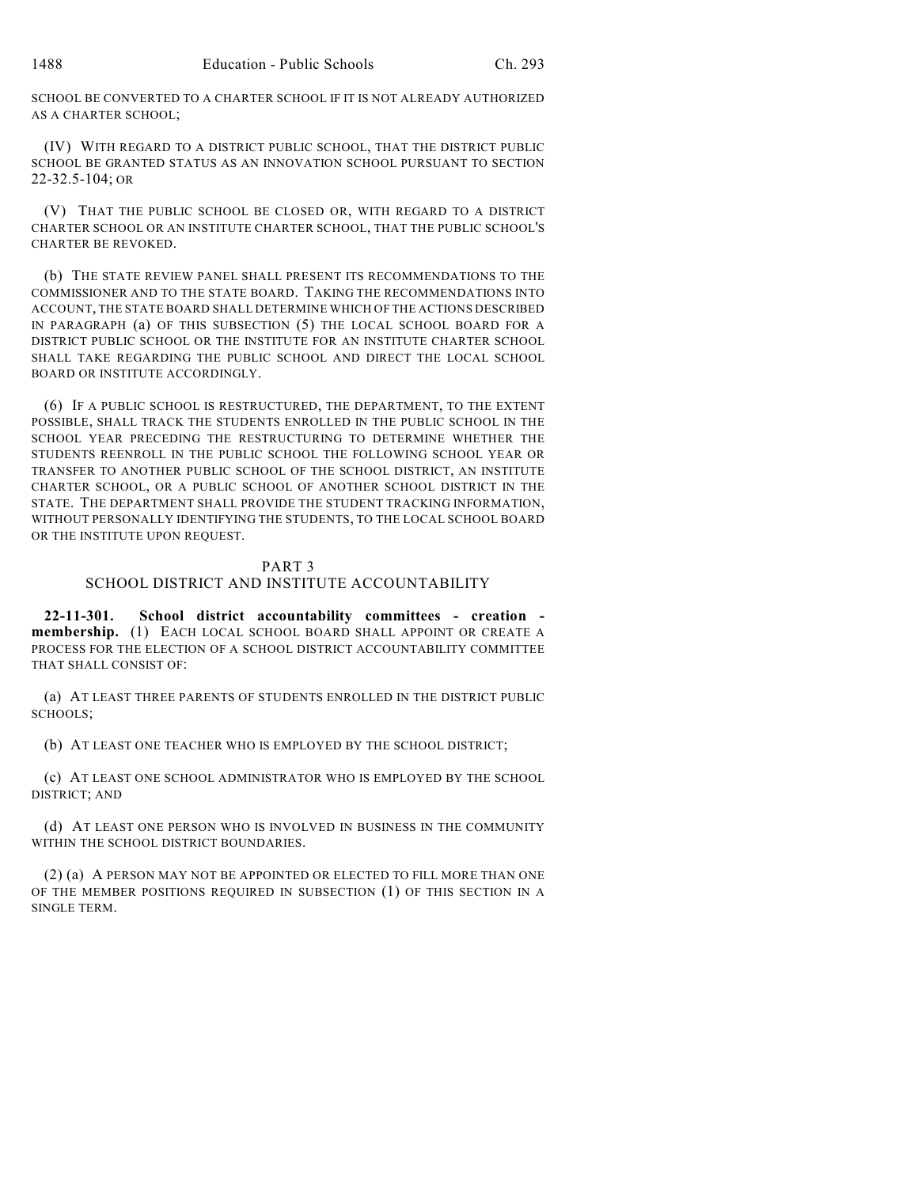SCHOOL BE CONVERTED TO A CHARTER SCHOOL IF IT IS NOT ALREADY AUTHORIZED AS A CHARTER SCHOOL;

(IV) WITH REGARD TO A DISTRICT PUBLIC SCHOOL, THAT THE DISTRICT PUBLIC SCHOOL BE GRANTED STATUS AS AN INNOVATION SCHOOL PURSUANT TO SECTION 22-32.5-104; OR

(V) THAT THE PUBLIC SCHOOL BE CLOSED OR, WITH REGARD TO A DISTRICT CHARTER SCHOOL OR AN INSTITUTE CHARTER SCHOOL, THAT THE PUBLIC SCHOOL'S CHARTER BE REVOKED.

(b) THE STATE REVIEW PANEL SHALL PRESENT ITS RECOMMENDATIONS TO THE COMMISSIONER AND TO THE STATE BOARD. TAKING THE RECOMMENDATIONS INTO ACCOUNT, THE STATE BOARD SHALL DETERMINE WHICH OF THE ACTIONS DESCRIBED IN PARAGRAPH (a) OF THIS SUBSECTION (5) THE LOCAL SCHOOL BOARD FOR A DISTRICT PUBLIC SCHOOL OR THE INSTITUTE FOR AN INSTITUTE CHARTER SCHOOL SHALL TAKE REGARDING THE PUBLIC SCHOOL AND DIRECT THE LOCAL SCHOOL BOARD OR INSTITUTE ACCORDINGLY.

(6) IF A PUBLIC SCHOOL IS RESTRUCTURED, THE DEPARTMENT, TO THE EXTENT POSSIBLE, SHALL TRACK THE STUDENTS ENROLLED IN THE PUBLIC SCHOOL IN THE SCHOOL YEAR PRECEDING THE RESTRUCTURING TO DETERMINE WHETHER THE STUDENTS REENROLL IN THE PUBLIC SCHOOL THE FOLLOWING SCHOOL YEAR OR TRANSFER TO ANOTHER PUBLIC SCHOOL OF THE SCHOOL DISTRICT, AN INSTITUTE CHARTER SCHOOL, OR A PUBLIC SCHOOL OF ANOTHER SCHOOL DISTRICT IN THE STATE. THE DEPARTMENT SHALL PROVIDE THE STUDENT TRACKING INFORMATION, WITHOUT PERSONALLY IDENTIFYING THE STUDENTS, TO THE LOCAL SCHOOL BOARD OR THE INSTITUTE UPON REQUEST.

## PART 3
## SCHOOL DISTRICT AND INSTITUTE ACCOUNTABILITY

**22-11-301. School district accountability committees - creation - membership.** (1) EACH LOCAL SCHOOL BOARD SHALL APPOINT OR CREATE A PROCESS FOR THE ELECTION OF A SCHOOL DISTRICT ACCOUNTABILITY COMMITTEE THAT SHALL CONSIST OF:

(a) AT LEAST THREE PARENTS OF STUDENTS ENROLLED IN THE DISTRICT PUBLIC SCHOOLS;

(b) AT LEAST ONE TEACHER WHO IS EMPLOYED BY THE SCHOOL DISTRICT;

(c) AT LEAST ONE SCHOOL ADMINISTRATOR WHO IS EMPLOYED BY THE SCHOOL DISTRICT; AND

(d) AT LEAST ONE PERSON WHO IS INVOLVED IN BUSINESS IN THE COMMUNITY WITHIN THE SCHOOL DISTRICT BOUNDARIES.

(2) (a) A PERSON MAY NOT BE APPOINTED OR ELECTED TO FILL MORE THAN ONE OF THE MEMBER POSITIONS REQUIRED IN SUBSECTION (1) OF THIS SECTION IN A SINGLE TERM.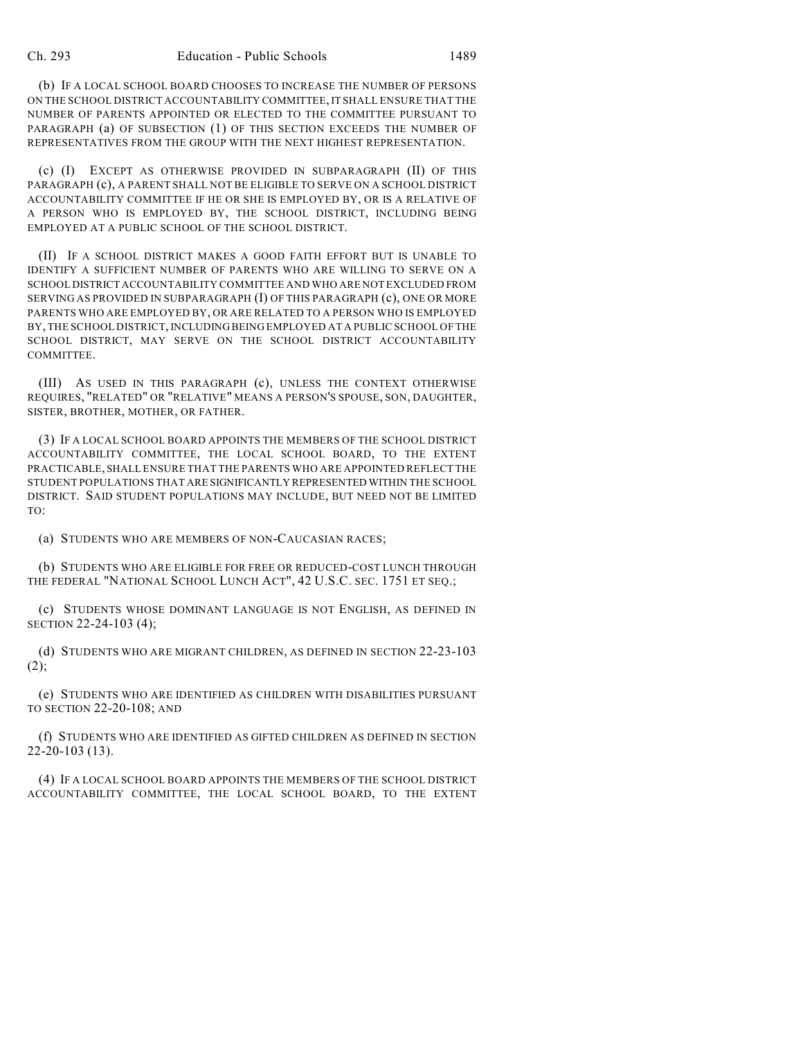(b) IF A LOCAL SCHOOL BOARD CHOOSES TO INCREASE THE NUMBER OF PERSONS ON THE SCHOOL DISTRICT ACCOUNTABILITY COMMITTEE, IT SHALL ENSURE THAT THE NUMBER OF PARENTS APPOINTED OR ELECTED TO THE COMMITTEE PURSUANT TO PARAGRAPH (a) OF SUBSECTION (1) OF THIS SECTION EXCEEDS THE NUMBER OF REPRESENTATIVES FROM THE GROUP WITH THE NEXT HIGHEST REPRESENTATION.

(c) (I) EXCEPT AS OTHERWISE PROVIDED IN SUBPARAGRAPH (II) OF THIS PARAGRAPH (c), A PARENT SHALL NOT BE ELIGIBLE TO SERVE ON A SCHOOL DISTRICT ACCOUNTABILITY COMMITTEE IF HE OR SHE IS EMPLOYED BY, OR IS A RELATIVE OF A PERSON WHO IS EMPLOYED BY, THE SCHOOL DISTRICT, INCLUDING BEING EMPLOYED AT A PUBLIC SCHOOL OF THE SCHOOL DISTRICT.

(II) IF A SCHOOL DISTRICT MAKES A GOOD FAITH EFFORT BUT IS UNABLE TO IDENTIFY A SUFFICIENT NUMBER OF PARENTS WHO ARE WILLING TO SERVE ON A SCHOOL DISTRICT ACCOUNTABILITY COMMITTEE AND WHO ARE NOT EXCLUDED FROM SERVING AS PROVIDED IN SUBPARAGRAPH (I) OF THIS PARAGRAPH (c), ONE OR MORE PARENTS WHO ARE EMPLOYED BY, OR ARE RELATED TO A PERSON WHO IS EMPLOYED BY, THE SCHOOL DISTRICT, INCLUDING BEING EMPLOYED AT A PUBLIC SCHOOL OF THE SCHOOL DISTRICT, MAY SERVE ON THE SCHOOL DISTRICT ACCOUNTABILITY COMMITTEE.

(III) AS USED IN THIS PARAGRAPH (c), UNLESS THE CONTEXT OTHERWISE REQUIRES, "RELATED" OR "RELATIVE" MEANS A PERSON'S SPOUSE, SON, DAUGHTER, SISTER, BROTHER, MOTHER, OR FATHER.

(3) IF A LOCAL SCHOOL BOARD APPOINTS THE MEMBERS OF THE SCHOOL DISTRICT ACCOUNTABILITY COMMITTEE, THE LOCAL SCHOOL BOARD, TO THE EXTENT PRACTICABLE, SHALL ENSURE THAT THE PARENTS WHO ARE APPOINTED REFLECT THE STUDENT POPULATIONS THAT ARE SIGNIFICANTLY REPRESENTED WITHIN THE SCHOOL DISTRICT. SAID STUDENT POPULATIONS MAY INCLUDE, BUT NEED NOT BE LIMITED TO:

(a) STUDENTS WHO ARE MEMBERS OF NON-CAUCASIAN RACES;

(b) STUDENTS WHO ARE ELIGIBLE FOR FREE OR REDUCED-COST LUNCH THROUGH THE FEDERAL "NATIONAL SCHOOL LUNCH ACT", 42 U.S.C. SEC. 1751 ET SEQ.;

(c) STUDENTS WHOSE DOMINANT LANGUAGE IS NOT ENGLISH, AS DEFINED IN SECTION 22-24-103 (4);

(d) STUDENTS WHO ARE MIGRANT CHILDREN, AS DEFINED IN SECTION 22-23-103 (2);

(e) STUDENTS WHO ARE IDENTIFIED AS CHILDREN WITH DISABILITIES PURSUANT TO SECTION 22-20-108; AND

(f) STUDENTS WHO ARE IDENTIFIED AS GIFTED CHILDREN AS DEFINED IN SECTION 22-20-103 (13).

(4) IF A LOCAL SCHOOL BOARD APPOINTS THE MEMBERS OF THE SCHOOL DISTRICT ACCOUNTABILITY COMMITTEE, THE LOCAL SCHOOL BOARD, TO THE EXTENT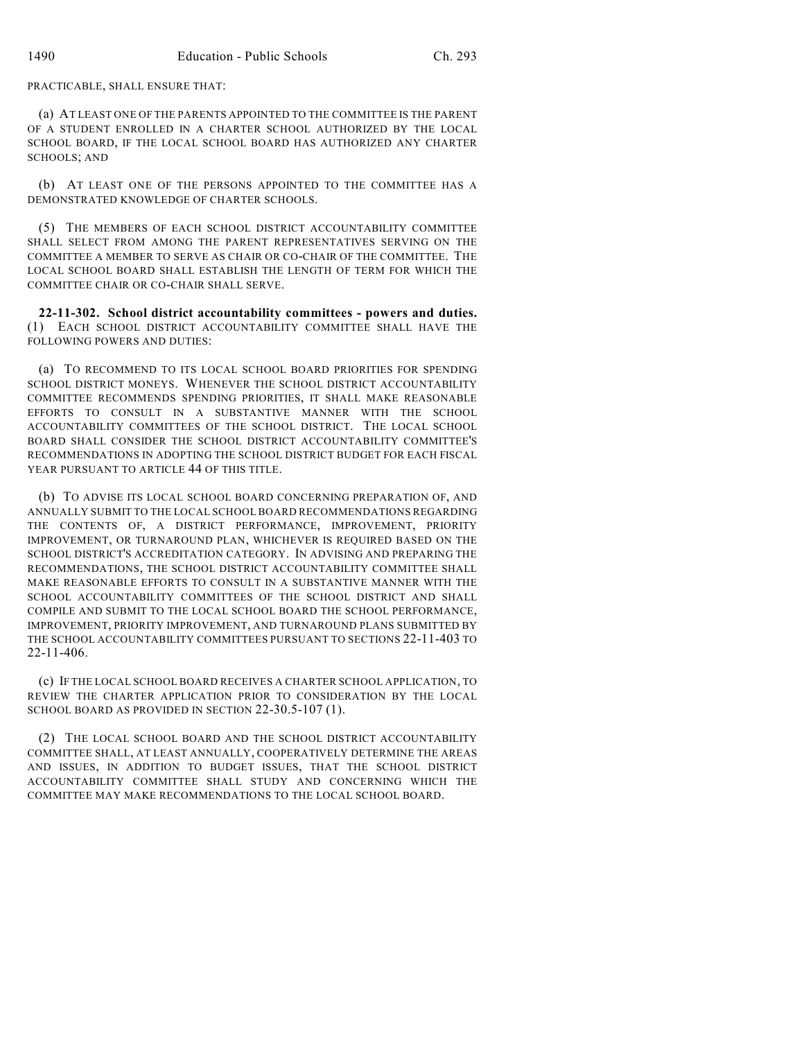PRACTICABLE, SHALL ENSURE THAT:

(a) AT LEAST ONE OF THE PARENTS APPOINTED TO THE COMMITTEE IS THE PARENT OF A STUDENT ENROLLED IN A CHARTER SCHOOL AUTHORIZED BY THE LOCAL SCHOOL BOARD, IF THE LOCAL SCHOOL BOARD HAS AUTHORIZED ANY CHARTER SCHOOLS; AND

(b) AT LEAST ONE OF THE PERSONS APPOINTED TO THE COMMITTEE HAS A DEMONSTRATED KNOWLEDGE OF CHARTER SCHOOLS.

(5) THE MEMBERS OF EACH SCHOOL DISTRICT ACCOUNTABILITY COMMITTEE SHALL SELECT FROM AMONG THE PARENT REPRESENTATIVES SERVING ON THE COMMITTEE A MEMBER TO SERVE AS CHAIR OR CO-CHAIR OF THE COMMITTEE. THE LOCAL SCHOOL BOARD SHALL ESTABLISH THE LENGTH OF TERM FOR WHICH THE COMMITTEE CHAIR OR CO-CHAIR SHALL SERVE.

**22-11-302. School district accountability committees - powers and duties.** (1) EACH SCHOOL DISTRICT ACCOUNTABILITY COMMITTEE SHALL HAVE THE FOLLOWING POWERS AND DUTIES:

(a) TO RECOMMEND TO ITS LOCAL SCHOOL BOARD PRIORITIES FOR SPENDING SCHOOL DISTRICT MONEYS. WHENEVER THE SCHOOL DISTRICT ACCOUNTABILITY COMMITTEE RECOMMENDS SPENDING PRIORITIES, IT SHALL MAKE REASONABLE EFFORTS TO CONSULT IN A SUBSTANTIVE MANNER WITH THE SCHOOL ACCOUNTABILITY COMMITTEES OF THE SCHOOL DISTRICT. THE LOCAL SCHOOL BOARD SHALL CONSIDER THE SCHOOL DISTRICT ACCOUNTABILITY COMMITTEE'S RECOMMENDATIONS IN ADOPTING THE SCHOOL DISTRICT BUDGET FOR EACH FISCAL YEAR PURSUANT TO ARTICLE 44 OF THIS TITLE.

(b) TO ADVISE ITS LOCAL SCHOOL BOARD CONCERNING PREPARATION OF, AND ANNUALLY SUBMIT TO THE LOCAL SCHOOL BOARD RECOMMENDATIONS REGARDING THE CONTENTS OF, A DISTRICT PERFORMANCE, IMPROVEMENT, PRIORITY IMPROVEMENT, OR TURNAROUND PLAN, WHICHEVER IS REQUIRED BASED ON THE SCHOOL DISTRICT'S ACCREDITATION CATEGORY. IN ADVISING AND PREPARING THE RECOMMENDATIONS, THE SCHOOL DISTRICT ACCOUNTABILITY COMMITTEE SHALL MAKE REASONABLE EFFORTS TO CONSULT IN A SUBSTANTIVE MANNER WITH THE SCHOOL ACCOUNTABILITY COMMITTEES OF THE SCHOOL DISTRICT AND SHALL COMPILE AND SUBMIT TO THE LOCAL SCHOOL BOARD THE SCHOOL PERFORMANCE, IMPROVEMENT, PRIORITY IMPROVEMENT, AND TURNAROUND PLANS SUBMITTED BY THE SCHOOL ACCOUNTABILITY COMMITTEES PURSUANT TO SECTIONS 22-11-403 TO 22-11-406.

(c) IF THE LOCAL SCHOOL BOARD RECEIVES A CHARTER SCHOOL APPLICATION, TO REVIEW THE CHARTER APPLICATION PRIOR TO CONSIDERATION BY THE LOCAL SCHOOL BOARD AS PROVIDED IN SECTION 22-30.5-107 (1).

(2) THE LOCAL SCHOOL BOARD AND THE SCHOOL DISTRICT ACCOUNTABILITY COMMITTEE SHALL, AT LEAST ANNUALLY, COOPERATIVELY DETERMINE THE AREAS AND ISSUES, IN ADDITION TO BUDGET ISSUES, THAT THE SCHOOL DISTRICT ACCOUNTABILITY COMMITTEE SHALL STUDY AND CONCERNING WHICH THE COMMITTEE MAY MAKE RECOMMENDATIONS TO THE LOCAL SCHOOL BOARD.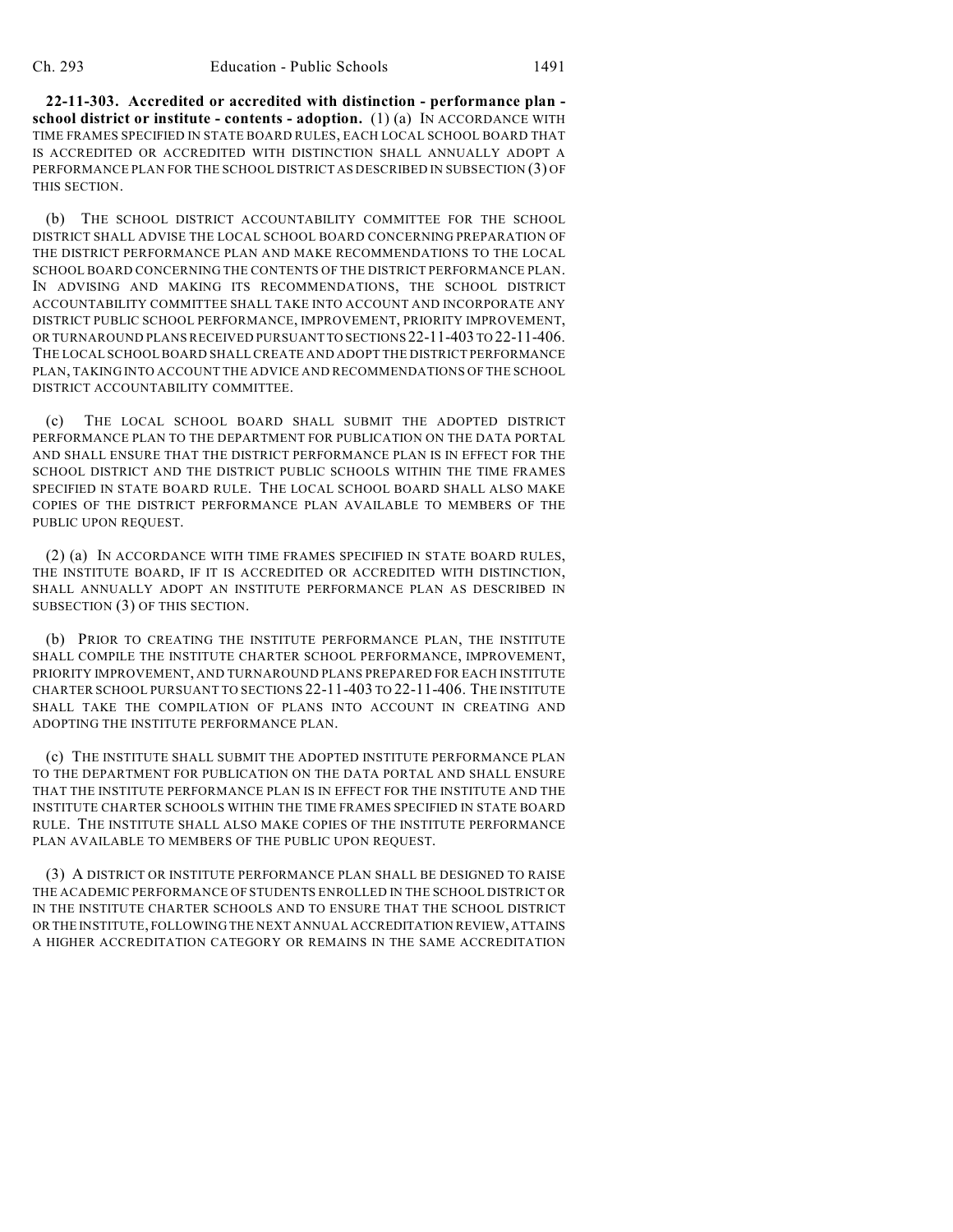**22-11-303. Accredited or accredited with distinction - performance plan - school district or institute - contents - adoption.** (1) (a) IN ACCORDANCE WITH TIME FRAMES SPECIFIED IN STATE BOARD RULES, EACH LOCAL SCHOOL BOARD THAT IS ACCREDITED OR ACCREDITED WITH DISTINCTION SHALL ANNUALLY ADOPT A PERFORMANCE PLAN FOR THE SCHOOL DISTRICT AS DESCRIBED IN SUBSECTION (3) OF THIS SECTION.

(b) THE SCHOOL DISTRICT ACCOUNTABILITY COMMITTEE FOR THE SCHOOL DISTRICT SHALL ADVISE THE LOCAL SCHOOL BOARD CONCERNING PREPARATION OF THE DISTRICT PERFORMANCE PLAN AND MAKE RECOMMENDATIONS TO THE LOCAL SCHOOL BOARD CONCERNING THE CONTENTS OF THE DISTRICT PERFORMANCE PLAN. IN ADVISING AND MAKING ITS RECOMMENDATIONS, THE SCHOOL DISTRICT ACCOUNTABILITY COMMITTEE SHALL TAKE INTO ACCOUNT AND INCORPORATE ANY DISTRICT PUBLIC SCHOOL PERFORMANCE, IMPROVEMENT, PRIORITY IMPROVEMENT, OR TURNAROUND PLANS RECEIVED PURSUANT TO SECTIONS 22-11-403 TO 22-11-406. THE LOCAL SCHOOL BOARD SHALL CREATE AND ADOPT THE DISTRICT PERFORMANCE PLAN, TAKING INTO ACCOUNT THE ADVICE AND RECOMMENDATIONS OF THE SCHOOL DISTRICT ACCOUNTABILITY COMMITTEE.

(c) THE LOCAL SCHOOL BOARD SHALL SUBMIT THE ADOPTED DISTRICT PERFORMANCE PLAN TO THE DEPARTMENT FOR PUBLICATION ON THE DATA PORTAL AND SHALL ENSURE THAT THE DISTRICT PERFORMANCE PLAN IS IN EFFECT FOR THE SCHOOL DISTRICT AND THE DISTRICT PUBLIC SCHOOLS WITHIN THE TIME FRAMES SPECIFIED IN STATE BOARD RULE. THE LOCAL SCHOOL BOARD SHALL ALSO MAKE COPIES OF THE DISTRICT PERFORMANCE PLAN AVAILABLE TO MEMBERS OF THE PUBLIC UPON REQUEST.

(2) (a) IN ACCORDANCE WITH TIME FRAMES SPECIFIED IN STATE BOARD RULES, THE INSTITUTE BOARD, IF IT IS ACCREDITED OR ACCREDITED WITH DISTINCTION, SHALL ANNUALLY ADOPT AN INSTITUTE PERFORMANCE PLAN AS DESCRIBED IN SUBSECTION (3) OF THIS SECTION.

(b) PRIOR TO CREATING THE INSTITUTE PERFORMANCE PLAN, THE INSTITUTE SHALL COMPILE THE INSTITUTE CHARTER SCHOOL PERFORMANCE, IMPROVEMENT, PRIORITY IMPROVEMENT, AND TURNAROUND PLANS PREPARED FOR EACH INSTITUTE CHARTER SCHOOL PURSUANT TO SECTIONS 22-11-403 TO 22-11-406. THE INSTITUTE SHALL TAKE THE COMPILATION OF PLANS INTO ACCOUNT IN CREATING AND ADOPTING THE INSTITUTE PERFORMANCE PLAN.

(c) THE INSTITUTE SHALL SUBMIT THE ADOPTED INSTITUTE PERFORMANCE PLAN TO THE DEPARTMENT FOR PUBLICATION ON THE DATA PORTAL AND SHALL ENSURE THAT THE INSTITUTE PERFORMANCE PLAN IS IN EFFECT FOR THE INSTITUTE AND THE INSTITUTE CHARTER SCHOOLS WITHIN THE TIME FRAMES SPECIFIED IN STATE BOARD RULE. THE INSTITUTE SHALL ALSO MAKE COPIES OF THE INSTITUTE PERFORMANCE PLAN AVAILABLE TO MEMBERS OF THE PUBLIC UPON REQUEST.

(3) A DISTRICT OR INSTITUTE PERFORMANCE PLAN SHALL BE DESIGNED TO RAISE THE ACADEMIC PERFORMANCE OF STUDENTS ENROLLED IN THE SCHOOL DISTRICT OR IN THE INSTITUTE CHARTER SCHOOLS AND TO ENSURE THAT THE SCHOOL DISTRICT OR THE INSTITUTE, FOLLOWING THE NEXT ANNUAL ACCREDITATION REVIEW, ATTAINS A HIGHER ACCREDITATION CATEGORY OR REMAINS IN THE SAME ACCREDITATION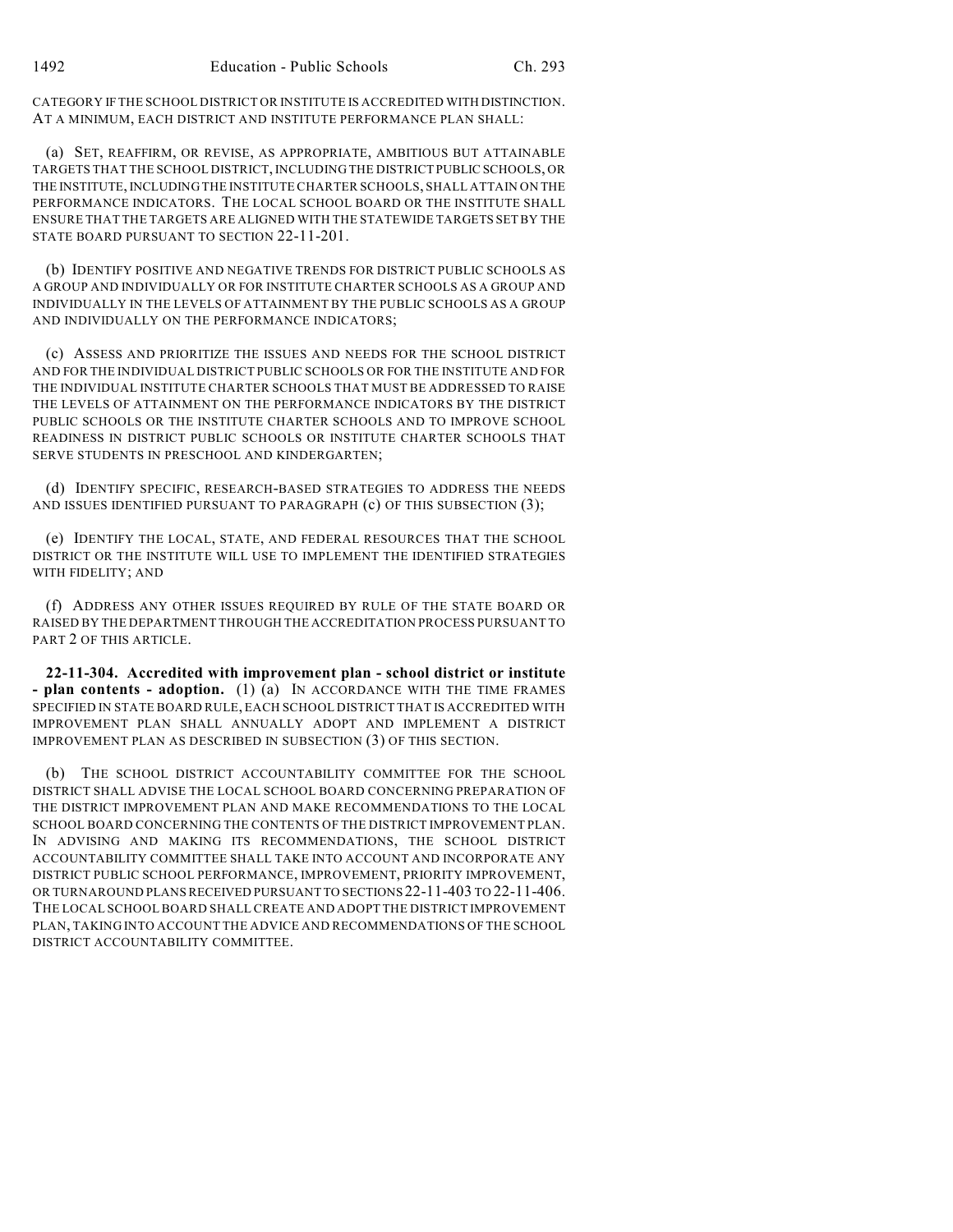CATEGORY IF THE SCHOOL DISTRICT OR INSTITUTE IS ACCREDITED WITH DISTINCTION. AT A MINIMUM, EACH DISTRICT AND INSTITUTE PERFORMANCE PLAN SHALL:

(a) SET, REAFFIRM, OR REVISE, AS APPROPRIATE, AMBITIOUS BUT ATTAINABLE TARGETS THAT THE SCHOOL DISTRICT, INCLUDING THE DISTRICT PUBLIC SCHOOLS, OR THE INSTITUTE, INCLUDING THE INSTITUTE CHARTER SCHOOLS, SHALL ATTAIN ON THE PERFORMANCE INDICATORS. THE LOCAL SCHOOL BOARD OR THE INSTITUTE SHALL ENSURE THAT THE TARGETS ARE ALIGNED WITH THE STATEWIDE TARGETS SET BY THE STATE BOARD PURSUANT TO SECTION 22-11-201.

(b) IDENTIFY POSITIVE AND NEGATIVE TRENDS FOR DISTRICT PUBLIC SCHOOLS AS A GROUP AND INDIVIDUALLY OR FOR INSTITUTE CHARTER SCHOOLS AS A GROUP AND INDIVIDUALLY IN THE LEVELS OF ATTAINMENT BY THE PUBLIC SCHOOLS AS A GROUP AND INDIVIDUALLY ON THE PERFORMANCE INDICATORS;

(c) ASSESS AND PRIORITIZE THE ISSUES AND NEEDS FOR THE SCHOOL DISTRICT AND FOR THE INDIVIDUAL DISTRICT PUBLIC SCHOOLS OR FOR THE INSTITUTE AND FOR THE INDIVIDUAL INSTITUTE CHARTER SCHOOLS THAT MUST BE ADDRESSED TO RAISE THE LEVELS OF ATTAINMENT ON THE PERFORMANCE INDICATORS BY THE DISTRICT PUBLIC SCHOOLS OR THE INSTITUTE CHARTER SCHOOLS AND TO IMPROVE SCHOOL READINESS IN DISTRICT PUBLIC SCHOOLS OR INSTITUTE CHARTER SCHOOLS THAT SERVE STUDENTS IN PRESCHOOL AND KINDERGARTEN;

(d) IDENTIFY SPECIFIC, RESEARCH-BASED STRATEGIES TO ADDRESS THE NEEDS AND ISSUES IDENTIFIED PURSUANT TO PARAGRAPH (c) OF THIS SUBSECTION (3);

(e) IDENTIFY THE LOCAL, STATE, AND FEDERAL RESOURCES THAT THE SCHOOL DISTRICT OR THE INSTITUTE WILL USE TO IMPLEMENT THE IDENTIFIED STRATEGIES WITH FIDELITY; AND

(f) ADDRESS ANY OTHER ISSUES REQUIRED BY RULE OF THE STATE BOARD OR RAISED BY THE DEPARTMENT THROUGH THE ACCREDITATION PROCESS PURSUANT TO PART 2 OF THIS ARTICLE.

**22-11-304. Accredited with improvement plan - school district or institute - plan contents - adoption.** (1) (a) IN ACCORDANCE WITH THE TIME FRAMES SPECIFIED IN STATE BOARD RULE, EACH SCHOOL DISTRICT THAT IS ACCREDITED WITH IMPROVEMENT PLAN SHALL ANNUALLY ADOPT AND IMPLEMENT A DISTRICT IMPROVEMENT PLAN AS DESCRIBED IN SUBSECTION (3) OF THIS SECTION.

(b) THE SCHOOL DISTRICT ACCOUNTABILITY COMMITTEE FOR THE SCHOOL DISTRICT SHALL ADVISE THE LOCAL SCHOOL BOARD CONCERNING PREPARATION OF THE DISTRICT IMPROVEMENT PLAN AND MAKE RECOMMENDATIONS TO THE LOCAL SCHOOL BOARD CONCERNING THE CONTENTS OF THE DISTRICT IMPROVEMENT PLAN. IN ADVISING AND MAKING ITS RECOMMENDATIONS, THE SCHOOL DISTRICT ACCOUNTABILITY COMMITTEE SHALL TAKE INTO ACCOUNT AND INCORPORATE ANY DISTRICT PUBLIC SCHOOL PERFORMANCE, IMPROVEMENT, PRIORITY IMPROVEMENT, OR TURNAROUND PLANS RECEIVED PURSUANT TO SECTIONS 22-11-403 TO 22-11-406. THE LOCAL SCHOOL BOARD SHALL CREATE AND ADOPT THE DISTRICT IMPROVEMENT PLAN, TAKING INTO ACCOUNT THE ADVICE AND RECOMMENDATIONS OF THE SCHOOL DISTRICT ACCOUNTABILITY COMMITTEE.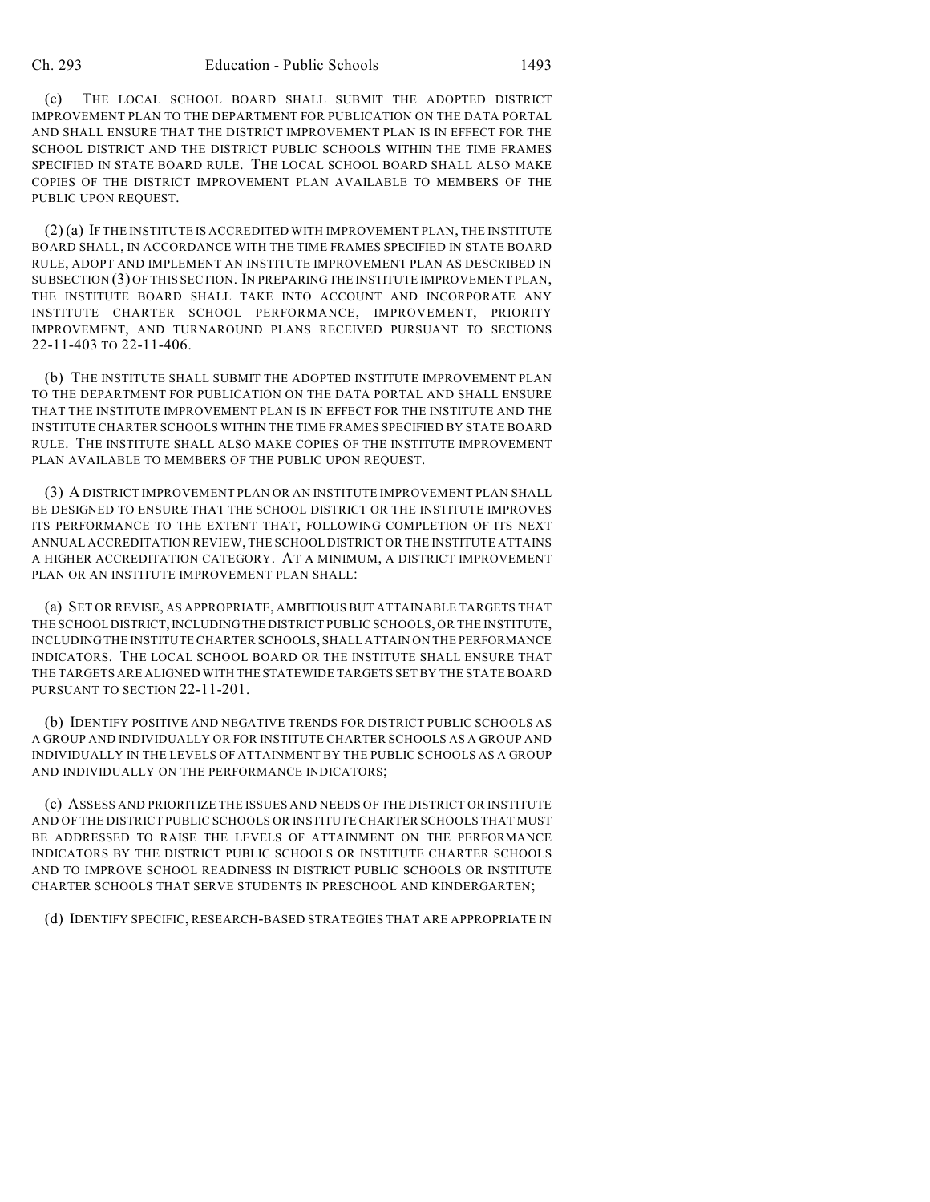(c) THE LOCAL SCHOOL BOARD SHALL SUBMIT THE ADOPTED DISTRICT IMPROVEMENT PLAN TO THE DEPARTMENT FOR PUBLICATION ON THE DATA PORTAL AND SHALL ENSURE THAT THE DISTRICT IMPROVEMENT PLAN IS IN EFFECT FOR THE SCHOOL DISTRICT AND THE DISTRICT PUBLIC SCHOOLS WITHIN THE TIME FRAMES SPECIFIED IN STATE BOARD RULE. THE LOCAL SCHOOL BOARD SHALL ALSO MAKE COPIES OF THE DISTRICT IMPROVEMENT PLAN AVAILABLE TO MEMBERS OF THE PUBLIC UPON REQUEST.

(2) (a) IF THE INSTITUTE IS ACCREDITED WITH IMPROVEMENT PLAN, THE INSTITUTE BOARD SHALL, IN ACCORDANCE WITH THE TIME FRAMES SPECIFIED IN STATE BOARD RULE, ADOPT AND IMPLEMENT AN INSTITUTE IMPROVEMENT PLAN AS DESCRIBED IN SUBSECTION (3) OF THIS SECTION. IN PREPARING THE INSTITUTE IMPROVEMENT PLAN, THE INSTITUTE BOARD SHALL TAKE INTO ACCOUNT AND INCORPORATE ANY INSTITUTE CHARTER SCHOOL PERFORMANCE, IMPROVEMENT, PRIORITY IMPROVEMENT, AND TURNAROUND PLANS RECEIVED PURSUANT TO SECTIONS 22-11-403 TO 22-11-406.

(b) THE INSTITUTE SHALL SUBMIT THE ADOPTED INSTITUTE IMPROVEMENT PLAN TO THE DEPARTMENT FOR PUBLICATION ON THE DATA PORTAL AND SHALL ENSURE THAT THE INSTITUTE IMPROVEMENT PLAN IS IN EFFECT FOR THE INSTITUTE AND THE INSTITUTE CHARTER SCHOOLS WITHIN THE TIME FRAMES SPECIFIED BY STATE BOARD RULE. THE INSTITUTE SHALL ALSO MAKE COPIES OF THE INSTITUTE IMPROVEMENT PLAN AVAILABLE TO MEMBERS OF THE PUBLIC UPON REQUEST.

(3) A DISTRICT IMPROVEMENT PLAN OR AN INSTITUTE IMPROVEMENT PLAN SHALL BE DESIGNED TO ENSURE THAT THE SCHOOL DISTRICT OR THE INSTITUTE IMPROVES ITS PERFORMANCE TO THE EXTENT THAT, FOLLOWING COMPLETION OF ITS NEXT ANNUAL ACCREDITATION REVIEW, THE SCHOOL DISTRICT OR THE INSTITUTE ATTAINS A HIGHER ACCREDITATION CATEGORY. AT A MINIMUM, A DISTRICT IMPROVEMENT PLAN OR AN INSTITUTE IMPROVEMENT PLAN SHALL:

(a) SET OR REVISE, AS APPROPRIATE, AMBITIOUS BUT ATTAINABLE TARGETS THAT THE SCHOOL DISTRICT, INCLUDING THE DISTRICT PUBLIC SCHOOLS, OR THE INSTITUTE, INCLUDING THE INSTITUTE CHARTER SCHOOLS, SHALL ATTAIN ON THE PERFORMANCE INDICATORS. THE LOCAL SCHOOL BOARD OR THE INSTITUTE SHALL ENSURE THAT THE TARGETS ARE ALIGNED WITH THE STATEWIDE TARGETS SET BY THE STATE BOARD PURSUANT TO SECTION 22-11-201.

(b) IDENTIFY POSITIVE AND NEGATIVE TRENDS FOR DISTRICT PUBLIC SCHOOLS AS A GROUP AND INDIVIDUALLY OR FOR INSTITUTE CHARTER SCHOOLS AS A GROUP AND INDIVIDUALLY IN THE LEVELS OF ATTAINMENT BY THE PUBLIC SCHOOLS AS A GROUP AND INDIVIDUALLY ON THE PERFORMANCE INDICATORS;

(c) ASSESS AND PRIORITIZE THE ISSUES AND NEEDS OF THE DISTRICT OR INSTITUTE AND OF THE DISTRICT PUBLIC SCHOOLS OR INSTITUTE CHARTER SCHOOLS THAT MUST BE ADDRESSED TO RAISE THE LEVELS OF ATTAINMENT ON THE PERFORMANCE INDICATORS BY THE DISTRICT PUBLIC SCHOOLS OR INSTITUTE CHARTER SCHOOLS AND TO IMPROVE SCHOOL READINESS IN DISTRICT PUBLIC SCHOOLS OR INSTITUTE CHARTER SCHOOLS THAT SERVE STUDENTS IN PRESCHOOL AND KINDERGARTEN;

(d) IDENTIFY SPECIFIC, RESEARCH-BASED STRATEGIES THAT ARE APPROPRIATE IN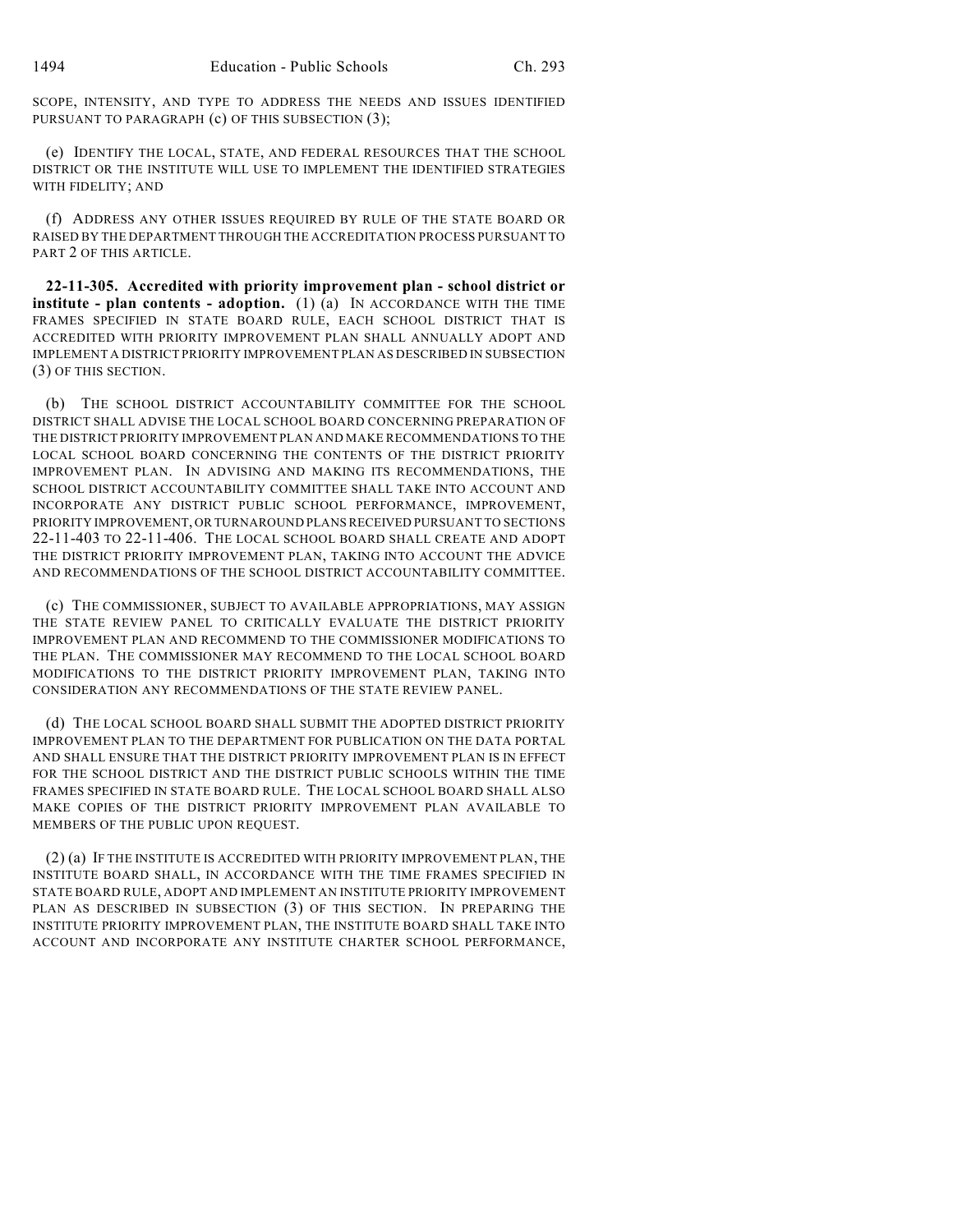SCOPE, INTENSITY, AND TYPE TO ADDRESS THE NEEDS AND ISSUES IDENTIFIED PURSUANT TO PARAGRAPH (c) OF THIS SUBSECTION (3);

(e) IDENTIFY THE LOCAL, STATE, AND FEDERAL RESOURCES THAT THE SCHOOL DISTRICT OR THE INSTITUTE WILL USE TO IMPLEMENT THE IDENTIFIED STRATEGIES WITH FIDELITY; AND

(f) ADDRESS ANY OTHER ISSUES REQUIRED BY RULE OF THE STATE BOARD OR RAISED BY THE DEPARTMENT THROUGH THE ACCREDITATION PROCESS PURSUANT TO PART 2 OF THIS ARTICLE.

**22-11-305. Accredited with priority improvement plan - school district or institute - plan contents - adoption.** (1) (a) IN ACCORDANCE WITH THE TIME FRAMES SPECIFIED IN STATE BOARD RULE, EACH SCHOOL DISTRICT THAT IS ACCREDITED WITH PRIORITY IMPROVEMENT PLAN SHALL ANNUALLY ADOPT AND IMPLEMENT A DISTRICT PRIORITY IMPROVEMENT PLAN AS DESCRIBED IN SUBSECTION (3) OF THIS SECTION.

(b) THE SCHOOL DISTRICT ACCOUNTABILITY COMMITTEE FOR THE SCHOOL DISTRICT SHALL ADVISE THE LOCAL SCHOOL BOARD CONCERNING PREPARATION OF THE DISTRICT PRIORITY IMPROVEMENT PLAN AND MAKE RECOMMENDATIONS TO THE LOCAL SCHOOL BOARD CONCERNING THE CONTENTS OF THE DISTRICT PRIORITY IMPROVEMENT PLAN. IN ADVISING AND MAKING ITS RECOMMENDATIONS, THE SCHOOL DISTRICT ACCOUNTABILITY COMMITTEE SHALL TAKE INTO ACCOUNT AND INCORPORATE ANY DISTRICT PUBLIC SCHOOL PERFORMANCE, IMPROVEMENT, PRIORITY IMPROVEMENT, OR TURNAROUND PLANS RECEIVED PURSUANT TO SECTIONS 22-11-403 TO 22-11-406. THE LOCAL SCHOOL BOARD SHALL CREATE AND ADOPT THE DISTRICT PRIORITY IMPROVEMENT PLAN, TAKING INTO ACCOUNT THE ADVICE AND RECOMMENDATIONS OF THE SCHOOL DISTRICT ACCOUNTABILITY COMMITTEE.

(c) THE COMMISSIONER, SUBJECT TO AVAILABLE APPROPRIATIONS, MAY ASSIGN THE STATE REVIEW PANEL TO CRITICALLY EVALUATE THE DISTRICT PRIORITY IMPROVEMENT PLAN AND RECOMMEND TO THE COMMISSIONER MODIFICATIONS TO THE PLAN. THE COMMISSIONER MAY RECOMMEND TO THE LOCAL SCHOOL BOARD MODIFICATIONS TO THE DISTRICT PRIORITY IMPROVEMENT PLAN, TAKING INTO CONSIDERATION ANY RECOMMENDATIONS OF THE STATE REVIEW PANEL.

(d) THE LOCAL SCHOOL BOARD SHALL SUBMIT THE ADOPTED DISTRICT PRIORITY IMPROVEMENT PLAN TO THE DEPARTMENT FOR PUBLICATION ON THE DATA PORTAL AND SHALL ENSURE THAT THE DISTRICT PRIORITY IMPROVEMENT PLAN IS IN EFFECT FOR THE SCHOOL DISTRICT AND THE DISTRICT PUBLIC SCHOOLS WITHIN THE TIME FRAMES SPECIFIED IN STATE BOARD RULE. THE LOCAL SCHOOL BOARD SHALL ALSO MAKE COPIES OF THE DISTRICT PRIORITY IMPROVEMENT PLAN AVAILABLE TO MEMBERS OF THE PUBLIC UPON REQUEST.

(2) (a) IF THE INSTITUTE IS ACCREDITED WITH PRIORITY IMPROVEMENT PLAN, THE INSTITUTE BOARD SHALL, IN ACCORDANCE WITH THE TIME FRAMES SPECIFIED IN STATE BOARD RULE, ADOPT AND IMPLEMENT AN INSTITUTE PRIORITY IMPROVEMENT PLAN AS DESCRIBED IN SUBSECTION (3) OF THIS SECTION. IN PREPARING THE INSTITUTE PRIORITY IMPROVEMENT PLAN, THE INSTITUTE BOARD SHALL TAKE INTO ACCOUNT AND INCORPORATE ANY INSTITUTE CHARTER SCHOOL PERFORMANCE,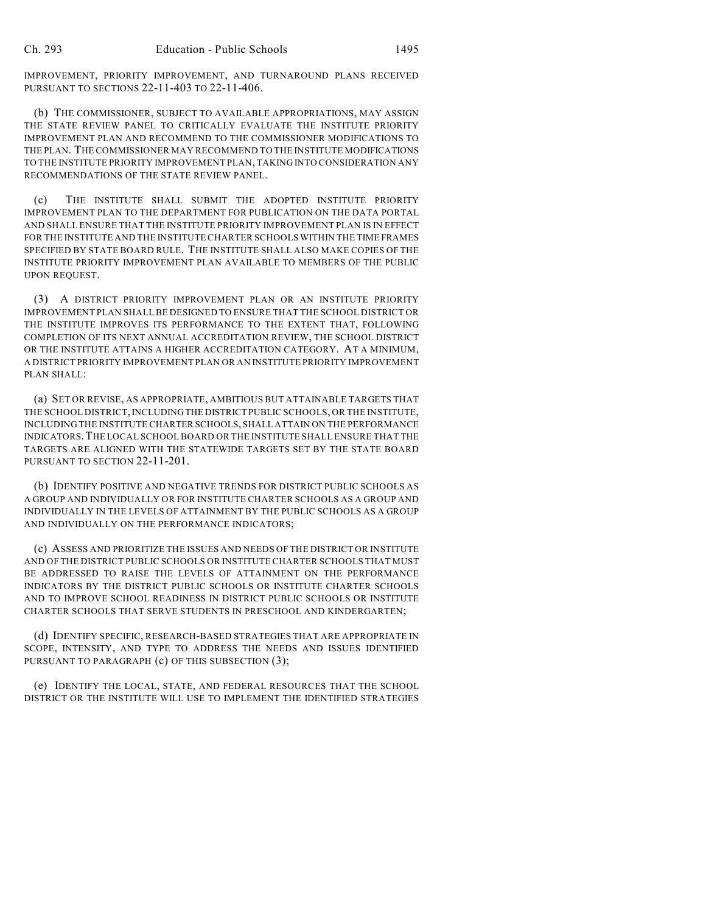IMPROVEMENT, PRIORITY IMPROVEMENT, AND TURNAROUND PLANS RECEIVED PURSUANT TO SECTIONS 22-11-403 TO 22-11-406.

(b) THE COMMISSIONER, SUBJECT TO AVAILABLE APPROPRIATIONS, MAY ASSIGN THE STATE REVIEW PANEL TO CRITICALLY EVALUATE THE INSTITUTE PRIORITY IMPROVEMENT PLAN AND RECOMMEND TO THE COMMISSIONER MODIFICATIONS TO THE PLAN. THE COMMISSIONER MAY RECOMMEND TO THE INSTITUTE MODIFICATIONS TO THE INSTITUTE PRIORITY IMPROVEMENT PLAN, TAKING INTO CONSIDERATION ANY RECOMMENDATIONS OF THE STATE REVIEW PANEL.

(c) THE INSTITUTE SHALL SUBMIT THE ADOPTED INSTITUTE PRIORITY IMPROVEMENT PLAN TO THE DEPARTMENT FOR PUBLICATION ON THE DATA PORTAL AND SHALL ENSURE THAT THE INSTITUTE PRIORITY IMPROVEMENT PLAN IS IN EFFECT FOR THE INSTITUTE AND THE INSTITUTE CHARTER SCHOOLS WITHIN THE TIME FRAMES SPECIFIED BY STATE BOARD RULE. THE INSTITUTE SHALL ALSO MAKE COPIES OF THE INSTITUTE PRIORITY IMPROVEMENT PLAN AVAILABLE TO MEMBERS OF THE PUBLIC UPON REQUEST.

(3) A DISTRICT PRIORITY IMPROVEMENT PLAN OR AN INSTITUTE PRIORITY IMPROVEMENT PLAN SHALL BE DESIGNED TO ENSURE THAT THE SCHOOL DISTRICT OR THE INSTITUTE IMPROVES ITS PERFORMANCE TO THE EXTENT THAT, FOLLOWING COMPLETION OF ITS NEXT ANNUAL ACCREDITATION REVIEW, THE SCHOOL DISTRICT OR THE INSTITUTE ATTAINS A HIGHER ACCREDITATION CATEGORY. AT A MINIMUM, A DISTRICT PRIORITY IMPROVEMENT PLAN OR AN INSTITUTE PRIORITY IMPROVEMENT PLAN SHALL:

(a) SET OR REVISE, AS APPROPRIATE, AMBITIOUS BUT ATTAINABLE TARGETS THAT THE SCHOOL DISTRICT, INCLUDING THE DISTRICT PUBLIC SCHOOLS, OR THE INSTITUTE, INCLUDING THE INSTITUTE CHARTER SCHOOLS, SHALL ATTAIN ON THE PERFORMANCE INDICATORS. THE LOCAL SCHOOL BOARD OR THE INSTITUTE SHALL ENSURE THAT THE TARGETS ARE ALIGNED WITH THE STATEWIDE TARGETS SET BY THE STATE BOARD PURSUANT TO SECTION 22-11-201.

(b) IDENTIFY POSITIVE AND NEGATIVE TRENDS FOR DISTRICT PUBLIC SCHOOLS AS A GROUP AND INDIVIDUALLY OR FOR INSTITUTE CHARTER SCHOOLS AS A GROUP AND INDIVIDUALLY IN THE LEVELS OF ATTAINMENT BY THE PUBLIC SCHOOLS AS A GROUP AND INDIVIDUALLY ON THE PERFORMANCE INDICATORS;

(c) ASSESS AND PRIORITIZE THE ISSUES AND NEEDS OF THE DISTRICT OR INSTITUTE AND OF THE DISTRICT PUBLIC SCHOOLS OR INSTITUTE CHARTER SCHOOLS THAT MUST BE ADDRESSED TO RAISE THE LEVELS OF ATTAINMENT ON THE PERFORMANCE INDICATORS BY THE DISTRICT PUBLIC SCHOOLS OR INSTITUTE CHARTER SCHOOLS AND TO IMPROVE SCHOOL READINESS IN DISTRICT PUBLIC SCHOOLS OR INSTITUTE CHARTER SCHOOLS THAT SERVE STUDENTS IN PRESCHOOL AND KINDERGARTEN;

(d) IDENTIFY SPECIFIC, RESEARCH-BASED STRATEGIES THAT ARE APPROPRIATE IN SCOPE, INTENSITY, AND TYPE TO ADDRESS THE NEEDS AND ISSUES IDENTIFIED PURSUANT TO PARAGRAPH (c) OF THIS SUBSECTION (3);

(e) IDENTIFY THE LOCAL, STATE, AND FEDERAL RESOURCES THAT THE SCHOOL DISTRICT OR THE INSTITUTE WILL USE TO IMPLEMENT THE IDENTIFIED STRATEGIES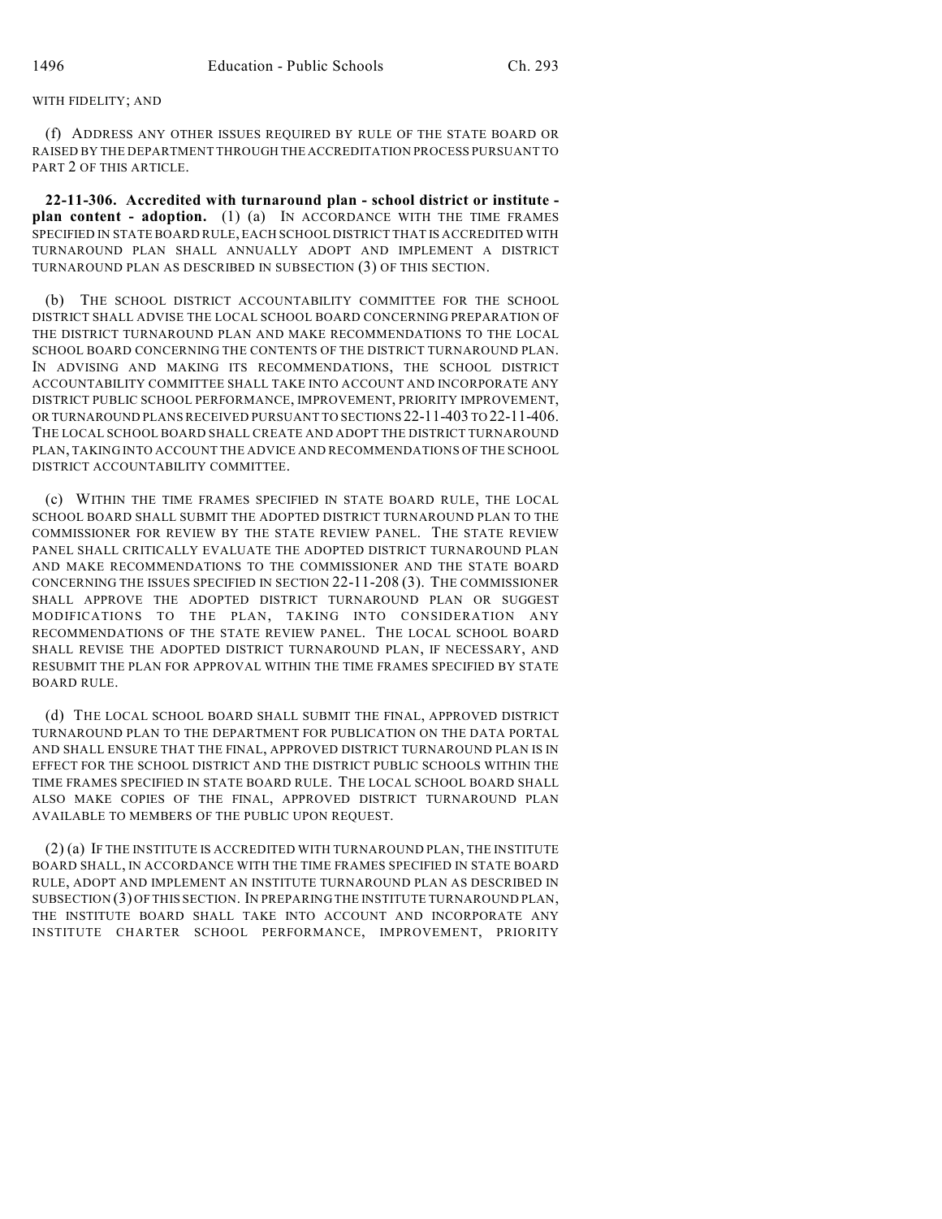WITH FIDELITY; AND

(f) ADDRESS ANY OTHER ISSUES REQUIRED BY RULE OF THE STATE BOARD OR RAISED BY THE DEPARTMENT THROUGH THE ACCREDITATION PROCESS PURSUANT TO PART 2 OF THIS ARTICLE.

**22-11-306. Accredited with turnaround plan - school district or institute - plan content - adoption.** (1) (a) IN ACCORDANCE WITH THE TIME FRAMES SPECIFIED IN STATE BOARD RULE, EACH SCHOOL DISTRICT THAT IS ACCREDITED WITH TURNAROUND PLAN SHALL ANNUALLY ADOPT AND IMPLEMENT A DISTRICT TURNAROUND PLAN AS DESCRIBED IN SUBSECTION (3) OF THIS SECTION.

(b) THE SCHOOL DISTRICT ACCOUNTABILITY COMMITTEE FOR THE SCHOOL DISTRICT SHALL ADVISE THE LOCAL SCHOOL BOARD CONCERNING PREPARATION OF THE DISTRICT TURNAROUND PLAN AND MAKE RECOMMENDATIONS TO THE LOCAL SCHOOL BOARD CONCERNING THE CONTENTS OF THE DISTRICT TURNAROUND PLAN. IN ADVISING AND MAKING ITS RECOMMENDATIONS, THE SCHOOL DISTRICT ACCOUNTABILITY COMMITTEE SHALL TAKE INTO ACCOUNT AND INCORPORATE ANY DISTRICT PUBLIC SCHOOL PERFORMANCE, IMPROVEMENT, PRIORITY IMPROVEMENT, OR TURNAROUND PLANS RECEIVED PURSUANT TO SECTIONS 22-11-403 TO 22-11-406. THE LOCAL SCHOOL BOARD SHALL CREATE AND ADOPT THE DISTRICT TURNAROUND PLAN, TAKING INTO ACCOUNT THE ADVICE AND RECOMMENDATIONS OF THE SCHOOL DISTRICT ACCOUNTABILITY COMMITTEE.

(c) WITHIN THE TIME FRAMES SPECIFIED IN STATE BOARD RULE, THE LOCAL SCHOOL BOARD SHALL SUBMIT THE ADOPTED DISTRICT TURNAROUND PLAN TO THE COMMISSIONER FOR REVIEW BY THE STATE REVIEW PANEL. THE STATE REVIEW PANEL SHALL CRITICALLY EVALUATE THE ADOPTED DISTRICT TURNAROUND PLAN AND MAKE RECOMMENDATIONS TO THE COMMISSIONER AND THE STATE BOARD CONCERNING THE ISSUES SPECIFIED IN SECTION 22-11-208 (3). THE COMMISSIONER SHALL APPROVE THE ADOPTED DISTRICT TURNAROUND PLAN OR SUGGEST MODIFICATIONS TO THE PLAN, TAKING INTO CONSIDERATION ANY RECOMMENDATIONS OF THE STATE REVIEW PANEL. THE LOCAL SCHOOL BOARD SHALL REVISE THE ADOPTED DISTRICT TURNAROUND PLAN, IF NECESSARY, AND RESUBMIT THE PLAN FOR APPROVAL WITHIN THE TIME FRAMES SPECIFIED BY STATE BOARD RULE.

(d) THE LOCAL SCHOOL BOARD SHALL SUBMIT THE FINAL, APPROVED DISTRICT TURNAROUND PLAN TO THE DEPARTMENT FOR PUBLICATION ON THE DATA PORTAL AND SHALL ENSURE THAT THE FINAL, APPROVED DISTRICT TURNAROUND PLAN IS IN EFFECT FOR THE SCHOOL DISTRICT AND THE DISTRICT PUBLIC SCHOOLS WITHIN THE TIME FRAMES SPECIFIED IN STATE BOARD RULE. THE LOCAL SCHOOL BOARD SHALL ALSO MAKE COPIES OF THE FINAL, APPROVED DISTRICT TURNAROUND PLAN AVAILABLE TO MEMBERS OF THE PUBLIC UPON REQUEST.

(2) (a) IF THE INSTITUTE IS ACCREDITED WITH TURNAROUND PLAN, THE INSTITUTE BOARD SHALL, IN ACCORDANCE WITH THE TIME FRAMES SPECIFIED IN STATE BOARD RULE, ADOPT AND IMPLEMENT AN INSTITUTE TURNAROUND PLAN AS DESCRIBED IN SUBSECTION (3) OF THIS SECTION. IN PREPARING THE INSTITUTE TURNAROUND PLAN, THE INSTITUTE BOARD SHALL TAKE INTO ACCOUNT AND INCORPORATE ANY INSTITUTE CHARTER SCHOOL PERFORMANCE, IMPROVEMENT, PRIORITY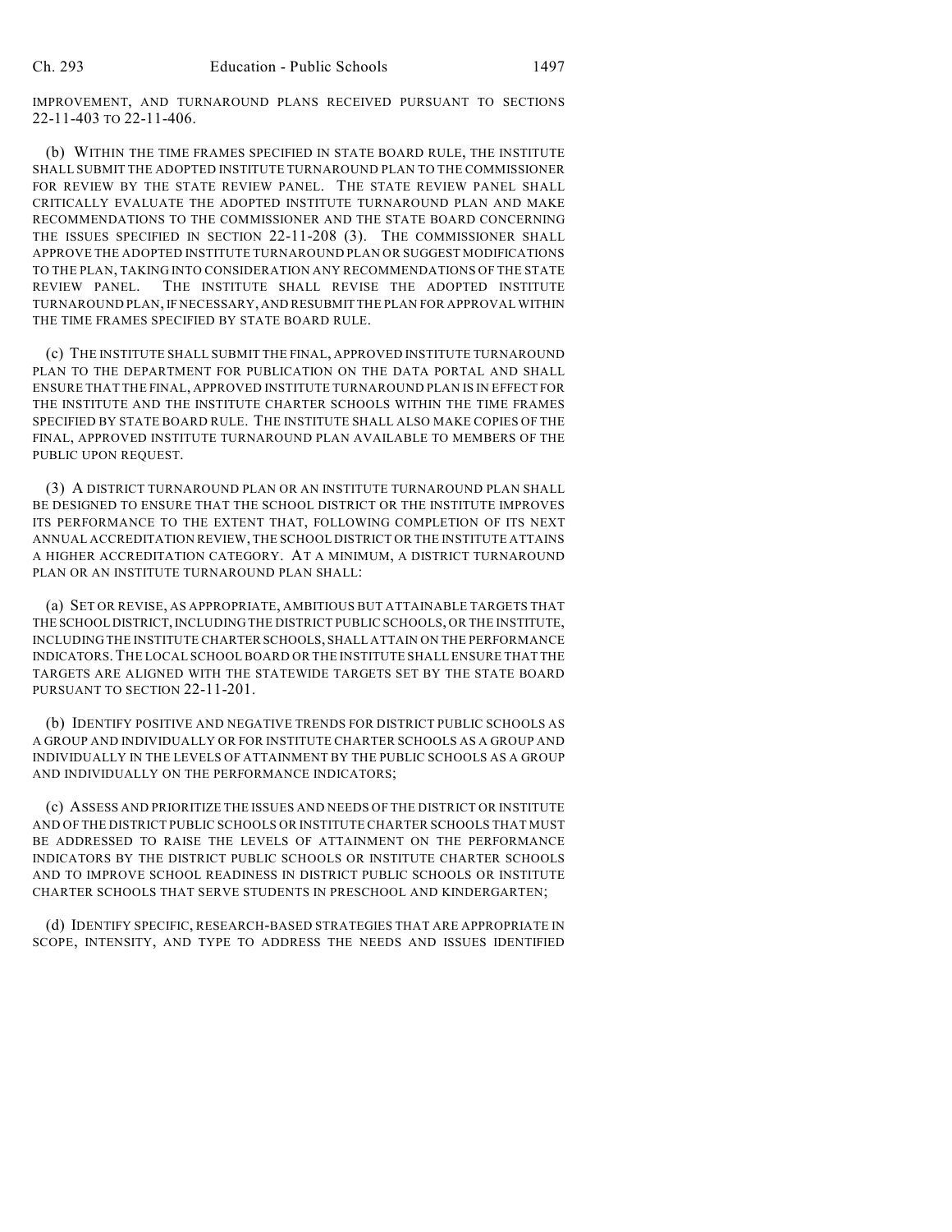IMPROVEMENT, AND TURNAROUND PLANS RECEIVED PURSUANT TO SECTIONS 22-11-403 TO 22-11-406.

(b) WITHIN THE TIME FRAMES SPECIFIED IN STATE BOARD RULE, THE INSTITUTE SHALL SUBMIT THE ADOPTED INSTITUTE TURNAROUND PLAN TO THE COMMISSIONER FOR REVIEW BY THE STATE REVIEW PANEL. THE STATE REVIEW PANEL SHALL CRITICALLY EVALUATE THE ADOPTED INSTITUTE TURNAROUND PLAN AND MAKE RECOMMENDATIONS TO THE COMMISSIONER AND THE STATE BOARD CONCERNING THE ISSUES SPECIFIED IN SECTION 22-11-208 (3). THE COMMISSIONER SHALL APPROVE THE ADOPTED INSTITUTE TURNAROUND PLAN OR SUGGEST MODIFICATIONS TO THE PLAN, TAKING INTO CONSIDERATION ANY RECOMMENDATIONS OF THE STATE REVIEW PANEL. THE INSTITUTE SHALL REVISE THE ADOPTED INSTITUTE TURNAROUND PLAN, IF NECESSARY, AND RESUBMIT THE PLAN FOR APPROVAL WITHIN THE TIME FRAMES SPECIFIED BY STATE BOARD RULE.

(c) THE INSTITUTE SHALL SUBMIT THE FINAL, APPROVED INSTITUTE TURNAROUND PLAN TO THE DEPARTMENT FOR PUBLICATION ON THE DATA PORTAL AND SHALL ENSURE THAT THE FINAL, APPROVED INSTITUTE TURNAROUND PLAN IS IN EFFECT FOR THE INSTITUTE AND THE INSTITUTE CHARTER SCHOOLS WITHIN THE TIME FRAMES SPECIFIED BY STATE BOARD RULE. THE INSTITUTE SHALL ALSO MAKE COPIES OF THE FINAL, APPROVED INSTITUTE TURNAROUND PLAN AVAILABLE TO MEMBERS OF THE PUBLIC UPON REQUEST.

(3) A DISTRICT TURNAROUND PLAN OR AN INSTITUTE TURNAROUND PLAN SHALL BE DESIGNED TO ENSURE THAT THE SCHOOL DISTRICT OR THE INSTITUTE IMPROVES ITS PERFORMANCE TO THE EXTENT THAT, FOLLOWING COMPLETION OF ITS NEXT ANNUAL ACCREDITATION REVIEW, THE SCHOOL DISTRICT OR THE INSTITUTE ATTAINS A HIGHER ACCREDITATION CATEGORY. AT A MINIMUM, A DISTRICT TURNAROUND PLAN OR AN INSTITUTE TURNAROUND PLAN SHALL:

(a) SET OR REVISE, AS APPROPRIATE, AMBITIOUS BUT ATTAINABLE TARGETS THAT THE SCHOOL DISTRICT, INCLUDING THE DISTRICT PUBLIC SCHOOLS, OR THE INSTITUTE, INCLUDING THE INSTITUTE CHARTER SCHOOLS, SHALL ATTAIN ON THE PERFORMANCE INDICATORS. THE LOCAL SCHOOL BOARD OR THE INSTITUTE SHALL ENSURE THAT THE TARGETS ARE ALIGNED WITH THE STATEWIDE TARGETS SET BY THE STATE BOARD PURSUANT TO SECTION 22-11-201.

(b) IDENTIFY POSITIVE AND NEGATIVE TRENDS FOR DISTRICT PUBLIC SCHOOLS AS A GROUP AND INDIVIDUALLY OR FOR INSTITUTE CHARTER SCHOOLS AS A GROUP AND INDIVIDUALLY IN THE LEVELS OF ATTAINMENT BY THE PUBLIC SCHOOLS AS A GROUP AND INDIVIDUALLY ON THE PERFORMANCE INDICATORS;

(c) ASSESS AND PRIORITIZE THE ISSUES AND NEEDS OF THE DISTRICT OR INSTITUTE AND OF THE DISTRICT PUBLIC SCHOOLS OR INSTITUTE CHARTER SCHOOLS THAT MUST BE ADDRESSED TO RAISE THE LEVELS OF ATTAINMENT ON THE PERFORMANCE INDICATORS BY THE DISTRICT PUBLIC SCHOOLS OR INSTITUTE CHARTER SCHOOLS AND TO IMPROVE SCHOOL READINESS IN DISTRICT PUBLIC SCHOOLS OR INSTITUTE CHARTER SCHOOLS THAT SERVE STUDENTS IN PRESCHOOL AND KINDERGARTEN;

(d) IDENTIFY SPECIFIC, RESEARCH-BASED STRATEGIES THAT ARE APPROPRIATE IN SCOPE, INTENSITY, AND TYPE TO ADDRESS THE NEEDS AND ISSUES IDENTIFIED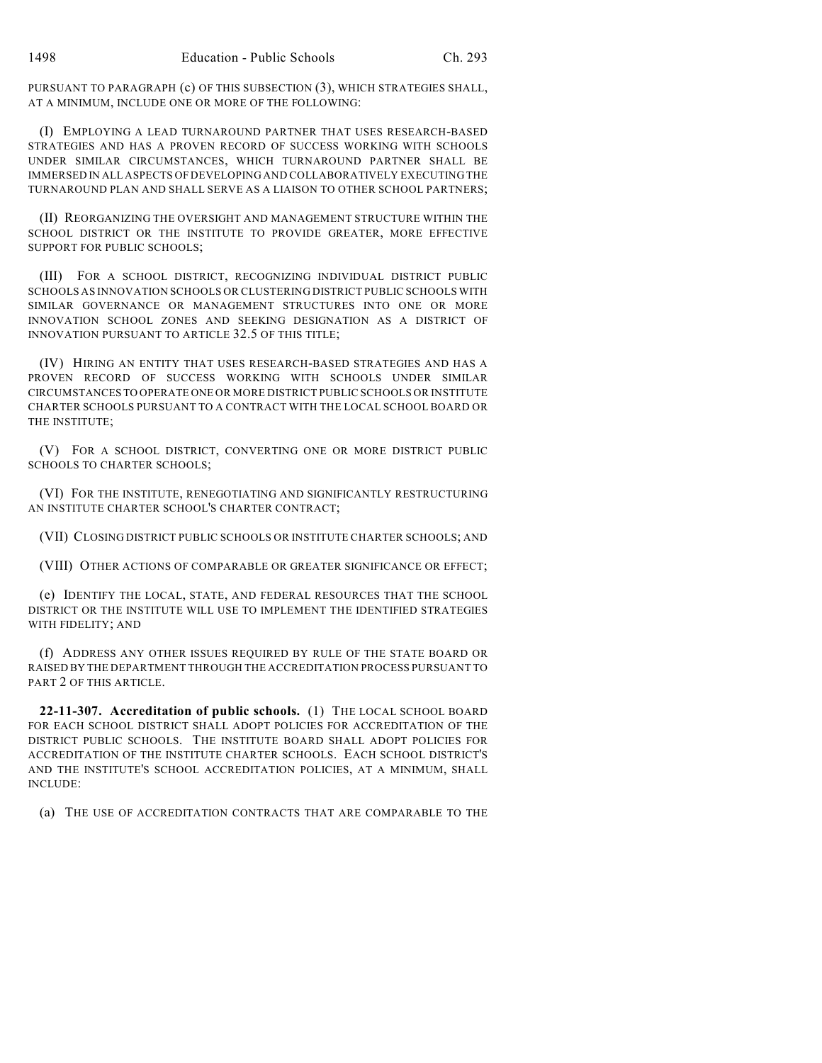PURSUANT TO PARAGRAPH (c) OF THIS SUBSECTION (3), WHICH STRATEGIES SHALL, AT A MINIMUM, INCLUDE ONE OR MORE OF THE FOLLOWING:

(I) EMPLOYING A LEAD TURNAROUND PARTNER THAT USES RESEARCH-BASED STRATEGIES AND HAS A PROVEN RECORD OF SUCCESS WORKING WITH SCHOOLS UNDER SIMILAR CIRCUMSTANCES, WHICH TURNAROUND PARTNER SHALL BE IMMERSED IN ALL ASPECTS OF DEVELOPING AND COLLABORATIVELY EXECUTING THE TURNAROUND PLAN AND SHALL SERVE AS A LIAISON TO OTHER SCHOOL PARTNERS;

(II) REORGANIZING THE OVERSIGHT AND MANAGEMENT STRUCTURE WITHIN THE SCHOOL DISTRICT OR THE INSTITUTE TO PROVIDE GREATER, MORE EFFECTIVE SUPPORT FOR PUBLIC SCHOOLS;

(III) FOR A SCHOOL DISTRICT, RECOGNIZING INDIVIDUAL DISTRICT PUBLIC SCHOOLS AS INNOVATION SCHOOLS OR CLUSTERING DISTRICT PUBLIC SCHOOLS WITH SIMILAR GOVERNANCE OR MANAGEMENT STRUCTURES INTO ONE OR MORE INNOVATION SCHOOL ZONES AND SEEKING DESIGNATION AS A DISTRICT OF INNOVATION PURSUANT TO ARTICLE 32.5 OF THIS TITLE;

(IV) HIRING AN ENTITY THAT USES RESEARCH-BASED STRATEGIES AND HAS A PROVEN RECORD OF SUCCESS WORKING WITH SCHOOLS UNDER SIMILAR CIRCUMSTANCES TO OPERATE ONE OR MORE DISTRICT PUBLIC SCHOOLS OR INSTITUTE CHARTER SCHOOLS PURSUANT TO A CONTRACT WITH THE LOCAL SCHOOL BOARD OR THE INSTITUTE;

(V) FOR A SCHOOL DISTRICT, CONVERTING ONE OR MORE DISTRICT PUBLIC SCHOOLS TO CHARTER SCHOOLS;

(VI) FOR THE INSTITUTE, RENEGOTIATING AND SIGNIFICANTLY RESTRUCTURING AN INSTITUTE CHARTER SCHOOL'S CHARTER CONTRACT;

(VII) CLOSING DISTRICT PUBLIC SCHOOLS OR INSTITUTE CHARTER SCHOOLS; AND

(VIII) OTHER ACTIONS OF COMPARABLE OR GREATER SIGNIFICANCE OR EFFECT;

(e) IDENTIFY THE LOCAL, STATE, AND FEDERAL RESOURCES THAT THE SCHOOL DISTRICT OR THE INSTITUTE WILL USE TO IMPLEMENT THE IDENTIFIED STRATEGIES WITH FIDELITY; AND

(f) ADDRESS ANY OTHER ISSUES REQUIRED BY RULE OF THE STATE BOARD OR RAISED BY THE DEPARTMENT THROUGH THE ACCREDITATION PROCESS PURSUANT TO PART 2 OF THIS ARTICLE.

**22-11-307. Accreditation of public schools.** (1) THE LOCAL SCHOOL BOARD FOR EACH SCHOOL DISTRICT SHALL ADOPT POLICIES FOR ACCREDITATION OF THE DISTRICT PUBLIC SCHOOLS. THE INSTITUTE BOARD SHALL ADOPT POLICIES FOR ACCREDITATION OF THE INSTITUTE CHARTER SCHOOLS. EACH SCHOOL DISTRICT'S AND THE INSTITUTE'S SCHOOL ACCREDITATION POLICIES, AT A MINIMUM, SHALL INCLUDE:

(a) THE USE OF ACCREDITATION CONTRACTS THAT ARE COMPARABLE TO THE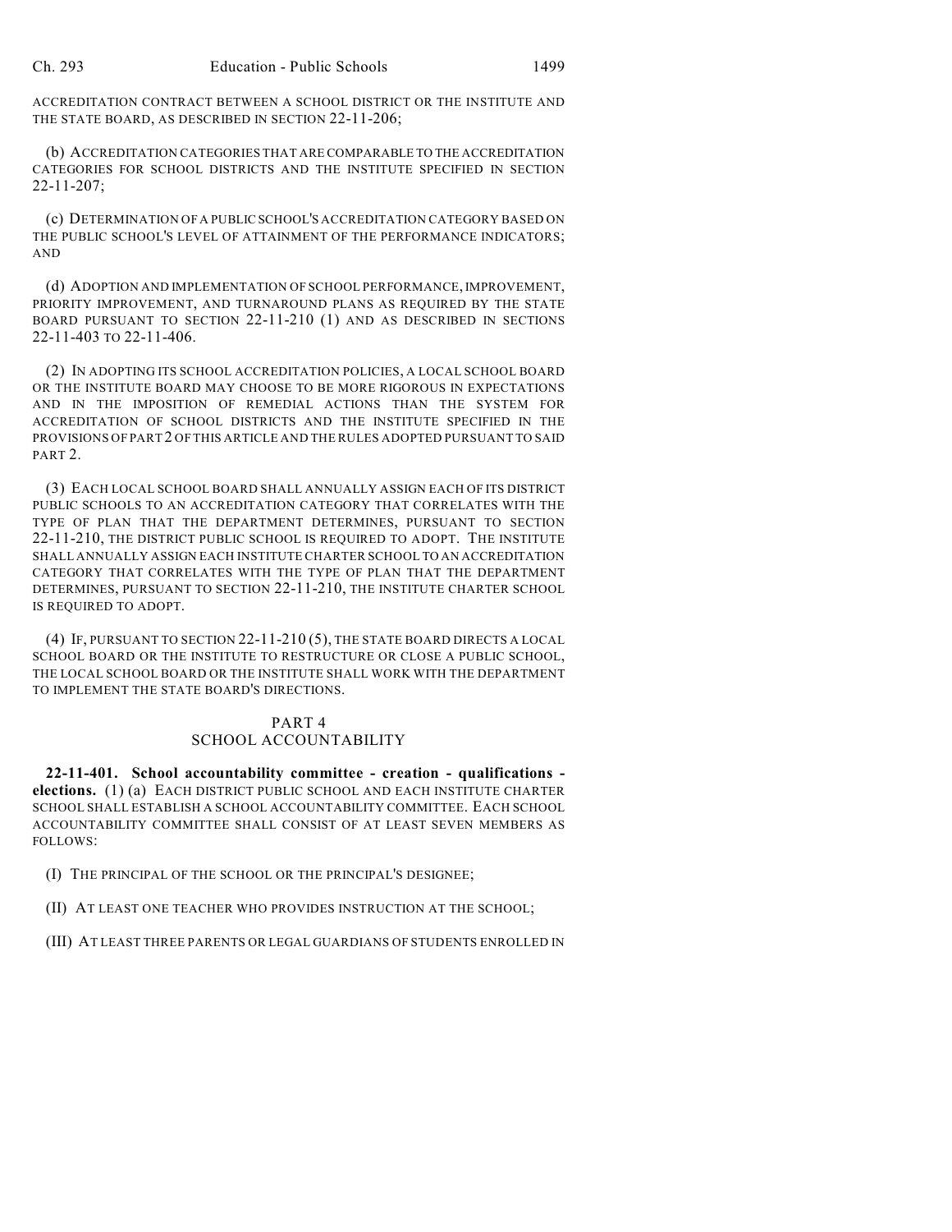ACCREDITATION CONTRACT BETWEEN A SCHOOL DISTRICT OR THE INSTITUTE AND THE STATE BOARD, AS DESCRIBED IN SECTION 22-11-206;

(b) ACCREDITATION CATEGORIES THAT ARE COMPARABLE TO THE ACCREDITATION CATEGORIES FOR SCHOOL DISTRICTS AND THE INSTITUTE SPECIFIED IN SECTION 22-11-207;

(c) DETERMINATION OF A PUBLIC SCHOOL'S ACCREDITATION CATEGORY BASED ON THE PUBLIC SCHOOL'S LEVEL OF ATTAINMENT OF THE PERFORMANCE INDICATORS; AND

(d) ADOPTION AND IMPLEMENTATION OF SCHOOL PERFORMANCE, IMPROVEMENT, PRIORITY IMPROVEMENT, AND TURNAROUND PLANS AS REQUIRED BY THE STATE BOARD PURSUANT TO SECTION 22-11-210 (1) AND AS DESCRIBED IN SECTIONS 22-11-403 TO 22-11-406.

(2) IN ADOPTING ITS SCHOOL ACCREDITATION POLICIES, A LOCAL SCHOOL BOARD OR THE INSTITUTE BOARD MAY CHOOSE TO BE MORE RIGOROUS IN EXPECTATIONS AND IN THE IMPOSITION OF REMEDIAL ACTIONS THAN THE SYSTEM FOR ACCREDITATION OF SCHOOL DISTRICTS AND THE INSTITUTE SPECIFIED IN THE PROVISIONS OF PART 2 OF THIS ARTICLE AND THE RULES ADOPTED PURSUANT TO SAID PART 2.

(3) EACH LOCAL SCHOOL BOARD SHALL ANNUALLY ASSIGN EACH OF ITS DISTRICT PUBLIC SCHOOLS TO AN ACCREDITATION CATEGORY THAT CORRELATES WITH THE TYPE OF PLAN THAT THE DEPARTMENT DETERMINES, PURSUANT TO SECTION 22-11-210, THE DISTRICT PUBLIC SCHOOL IS REQUIRED TO ADOPT. THE INSTITUTE SHALL ANNUALLY ASSIGN EACH INSTITUTE CHARTER SCHOOL TO AN ACCREDITATION CATEGORY THAT CORRELATES WITH THE TYPE OF PLAN THAT THE DEPARTMENT DETERMINES, PURSUANT TO SECTION 22-11-210, THE INSTITUTE CHARTER SCHOOL IS REQUIRED TO ADOPT.

(4) IF, PURSUANT TO SECTION 22-11-210 (5), THE STATE BOARD DIRECTS A LOCAL SCHOOL BOARD OR THE INSTITUTE TO RESTRUCTURE OR CLOSE A PUBLIC SCHOOL, THE LOCAL SCHOOL BOARD OR THE INSTITUTE SHALL WORK WITH THE DEPARTMENT TO IMPLEMENT THE STATE BOARD'S DIRECTIONS.

## PART 4
## SCHOOL ACCOUNTABILITY

**22-11-401. School accountability committee - creation - qualifications - elections.** (1) (a) EACH DISTRICT PUBLIC SCHOOL AND EACH INSTITUTE CHARTER SCHOOL SHALL ESTABLISH A SCHOOL ACCOUNTABILITY COMMITTEE. EACH SCHOOL ACCOUNTABILITY COMMITTEE SHALL CONSIST OF AT LEAST SEVEN MEMBERS AS FOLLOWS:

(I) THE PRINCIPAL OF THE SCHOOL OR THE PRINCIPAL'S DESIGNEE;

(II) AT LEAST ONE TEACHER WHO PROVIDES INSTRUCTION AT THE SCHOOL;

(III) AT LEAST THREE PARENTS OR LEGAL GUARDIANS OF STUDENTS ENROLLED IN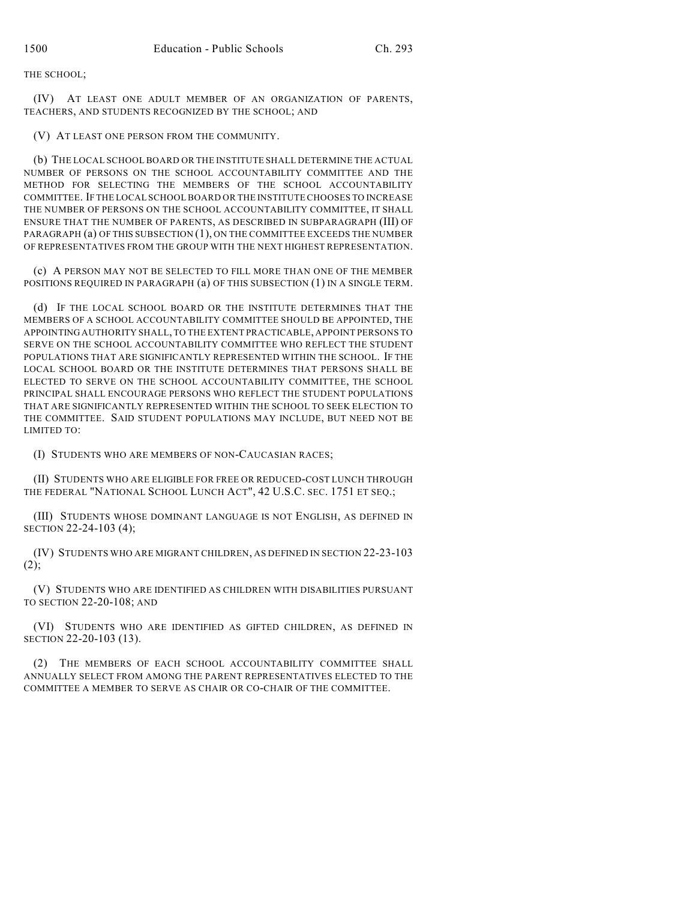THE SCHOOL;

(IV) AT LEAST ONE ADULT MEMBER OF AN ORGANIZATION OF PARENTS, TEACHERS, AND STUDENTS RECOGNIZED BY THE SCHOOL; AND

(V) AT LEAST ONE PERSON FROM THE COMMUNITY.

(b) THE LOCAL SCHOOL BOARD OR THE INSTITUTE SHALL DETERMINE THE ACTUAL NUMBER OF PERSONS ON THE SCHOOL ACCOUNTABILITY COMMITTEE AND THE METHOD FOR SELECTING THE MEMBERS OF THE SCHOOL ACCOUNTABILITY COMMITTEE. IF THE LOCAL SCHOOL BOARD OR THE INSTITUTE CHOOSES TO INCREASE THE NUMBER OF PERSONS ON THE SCHOOL ACCOUNTABILITY COMMITTEE, IT SHALL ENSURE THAT THE NUMBER OF PARENTS, AS DESCRIBED IN SUBPARAGRAPH (III) OF PARAGRAPH (a) OF THIS SUBSECTION (1), ON THE COMMITTEE EXCEEDS THE NUMBER OF REPRESENTATIVES FROM THE GROUP WITH THE NEXT HIGHEST REPRESENTATION.

(c) A PERSON MAY NOT BE SELECTED TO FILL MORE THAN ONE OF THE MEMBER POSITIONS REQUIRED IN PARAGRAPH (a) OF THIS SUBSECTION (1) IN A SINGLE TERM.

(d) IF THE LOCAL SCHOOL BOARD OR THE INSTITUTE DETERMINES THAT THE MEMBERS OF A SCHOOL ACCOUNTABILITY COMMITTEE SHOULD BE APPOINTED, THE APPOINTING AUTHORITY SHALL, TO THE EXTENT PRACTICABLE, APPOINT PERSONS TO SERVE ON THE SCHOOL ACCOUNTABILITY COMMITTEE WHO REFLECT THE STUDENT POPULATIONS THAT ARE SIGNIFICANTLY REPRESENTED WITHIN THE SCHOOL. IF THE LOCAL SCHOOL BOARD OR THE INSTITUTE DETERMINES THAT PERSONS SHALL BE ELECTED TO SERVE ON THE SCHOOL ACCOUNTABILITY COMMITTEE, THE SCHOOL PRINCIPAL SHALL ENCOURAGE PERSONS WHO REFLECT THE STUDENT POPULATIONS THAT ARE SIGNIFICANTLY REPRESENTED WITHIN THE SCHOOL TO SEEK ELECTION TO THE COMMITTEE. SAID STUDENT POPULATIONS MAY INCLUDE, BUT NEED NOT BE LIMITED TO:

(I) STUDENTS WHO ARE MEMBERS OF NON-CAUCASIAN RACES;

(II) STUDENTS WHO ARE ELIGIBLE FOR FREE OR REDUCED-COST LUNCH THROUGH THE FEDERAL "NATIONAL SCHOOL LUNCH ACT", 42 U.S.C. SEC. 1751 ET SEQ.;

(III) STUDENTS WHOSE DOMINANT LANGUAGE IS NOT ENGLISH, AS DEFINED IN SECTION 22-24-103 (4);

(IV) STUDENTS WHO ARE MIGRANT CHILDREN, AS DEFINED IN SECTION 22-23-103 (2);

(V) STUDENTS WHO ARE IDENTIFIED AS CHILDREN WITH DISABILITIES PURSUANT TO SECTION 22-20-108; AND

(VI) STUDENTS WHO ARE IDENTIFIED AS GIFTED CHILDREN, AS DEFINED IN SECTION 22-20-103 (13).

(2) THE MEMBERS OF EACH SCHOOL ACCOUNTABILITY COMMITTEE SHALL ANNUALLY SELECT FROM AMONG THE PARENT REPRESENTATIVES ELECTED TO THE COMMITTEE A MEMBER TO SERVE AS CHAIR OR CO-CHAIR OF THE COMMITTEE.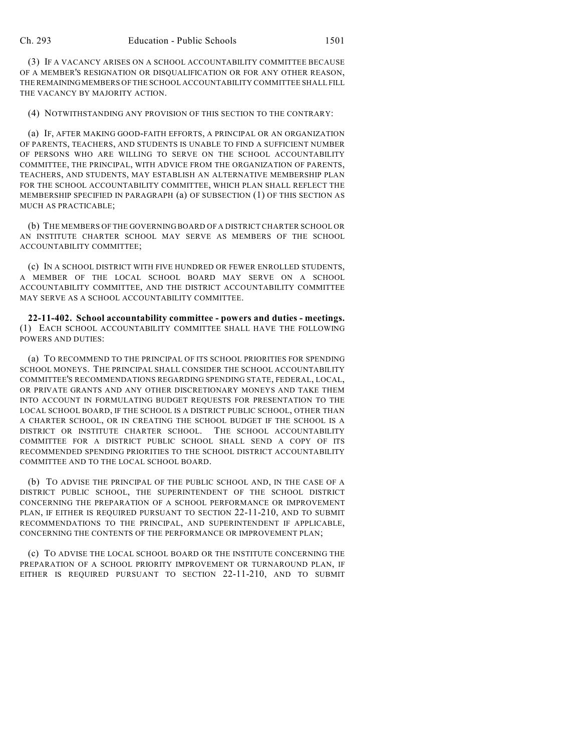(3) IF A VACANCY ARISES ON A SCHOOL ACCOUNTABILITY COMMITTEE BECAUSE OF A MEMBER'S RESIGNATION OR DISQUALIFICATION OR FOR ANY OTHER REASON, THE REMAINING MEMBERS OF THE SCHOOL ACCOUNTABILITY COMMITTEE SHALL FILL THE VACANCY BY MAJORITY ACTION.

(4) NOTWITHSTANDING ANY PROVISION OF THIS SECTION TO THE CONTRARY:

(a) IF, AFTER MAKING GOOD-FAITH EFFORTS, A PRINCIPAL OR AN ORGANIZATION OF PARENTS, TEACHERS, AND STUDENTS IS UNABLE TO FIND A SUFFICIENT NUMBER OF PERSONS WHO ARE WILLING TO SERVE ON THE SCHOOL ACCOUNTABILITY COMMITTEE, THE PRINCIPAL, WITH ADVICE FROM THE ORGANIZATION OF PARENTS, TEACHERS, AND STUDENTS, MAY ESTABLISH AN ALTERNATIVE MEMBERSHIP PLAN FOR THE SCHOOL ACCOUNTABILITY COMMITTEE, WHICH PLAN SHALL REFLECT THE MEMBERSHIP SPECIFIED IN PARAGRAPH (a) OF SUBSECTION (1) OF THIS SECTION AS MUCH AS PRACTICABLE;

(b) THE MEMBERS OF THE GOVERNING BOARD OF A DISTRICT CHARTER SCHOOL OR AN INSTITUTE CHARTER SCHOOL MAY SERVE AS MEMBERS OF THE SCHOOL ACCOUNTABILITY COMMITTEE;

(c) IN A SCHOOL DISTRICT WITH FIVE HUNDRED OR FEWER ENROLLED STUDENTS, A MEMBER OF THE LOCAL SCHOOL BOARD MAY SERVE ON A SCHOOL ACCOUNTABILITY COMMITTEE, AND THE DISTRICT ACCOUNTABILITY COMMITTEE MAY SERVE AS A SCHOOL ACCOUNTABILITY COMMITTEE.

**22-11-402. School accountability committee - powers and duties - meetings.** (1) EACH SCHOOL ACCOUNTABILITY COMMITTEE SHALL HAVE THE FOLLOWING POWERS AND DUTIES:

(a) TO RECOMMEND TO THE PRINCIPAL OF ITS SCHOOL PRIORITIES FOR SPENDING SCHOOL MONEYS. THE PRINCIPAL SHALL CONSIDER THE SCHOOL ACCOUNTABILITY COMMITTEE'S RECOMMENDATIONS REGARDING SPENDING STATE, FEDERAL, LOCAL, OR PRIVATE GRANTS AND ANY OTHER DISCRETIONARY MONEYS AND TAKE THEM INTO ACCOUNT IN FORMULATING BUDGET REQUESTS FOR PRESENTATION TO THE LOCAL SCHOOL BOARD, IF THE SCHOOL IS A DISTRICT PUBLIC SCHOOL, OTHER THAN A CHARTER SCHOOL, OR IN CREATING THE SCHOOL BUDGET IF THE SCHOOL IS A DISTRICT OR INSTITUTE CHARTER SCHOOL. THE SCHOOL ACCOUNTABILITY COMMITTEE FOR A DISTRICT PUBLIC SCHOOL SHALL SEND A COPY OF ITS RECOMMENDED SPENDING PRIORITIES TO THE SCHOOL DISTRICT ACCOUNTABILITY COMMITTEE AND TO THE LOCAL SCHOOL BOARD.

(b) TO ADVISE THE PRINCIPAL OF THE PUBLIC SCHOOL AND, IN THE CASE OF A DISTRICT PUBLIC SCHOOL, THE SUPERINTENDENT OF THE SCHOOL DISTRICT CONCERNING THE PREPARATION OF A SCHOOL PERFORMANCE OR IMPROVEMENT PLAN, IF EITHER IS REQUIRED PURSUANT TO SECTION 22-11-210, AND TO SUBMIT RECOMMENDATIONS TO THE PRINCIPAL, AND SUPERINTENDENT IF APPLICABLE, CONCERNING THE CONTENTS OF THE PERFORMANCE OR IMPROVEMENT PLAN;

(c) TO ADVISE THE LOCAL SCHOOL BOARD OR THE INSTITUTE CONCERNING THE PREPARATION OF A SCHOOL PRIORITY IMPROVEMENT OR TURNAROUND PLAN, IF EITHER IS REQUIRED PURSUANT TO SECTION 22-11-210, AND TO SUBMIT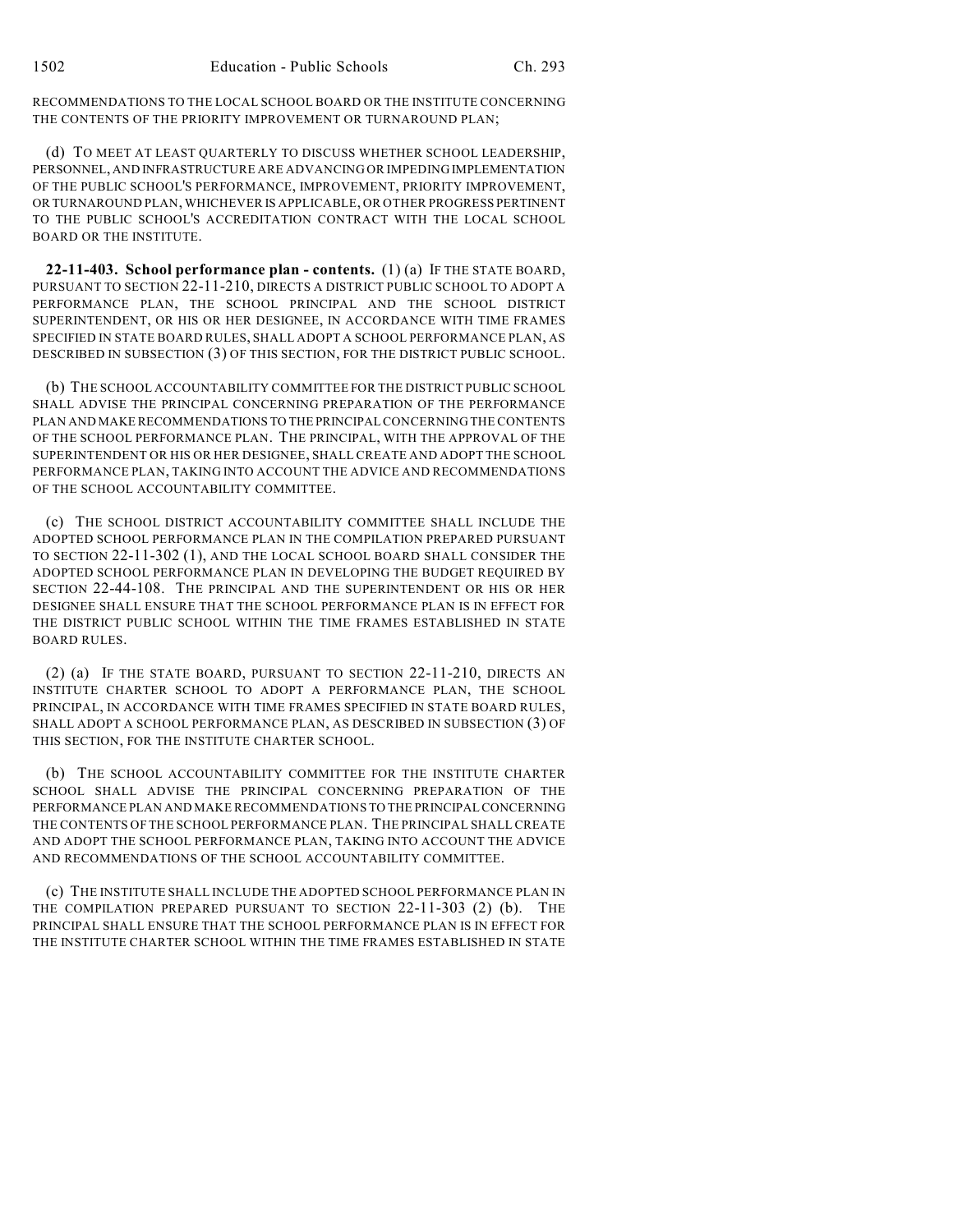RECOMMENDATIONS TO THE LOCAL SCHOOL BOARD OR THE INSTITUTE CONCERNING THE CONTENTS OF THE PRIORITY IMPROVEMENT OR TURNAROUND PLAN;

(d) TO MEET AT LEAST QUARTERLY TO DISCUSS WHETHER SCHOOL LEADERSHIP, PERSONNEL, AND INFRASTRUCTURE ARE ADVANCING OR IMPEDING IMPLEMENTATION OF THE PUBLIC SCHOOL'S PERFORMANCE, IMPROVEMENT, PRIORITY IMPROVEMENT, OR TURNAROUND PLAN, WHICHEVER IS APPLICABLE, OR OTHER PROGRESS PERTINENT TO THE PUBLIC SCHOOL'S ACCREDITATION CONTRACT WITH THE LOCAL SCHOOL BOARD OR THE INSTITUTE.

**22-11-403. School performance plan - contents.** (1) (a) IF THE STATE BOARD, PURSUANT TO SECTION 22-11-210, DIRECTS A DISTRICT PUBLIC SCHOOL TO ADOPT A PERFORMANCE PLAN, THE SCHOOL PRINCIPAL AND THE SCHOOL DISTRICT SUPERINTENDENT, OR HIS OR HER DESIGNEE, IN ACCORDANCE WITH TIME FRAMES SPECIFIED IN STATE BOARD RULES, SHALL ADOPT A SCHOOL PERFORMANCE PLAN, AS DESCRIBED IN SUBSECTION (3) OF THIS SECTION, FOR THE DISTRICT PUBLIC SCHOOL.

(b) THE SCHOOL ACCOUNTABILITY COMMITTEE FOR THE DISTRICT PUBLIC SCHOOL SHALL ADVISE THE PRINCIPAL CONCERNING PREPARATION OF THE PERFORMANCE PLAN AND MAKE RECOMMENDATIONS TO THE PRINCIPAL CONCERNING THE CONTENTS OF THE SCHOOL PERFORMANCE PLAN. THE PRINCIPAL, WITH THE APPROVAL OF THE SUPERINTENDENT OR HIS OR HER DESIGNEE, SHALL CREATE AND ADOPT THE SCHOOL PERFORMANCE PLAN, TAKING INTO ACCOUNT THE ADVICE AND RECOMMENDATIONS OF THE SCHOOL ACCOUNTABILITY COMMITTEE.

(c) THE SCHOOL DISTRICT ACCOUNTABILITY COMMITTEE SHALL INCLUDE THE ADOPTED SCHOOL PERFORMANCE PLAN IN THE COMPILATION PREPARED PURSUANT TO SECTION 22-11-302 (1), AND THE LOCAL SCHOOL BOARD SHALL CONSIDER THE ADOPTED SCHOOL PERFORMANCE PLAN IN DEVELOPING THE BUDGET REQUIRED BY SECTION 22-44-108. THE PRINCIPAL AND THE SUPERINTENDENT OR HIS OR HER DESIGNEE SHALL ENSURE THAT THE SCHOOL PERFORMANCE PLAN IS IN EFFECT FOR THE DISTRICT PUBLIC SCHOOL WITHIN THE TIME FRAMES ESTABLISHED IN STATE BOARD RULES.

(2) (a) IF THE STATE BOARD, PURSUANT TO SECTION 22-11-210, DIRECTS AN INSTITUTE CHARTER SCHOOL TO ADOPT A PERFORMANCE PLAN, THE SCHOOL PRINCIPAL, IN ACCORDANCE WITH TIME FRAMES SPECIFIED IN STATE BOARD RULES, SHALL ADOPT A SCHOOL PERFORMANCE PLAN, AS DESCRIBED IN SUBSECTION (3) OF THIS SECTION, FOR THE INSTITUTE CHARTER SCHOOL.

(b) THE SCHOOL ACCOUNTABILITY COMMITTEE FOR THE INSTITUTE CHARTER SCHOOL SHALL ADVISE THE PRINCIPAL CONCERNING PREPARATION OF THE PERFORMANCE PLAN AND MAKE RECOMMENDATIONS TO THE PRINCIPAL CONCERNING THE CONTENTS OF THE SCHOOL PERFORMANCE PLAN. THE PRINCIPAL SHALL CREATE AND ADOPT THE SCHOOL PERFORMANCE PLAN, TAKING INTO ACCOUNT THE ADVICE AND RECOMMENDATIONS OF THE SCHOOL ACCOUNTABILITY COMMITTEE.

(c) THE INSTITUTE SHALL INCLUDE THE ADOPTED SCHOOL PERFORMANCE PLAN IN THE COMPILATION PREPARED PURSUANT TO SECTION 22-11-303 (2) (b). THE PRINCIPAL SHALL ENSURE THAT THE SCHOOL PERFORMANCE PLAN IS IN EFFECT FOR THE INSTITUTE CHARTER SCHOOL WITHIN THE TIME FRAMES ESTABLISHED IN STATE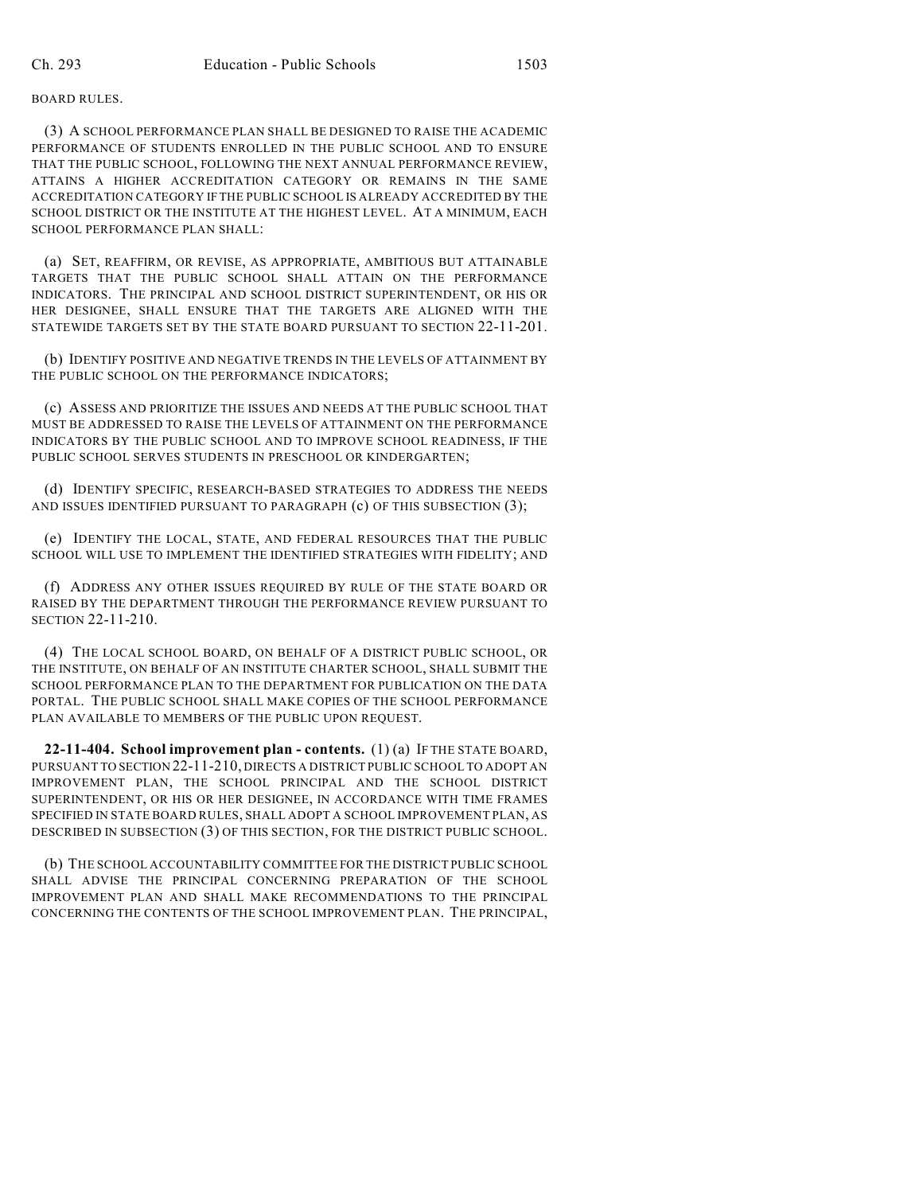BOARD RULES.

(3) A SCHOOL PERFORMANCE PLAN SHALL BE DESIGNED TO RAISE THE ACADEMIC PERFORMANCE OF STUDENTS ENROLLED IN THE PUBLIC SCHOOL AND TO ENSURE THAT THE PUBLIC SCHOOL, FOLLOWING THE NEXT ANNUAL PERFORMANCE REVIEW, ATTAINS A HIGHER ACCREDITATION CATEGORY OR REMAINS IN THE SAME ACCREDITATION CATEGORY IF THE PUBLIC SCHOOL IS ALREADY ACCREDITED BY THE SCHOOL DISTRICT OR THE INSTITUTE AT THE HIGHEST LEVEL. AT A MINIMUM, EACH SCHOOL PERFORMANCE PLAN SHALL:

(a) SET, REAFFIRM, OR REVISE, AS APPROPRIATE, AMBITIOUS BUT ATTAINABLE TARGETS THAT THE PUBLIC SCHOOL SHALL ATTAIN ON THE PERFORMANCE INDICATORS. THE PRINCIPAL AND SCHOOL DISTRICT SUPERINTENDENT, OR HIS OR HER DESIGNEE, SHALL ENSURE THAT THE TARGETS ARE ALIGNED WITH THE STATEWIDE TARGETS SET BY THE STATE BOARD PURSUANT TO SECTION 22-11-201.

(b) IDENTIFY POSITIVE AND NEGATIVE TRENDS IN THE LEVELS OF ATTAINMENT BY THE PUBLIC SCHOOL ON THE PERFORMANCE INDICATORS;

(c) ASSESS AND PRIORITIZE THE ISSUES AND NEEDS AT THE PUBLIC SCHOOL THAT MUST BE ADDRESSED TO RAISE THE LEVELS OF ATTAINMENT ON THE PERFORMANCE INDICATORS BY THE PUBLIC SCHOOL AND TO IMPROVE SCHOOL READINESS, IF THE PUBLIC SCHOOL SERVES STUDENTS IN PRESCHOOL OR KINDERGARTEN;

(d) IDENTIFY SPECIFIC, RESEARCH-BASED STRATEGIES TO ADDRESS THE NEEDS AND ISSUES IDENTIFIED PURSUANT TO PARAGRAPH (c) OF THIS SUBSECTION (3);

(e) IDENTIFY THE LOCAL, STATE, AND FEDERAL RESOURCES THAT THE PUBLIC SCHOOL WILL USE TO IMPLEMENT THE IDENTIFIED STRATEGIES WITH FIDELITY; AND

(f) ADDRESS ANY OTHER ISSUES REQUIRED BY RULE OF THE STATE BOARD OR RAISED BY THE DEPARTMENT THROUGH THE PERFORMANCE REVIEW PURSUANT TO SECTION 22-11-210.

(4) THE LOCAL SCHOOL BOARD, ON BEHALF OF A DISTRICT PUBLIC SCHOOL, OR THE INSTITUTE, ON BEHALF OF AN INSTITUTE CHARTER SCHOOL, SHALL SUBMIT THE SCHOOL PERFORMANCE PLAN TO THE DEPARTMENT FOR PUBLICATION ON THE DATA PORTAL. THE PUBLIC SCHOOL SHALL MAKE COPIES OF THE SCHOOL PERFORMANCE PLAN AVAILABLE TO MEMBERS OF THE PUBLIC UPON REQUEST.

**22-11-404. School improvement plan - contents.** (1) (a) IF THE STATE BOARD, PURSUANT TO SECTION 22-11-210, DIRECTS A DISTRICT PUBLIC SCHOOL TO ADOPT AN IMPROVEMENT PLAN, THE SCHOOL PRINCIPAL AND THE SCHOOL DISTRICT SUPERINTENDENT, OR HIS OR HER DESIGNEE, IN ACCORDANCE WITH TIME FRAMES SPECIFIED IN STATE BOARD RULES, SHALL ADOPT A SCHOOL IMPROVEMENT PLAN, AS DESCRIBED IN SUBSECTION (3) OF THIS SECTION, FOR THE DISTRICT PUBLIC SCHOOL.

(b) THE SCHOOL ACCOUNTABILITY COMMITTEE FOR THE DISTRICT PUBLIC SCHOOL SHALL ADVISE THE PRINCIPAL CONCERNING PREPARATION OF THE SCHOOL IMPROVEMENT PLAN AND SHALL MAKE RECOMMENDATIONS TO THE PRINCIPAL CONCERNING THE CONTENTS OF THE SCHOOL IMPROVEMENT PLAN. THE PRINCIPAL,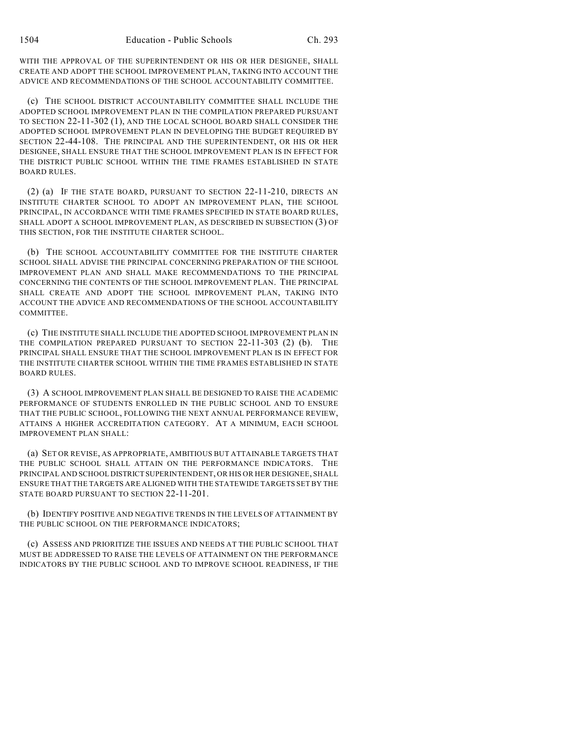WITH THE APPROVAL OF THE SUPERINTENDENT OR HIS OR HER DESIGNEE, SHALL CREATE AND ADOPT THE SCHOOL IMPROVEMENT PLAN, TAKING INTO ACCOUNT THE ADVICE AND RECOMMENDATIONS OF THE SCHOOL ACCOUNTABILITY COMMITTEE.

(c) THE SCHOOL DISTRICT ACCOUNTABILITY COMMITTEE SHALL INCLUDE THE ADOPTED SCHOOL IMPROVEMENT PLAN IN THE COMPILATION PREPARED PURSUANT TO SECTION 22-11-302 (1), AND THE LOCAL SCHOOL BOARD SHALL CONSIDER THE ADOPTED SCHOOL IMPROVEMENT PLAN IN DEVELOPING THE BUDGET REQUIRED BY SECTION 22-44-108. THE PRINCIPAL AND THE SUPERINTENDENT, OR HIS OR HER DESIGNEE, SHALL ENSURE THAT THE SCHOOL IMPROVEMENT PLAN IS IN EFFECT FOR THE DISTRICT PUBLIC SCHOOL WITHIN THE TIME FRAMES ESTABLISHED IN STATE BOARD RULES.

(2) (a) IF THE STATE BOARD, PURSUANT TO SECTION 22-11-210, DIRECTS AN INSTITUTE CHARTER SCHOOL TO ADOPT AN IMPROVEMENT PLAN, THE SCHOOL PRINCIPAL, IN ACCORDANCE WITH TIME FRAMES SPECIFIED IN STATE BOARD RULES, SHALL ADOPT A SCHOOL IMPROVEMENT PLAN, AS DESCRIBED IN SUBSECTION (3) OF THIS SECTION, FOR THE INSTITUTE CHARTER SCHOOL.

(b) THE SCHOOL ACCOUNTABILITY COMMITTEE FOR THE INSTITUTE CHARTER SCHOOL SHALL ADVISE THE PRINCIPAL CONCERNING PREPARATION OF THE SCHOOL IMPROVEMENT PLAN AND SHALL MAKE RECOMMENDATIONS TO THE PRINCIPAL CONCERNING THE CONTENTS OF THE SCHOOL IMPROVEMENT PLAN. THE PRINCIPAL SHALL CREATE AND ADOPT THE SCHOOL IMPROVEMENT PLAN, TAKING INTO ACCOUNT THE ADVICE AND RECOMMENDATIONS OF THE SCHOOL ACCOUNTABILITY COMMITTEE.

(c) THE INSTITUTE SHALL INCLUDE THE ADOPTED SCHOOL IMPROVEMENT PLAN IN THE COMPILATION PREPARED PURSUANT TO SECTION 22-11-303 (2) (b). THE PRINCIPAL SHALL ENSURE THAT THE SCHOOL IMPROVEMENT PLAN IS IN EFFECT FOR THE INSTITUTE CHARTER SCHOOL WITHIN THE TIME FRAMES ESTABLISHED IN STATE BOARD RULES.

(3) A SCHOOL IMPROVEMENT PLAN SHALL BE DESIGNED TO RAISE THE ACADEMIC PERFORMANCE OF STUDENTS ENROLLED IN THE PUBLIC SCHOOL AND TO ENSURE THAT THE PUBLIC SCHOOL, FOLLOWING THE NEXT ANNUAL PERFORMANCE REVIEW, ATTAINS A HIGHER ACCREDITATION CATEGORY. AT A MINIMUM, EACH SCHOOL IMPROVEMENT PLAN SHALL:

(a) SET OR REVISE, AS APPROPRIATE, AMBITIOUS BUT ATTAINABLE TARGETS THAT THE PUBLIC SCHOOL SHALL ATTAIN ON THE PERFORMANCE INDICATORS. THE PRINCIPAL AND SCHOOL DISTRICT SUPERINTENDENT, OR HIS OR HER DESIGNEE, SHALL ENSURE THAT THE TARGETS ARE ALIGNED WITH THE STATEWIDE TARGETS SET BY THE STATE BOARD PURSUANT TO SECTION 22-11-201.

(b) IDENTIFY POSITIVE AND NEGATIVE TRENDS IN THE LEVELS OF ATTAINMENT BY THE PUBLIC SCHOOL ON THE PERFORMANCE INDICATORS;

(c) ASSESS AND PRIORITIZE THE ISSUES AND NEEDS AT THE PUBLIC SCHOOL THAT MUST BE ADDRESSED TO RAISE THE LEVELS OF ATTAINMENT ON THE PERFORMANCE INDICATORS BY THE PUBLIC SCHOOL AND TO IMPROVE SCHOOL READINESS, IF THE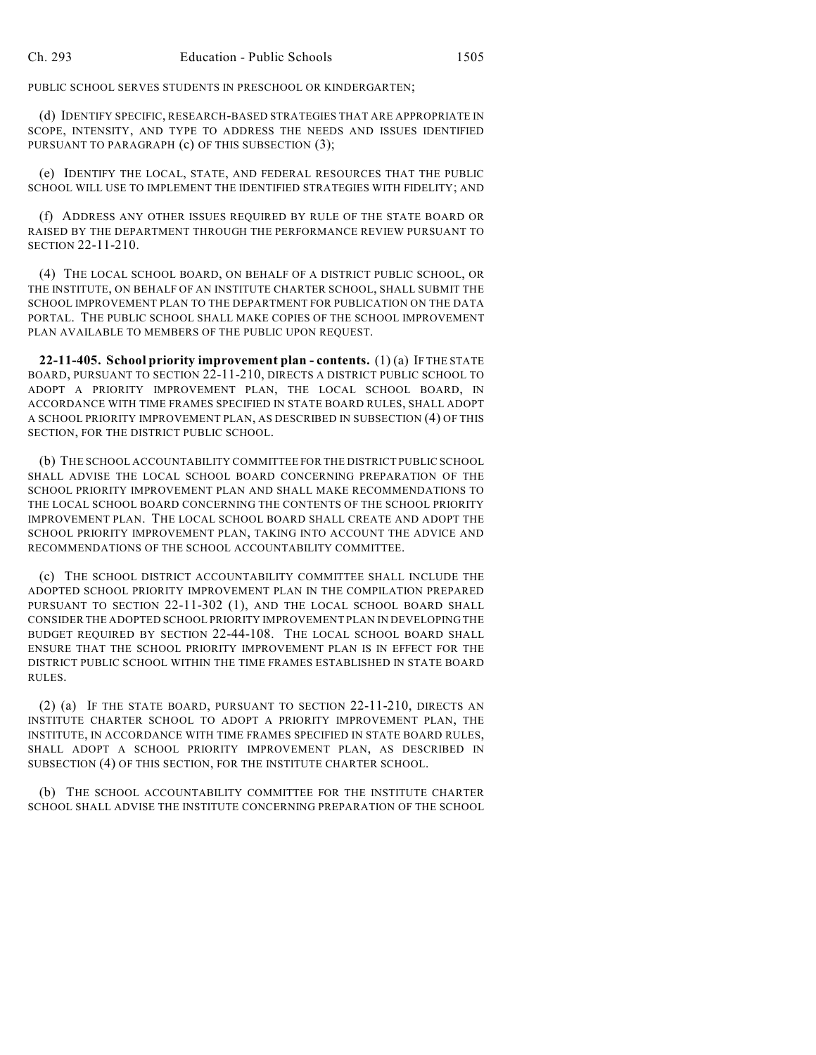PUBLIC SCHOOL SERVES STUDENTS IN PRESCHOOL OR KINDERGARTEN;

(d) IDENTIFY SPECIFIC, RESEARCH-BASED STRATEGIES THAT ARE APPROPRIATE IN SCOPE, INTENSITY, AND TYPE TO ADDRESS THE NEEDS AND ISSUES IDENTIFIED PURSUANT TO PARAGRAPH (c) OF THIS SUBSECTION (3);

(e) IDENTIFY THE LOCAL, STATE, AND FEDERAL RESOURCES THAT THE PUBLIC SCHOOL WILL USE TO IMPLEMENT THE IDENTIFIED STRATEGIES WITH FIDELITY; AND

(f) ADDRESS ANY OTHER ISSUES REQUIRED BY RULE OF THE STATE BOARD OR RAISED BY THE DEPARTMENT THROUGH THE PERFORMANCE REVIEW PURSUANT TO SECTION 22-11-210.

(4) THE LOCAL SCHOOL BOARD, ON BEHALF OF A DISTRICT PUBLIC SCHOOL, OR THE INSTITUTE, ON BEHALF OF AN INSTITUTE CHARTER SCHOOL, SHALL SUBMIT THE SCHOOL IMPROVEMENT PLAN TO THE DEPARTMENT FOR PUBLICATION ON THE DATA PORTAL. THE PUBLIC SCHOOL SHALL MAKE COPIES OF THE SCHOOL IMPROVEMENT PLAN AVAILABLE TO MEMBERS OF THE PUBLIC UPON REQUEST.

**22-11-405. School priority improvement plan - contents.** (1) (a) IF THE STATE BOARD, PURSUANT TO SECTION 22-11-210, DIRECTS A DISTRICT PUBLIC SCHOOL TO ADOPT A PRIORITY IMPROVEMENT PLAN, THE LOCAL SCHOOL BOARD, IN ACCORDANCE WITH TIME FRAMES SPECIFIED IN STATE BOARD RULES, SHALL ADOPT A SCHOOL PRIORITY IMPROVEMENT PLAN, AS DESCRIBED IN SUBSECTION (4) OF THIS SECTION, FOR THE DISTRICT PUBLIC SCHOOL.

(b) THE SCHOOL ACCOUNTABILITY COMMITTEE FOR THE DISTRICT PUBLIC SCHOOL SHALL ADVISE THE LOCAL SCHOOL BOARD CONCERNING PREPARATION OF THE SCHOOL PRIORITY IMPROVEMENT PLAN AND SHALL MAKE RECOMMENDATIONS TO THE LOCAL SCHOOL BOARD CONCERNING THE CONTENTS OF THE SCHOOL PRIORITY IMPROVEMENT PLAN. THE LOCAL SCHOOL BOARD SHALL CREATE AND ADOPT THE SCHOOL PRIORITY IMPROVEMENT PLAN, TAKING INTO ACCOUNT THE ADVICE AND RECOMMENDATIONS OF THE SCHOOL ACCOUNTABILITY COMMITTEE.

(c) THE SCHOOL DISTRICT ACCOUNTABILITY COMMITTEE SHALL INCLUDE THE ADOPTED SCHOOL PRIORITY IMPROVEMENT PLAN IN THE COMPILATION PREPARED PURSUANT TO SECTION 22-11-302 (1), AND THE LOCAL SCHOOL BOARD SHALL CONSIDER THE ADOPTED SCHOOL PRIORITY IMPROVEMENT PLAN IN DEVELOPING THE BUDGET REQUIRED BY SECTION 22-44-108. THE LOCAL SCHOOL BOARD SHALL ENSURE THAT THE SCHOOL PRIORITY IMPROVEMENT PLAN IS IN EFFECT FOR THE DISTRICT PUBLIC SCHOOL WITHIN THE TIME FRAMES ESTABLISHED IN STATE BOARD RULES.

(2) (a) IF THE STATE BOARD, PURSUANT TO SECTION 22-11-210, DIRECTS AN INSTITUTE CHARTER SCHOOL TO ADOPT A PRIORITY IMPROVEMENT PLAN, THE INSTITUTE, IN ACCORDANCE WITH TIME FRAMES SPECIFIED IN STATE BOARD RULES, SHALL ADOPT A SCHOOL PRIORITY IMPROVEMENT PLAN, AS DESCRIBED IN SUBSECTION (4) OF THIS SECTION, FOR THE INSTITUTE CHARTER SCHOOL.

(b) THE SCHOOL ACCOUNTABILITY COMMITTEE FOR THE INSTITUTE CHARTER SCHOOL SHALL ADVISE THE INSTITUTE CONCERNING PREPARATION OF THE SCHOOL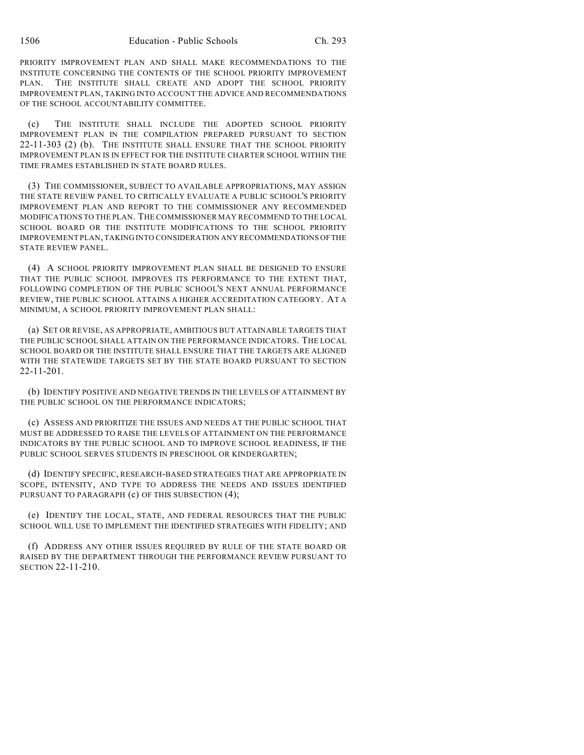PRIORITY IMPROVEMENT PLAN AND SHALL MAKE RECOMMENDATIONS TO THE INSTITUTE CONCERNING THE CONTENTS OF THE SCHOOL PRIORITY IMPROVEMENT PLAN. THE INSTITUTE SHALL CREATE AND ADOPT THE SCHOOL PRIORITY IMPROVEMENT PLAN, TAKING INTO ACCOUNT THE ADVICE AND RECOMMENDATIONS OF THE SCHOOL ACCOUNTABILITY COMMITTEE.

(c) THE INSTITUTE SHALL INCLUDE THE ADOPTED SCHOOL PRIORITY IMPROVEMENT PLAN IN THE COMPILATION PREPARED PURSUANT TO SECTION 22-11-303 (2) (b). THE INSTITUTE SHALL ENSURE THAT THE SCHOOL PRIORITY IMPROVEMENT PLAN IS IN EFFECT FOR THE INSTITUTE CHARTER SCHOOL WITHIN THE TIME FRAMES ESTABLISHED IN STATE BOARD RULES.

(3) THE COMMISSIONER, SUBJECT TO AVAILABLE APPROPRIATIONS, MAY ASSIGN THE STATE REVIEW PANEL TO CRITICALLY EVALUATE A PUBLIC SCHOOL'S PRIORITY IMPROVEMENT PLAN AND REPORT TO THE COMMISSIONER ANY RECOMMENDED MODIFICATIONS TO THE PLAN. THE COMMISSIONER MAY RECOMMEND TO THE LOCAL SCHOOL BOARD OR THE INSTITUTE MODIFICATIONS TO THE SCHOOL PRIORITY IMPROVEMENT PLAN, TAKING INTO CONSIDERATION ANY RECOMMENDATIONS OF THE STATE REVIEW PANEL.

(4) A SCHOOL PRIORITY IMPROVEMENT PLAN SHALL BE DESIGNED TO ENSURE THAT THE PUBLIC SCHOOL IMPROVES ITS PERFORMANCE TO THE EXTENT THAT, FOLLOWING COMPLETION OF THE PUBLIC SCHOOL'S NEXT ANNUAL PERFORMANCE REVIEW, THE PUBLIC SCHOOL ATTAINS A HIGHER ACCREDITATION CATEGORY. AT A MINIMUM, A SCHOOL PRIORITY IMPROVEMENT PLAN SHALL:

(a) SET OR REVISE, AS APPROPRIATE, AMBITIOUS BUT ATTAINABLE TARGETS THAT THE PUBLIC SCHOOL SHALL ATTAIN ON THE PERFORMANCE INDICATORS. THE LOCAL SCHOOL BOARD OR THE INSTITUTE SHALL ENSURE THAT THE TARGETS ARE ALIGNED WITH THE STATEWIDE TARGETS SET BY THE STATE BOARD PURSUANT TO SECTION 22-11-201.

(b) IDENTIFY POSITIVE AND NEGATIVE TRENDS IN THE LEVELS OF ATTAINMENT BY THE PUBLIC SCHOOL ON THE PERFORMANCE INDICATORS;

(c) ASSESS AND PRIORITIZE THE ISSUES AND NEEDS AT THE PUBLIC SCHOOL THAT MUST BE ADDRESSED TO RAISE THE LEVELS OF ATTAINMENT ON THE PERFORMANCE INDICATORS BY THE PUBLIC SCHOOL AND TO IMPROVE SCHOOL READINESS, IF THE PUBLIC SCHOOL SERVES STUDENTS IN PRESCHOOL OR KINDERGARTEN;

(d) IDENTIFY SPECIFIC, RESEARCH-BASED STRATEGIES THAT ARE APPROPRIATE IN SCOPE, INTENSITY, AND TYPE TO ADDRESS THE NEEDS AND ISSUES IDENTIFIED PURSUANT TO PARAGRAPH (c) OF THIS SUBSECTION (4);

(e) IDENTIFY THE LOCAL, STATE, AND FEDERAL RESOURCES THAT THE PUBLIC SCHOOL WILL USE TO IMPLEMENT THE IDENTIFIED STRATEGIES WITH FIDELITY; AND

(f) ADDRESS ANY OTHER ISSUES REQUIRED BY RULE OF THE STATE BOARD OR RAISED BY THE DEPARTMENT THROUGH THE PERFORMANCE REVIEW PURSUANT TO SECTION 22-11-210.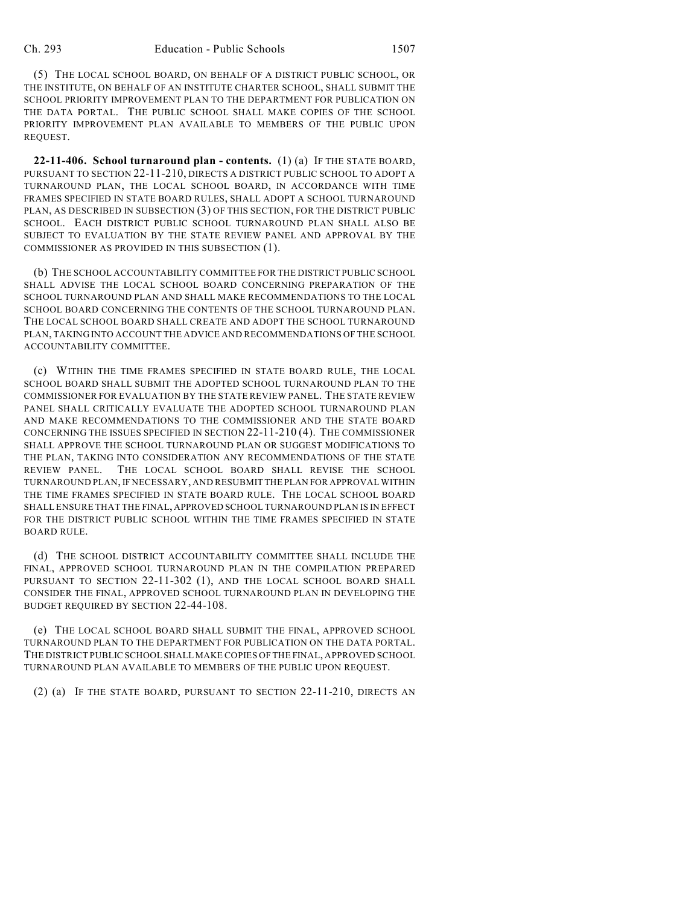(5) THE LOCAL SCHOOL BOARD, ON BEHALF OF A DISTRICT PUBLIC SCHOOL, OR THE INSTITUTE, ON BEHALF OF AN INSTITUTE CHARTER SCHOOL, SHALL SUBMIT THE SCHOOL PRIORITY IMPROVEMENT PLAN TO THE DEPARTMENT FOR PUBLICATION ON THE DATA PORTAL. THE PUBLIC SCHOOL SHALL MAKE COPIES OF THE SCHOOL PRIORITY IMPROVEMENT PLAN AVAILABLE TO MEMBERS OF THE PUBLIC UPON REQUEST.

**22-11-406. School turnaround plan - contents.** (1) (a) IF THE STATE BOARD, PURSUANT TO SECTION 22-11-210, DIRECTS A DISTRICT PUBLIC SCHOOL TO ADOPT A TURNAROUND PLAN, THE LOCAL SCHOOL BOARD, IN ACCORDANCE WITH TIME FRAMES SPECIFIED IN STATE BOARD RULES, SHALL ADOPT A SCHOOL TURNAROUND PLAN, AS DESCRIBED IN SUBSECTION (3) OF THIS SECTION, FOR THE DISTRICT PUBLIC SCHOOL. EACH DISTRICT PUBLIC SCHOOL TURNAROUND PLAN SHALL ALSO BE SUBJECT TO EVALUATION BY THE STATE REVIEW PANEL AND APPROVAL BY THE COMMISSIONER AS PROVIDED IN THIS SUBSECTION (1).

(b) THE SCHOOL ACCOUNTABILITY COMMITTEE FOR THE DISTRICT PUBLIC SCHOOL SHALL ADVISE THE LOCAL SCHOOL BOARD CONCERNING PREPARATION OF THE SCHOOL TURNAROUND PLAN AND SHALL MAKE RECOMMENDATIONS TO THE LOCAL SCHOOL BOARD CONCERNING THE CONTENTS OF THE SCHOOL TURNAROUND PLAN. THE LOCAL SCHOOL BOARD SHALL CREATE AND ADOPT THE SCHOOL TURNAROUND PLAN, TAKING INTO ACCOUNT THE ADVICE AND RECOMMENDATIONS OF THE SCHOOL ACCOUNTABILITY COMMITTEE.

(c) WITHIN THE TIME FRAMES SPECIFIED IN STATE BOARD RULE, THE LOCAL SCHOOL BOARD SHALL SUBMIT THE ADOPTED SCHOOL TURNAROUND PLAN TO THE COMMISSIONER FOR EVALUATION BY THE STATE REVIEW PANEL. THE STATE REVIEW PANEL SHALL CRITICALLY EVALUATE THE ADOPTED SCHOOL TURNAROUND PLAN AND MAKE RECOMMENDATIONS TO THE COMMISSIONER AND THE STATE BOARD CONCERNING THE ISSUES SPECIFIED IN SECTION 22-11-210 (4). THE COMMISSIONER SHALL APPROVE THE SCHOOL TURNAROUND PLAN OR SUGGEST MODIFICATIONS TO THE PLAN, TAKING INTO CONSIDERATION ANY RECOMMENDATIONS OF THE STATE REVIEW PANEL. THE LOCAL SCHOOL BOARD SHALL REVISE THE SCHOOL TURNAROUND PLAN, IF NECESSARY, AND RESUBMIT THE PLAN FOR APPROVAL WITHIN THE TIME FRAMES SPECIFIED IN STATE BOARD RULE. THE LOCAL SCHOOL BOARD SHALL ENSURE THAT THE FINAL, APPROVED SCHOOL TURNAROUND PLAN IS IN EFFECT FOR THE DISTRICT PUBLIC SCHOOL WITHIN THE TIME FRAMES SPECIFIED IN STATE BOARD RULE.

(d) THE SCHOOL DISTRICT ACCOUNTABILITY COMMITTEE SHALL INCLUDE THE FINAL, APPROVED SCHOOL TURNAROUND PLAN IN THE COMPILATION PREPARED PURSUANT TO SECTION 22-11-302 (1), AND THE LOCAL SCHOOL BOARD SHALL CONSIDER THE FINAL, APPROVED SCHOOL TURNAROUND PLAN IN DEVELOPING THE BUDGET REQUIRED BY SECTION 22-44-108.

(e) THE LOCAL SCHOOL BOARD SHALL SUBMIT THE FINAL, APPROVED SCHOOL TURNAROUND PLAN TO THE DEPARTMENT FOR PUBLICATION ON THE DATA PORTAL. THE DISTRICT PUBLIC SCHOOL SHALL MAKE COPIES OF THE FINAL, APPROVED SCHOOL TURNAROUND PLAN AVAILABLE TO MEMBERS OF THE PUBLIC UPON REQUEST.

(2) (a) IF THE STATE BOARD, PURSUANT TO SECTION 22-11-210, DIRECTS AN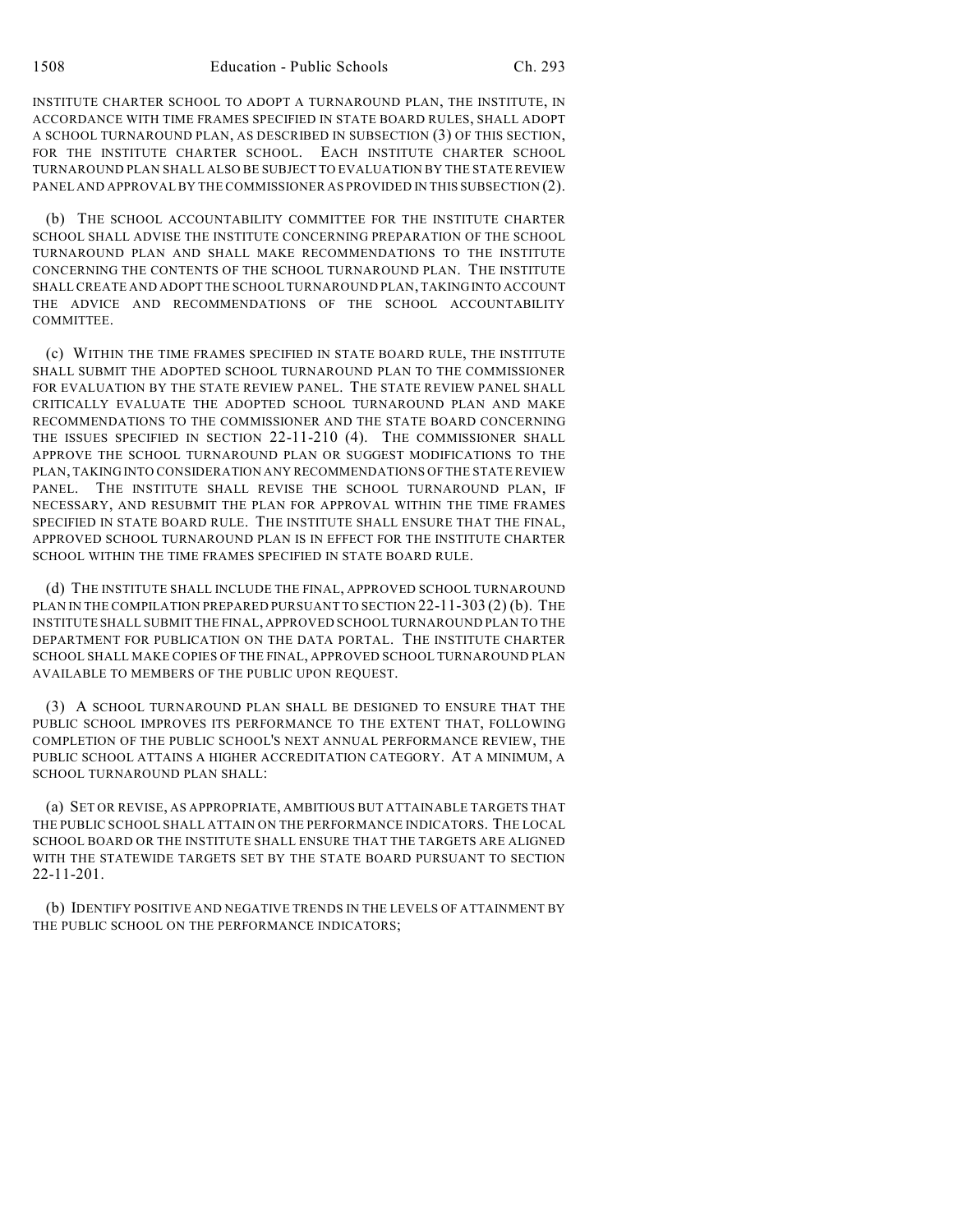INSTITUTE CHARTER SCHOOL TO ADOPT A TURNAROUND PLAN, THE INSTITUTE, IN ACCORDANCE WITH TIME FRAMES SPECIFIED IN STATE BOARD RULES, SHALL ADOPT A SCHOOL TURNAROUND PLAN, AS DESCRIBED IN SUBSECTION (3) OF THIS SECTION, FOR THE INSTITUTE CHARTER SCHOOL. EACH INSTITUTE CHARTER SCHOOL TURNAROUND PLAN SHALL ALSO BE SUBJECT TO EVALUATION BY THE STATE REVIEW PANEL AND APPROVAL BY THE COMMISSIONER AS PROVIDED IN THIS SUBSECTION (2).

(b) THE SCHOOL ACCOUNTABILITY COMMITTEE FOR THE INSTITUTE CHARTER SCHOOL SHALL ADVISE THE INSTITUTE CONCERNING PREPARATION OF THE SCHOOL TURNAROUND PLAN AND SHALL MAKE RECOMMENDATIONS TO THE INSTITUTE CONCERNING THE CONTENTS OF THE SCHOOL TURNAROUND PLAN. THE INSTITUTE SHALL CREATE AND ADOPT THE SCHOOL TURNAROUND PLAN, TAKING INTO ACCOUNT THE ADVICE AND RECOMMENDATIONS OF THE SCHOOL ACCOUNTABILITY COMMITTEE.

(c) WITHIN THE TIME FRAMES SPECIFIED IN STATE BOARD RULE, THE INSTITUTE SHALL SUBMIT THE ADOPTED SCHOOL TURNAROUND PLAN TO THE COMMISSIONER FOR EVALUATION BY THE STATE REVIEW PANEL. THE STATE REVIEW PANEL SHALL CRITICALLY EVALUATE THE ADOPTED SCHOOL TURNAROUND PLAN AND MAKE RECOMMENDATIONS TO THE COMMISSIONER AND THE STATE BOARD CONCERNING THE ISSUES SPECIFIED IN SECTION 22-11-210 (4). THE COMMISSIONER SHALL APPROVE THE SCHOOL TURNAROUND PLAN OR SUGGEST MODIFICATIONS TO THE PLAN, TAKING INTO CONSIDERATION ANY RECOMMENDATIONS OF THE STATE REVIEW PANEL. THE INSTITUTE SHALL REVISE THE SCHOOL TURNAROUND PLAN, IF NECESSARY, AND RESUBMIT THE PLAN FOR APPROVAL WITHIN THE TIME FRAMES SPECIFIED IN STATE BOARD RULE. THE INSTITUTE SHALL ENSURE THAT THE FINAL, APPROVED SCHOOL TURNAROUND PLAN IS IN EFFECT FOR THE INSTITUTE CHARTER SCHOOL WITHIN THE TIME FRAMES SPECIFIED IN STATE BOARD RULE.

(d) THE INSTITUTE SHALL INCLUDE THE FINAL, APPROVED SCHOOL TURNAROUND PLAN IN THE COMPILATION PREPARED PURSUANT TO SECTION 22-11-303 (2) (b). THE INSTITUTE SHALL SUBMIT THE FINAL, APPROVED SCHOOL TURNAROUND PLAN TO THE DEPARTMENT FOR PUBLICATION ON THE DATA PORTAL. THE INSTITUTE CHARTER SCHOOL SHALL MAKE COPIES OF THE FINAL, APPROVED SCHOOL TURNAROUND PLAN AVAILABLE TO MEMBERS OF THE PUBLIC UPON REQUEST.

(3) A SCHOOL TURNAROUND PLAN SHALL BE DESIGNED TO ENSURE THAT THE PUBLIC SCHOOL IMPROVES ITS PERFORMANCE TO THE EXTENT THAT, FOLLOWING COMPLETION OF THE PUBLIC SCHOOL'S NEXT ANNUAL PERFORMANCE REVIEW, THE PUBLIC SCHOOL ATTAINS A HIGHER ACCREDITATION CATEGORY. AT A MINIMUM, A SCHOOL TURNAROUND PLAN SHALL:

(a) SET OR REVISE, AS APPROPRIATE, AMBITIOUS BUT ATTAINABLE TARGETS THAT THE PUBLIC SCHOOL SHALL ATTAIN ON THE PERFORMANCE INDICATORS. THE LOCAL SCHOOL BOARD OR THE INSTITUTE SHALL ENSURE THAT THE TARGETS ARE ALIGNED WITH THE STATEWIDE TARGETS SET BY THE STATE BOARD PURSUANT TO SECTION 22-11-201.

(b) IDENTIFY POSITIVE AND NEGATIVE TRENDS IN THE LEVELS OF ATTAINMENT BY THE PUBLIC SCHOOL ON THE PERFORMANCE INDICATORS;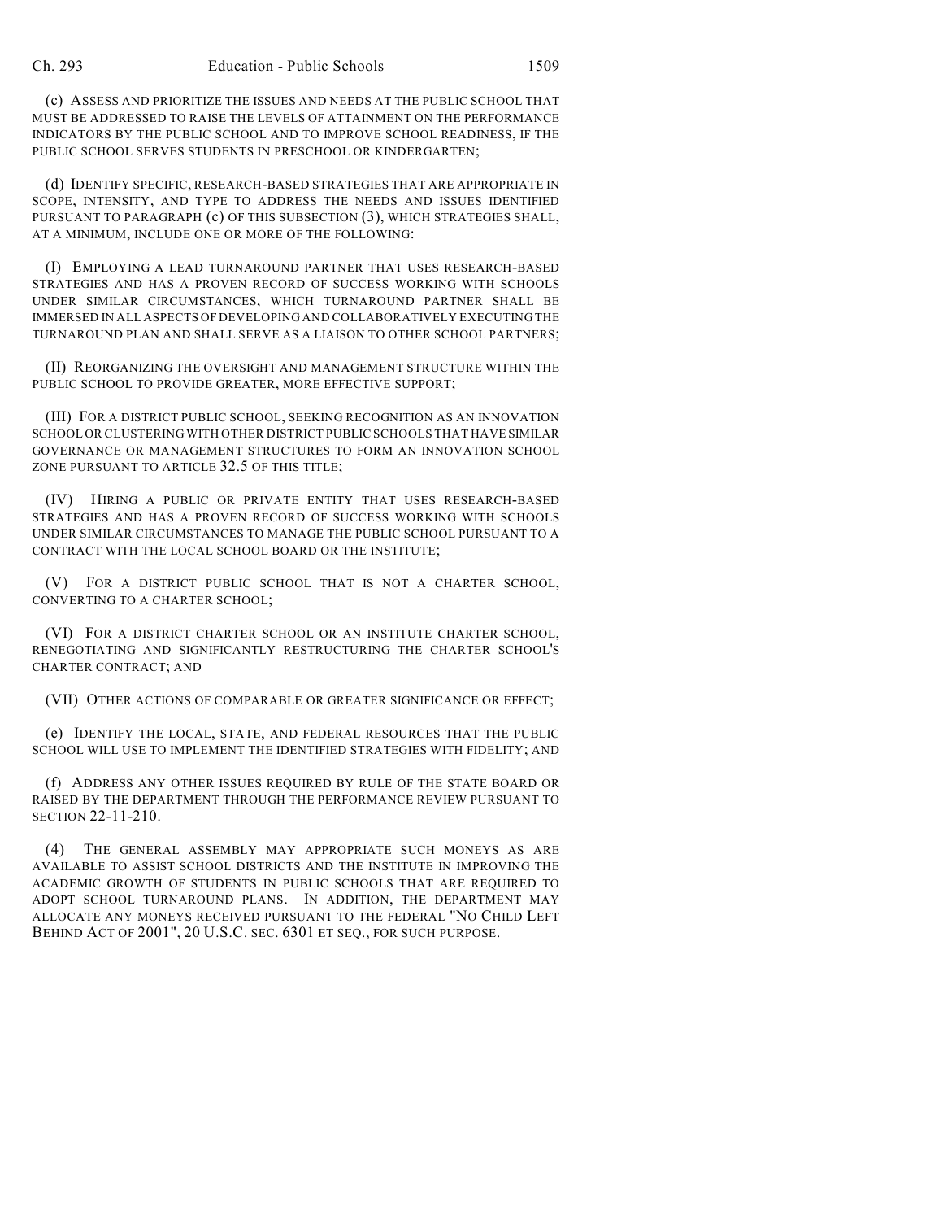(c) ASSESS AND PRIORITIZE THE ISSUES AND NEEDS AT THE PUBLIC SCHOOL THAT MUST BE ADDRESSED TO RAISE THE LEVELS OF ATTAINMENT ON THE PERFORMANCE INDICATORS BY THE PUBLIC SCHOOL AND TO IMPROVE SCHOOL READINESS, IF THE PUBLIC SCHOOL SERVES STUDENTS IN PRESCHOOL OR KINDERGARTEN;

(d) IDENTIFY SPECIFIC, RESEARCH-BASED STRATEGIES THAT ARE APPROPRIATE IN SCOPE, INTENSITY, AND TYPE TO ADDRESS THE NEEDS AND ISSUES IDENTIFIED PURSUANT TO PARAGRAPH (c) OF THIS SUBSECTION (3), WHICH STRATEGIES SHALL, AT A MINIMUM, INCLUDE ONE OR MORE OF THE FOLLOWING:

(I) EMPLOYING A LEAD TURNAROUND PARTNER THAT USES RESEARCH-BASED STRATEGIES AND HAS A PROVEN RECORD OF SUCCESS WORKING WITH SCHOOLS UNDER SIMILAR CIRCUMSTANCES, WHICH TURNAROUND PARTNER SHALL BE IMMERSED IN ALL ASPECTS OF DEVELOPING AND COLLABORATIVELY EXECUTING THE TURNAROUND PLAN AND SHALL SERVE AS A LIAISON TO OTHER SCHOOL PARTNERS;

(II) REORGANIZING THE OVERSIGHT AND MANAGEMENT STRUCTURE WITHIN THE PUBLIC SCHOOL TO PROVIDE GREATER, MORE EFFECTIVE SUPPORT;

(III) FOR A DISTRICT PUBLIC SCHOOL, SEEKING RECOGNITION AS AN INNOVATION SCHOOL OR CLUSTERING WITH OTHER DISTRICT PUBLIC SCHOOLS THAT HAVE SIMILAR GOVERNANCE OR MANAGEMENT STRUCTURES TO FORM AN INNOVATION SCHOOL ZONE PURSUANT TO ARTICLE 32.5 OF THIS TITLE;

(IV) HIRING A PUBLIC OR PRIVATE ENTITY THAT USES RESEARCH-BASED STRATEGIES AND HAS A PROVEN RECORD OF SUCCESS WORKING WITH SCHOOLS UNDER SIMILAR CIRCUMSTANCES TO MANAGE THE PUBLIC SCHOOL PURSUANT TO A CONTRACT WITH THE LOCAL SCHOOL BOARD OR THE INSTITUTE;

(V) FOR A DISTRICT PUBLIC SCHOOL THAT IS NOT A CHARTER SCHOOL, CONVERTING TO A CHARTER SCHOOL;

(VI) FOR A DISTRICT CHARTER SCHOOL OR AN INSTITUTE CHARTER SCHOOL, RENEGOTIATING AND SIGNIFICANTLY RESTRUCTURING THE CHARTER SCHOOL'S CHARTER CONTRACT; AND

(VII) OTHER ACTIONS OF COMPARABLE OR GREATER SIGNIFICANCE OR EFFECT;

(e) IDENTIFY THE LOCAL, STATE, AND FEDERAL RESOURCES THAT THE PUBLIC SCHOOL WILL USE TO IMPLEMENT THE IDENTIFIED STRATEGIES WITH FIDELITY; AND

(f) ADDRESS ANY OTHER ISSUES REQUIRED BY RULE OF THE STATE BOARD OR RAISED BY THE DEPARTMENT THROUGH THE PERFORMANCE REVIEW PURSUANT TO SECTION 22-11-210.

(4) THE GENERAL ASSEMBLY MAY APPROPRIATE SUCH MONEYS AS ARE AVAILABLE TO ASSIST SCHOOL DISTRICTS AND THE INSTITUTE IN IMPROVING THE ACADEMIC GROWTH OF STUDENTS IN PUBLIC SCHOOLS THAT ARE REQUIRED TO ADOPT SCHOOL TURNAROUND PLANS. IN ADDITION, THE DEPARTMENT MAY ALLOCATE ANY MONEYS RECEIVED PURSUANT TO THE FEDERAL "NO CHILD LEFT BEHIND ACT OF 2001", 20 U.S.C. SEC. 6301 ET SEQ., FOR SUCH PURPOSE.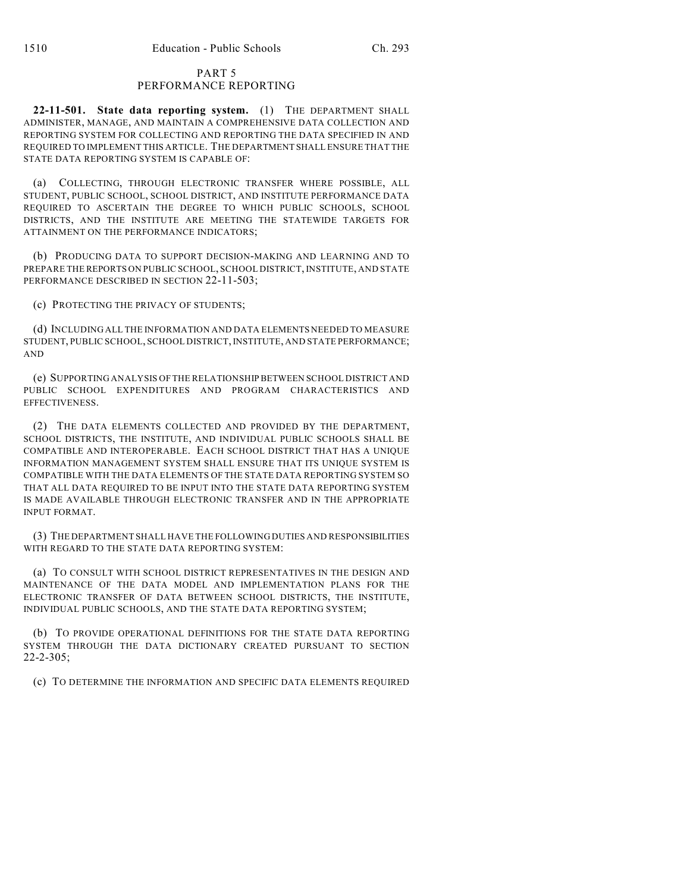## PART 5
## PERFORMANCE REPORTING

**22-11-501. State data reporting system.** (1) THE DEPARTMENT SHALL ADMINISTER, MANAGE, AND MAINTAIN A COMPREHENSIVE DATA COLLECTION AND REPORTING SYSTEM FOR COLLECTING AND REPORTING THE DATA SPECIFIED IN AND REQUIRED TO IMPLEMENT THIS ARTICLE. THE DEPARTMENT SHALL ENSURE THAT THE STATE DATA REPORTING SYSTEM IS CAPABLE OF:

(a) COLLECTING, THROUGH ELECTRONIC TRANSFER WHERE POSSIBLE, ALL STUDENT, PUBLIC SCHOOL, SCHOOL DISTRICT, AND INSTITUTE PERFORMANCE DATA REQUIRED TO ASCERTAIN THE DEGREE TO WHICH PUBLIC SCHOOLS, SCHOOL DISTRICTS, AND THE INSTITUTE ARE MEETING THE STATEWIDE TARGETS FOR ATTAINMENT ON THE PERFORMANCE INDICATORS;

(b) PRODUCING DATA TO SUPPORT DECISION-MAKING AND LEARNING AND TO PREPARE THE REPORTS ON PUBLIC SCHOOL, SCHOOL DISTRICT, INSTITUTE, AND STATE PERFORMANCE DESCRIBED IN SECTION 22-11-503;

(c) PROTECTING THE PRIVACY OF STUDENTS;

(d) INCLUDING ALL THE INFORMATION AND DATA ELEMENTS NEEDED TO MEASURE STUDENT, PUBLIC SCHOOL, SCHOOL DISTRICT, INSTITUTE, AND STATE PERFORMANCE; AND

(e) SUPPORTING ANALYSIS OF THE RELATIONSHIP BETWEEN SCHOOL DISTRICT AND PUBLIC SCHOOL EXPENDITURES AND PROGRAM CHARACTERISTICS AND EFFECTIVENESS.

(2) THE DATA ELEMENTS COLLECTED AND PROVIDED BY THE DEPARTMENT, SCHOOL DISTRICTS, THE INSTITUTE, AND INDIVIDUAL PUBLIC SCHOOLS SHALL BE COMPATIBLE AND INTEROPERABLE. EACH SCHOOL DISTRICT THAT HAS A UNIQUE INFORMATION MANAGEMENT SYSTEM SHALL ENSURE THAT ITS UNIQUE SYSTEM IS COMPATIBLE WITH THE DATA ELEMENTS OF THE STATE DATA REPORTING SYSTEM SO THAT ALL DATA REQUIRED TO BE INPUT INTO THE STATE DATA REPORTING SYSTEM IS MADE AVAILABLE THROUGH ELECTRONIC TRANSFER AND IN THE APPROPRIATE INPUT FORMAT.

(3) THE DEPARTMENT SHALL HAVE THE FOLLOWING DUTIES AND RESPONSIBILITIES WITH REGARD TO THE STATE DATA REPORTING SYSTEM:

(a) TO CONSULT WITH SCHOOL DISTRICT REPRESENTATIVES IN THE DESIGN AND MAINTENANCE OF THE DATA MODEL AND IMPLEMENTATION PLANS FOR THE ELECTRONIC TRANSFER OF DATA BETWEEN SCHOOL DISTRICTS, THE INSTITUTE, INDIVIDUAL PUBLIC SCHOOLS, AND THE STATE DATA REPORTING SYSTEM;

(b) TO PROVIDE OPERATIONAL DEFINITIONS FOR THE STATE DATA REPORTING SYSTEM THROUGH THE DATA DICTIONARY CREATED PURSUANT TO SECTION 22-2-305;

(c) TO DETERMINE THE INFORMATION AND SPECIFIC DATA ELEMENTS REQUIRED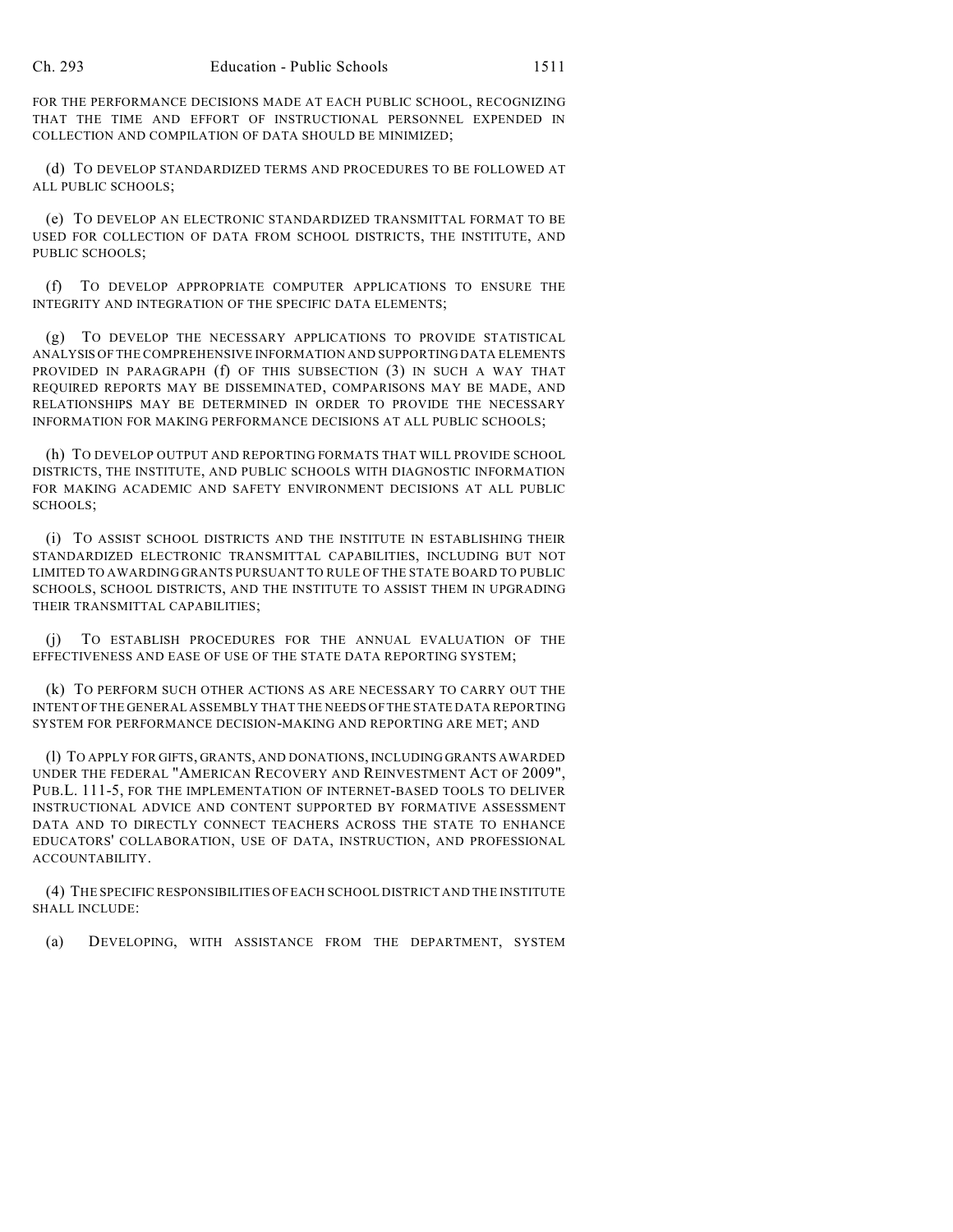FOR THE PERFORMANCE DECISIONS MADE AT EACH PUBLIC SCHOOL, RECOGNIZING THAT THE TIME AND EFFORT OF INSTRUCTIONAL PERSONNEL EXPENDED IN COLLECTION AND COMPILATION OF DATA SHOULD BE MINIMIZED;

(d) TO DEVELOP STANDARDIZED TERMS AND PROCEDURES TO BE FOLLOWED AT ALL PUBLIC SCHOOLS;

(e) TO DEVELOP AN ELECTRONIC STANDARDIZED TRANSMITTAL FORMAT TO BE USED FOR COLLECTION OF DATA FROM SCHOOL DISTRICTS, THE INSTITUTE, AND PUBLIC SCHOOLS;

(f) TO DEVELOP APPROPRIATE COMPUTER APPLICATIONS TO ENSURE THE INTEGRITY AND INTEGRATION OF THE SPECIFIC DATA ELEMENTS;

(g) TO DEVELOP THE NECESSARY APPLICATIONS TO PROVIDE STATISTICAL ANALYSIS OF THE COMPREHENSIVE INFORMATION AND SUPPORTING DATA ELEMENTS PROVIDED IN PARAGRAPH (f) OF THIS SUBSECTION (3) IN SUCH A WAY THAT REQUIRED REPORTS MAY BE DISSEMINATED, COMPARISONS MAY BE MADE, AND RELATIONSHIPS MAY BE DETERMINED IN ORDER TO PROVIDE THE NECESSARY INFORMATION FOR MAKING PERFORMANCE DECISIONS AT ALL PUBLIC SCHOOLS;

(h) TO DEVELOP OUTPUT AND REPORTING FORMATS THAT WILL PROVIDE SCHOOL DISTRICTS, THE INSTITUTE, AND PUBLIC SCHOOLS WITH DIAGNOSTIC INFORMATION FOR MAKING ACADEMIC AND SAFETY ENVIRONMENT DECISIONS AT ALL PUBLIC SCHOOLS;

(i) TO ASSIST SCHOOL DISTRICTS AND THE INSTITUTE IN ESTABLISHING THEIR STANDARDIZED ELECTRONIC TRANSMITTAL CAPABILITIES, INCLUDING BUT NOT LIMITED TO AWARDING GRANTS PURSUANT TO RULE OF THE STATE BOARD TO PUBLIC SCHOOLS, SCHOOL DISTRICTS, AND THE INSTITUTE TO ASSIST THEM IN UPGRADING THEIR TRANSMITTAL CAPABILITIES;

(j) TO ESTABLISH PROCEDURES FOR THE ANNUAL EVALUATION OF THE EFFECTIVENESS AND EASE OF USE OF THE STATE DATA REPORTING SYSTEM;

(k) TO PERFORM SUCH OTHER ACTIONS AS ARE NECESSARY TO CARRY OUT THE INTENT OF THE GENERAL ASSEMBLY THAT THE NEEDS OF THE STATE DATA REPORTING SYSTEM FOR PERFORMANCE DECISION-MAKING AND REPORTING ARE MET; AND

(l) TO APPLY FOR GIFTS, GRANTS, AND DONATIONS, INCLUDING GRANTS AWARDED UNDER THE FEDERAL "AMERICAN RECOVERY AND REINVESTMENT ACT OF 2009", PUB.L. 111-5, FOR THE IMPLEMENTATION OF INTERNET-BASED TOOLS TO DELIVER INSTRUCTIONAL ADVICE AND CONTENT SUPPORTED BY FORMATIVE ASSESSMENT DATA AND TO DIRECTLY CONNECT TEACHERS ACROSS THE STATE TO ENHANCE EDUCATORS' COLLABORATION, USE OF DATA, INSTRUCTION, AND PROFESSIONAL ACCOUNTABILITY.

(4) THE SPECIFIC RESPONSIBILITIES OF EACH SCHOOL DISTRICT AND THE INSTITUTE SHALL INCLUDE:

(a) DEVELOPING, WITH ASSISTANCE FROM THE DEPARTMENT, SYSTEM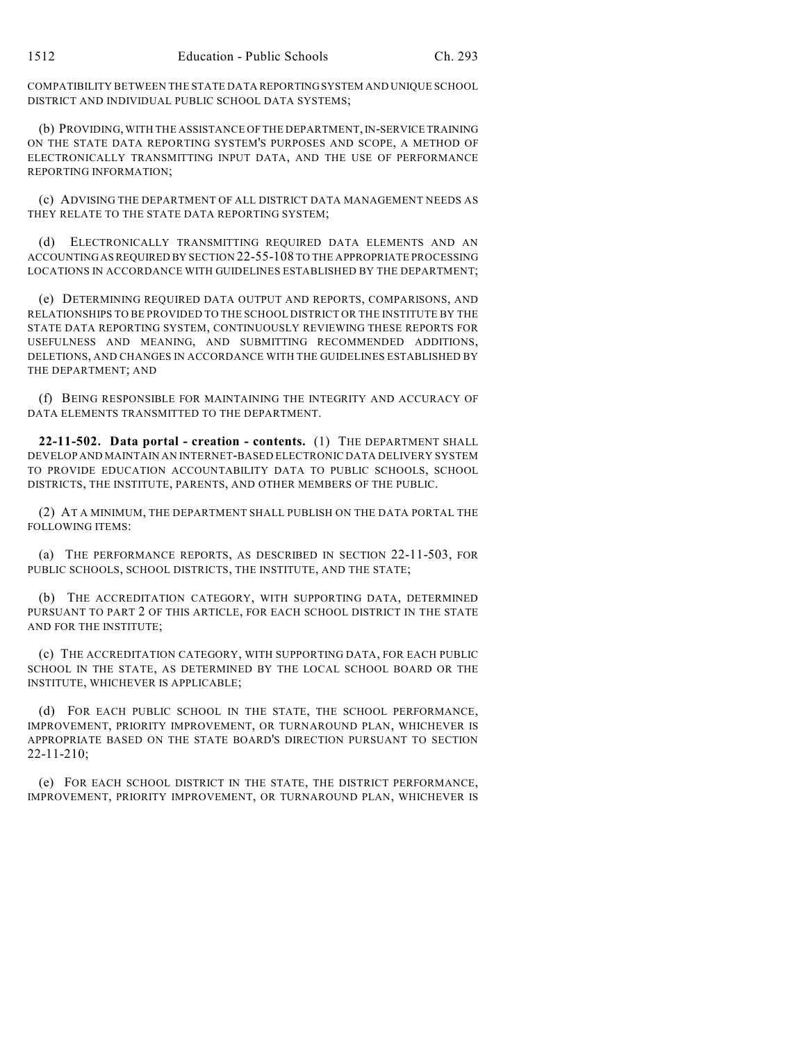COMPATIBILITY BETWEEN THE STATE DATA REPORTING SYSTEM AND UNIQUE SCHOOL DISTRICT AND INDIVIDUAL PUBLIC SCHOOL DATA SYSTEMS;

(b) PROVIDING, WITH THE ASSISTANCE OF THE DEPARTMENT, IN-SERVICE TRAINING ON THE STATE DATA REPORTING SYSTEM'S PURPOSES AND SCOPE, A METHOD OF ELECTRONICALLY TRANSMITTING INPUT DATA, AND THE USE OF PERFORMANCE REPORTING INFORMATION;

(c) ADVISING THE DEPARTMENT OF ALL DISTRICT DATA MANAGEMENT NEEDS AS THEY RELATE TO THE STATE DATA REPORTING SYSTEM;

(d) ELECTRONICALLY TRANSMITTING REQUIRED DATA ELEMENTS AND AN ACCOUNTING AS REQUIRED BY SECTION 22-55-108 TO THE APPROPRIATE PROCESSING LOCATIONS IN ACCORDANCE WITH GUIDELINES ESTABLISHED BY THE DEPARTMENT;

(e) DETERMINING REQUIRED DATA OUTPUT AND REPORTS, COMPARISONS, AND RELATIONSHIPS TO BE PROVIDED TO THE SCHOOL DISTRICT OR THE INSTITUTE BY THE STATE DATA REPORTING SYSTEM, CONTINUOUSLY REVIEWING THESE REPORTS FOR USEFULNESS AND MEANING, AND SUBMITTING RECOMMENDED ADDITIONS, DELETIONS, AND CHANGES IN ACCORDANCE WITH THE GUIDELINES ESTABLISHED BY THE DEPARTMENT; AND

(f) BEING RESPONSIBLE FOR MAINTAINING THE INTEGRITY AND ACCURACY OF DATA ELEMENTS TRANSMITTED TO THE DEPARTMENT.

**22-11-502. Data portal - creation - contents.** (1) THE DEPARTMENT SHALL DEVELOP AND MAINTAIN AN INTERNET-BASED ELECTRONIC DATA DELIVERY SYSTEM TO PROVIDE EDUCATION ACCOUNTABILITY DATA TO PUBLIC SCHOOLS, SCHOOL DISTRICTS, THE INSTITUTE, PARENTS, AND OTHER MEMBERS OF THE PUBLIC.

(2) AT A MINIMUM, THE DEPARTMENT SHALL PUBLISH ON THE DATA PORTAL THE FOLLOWING ITEMS:

(a) THE PERFORMANCE REPORTS, AS DESCRIBED IN SECTION 22-11-503, FOR PUBLIC SCHOOLS, SCHOOL DISTRICTS, THE INSTITUTE, AND THE STATE;

(b) THE ACCREDITATION CATEGORY, WITH SUPPORTING DATA, DETERMINED PURSUANT TO PART 2 OF THIS ARTICLE, FOR EACH SCHOOL DISTRICT IN THE STATE AND FOR THE INSTITUTE;

(c) THE ACCREDITATION CATEGORY, WITH SUPPORTING DATA, FOR EACH PUBLIC SCHOOL IN THE STATE, AS DETERMINED BY THE LOCAL SCHOOL BOARD OR THE INSTITUTE, WHICHEVER IS APPLICABLE;

(d) FOR EACH PUBLIC SCHOOL IN THE STATE, THE SCHOOL PERFORMANCE, IMPROVEMENT, PRIORITY IMPROVEMENT, OR TURNAROUND PLAN, WHICHEVER IS APPROPRIATE BASED ON THE STATE BOARD'S DIRECTION PURSUANT TO SECTION 22-11-210;

(e) FOR EACH SCHOOL DISTRICT IN THE STATE, THE DISTRICT PERFORMANCE, IMPROVEMENT, PRIORITY IMPROVEMENT, OR TURNAROUND PLAN, WHICHEVER IS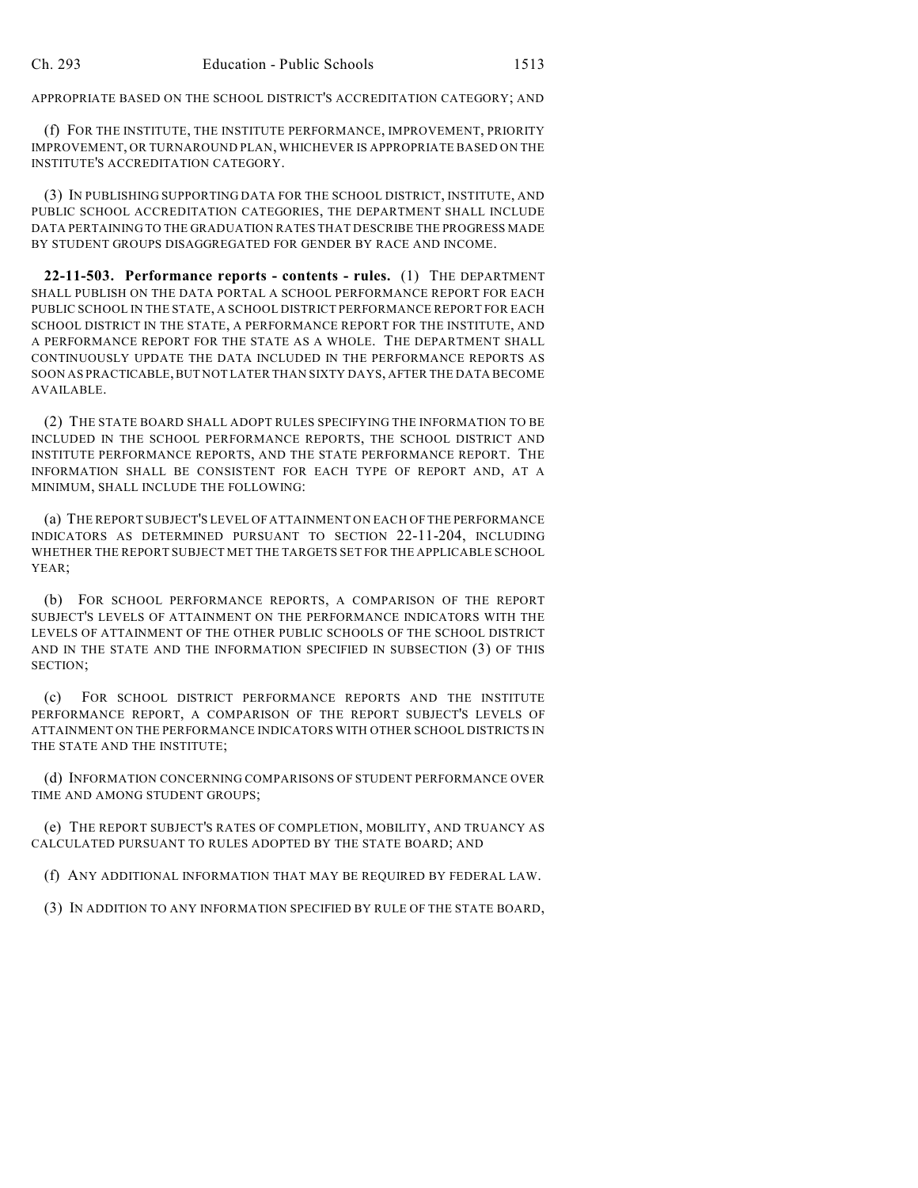APPROPRIATE BASED ON THE SCHOOL DISTRICT'S ACCREDITATION CATEGORY; AND

(f) FOR THE INSTITUTE, THE INSTITUTE PERFORMANCE, IMPROVEMENT, PRIORITY IMPROVEMENT, OR TURNAROUND PLAN, WHICHEVER IS APPROPRIATE BASED ON THE INSTITUTE'S ACCREDITATION CATEGORY.

(3) IN PUBLISHING SUPPORTING DATA FOR THE SCHOOL DISTRICT, INSTITUTE, AND PUBLIC SCHOOL ACCREDITATION CATEGORIES, THE DEPARTMENT SHALL INCLUDE DATA PERTAINING TO THE GRADUATION RATES THAT DESCRIBE THE PROGRESS MADE BY STUDENT GROUPS DISAGGREGATED FOR GENDER BY RACE AND INCOME.

**22-11-503. Performance reports - contents - rules.** (1) THE DEPARTMENT SHALL PUBLISH ON THE DATA PORTAL A SCHOOL PERFORMANCE REPORT FOR EACH PUBLIC SCHOOL IN THE STATE, A SCHOOL DISTRICT PERFORMANCE REPORT FOR EACH SCHOOL DISTRICT IN THE STATE, A PERFORMANCE REPORT FOR THE INSTITUTE, AND A PERFORMANCE REPORT FOR THE STATE AS A WHOLE. THE DEPARTMENT SHALL CONTINUOUSLY UPDATE THE DATA INCLUDED IN THE PERFORMANCE REPORTS AS SOON AS PRACTICABLE, BUT NOT LATER THAN SIXTY DAYS, AFTER THE DATA BECOME AVAILABLE.

(2) THE STATE BOARD SHALL ADOPT RULES SPECIFYING THE INFORMATION TO BE INCLUDED IN THE SCHOOL PERFORMANCE REPORTS, THE SCHOOL DISTRICT AND INSTITUTE PERFORMANCE REPORTS, AND THE STATE PERFORMANCE REPORT. THE INFORMATION SHALL BE CONSISTENT FOR EACH TYPE OF REPORT AND, AT A MINIMUM, SHALL INCLUDE THE FOLLOWING:

(a) THE REPORT SUBJECT'S LEVEL OF ATTAINMENT ON EACH OF THE PERFORMANCE INDICATORS AS DETERMINED PURSUANT TO SECTION 22-11-204, INCLUDING WHETHER THE REPORT SUBJECT MET THE TARGETS SET FOR THE APPLICABLE SCHOOL YEAR;

(b) FOR SCHOOL PERFORMANCE REPORTS, A COMPARISON OF THE REPORT SUBJECT'S LEVELS OF ATTAINMENT ON THE PERFORMANCE INDICATORS WITH THE LEVELS OF ATTAINMENT OF THE OTHER PUBLIC SCHOOLS OF THE SCHOOL DISTRICT AND IN THE STATE AND THE INFORMATION SPECIFIED IN SUBSECTION (3) OF THIS SECTION;

(c) FOR SCHOOL DISTRICT PERFORMANCE REPORTS AND THE INSTITUTE PERFORMANCE REPORT, A COMPARISON OF THE REPORT SUBJECT'S LEVELS OF ATTAINMENT ON THE PERFORMANCE INDICATORS WITH OTHER SCHOOL DISTRICTS IN THE STATE AND THE INSTITUTE;

(d) INFORMATION CONCERNING COMPARISONS OF STUDENT PERFORMANCE OVER TIME AND AMONG STUDENT GROUPS;

(e) THE REPORT SUBJECT'S RATES OF COMPLETION, MOBILITY, AND TRUANCY AS CALCULATED PURSUANT TO RULES ADOPTED BY THE STATE BOARD; AND

(f) ANY ADDITIONAL INFORMATION THAT MAY BE REQUIRED BY FEDERAL LAW.

(3) IN ADDITION TO ANY INFORMATION SPECIFIED BY RULE OF THE STATE BOARD,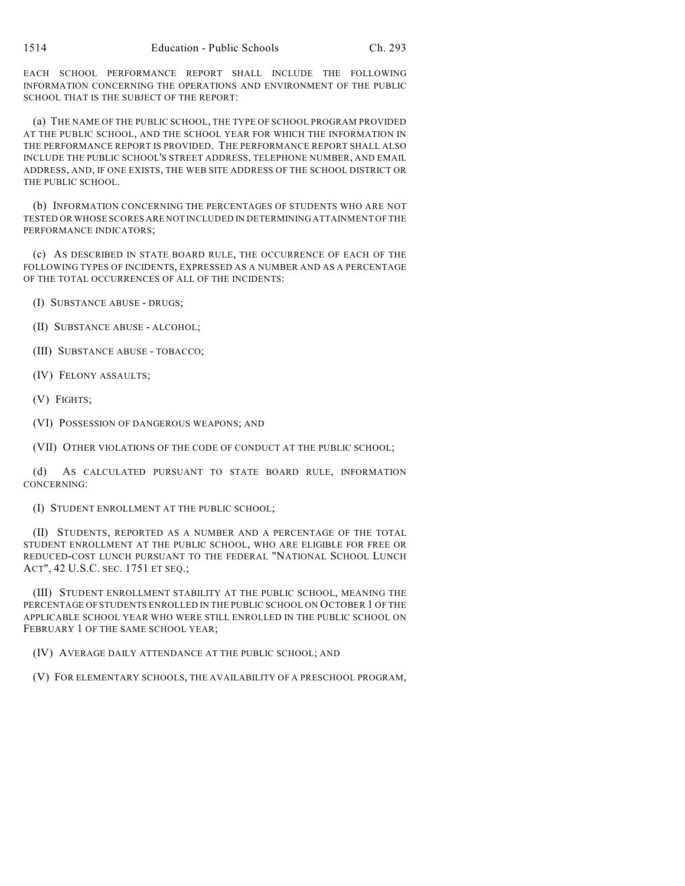EACH SCHOOL PERFORMANCE REPORT SHALL INCLUDE THE FOLLOWING INFORMATION CONCERNING THE OPERATIONS AND ENVIRONMENT OF THE PUBLIC SCHOOL THAT IS THE SUBJECT OF THE REPORT:

(a) THE NAME OF THE PUBLIC SCHOOL, THE TYPE OF SCHOOL PROGRAM PROVIDED AT THE PUBLIC SCHOOL, AND THE SCHOOL YEAR FOR WHICH THE INFORMATION IN THE PERFORMANCE REPORT IS PROVIDED. THE PERFORMANCE REPORT SHALL ALSO INCLUDE THE PUBLIC SCHOOL'S STREET ADDRESS, TELEPHONE NUMBER, AND EMAIL ADDRESS, AND, IF ONE EXISTS, THE WEB SITE ADDRESS OF THE SCHOOL DISTRICT OR THE PUBLIC SCHOOL.

(b) INFORMATION CONCERNING THE PERCENTAGES OF STUDENTS WHO ARE NOT TESTED OR WHOSE SCORES ARE NOT INCLUDED IN DETERMINING ATTAINMENT OF THE PERFORMANCE INDICATORS;

(c) AS DESCRIBED IN STATE BOARD RULE, THE OCCURRENCE OF EACH OF THE FOLLOWING TYPES OF INCIDENTS, EXPRESSED AS A NUMBER AND AS A PERCENTAGE OF THE TOTAL OCCURRENCES OF ALL OF THE INCIDENTS:

(I) SUBSTANCE ABUSE - DRUGS;

(II) SUBSTANCE ABUSE - ALCOHOL;

(III) SUBSTANCE ABUSE - TOBACCO;

(IV) FELONY ASSAULTS;

(V) FIGHTS;

(VI) POSSESSION OF DANGEROUS WEAPONS; AND

(VII) OTHER VIOLATIONS OF THE CODE OF CONDUCT AT THE PUBLIC SCHOOL;

(d) AS CALCULATED PURSUANT TO STATE BOARD RULE, INFORMATION CONCERNING:

(I) STUDENT ENROLLMENT AT THE PUBLIC SCHOOL;

(II) STUDENTS, REPORTED AS A NUMBER AND A PERCENTAGE OF THE TOTAL STUDENT ENROLLMENT AT THE PUBLIC SCHOOL, WHO ARE ELIGIBLE FOR FREE OR REDUCED-COST LUNCH PURSUANT TO THE FEDERAL "NATIONAL SCHOOL LUNCH ACT", 42 U.S.C. SEC. 1751 ET SEQ.;

(III) STUDENT ENROLLMENT STABILITY AT THE PUBLIC SCHOOL, MEANING THE PERCENTAGE OF STUDENTS ENROLLED IN THE PUBLIC SCHOOL ON OCTOBER 1 OF THE APPLICABLE SCHOOL YEAR WHO WERE STILL ENROLLED IN THE PUBLIC SCHOOL ON FEBRUARY 1 OF THE SAME SCHOOL YEAR;

(IV) AVERAGE DAILY ATTENDANCE AT THE PUBLIC SCHOOL; AND

(V) FOR ELEMENTARY SCHOOLS, THE AVAILABILITY OF A PRESCHOOL PROGRAM,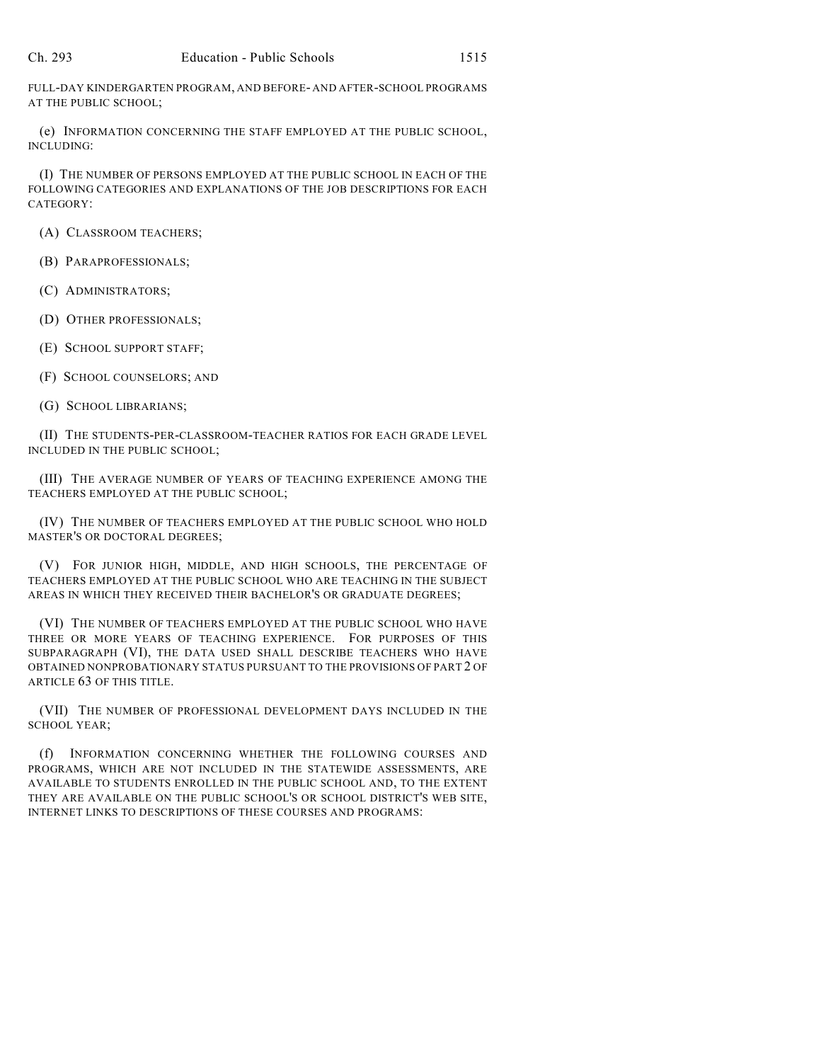FULL-DAY KINDERGARTEN PROGRAM, AND BEFORE- AND AFTER-SCHOOL PROGRAMS AT THE PUBLIC SCHOOL;

(e) INFORMATION CONCERNING THE STAFF EMPLOYED AT THE PUBLIC SCHOOL, INCLUDING:

(I) THE NUMBER OF PERSONS EMPLOYED AT THE PUBLIC SCHOOL IN EACH OF THE FOLLOWING CATEGORIES AND EXPLANATIONS OF THE JOB DESCRIPTIONS FOR EACH CATEGORY:

(A) CLASSROOM TEACHERS;

(B) PARAPROFESSIONALS;

(C) ADMINISTRATORS;

(D) OTHER PROFESSIONALS;

(E) SCHOOL SUPPORT STAFF;

(F) SCHOOL COUNSELORS; AND

(G) SCHOOL LIBRARIANS;

(II) THE STUDENTS-PER-CLASSROOM-TEACHER RATIOS FOR EACH GRADE LEVEL INCLUDED IN THE PUBLIC SCHOOL;

(III) THE AVERAGE NUMBER OF YEARS OF TEACHING EXPERIENCE AMONG THE TEACHERS EMPLOYED AT THE PUBLIC SCHOOL;

(IV) THE NUMBER OF TEACHERS EMPLOYED AT THE PUBLIC SCHOOL WHO HOLD MASTER'S OR DOCTORAL DEGREES;

(V) FOR JUNIOR HIGH, MIDDLE, AND HIGH SCHOOLS, THE PERCENTAGE OF TEACHERS EMPLOYED AT THE PUBLIC SCHOOL WHO ARE TEACHING IN THE SUBJECT AREAS IN WHICH THEY RECEIVED THEIR BACHELOR'S OR GRADUATE DEGREES;

(VI) THE NUMBER OF TEACHERS EMPLOYED AT THE PUBLIC SCHOOL WHO HAVE THREE OR MORE YEARS OF TEACHING EXPERIENCE. FOR PURPOSES OF THIS SUBPARAGRAPH (VI), THE DATA USED SHALL DESCRIBE TEACHERS WHO HAVE OBTAINED NONPROBATIONARY STATUS PURSUANT TO THE PROVISIONS OF PART 2 OF ARTICLE 63 OF THIS TITLE.

(VII) THE NUMBER OF PROFESSIONAL DEVELOPMENT DAYS INCLUDED IN THE SCHOOL YEAR;

(f) INFORMATION CONCERNING WHETHER THE FOLLOWING COURSES AND PROGRAMS, WHICH ARE NOT INCLUDED IN THE STATEWIDE ASSESSMENTS, ARE AVAILABLE TO STUDENTS ENROLLED IN THE PUBLIC SCHOOL AND, TO THE EXTENT THEY ARE AVAILABLE ON THE PUBLIC SCHOOL'S OR SCHOOL DISTRICT'S WEB SITE, INTERNET LINKS TO DESCRIPTIONS OF THESE COURSES AND PROGRAMS: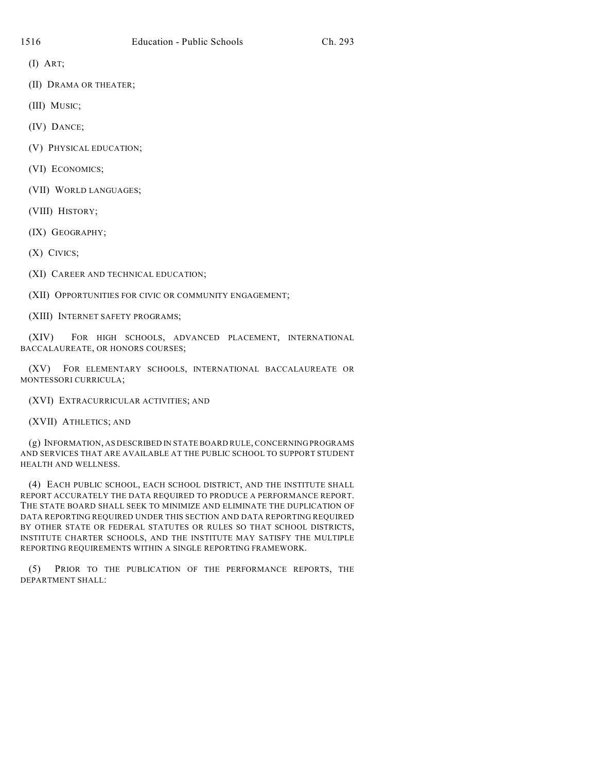(I) ART;

(II) DRAMA OR THEATER;

(III) MUSIC;

(IV) DANCE;

(V) PHYSICAL EDUCATION;

(VI) ECONOMICS;

(VII) WORLD LANGUAGES;

(VIII) HISTORY;

(IX) GEOGRAPHY;

(X) CIVICS;

(XI) CAREER AND TECHNICAL EDUCATION;

(XII) OPPORTUNITIES FOR CIVIC OR COMMUNITY ENGAGEMENT;

(XIII) INTERNET SAFETY PROGRAMS;

(XIV) FOR HIGH SCHOOLS, ADVANCED PLACEMENT, INTERNATIONAL BACCALAUREATE, OR HONORS COURSES;

(XV) FOR ELEMENTARY SCHOOLS, INTERNATIONAL BACCALAUREATE OR MONTESSORI CURRICULA;

(XVI) EXTRACURRICULAR ACTIVITIES; AND

(XVII) ATHLETICS; AND

(g) INFORMATION, AS DESCRIBED IN STATE BOARD RULE, CONCERNING PROGRAMS AND SERVICES THAT ARE AVAILABLE AT THE PUBLIC SCHOOL TO SUPPORT STUDENT HEALTH AND WELLNESS.

(4) EACH PUBLIC SCHOOL, EACH SCHOOL DISTRICT, AND THE INSTITUTE SHALL REPORT ACCURATELY THE DATA REQUIRED TO PRODUCE A PERFORMANCE REPORT. THE STATE BOARD SHALL SEEK TO MINIMIZE AND ELIMINATE THE DUPLICATION OF DATA REPORTING REQUIRED UNDER THIS SECTION AND DATA REPORTING REQUIRED BY OTHER STATE OR FEDERAL STATUTES OR RULES SO THAT SCHOOL DISTRICTS, INSTITUTE CHARTER SCHOOLS, AND THE INSTITUTE MAY SATISFY THE MULTIPLE REPORTING REQUIREMENTS WITHIN A SINGLE REPORTING FRAMEWORK.

(5) PRIOR TO THE PUBLICATION OF THE PERFORMANCE REPORTS, THE DEPARTMENT SHALL: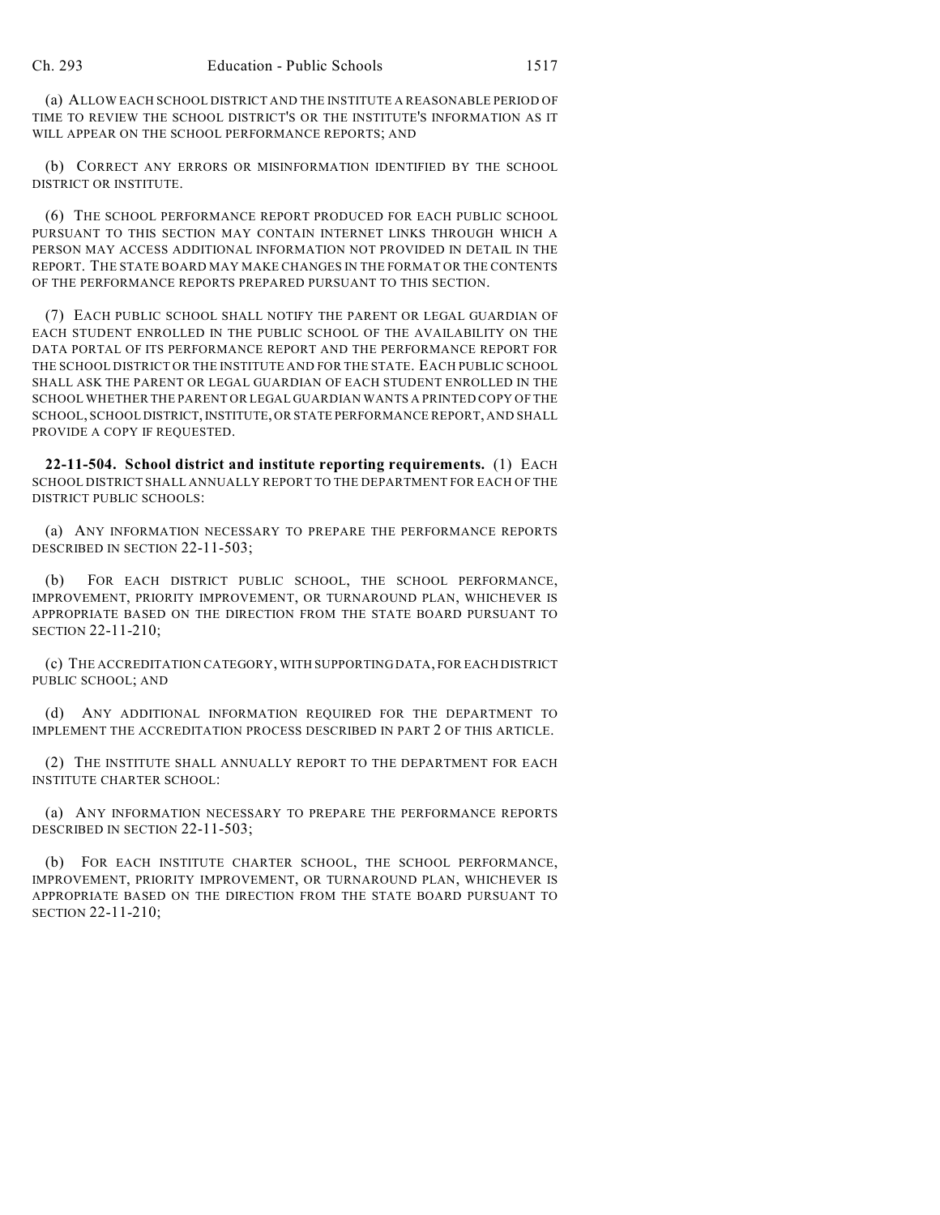(a) ALLOW EACH SCHOOL DISTRICT AND THE INSTITUTE A REASONABLE PERIOD OF TIME TO REVIEW THE SCHOOL DISTRICT'S OR THE INSTITUTE'S INFORMATION AS IT WILL APPEAR ON THE SCHOOL PERFORMANCE REPORTS; AND

(b) CORRECT ANY ERRORS OR MISINFORMATION IDENTIFIED BY THE SCHOOL DISTRICT OR INSTITUTE.

(6) THE SCHOOL PERFORMANCE REPORT PRODUCED FOR EACH PUBLIC SCHOOL PURSUANT TO THIS SECTION MAY CONTAIN INTERNET LINKS THROUGH WHICH A PERSON MAY ACCESS ADDITIONAL INFORMATION NOT PROVIDED IN DETAIL IN THE REPORT. THE STATE BOARD MAY MAKE CHANGES IN THE FORMAT OR THE CONTENTS OF THE PERFORMANCE REPORTS PREPARED PURSUANT TO THIS SECTION.

(7) EACH PUBLIC SCHOOL SHALL NOTIFY THE PARENT OR LEGAL GUARDIAN OF EACH STUDENT ENROLLED IN THE PUBLIC SCHOOL OF THE AVAILABILITY ON THE DATA PORTAL OF ITS PERFORMANCE REPORT AND THE PERFORMANCE REPORT FOR THE SCHOOL DISTRICT OR THE INSTITUTE AND FOR THE STATE. EACH PUBLIC SCHOOL SHALL ASK THE PARENT OR LEGAL GUARDIAN OF EACH STUDENT ENROLLED IN THE SCHOOL WHETHER THE PARENT OR LEGAL GUARDIAN WANTS A PRINTED COPY OF THE SCHOOL, SCHOOL DISTRICT, INSTITUTE, OR STATE PERFORMANCE REPORT, AND SHALL PROVIDE A COPY IF REQUESTED.

**22-11-504. School district and institute reporting requirements.** (1) EACH SCHOOL DISTRICT SHALL ANNUALLY REPORT TO THE DEPARTMENT FOR EACH OF THE DISTRICT PUBLIC SCHOOLS:

(a) ANY INFORMATION NECESSARY TO PREPARE THE PERFORMANCE REPORTS DESCRIBED IN SECTION 22-11-503;

(b) FOR EACH DISTRICT PUBLIC SCHOOL, THE SCHOOL PERFORMANCE, IMPROVEMENT, PRIORITY IMPROVEMENT, OR TURNAROUND PLAN, WHICHEVER IS APPROPRIATE BASED ON THE DIRECTION FROM THE STATE BOARD PURSUANT TO SECTION 22-11-210;

(c) THE ACCREDITATION CATEGORY, WITH SUPPORTING DATA, FOR EACH DISTRICT PUBLIC SCHOOL; AND

(d) ANY ADDITIONAL INFORMATION REQUIRED FOR THE DEPARTMENT TO IMPLEMENT THE ACCREDITATION PROCESS DESCRIBED IN PART 2 OF THIS ARTICLE.

(2) THE INSTITUTE SHALL ANNUALLY REPORT TO THE DEPARTMENT FOR EACH INSTITUTE CHARTER SCHOOL:

(a) ANY INFORMATION NECESSARY TO PREPARE THE PERFORMANCE REPORTS DESCRIBED IN SECTION 22-11-503;

(b) FOR EACH INSTITUTE CHARTER SCHOOL, THE SCHOOL PERFORMANCE, IMPROVEMENT, PRIORITY IMPROVEMENT, OR TURNAROUND PLAN, WHICHEVER IS APPROPRIATE BASED ON THE DIRECTION FROM THE STATE BOARD PURSUANT TO SECTION 22-11-210;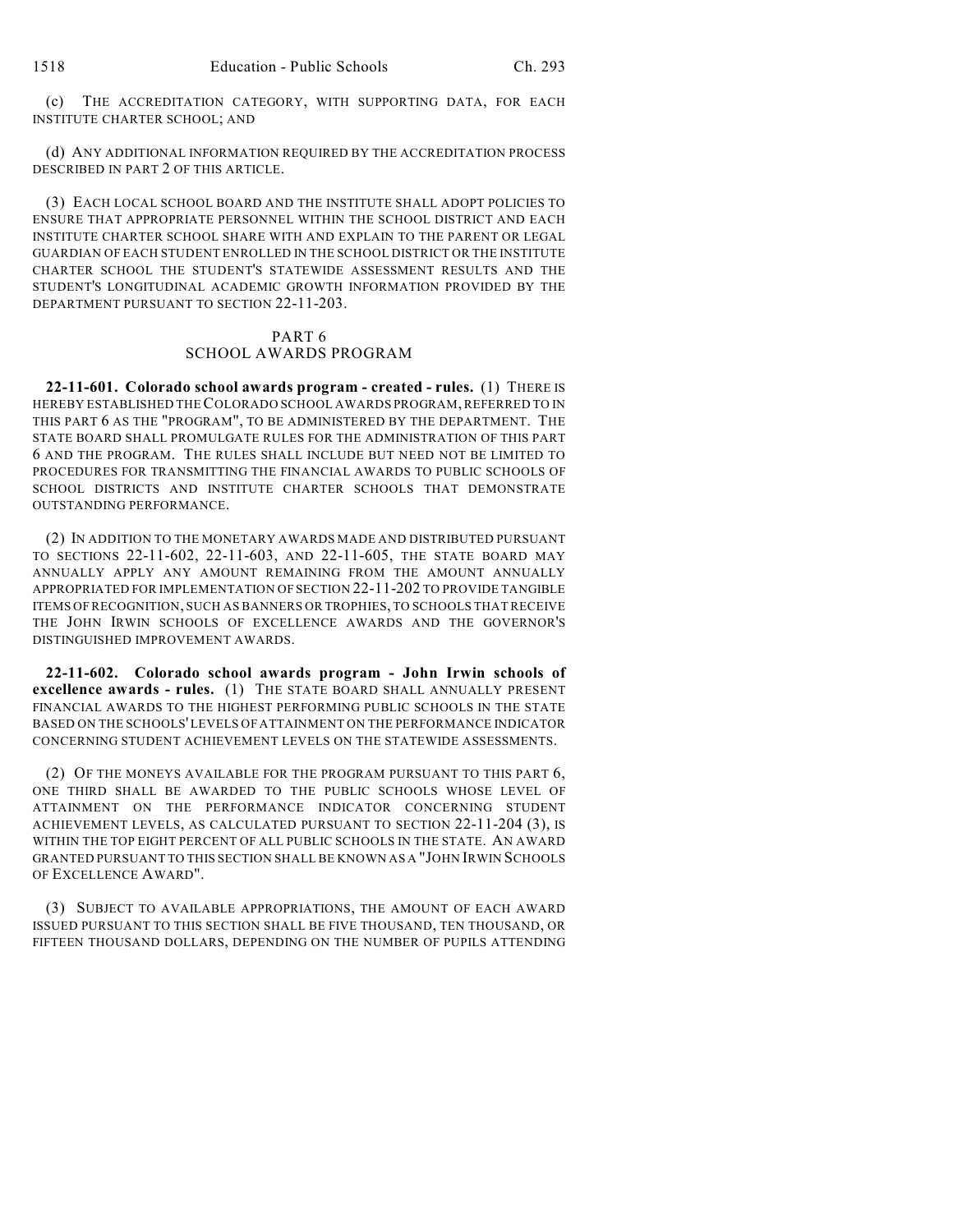(c) THE ACCREDITATION CATEGORY, WITH SUPPORTING DATA, FOR EACH INSTITUTE CHARTER SCHOOL; AND

(d) ANY ADDITIONAL INFORMATION REQUIRED BY THE ACCREDITATION PROCESS DESCRIBED IN PART 2 OF THIS ARTICLE.

(3) EACH LOCAL SCHOOL BOARD AND THE INSTITUTE SHALL ADOPT POLICIES TO ENSURE THAT APPROPRIATE PERSONNEL WITHIN THE SCHOOL DISTRICT AND EACH INSTITUTE CHARTER SCHOOL SHARE WITH AND EXPLAIN TO THE PARENT OR LEGAL GUARDIAN OF EACH STUDENT ENROLLED IN THE SCHOOL DISTRICT OR THE INSTITUTE CHARTER SCHOOL THE STUDENT'S STATEWIDE ASSESSMENT RESULTS AND THE STUDENT'S LONGITUDINAL ACADEMIC GROWTH INFORMATION PROVIDED BY THE DEPARTMENT PURSUANT TO SECTION 22-11-203.

## PART 6
## SCHOOL AWARDS PROGRAM

**22-11-601. Colorado school awards program - created - rules.** (1) THERE IS HEREBY ESTABLISHED THE COLORADO SCHOOL AWARDS PROGRAM, REFERRED TO IN THIS PART 6 AS THE "PROGRAM", TO BE ADMINISTERED BY THE DEPARTMENT. THE STATE BOARD SHALL PROMULGATE RULES FOR THE ADMINISTRATION OF THIS PART 6 AND THE PROGRAM. THE RULES SHALL INCLUDE BUT NEED NOT BE LIMITED TO PROCEDURES FOR TRANSMITTING THE FINANCIAL AWARDS TO PUBLIC SCHOOLS OF SCHOOL DISTRICTS AND INSTITUTE CHARTER SCHOOLS THAT DEMONSTRATE OUTSTANDING PERFORMANCE.

(2) IN ADDITION TO THE MONETARY AWARDS MADE AND DISTRIBUTED PURSUANT TO SECTIONS 22-11-602, 22-11-603, AND 22-11-605, THE STATE BOARD MAY ANNUALLY APPLY ANY AMOUNT REMAINING FROM THE AMOUNT ANNUALLY APPROPRIATED FOR IMPLEMENTATION OF SECTION 22-11-202 TO PROVIDE TANGIBLE ITEMS OF RECOGNITION, SUCH AS BANNERS OR TROPHIES, TO SCHOOLS THAT RECEIVE THE JOHN IRWIN SCHOOLS OF EXCELLENCE AWARDS AND THE GOVERNOR'S DISTINGUISHED IMPROVEMENT AWARDS.

**22-11-602. Colorado school awards program - John Irwin schools of excellence awards - rules.** (1) THE STATE BOARD SHALL ANNUALLY PRESENT FINANCIAL AWARDS TO THE HIGHEST PERFORMING PUBLIC SCHOOLS IN THE STATE BASED ON THE SCHOOLS' LEVELS OF ATTAINMENT ON THE PERFORMANCE INDICATOR CONCERNING STUDENT ACHIEVEMENT LEVELS ON THE STATEWIDE ASSESSMENTS.

(2) OF THE MONEYS AVAILABLE FOR THE PROGRAM PURSUANT TO THIS PART 6, ONE THIRD SHALL BE AWARDED TO THE PUBLIC SCHOOLS WHOSE LEVEL OF ATTAINMENT ON THE PERFORMANCE INDICATOR CONCERNING STUDENT ACHIEVEMENT LEVELS, AS CALCULATED PURSUANT TO SECTION 22-11-204 (3), IS WITHIN THE TOP EIGHT PERCENT OF ALL PUBLIC SCHOOLS IN THE STATE. AN AWARD GRANTED PURSUANT TO THIS SECTION SHALL BE KNOWN AS A "JOHN IRWIN SCHOOLS OF EXCELLENCE AWARD".

(3) SUBJECT TO AVAILABLE APPROPRIATIONS, THE AMOUNT OF EACH AWARD ISSUED PURSUANT TO THIS SECTION SHALL BE FIVE THOUSAND, TEN THOUSAND, OR FIFTEEN THOUSAND DOLLARS, DEPENDING ON THE NUMBER OF PUPILS ATTENDING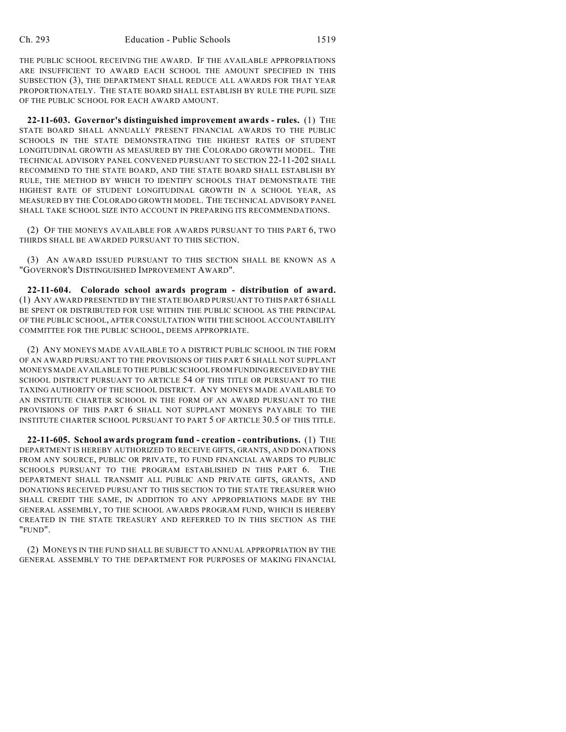THE PUBLIC SCHOOL RECEIVING THE AWARD. IF THE AVAILABLE APPROPRIATIONS ARE INSUFFICIENT TO AWARD EACH SCHOOL THE AMOUNT SPECIFIED IN THIS SUBSECTION (3), THE DEPARTMENT SHALL REDUCE ALL AWARDS FOR THAT YEAR PROPORTIONATELY. THE STATE BOARD SHALL ESTABLISH BY RULE THE PUPIL SIZE OF THE PUBLIC SCHOOL FOR EACH AWARD AMOUNT.

**22-11-603. Governor's distinguished improvement awards - rules.** (1) THE STATE BOARD SHALL ANNUALLY PRESENT FINANCIAL AWARDS TO THE PUBLIC SCHOOLS IN THE STATE DEMONSTRATING THE HIGHEST RATES OF STUDENT LONGITUDINAL GROWTH AS MEASURED BY THE COLORADO GROWTH MODEL. THE TECHNICAL ADVISORY PANEL CONVENED PURSUANT TO SECTION 22-11-202 SHALL RECOMMEND TO THE STATE BOARD, AND THE STATE BOARD SHALL ESTABLISH BY RULE, THE METHOD BY WHICH TO IDENTIFY SCHOOLS THAT DEMONSTRATE THE HIGHEST RATE OF STUDENT LONGITUDINAL GROWTH IN A SCHOOL YEAR, AS MEASURED BY THE COLORADO GROWTH MODEL. THE TECHNICAL ADVISORY PANEL SHALL TAKE SCHOOL SIZE INTO ACCOUNT IN PREPARING ITS RECOMMENDATIONS.

(2) OF THE MONEYS AVAILABLE FOR AWARDS PURSUANT TO THIS PART 6, TWO THIRDS SHALL BE AWARDED PURSUANT TO THIS SECTION.

(3) AN AWARD ISSUED PURSUANT TO THIS SECTION SHALL BE KNOWN AS A "GOVERNOR'S DISTINGUISHED IMPROVEMENT AWARD".

**22-11-604. Colorado school awards program - distribution of award.** (1) ANY AWARD PRESENTED BY THE STATE BOARD PURSUANT TO THIS PART 6 SHALL BE SPENT OR DISTRIBUTED FOR USE WITHIN THE PUBLIC SCHOOL AS THE PRINCIPAL OF THE PUBLIC SCHOOL, AFTER CONSULTATION WITH THE SCHOOL ACCOUNTABILITY COMMITTEE FOR THE PUBLIC SCHOOL, DEEMS APPROPRIATE.

(2) ANY MONEYS MADE AVAILABLE TO A DISTRICT PUBLIC SCHOOL IN THE FORM OF AN AWARD PURSUANT TO THE PROVISIONS OF THIS PART 6 SHALL NOT SUPPLANT MONEYS MADE AVAILABLE TO THE PUBLIC SCHOOL FROM FUNDING RECEIVED BY THE SCHOOL DISTRICT PURSUANT TO ARTICLE 54 OF THIS TITLE OR PURSUANT TO THE TAXING AUTHORITY OF THE SCHOOL DISTRICT. ANY MONEYS MADE AVAILABLE TO AN INSTITUTE CHARTER SCHOOL IN THE FORM OF AN AWARD PURSUANT TO THE PROVISIONS OF THIS PART 6 SHALL NOT SUPPLANT MONEYS PAYABLE TO THE INSTITUTE CHARTER SCHOOL PURSUANT TO PART 5 OF ARTICLE 30.5 OF THIS TITLE.

**22-11-605. School awards program fund - creation - contributions.** (1) THE DEPARTMENT IS HEREBY AUTHORIZED TO RECEIVE GIFTS, GRANTS, AND DONATIONS FROM ANY SOURCE, PUBLIC OR PRIVATE, TO FUND FINANCIAL AWARDS TO PUBLIC SCHOOLS PURSUANT TO THE PROGRAM ESTABLISHED IN THIS PART 6. THE DEPARTMENT SHALL TRANSMIT ALL PUBLIC AND PRIVATE GIFTS, GRANTS, AND DONATIONS RECEIVED PURSUANT TO THIS SECTION TO THE STATE TREASURER WHO SHALL CREDIT THE SAME, IN ADDITION TO ANY APPROPRIATIONS MADE BY THE GENERAL ASSEMBLY, TO THE SCHOOL AWARDS PROGRAM FUND, WHICH IS HEREBY CREATED IN THE STATE TREASURY AND REFERRED TO IN THIS SECTION AS THE "FUND".

(2) MONEYS IN THE FUND SHALL BE SUBJECT TO ANNUAL APPROPRIATION BY THE GENERAL ASSEMBLY TO THE DEPARTMENT FOR PURPOSES OF MAKING FINANCIAL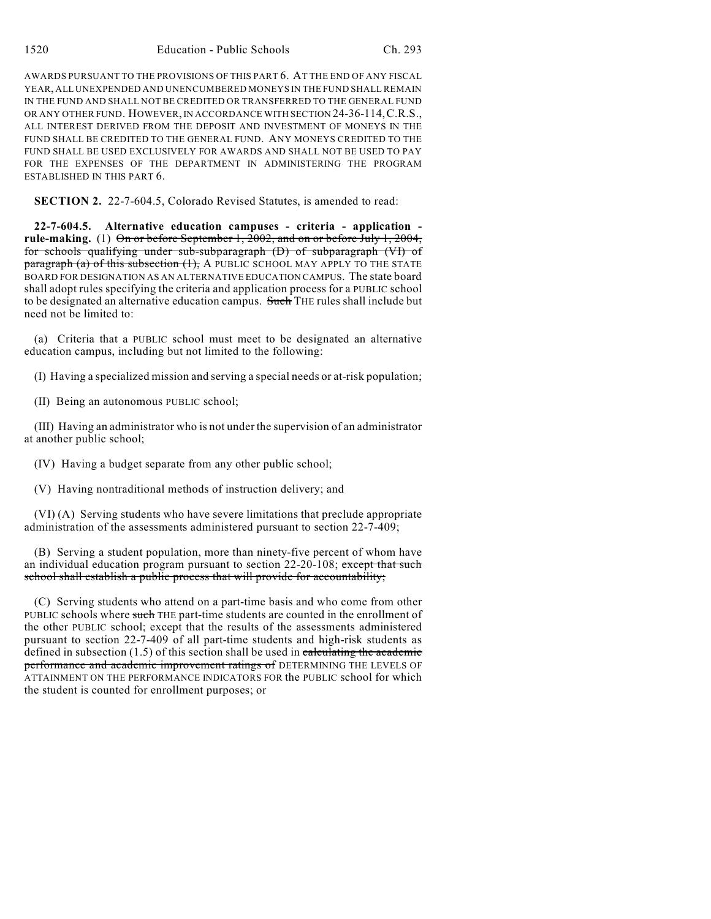AWARDS PURSUANT TO THE PROVISIONS OF THIS PART 6. AT THE END OF ANY FISCAL YEAR, ALL UNEXPENDED AND UNENCUMBERED MONEYS IN THE FUND SHALL REMAIN IN THE FUND AND SHALL NOT BE CREDITED OR TRANSFERRED TO THE GENERAL FUND OR ANY OTHER FUND. HOWEVER, IN ACCORDANCE WITH SECTION 24-36-114, C.R.S., ALL INTEREST DERIVED FROM THE DEPOSIT AND INVESTMENT OF MONEYS IN THE FUND SHALL BE CREDITED TO THE GENERAL FUND. ANY MONEYS CREDITED TO THE FUND SHALL BE USED EXCLUSIVELY FOR AWARDS AND SHALL NOT BE USED TO PAY FOR THE EXPENSES OF THE DEPARTMENT IN ADMINISTERING THE PROGRAM ESTABLISHED IN THIS PART 6.

**SECTION 2.** 22-7-604.5, Colorado Revised Statutes, is amended to read:

**22-7-604.5. Alternative education campuses - criteria - application - rule-making.** (1) ~~On or before September 1, 2002, and on or before July 1, 2004, for schools qualifying under sub-subparagraph (D) of subparagraph (VI) of paragraph (a) of this subsection (1),~~ A PUBLIC SCHOOL MAY APPLY TO THE STATE BOARD FOR DESIGNATION AS AN ALTERNATIVE EDUCATION CAMPUS. The state board shall adopt rules specifying the criteria and application process for a PUBLIC school to be designated an alternative education campus. ~~Such~~ THE rules shall include but need not be limited to:

(a) Criteria that a PUBLIC school must meet to be designated an alternative education campus, including but not limited to the following:

(I) Having a specialized mission and serving a special needs or at-risk population;

(II) Being an autonomous PUBLIC school;

(III) Having an administrator who is not under the supervision of an administrator at another public school;

(IV) Having a budget separate from any other public school;

(V) Having nontraditional methods of instruction delivery; and

(VI) (A) Serving students who have severe limitations that preclude appropriate administration of the assessments administered pursuant to section 22-7-409;

(B) Serving a student population, more than ninety-five percent of whom have an individual education program pursuant to section 22-20-108; ~~except that such school shall establish a public process that will provide for accountability;~~

(C) Serving students who attend on a part-time basis and who come from other PUBLIC schools where ~~such~~ THE part-time students are counted in the enrollment of the other PUBLIC school; except that the results of the assessments administered pursuant to section 22-7-409 of all part-time students and high-risk students as defined in subsection (1.5) of this section shall be used in ~~calculating the academic performance and academic improvement ratings of~~ DETERMINING THE LEVELS OF ATTAINMENT ON THE PERFORMANCE INDICATORS FOR the PUBLIC school for which the student is counted for enrollment purposes; or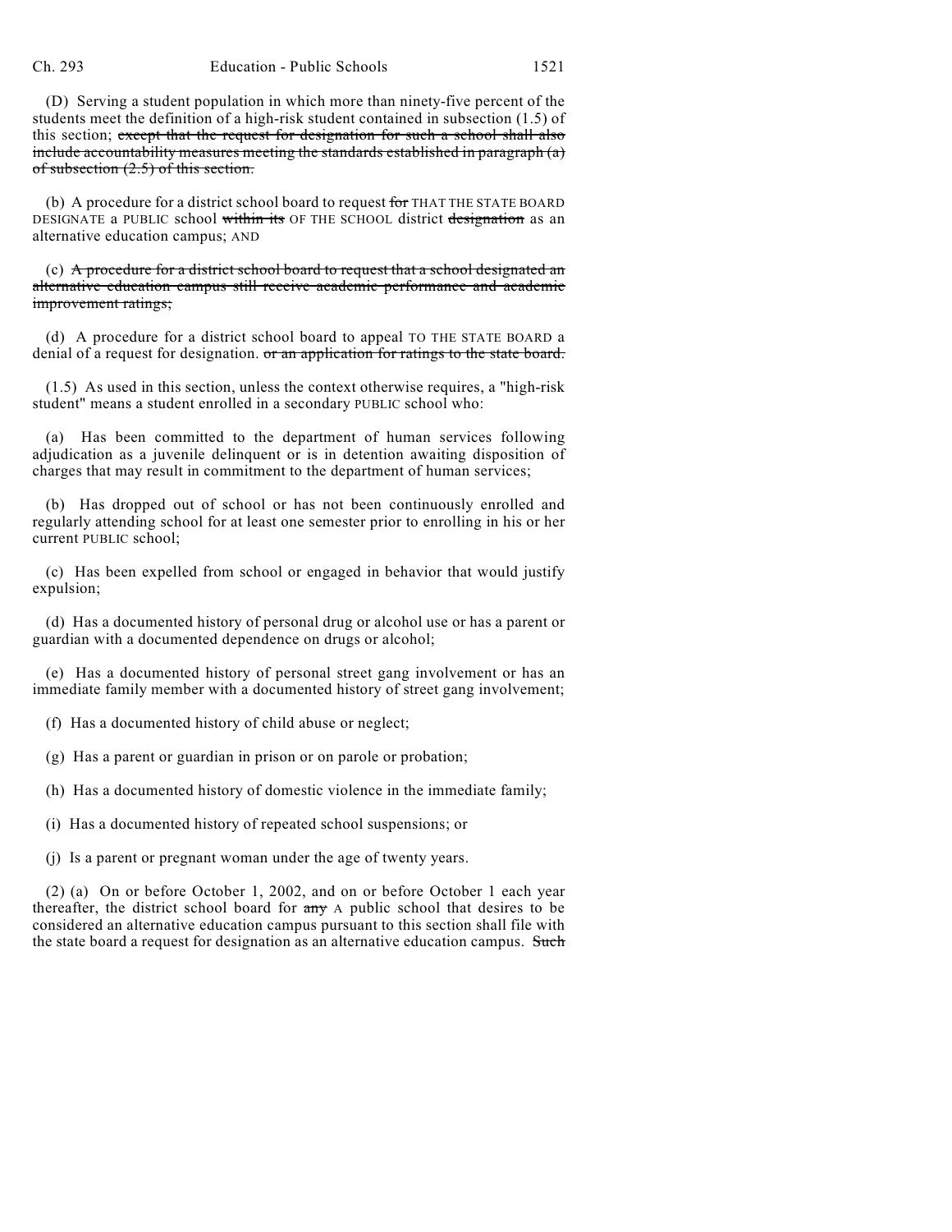(D) Serving a student population in which more than ninety-five percent of the students meet the definition of a high-risk student contained in subsection (1.5) of this section; ~~except that the request for designation for such a school shall also include accountability measures meeting the standards established in paragraph (a) of subsection (2.5) of this section.~~

(b) A procedure for a district school board to request ~~for~~ THAT THE STATE BOARD DESIGNATE a PUBLIC school ~~within its~~ OF THE SCHOOL district ~~designation~~ as an alternative education campus; AND

(c) ~~A procedure for a district school board to request that a school designated an alternative education campus still receive academic performance and academic improvement ratings;~~

(d) A procedure for a district school board to appeal TO THE STATE BOARD a denial of a request for designation. ~~or an application for ratings to the state board.~~

(1.5) As used in this section, unless the context otherwise requires, a "high-risk student" means a student enrolled in a secondary PUBLIC school who:

(a) Has been committed to the department of human services following adjudication as a juvenile delinquent or is in detention awaiting disposition of charges that may result in commitment to the department of human services;

(b) Has dropped out of school or has not been continuously enrolled and regularly attending school for at least one semester prior to enrolling in his or her current PUBLIC school;

(c) Has been expelled from school or engaged in behavior that would justify expulsion;

(d) Has a documented history of personal drug or alcohol use or has a parent or guardian with a documented dependence on drugs or alcohol;

(e) Has a documented history of personal street gang involvement or has an immediate family member with a documented history of street gang involvement;

(f) Has a documented history of child abuse or neglect;

(g) Has a parent or guardian in prison or on parole or probation;

(h) Has a documented history of domestic violence in the immediate family;

(i) Has a documented history of repeated school suspensions; or

(j) Is a parent or pregnant woman under the age of twenty years.

(2) (a) On or before October 1, 2002, and on or before October 1 each year thereafter, the district school board for ~~any~~ A public school that desires to be considered an alternative education campus pursuant to this section shall file with the state board a request for designation as an alternative education campus. ~~Such~~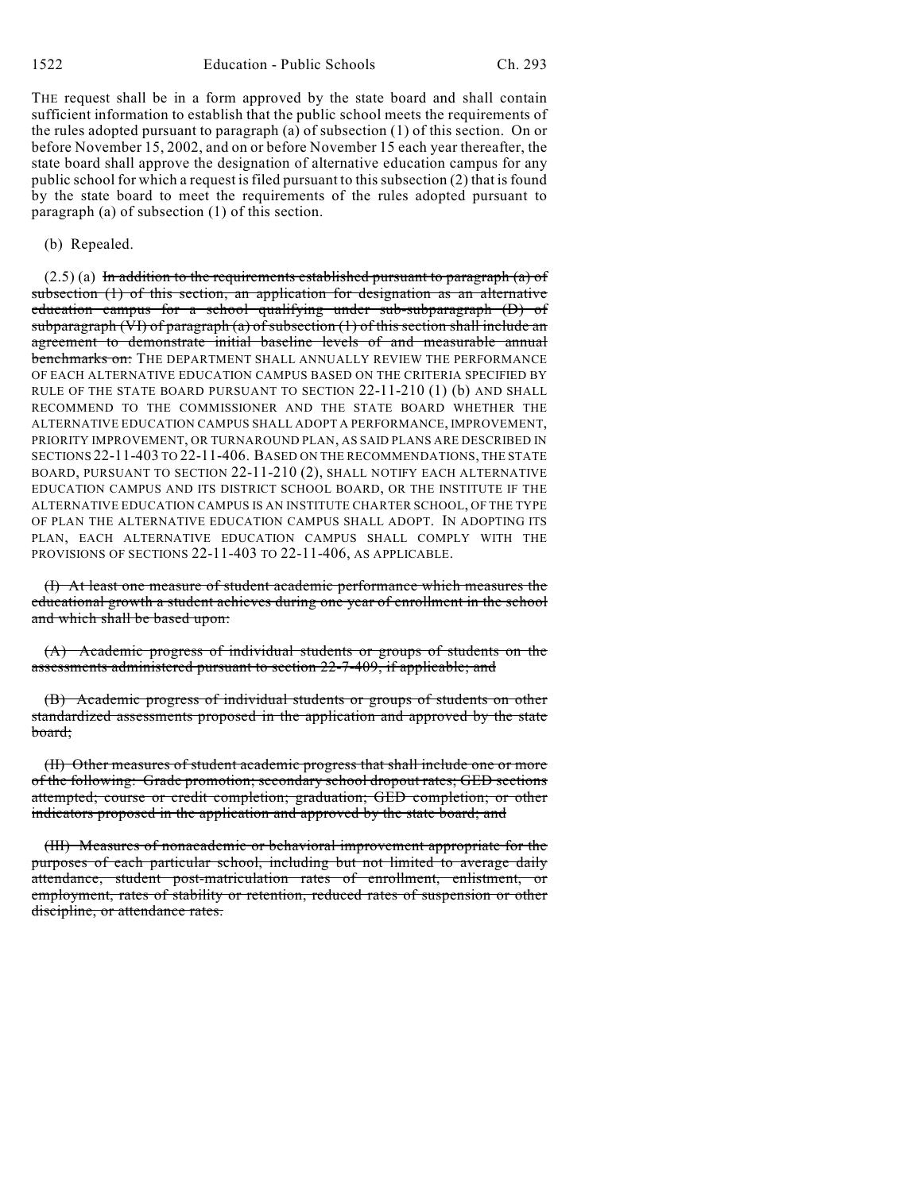THE request shall be in a form approved by the state board and shall contain sufficient information to establish that the public school meets the requirements of the rules adopted pursuant to paragraph (a) of subsection (1) of this section. On or before November 15, 2002, and on or before November 15 each year thereafter, the state board shall approve the designation of alternative education campus for any public school for which a request is filed pursuant to this subsection (2) that is found by the state board to meet the requirements of the rules adopted pursuant to paragraph (a) of subsection (1) of this section.

(b) Repealed.

(2.5) (a) ~~In addition to the requirements established pursuant to paragraph (a) of subsection (1) of this section, an application for designation as an alternative education campus for a school qualifying under sub-subparagraph (D) of subparagraph (VI) of paragraph (a) of subsection (1) of this section shall include an agreement to demonstrate initial baseline levels of and measurable annual benchmarks on:~~ THE DEPARTMENT SHALL ANNUALLY REVIEW THE PERFORMANCE OF EACH ALTERNATIVE EDUCATION CAMPUS BASED ON THE CRITERIA SPECIFIED BY RULE OF THE STATE BOARD PURSUANT TO SECTION 22-11-210 (1) (b) AND SHALL RECOMMEND TO THE COMMISSIONER AND THE STATE BOARD WHETHER THE ALTERNATIVE EDUCATION CAMPUS SHALL ADOPT A PERFORMANCE, IMPROVEMENT, PRIORITY IMPROVEMENT, OR TURNAROUND PLAN, AS SAID PLANS ARE DESCRIBED IN SECTIONS 22-11-403 TO 22-11-406. BASED ON THE RECOMMENDATIONS, THE STATE BOARD, PURSUANT TO SECTION 22-11-210 (2), SHALL NOTIFY EACH ALTERNATIVE EDUCATION CAMPUS AND ITS DISTRICT SCHOOL BOARD, OR THE INSTITUTE IF THE ALTERNATIVE EDUCATION CAMPUS IS AN INSTITUTE CHARTER SCHOOL, OF THE TYPE OF PLAN THE ALTERNATIVE EDUCATION CAMPUS SHALL ADOPT. IN ADOPTING ITS PLAN, EACH ALTERNATIVE EDUCATION CAMPUS SHALL COMPLY WITH THE PROVISIONS OF SECTIONS 22-11-403 TO 22-11-406, AS APPLICABLE.

~~(I) At least one measure of student academic performance which measures the educational growth a student achieves during one year of enrollment in the school and which shall be based upon:~~

~~(A) Academic progress of individual students or groups of students on the assessments administered pursuant to section 22-7-409, if applicable; and~~

~~(B) Academic progress of individual students or groups of students on other standardized assessments proposed in the application and approved by the state board;~~

~~(II) Other measures of student academic progress that shall include one or more of the following: Grade promotion; secondary school dropout rates; GED sections attempted; course or credit completion; graduation; GED completion; or other indicators proposed in the application and approved by the state board; and~~

~~(III) Measures of nonacademic or behavioral improvement appropriate for the purposes of each particular school, including but not limited to average daily attendance, student post-matriculation rates of enrollment, enlistment, or employment, rates of stability or retention, reduced rates of suspension or other discipline, or attendance rates.~~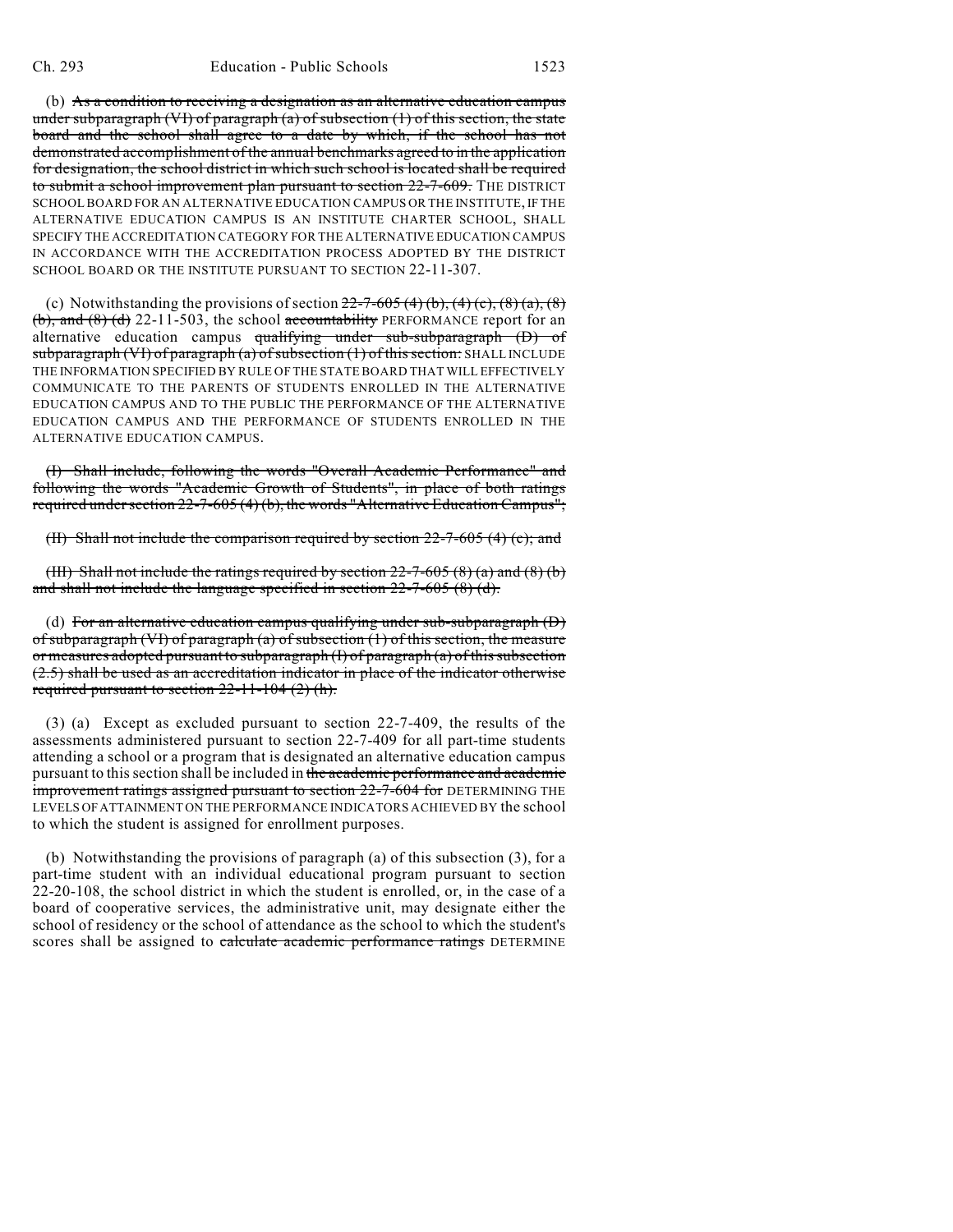(b) ~~As a condition to receiving a designation as an alternative education campus under subparagraph (VI) of paragraph (a) of subsection (1) of this section, the state board and the school shall agree to a date by which, if the school has not demonstrated accomplishment of the annual benchmarks agreed to in the application for designation, the school district in which such school is located shall be required to submit a school improvement plan pursuant to section 22-7-609.~~ THE DISTRICT SCHOOL BOARD FOR AN ALTERNATIVE EDUCATION CAMPUS OR THE INSTITUTE, IF THE ALTERNATIVE EDUCATION CAMPUS IS AN INSTITUTE CHARTER SCHOOL, SHALL SPECIFY THE ACCREDITATION CATEGORY FOR THE ALTERNATIVE EDUCATION CAMPUS IN ACCORDANCE WITH THE ACCREDITATION PROCESS ADOPTED BY THE DISTRICT SCHOOL BOARD OR THE INSTITUTE PURSUANT TO SECTION 22-11-307.

(c) Notwithstanding the provisions of section ~~22-7-605 (4) (b), (4) (c), (8) (a), (8) (b), and (8) (d)~~ 22-11-503, the school ~~accountability~~ PERFORMANCE report for an alternative education campus ~~qualifying under sub-subparagraph (D) of subparagraph (VI) of paragraph (a) of subsection (1) of this section:~~ SHALL INCLUDE THE INFORMATION SPECIFIED BY RULE OF THE STATE BOARD THAT WILL EFFECTIVELY COMMUNICATE TO THE PARENTS OF STUDENTS ENROLLED IN THE ALTERNATIVE EDUCATION CAMPUS AND TO THE PUBLIC THE PERFORMANCE OF THE ALTERNATIVE EDUCATION CAMPUS AND THE PERFORMANCE OF STUDENTS ENROLLED IN THE ALTERNATIVE EDUCATION CAMPUS.

~~(I) Shall include, following the words "Overall Academic Performance" and following the words "Academic Growth of Students", in place of both ratings required under section 22-7-605 (4) (b), the words "Alternative Education Campus";~~

~~(II) Shall not include the comparison required by section 22-7-605 (4) (c); and~~

~~(III) Shall not include the ratings required by section 22-7-605 (8) (a) and (8) (b) and shall not include the language specified in section 22-7-605 (8) (d).~~

(d) ~~For an alternative education campus qualifying under sub-subparagraph (D) of subparagraph (VI) of paragraph (a) of subsection (1) of this section, the measure or measures adopted pursuant to subparagraph (I) of paragraph (a) of this subsection (2.5) shall be used as an accreditation indicator in place of the indicator otherwise required pursuant to section 22-11-104 (2) (h).~~

(3) (a) Except as excluded pursuant to section 22-7-409, the results of the assessments administered pursuant to section 22-7-409 for all part-time students attending a school or a program that is designated an alternative education campus pursuant to this section shall be included in ~~the academic performance and academic improvement ratings assigned pursuant to section 22-7-604 for~~ DETERMINING THE LEVELS OF ATTAINMENT ON THE PERFORMANCE INDICATORS ACHIEVED BY the school to which the student is assigned for enrollment purposes.

(b) Notwithstanding the provisions of paragraph (a) of this subsection (3), for a part-time student with an individual educational program pursuant to section 22-20-108, the school district in which the student is enrolled, or, in the case of a board of cooperative services, the administrative unit, may designate either the school of residency or the school of attendance as the school to which the student's scores shall be assigned to ~~calculate academic performance ratings~~ DETERMINE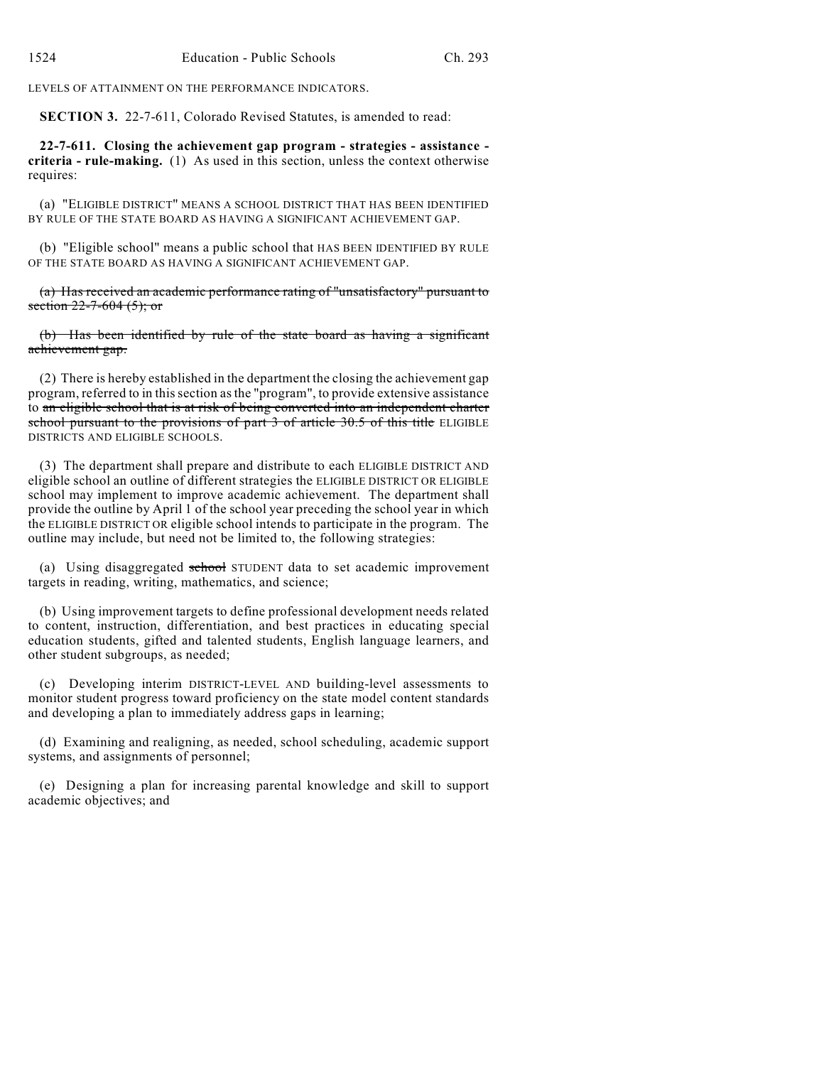LEVELS OF ATTAINMENT ON THE PERFORMANCE INDICATORS.

**SECTION 3.** 22-7-611, Colorado Revised Statutes, is amended to read:

**22-7-611. Closing the achievement gap program - strategies - assistance - criteria - rule-making.** (1) As used in this section, unless the context otherwise requires:

(a) "ELIGIBLE DISTRICT" MEANS A SCHOOL DISTRICT THAT HAS BEEN IDENTIFIED BY RULE OF THE STATE BOARD AS HAVING A SIGNIFICANT ACHIEVEMENT GAP.

(b) "Eligible school" means a public school that HAS BEEN IDENTIFIED BY RULE OF THE STATE BOARD AS HAVING A SIGNIFICANT ACHIEVEMENT GAP.

~~(a) Has received an academic performance rating of "unsatisfactory" pursuant to section 22-7-604 (5); or~~

~~(b) Has been identified by rule of the state board as having a significant achievement gap.~~

(2) There is hereby established in the department the closing the achievement gap program, referred to in this section as the "program", to provide extensive assistance to ~~an eligible school that is at risk of being converted into an independent charter school pursuant to the provisions of part 3 of article 30.5 of this title~~ ELIGIBLE DISTRICTS AND ELIGIBLE SCHOOLS.

(3) The department shall prepare and distribute to each ELIGIBLE DISTRICT AND eligible school an outline of different strategies the ELIGIBLE DISTRICT OR ELIGIBLE school may implement to improve academic achievement. The department shall provide the outline by April 1 of the school year preceding the school year in which the ELIGIBLE DISTRICT OR eligible school intends to participate in the program. The outline may include, but need not be limited to, the following strategies:

(a) Using disaggregated ~~school~~ STUDENT data to set academic improvement targets in reading, writing, mathematics, and science;

(b) Using improvement targets to define professional development needs related to content, instruction, differentiation, and best practices in educating special education students, gifted and talented students, English language learners, and other student subgroups, as needed;

(c) Developing interim DISTRICT-LEVEL AND building-level assessments to monitor student progress toward proficiency on the state model content standards and developing a plan to immediately address gaps in learning;

(d) Examining and realigning, as needed, school scheduling, academic support systems, and assignments of personnel;

(e) Designing a plan for increasing parental knowledge and skill to support academic objectives; and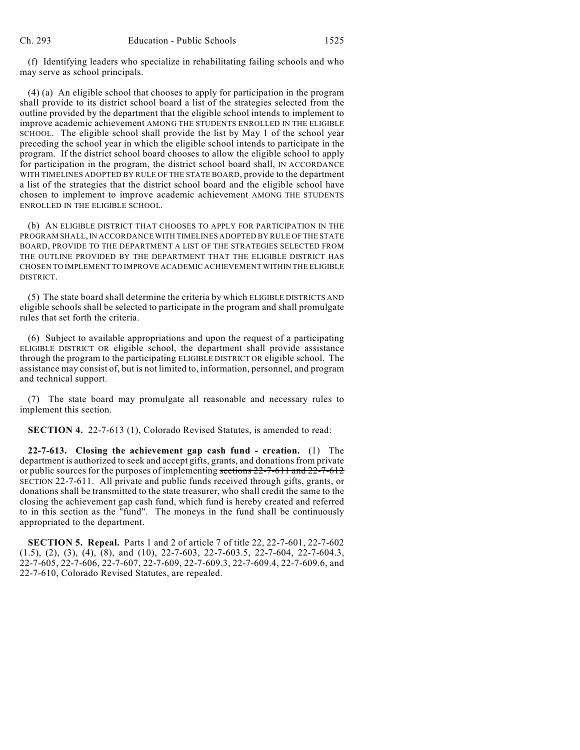(f) Identifying leaders who specialize in rehabilitating failing schools and who may serve as school principals.

(4) (a) An eligible school that chooses to apply for participation in the program shall provide to its district school board a list of the strategies selected from the outline provided by the department that the eligible school intends to implement to improve academic achievement AMONG THE STUDENTS ENROLLED IN THE ELIGIBLE SCHOOL. The eligible school shall provide the list by May 1 of the school year preceding the school year in which the eligible school intends to participate in the program. If the district school board chooses to allow the eligible school to apply for participation in the program, the district school board shall, IN ACCORDANCE WITH TIMELINES ADOPTED BY RULE OF THE STATE BOARD, provide to the department a list of the strategies that the district school board and the eligible school have chosen to implement to improve academic achievement AMONG THE STUDENTS ENROLLED IN THE ELIGIBLE SCHOOL.

(b) AN ELIGIBLE DISTRICT THAT CHOOSES TO APPLY FOR PARTICIPATION IN THE PROGRAM SHALL, IN ACCORDANCE WITH TIMELINES ADOPTED BY RULE OF THE STATE BOARD, PROVIDE TO THE DEPARTMENT A LIST OF THE STRATEGIES SELECTED FROM THE OUTLINE PROVIDED BY THE DEPARTMENT THAT THE ELIGIBLE DISTRICT HAS CHOSEN TO IMPLEMENT TO IMPROVE ACADEMIC ACHIEVEMENT WITHIN THE ELIGIBLE DISTRICT.

(5) The state board shall determine the criteria by which ELIGIBLE DISTRICTS AND eligible schools shall be selected to participate in the program and shall promulgate rules that set forth the criteria.

(6) Subject to available appropriations and upon the request of a participating ELIGIBLE DISTRICT OR eligible school, the department shall provide assistance through the program to the participating ELIGIBLE DISTRICT OR eligible school. The assistance may consist of, but is not limited to, information, personnel, and program and technical support.

(7) The state board may promulgate all reasonable and necessary rules to implement this section.

**SECTION 4.** 22-7-613 (1), Colorado Revised Statutes, is amended to read:

**22-7-613. Closing the achievement gap cash fund - creation.** (1) The department is authorized to seek and accept gifts, grants, and donations from private or public sources for the purposes of implementing ~~sections 22-7-611 and 22-7-612~~ SECTION 22-7-611. All private and public funds received through gifts, grants, or donations shall be transmitted to the state treasurer, who shall credit the same to the closing the achievement gap cash fund, which fund is hereby created and referred to in this section as the "fund". The moneys in the fund shall be continuously appropriated to the department.

**SECTION 5. Repeal.** Parts 1 and 2 of article 7 of title 22, 22-7-601, 22-7-602 (1.5), (2), (3), (4), (8), and (10), 22-7-603, 22-7-603.5, 22-7-604, 22-7-604.3, 22-7-605, 22-7-606, 22-7-607, 22-7-609, 22-7-609.3, 22-7-609.4, 22-7-609.6, and 22-7-610, Colorado Revised Statutes, are repealed.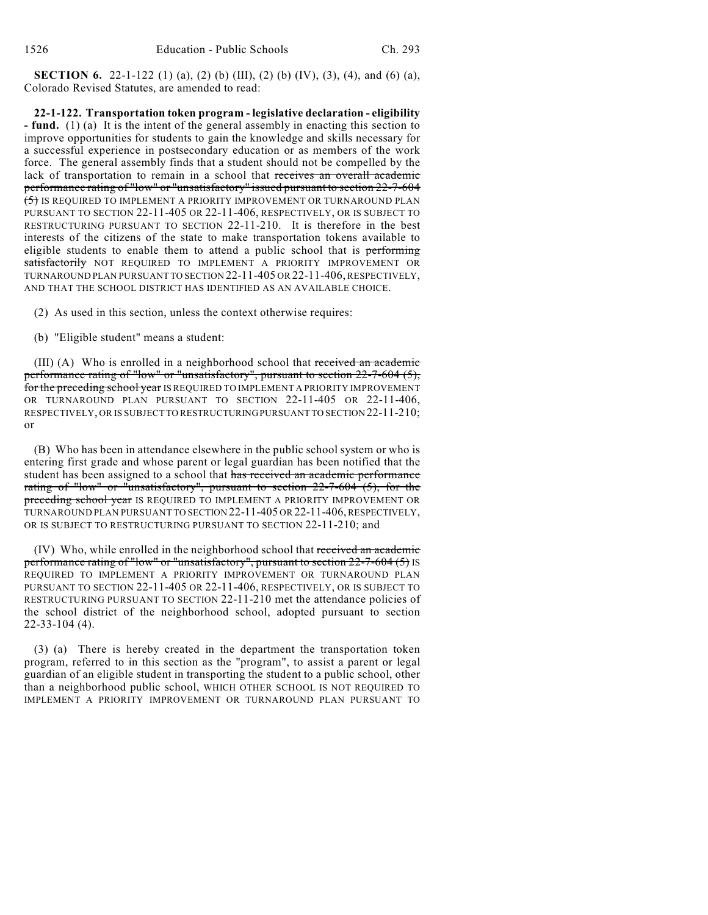**SECTION 6.** 22-1-122 (1) (a), (2) (b) (III), (2) (b) (IV), (3), (4), and (6) (a), Colorado Revised Statutes, are amended to read:

**22-1-122. Transportation token program - legislative declaration - eligibility - fund.** (1) (a) It is the intent of the general assembly in enacting this section to improve opportunities for students to gain the knowledge and skills necessary for a successful experience in postsecondary education or as members of the work force. The general assembly finds that a student should not be compelled by the lack of transportation to remain in a school that ~~receives an overall academic performance rating of "low" or "unsatisfactory" issued pursuant to section 22-7-604 (5)~~ IS REQUIRED TO IMPLEMENT A PRIORITY IMPROVEMENT OR TURNAROUND PLAN PURSUANT TO SECTION 22-11-405 OR 22-11-406, RESPECTIVELY, OR IS SUBJECT TO RESTRUCTURING PURSUANT TO SECTION 22-11-210. It is therefore in the best interests of the citizens of the state to make transportation tokens available to eligible students to enable them to attend a public school that is ~~performing satisfactorily~~ NOT REQUIRED TO IMPLEMENT A PRIORITY IMPROVEMENT OR TURNAROUND PLAN PURSUANT TO SECTION 22-11-405 OR 22-11-406, RESPECTIVELY, AND THAT THE SCHOOL DISTRICT HAS IDENTIFIED AS AN AVAILABLE CHOICE.

(2) As used in this section, unless the context otherwise requires:

(b) "Eligible student" means a student:

(III) (A) Who is enrolled in a neighborhood school that ~~received an academic performance rating of "low" or "unsatisfactory", pursuant to section 22-7-604 (5), for the preceding school year~~ IS REQUIRED TO IMPLEMENT A PRIORITY IMPROVEMENT OR TURNAROUND PLAN PURSUANT TO SECTION 22-11-405 OR 22-11-406, RESPECTIVELY, OR IS SUBJECT TO RESTRUCTURING PURSUANT TO SECTION 22-11-210; or

(B) Who has been in attendance elsewhere in the public school system or who is entering first grade and whose parent or legal guardian has been notified that the student has been assigned to a school that ~~has received an academic performance rating of "low" or "unsatisfactory", pursuant to section 22-7-604 (5), for the preceding school year~~ IS REQUIRED TO IMPLEMENT A PRIORITY IMPROVEMENT OR TURNAROUND PLAN PURSUANT TO SECTION 22-11-405 OR 22-11-406, RESPECTIVELY, OR IS SUBJECT TO RESTRUCTURING PURSUANT TO SECTION 22-11-210; and

(IV) Who, while enrolled in the neighborhood school that ~~received an academic performance rating of "low" or "unsatisfactory", pursuant to section 22-7-604 (5)~~ IS REQUIRED TO IMPLEMENT A PRIORITY IMPROVEMENT OR TURNAROUND PLAN PURSUANT TO SECTION 22-11-405 OR 22-11-406, RESPECTIVELY, OR IS SUBJECT TO RESTRUCTURING PURSUANT TO SECTION 22-11-210 met the attendance policies of the school district of the neighborhood school, adopted pursuant to section 22-33-104 (4).

(3) (a) There is hereby created in the department the transportation token program, referred to in this section as the "program", to assist a parent or legal guardian of an eligible student in transporting the student to a public school, other than a neighborhood public school, WHICH OTHER SCHOOL IS NOT REQUIRED TO IMPLEMENT A PRIORITY IMPROVEMENT OR TURNAROUND PLAN PURSUANT TO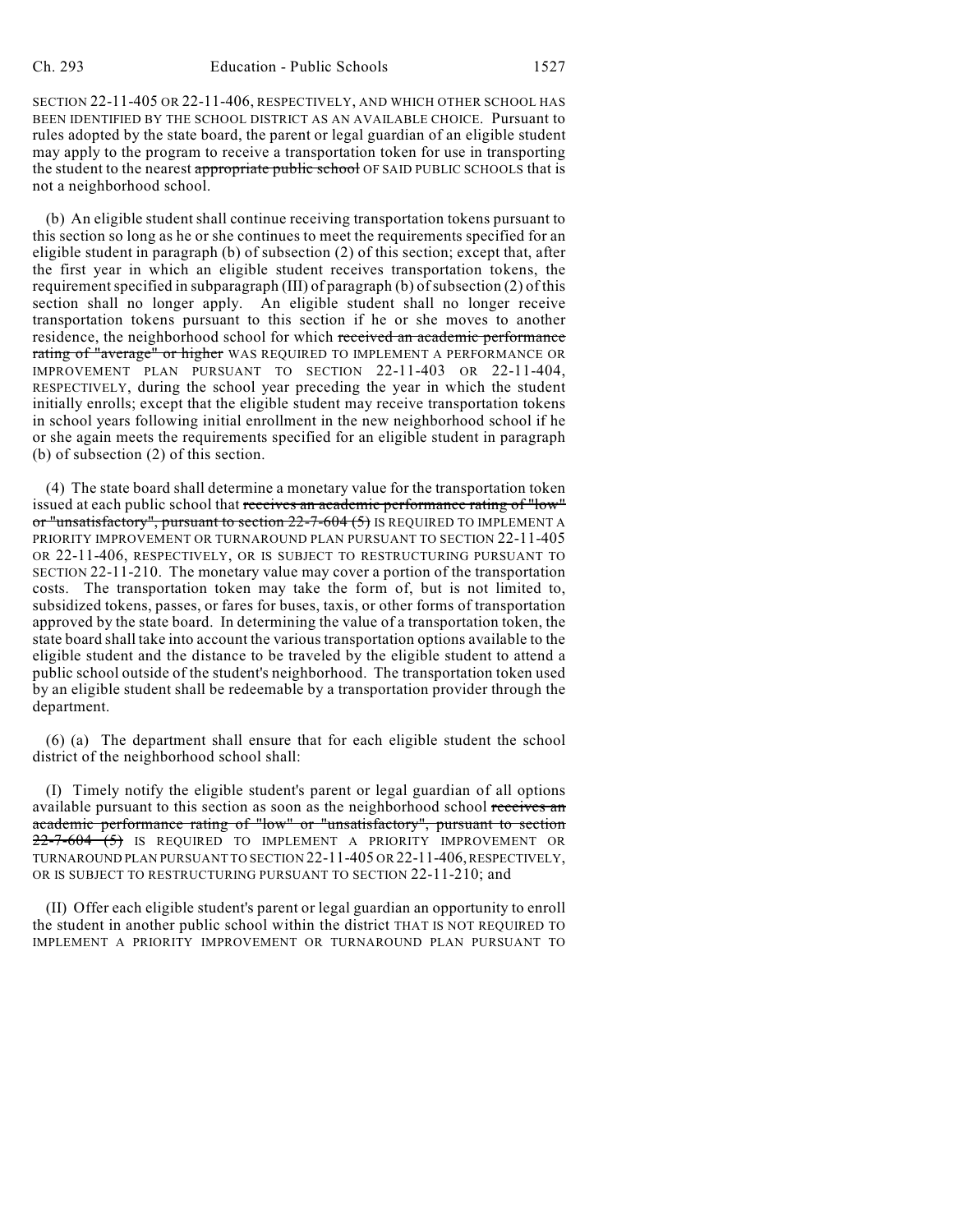SECTION 22-11-405 OR 22-11-406, RESPECTIVELY, AND WHICH OTHER SCHOOL HAS BEEN IDENTIFIED BY THE SCHOOL DISTRICT AS AN AVAILABLE CHOICE. Pursuant to rules adopted by the state board, the parent or legal guardian of an eligible student may apply to the program to receive a transportation token for use in transporting the student to the nearest ~~appropriate public school~~ OF SAID PUBLIC SCHOOLS that is not a neighborhood school.

(b) An eligible student shall continue receiving transportation tokens pursuant to this section so long as he or she continues to meet the requirements specified for an eligible student in paragraph (b) of subsection (2) of this section; except that, after the first year in which an eligible student receives transportation tokens, the requirement specified in subparagraph (III) of paragraph (b) of subsection (2) of this section shall no longer apply. An eligible student shall no longer receive transportation tokens pursuant to this section if he or she moves to another residence, the neighborhood school for which ~~received an academic performance rating of "average" or higher~~ WAS REQUIRED TO IMPLEMENT A PERFORMANCE OR IMPROVEMENT PLAN PURSUANT TO SECTION 22-11-403 OR 22-11-404, RESPECTIVELY, during the school year preceding the year in which the student initially enrolls; except that the eligible student may receive transportation tokens in school years following initial enrollment in the new neighborhood school if he or she again meets the requirements specified for an eligible student in paragraph (b) of subsection (2) of this section.

(4) The state board shall determine a monetary value for the transportation token issued at each public school that ~~receives an academic performance rating of "low" or "unsatisfactory", pursuant to section 22-7-604 (5)~~ IS REQUIRED TO IMPLEMENT A PRIORITY IMPROVEMENT OR TURNAROUND PLAN PURSUANT TO SECTION 22-11-405 OR 22-11-406, RESPECTIVELY, OR IS SUBJECT TO RESTRUCTURING PURSUANT TO SECTION 22-11-210. The monetary value may cover a portion of the transportation costs. The transportation token may take the form of, but is not limited to, subsidized tokens, passes, or fares for buses, taxis, or other forms of transportation approved by the state board. In determining the value of a transportation token, the state board shall take into account the various transportation options available to the eligible student and the distance to be traveled by the eligible student to attend a public school outside of the student's neighborhood. The transportation token used by an eligible student shall be redeemable by a transportation provider through the department.

(6) (a) The department shall ensure that for each eligible student the school district of the neighborhood school shall:

(I) Timely notify the eligible student's parent or legal guardian of all options available pursuant to this section as soon as the neighborhood school ~~receives an academic performance rating of "low" or "unsatisfactory", pursuant to section 22-7-604 (5)~~ IS REQUIRED TO IMPLEMENT A PRIORITY IMPROVEMENT OR TURNAROUND PLAN PURSUANT TO SECTION 22-11-405 OR 22-11-406, RESPECTIVELY, OR IS SUBJECT TO RESTRUCTURING PURSUANT TO SECTION 22-11-210; and

(II) Offer each eligible student's parent or legal guardian an opportunity to enroll the student in another public school within the district THAT IS NOT REQUIRED TO IMPLEMENT A PRIORITY IMPROVEMENT OR TURNAROUND PLAN PURSUANT TO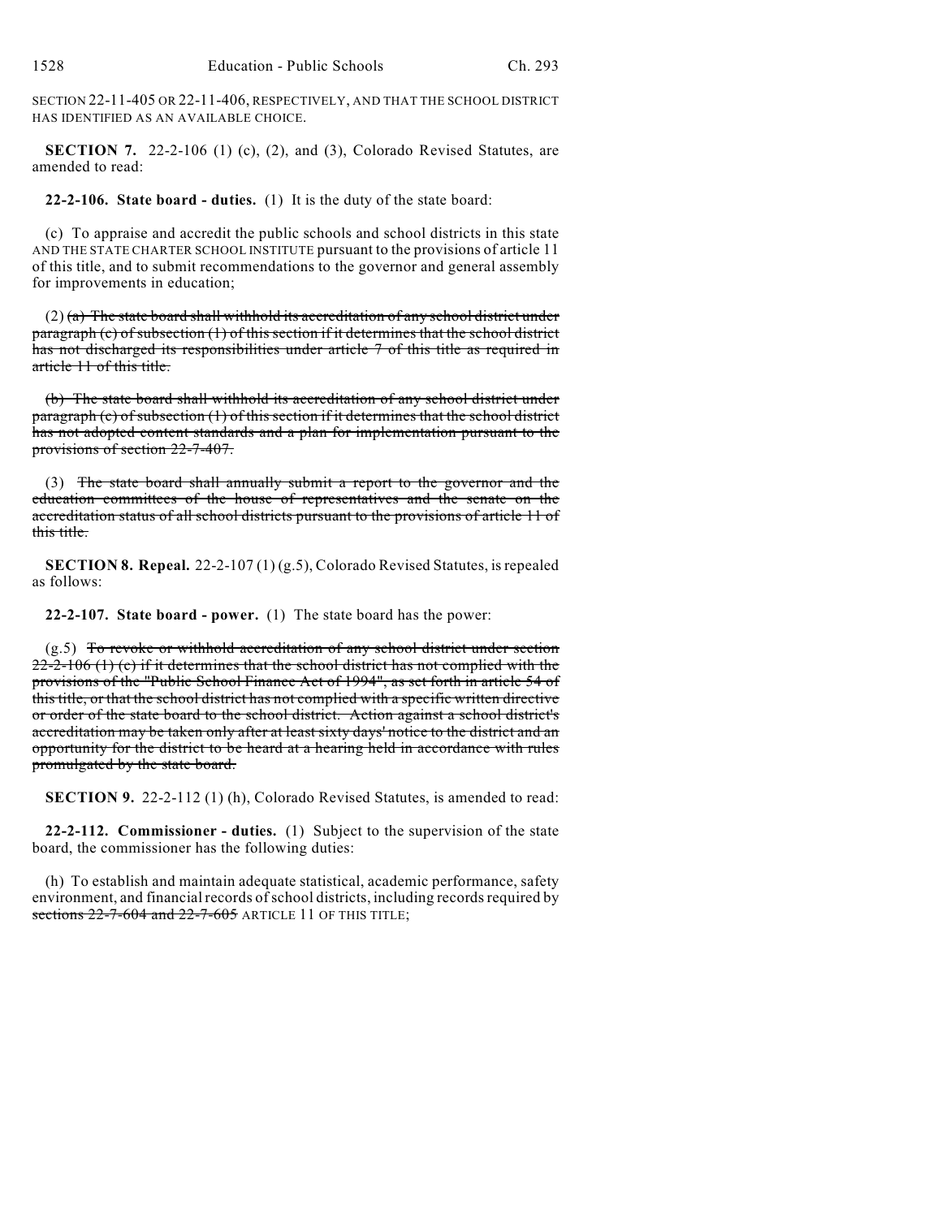SECTION 22-11-405 OR 22-11-406, RESPECTIVELY, AND THAT THE SCHOOL DISTRICT HAS IDENTIFIED AS AN AVAILABLE CHOICE.

**SECTION 7.** 22-2-106 (1) (c), (2), and (3), Colorado Revised Statutes, are amended to read:

**22-2-106. State board - duties.** (1) It is the duty of the state board:

(c) To appraise and accredit the public schools and school districts in this state AND THE STATE CHARTER SCHOOL INSTITUTE pursuant to the provisions of article 11 of this title, and to submit recommendations to the governor and general assembly for improvements in education;

(2) ~~(a) The state board shall withhold its accreditation of any school district under paragraph (c) of subsection (1) of this section if it determines that the school district has not discharged its responsibilities under article 7 of this title as required in article 11 of this title.~~

~~(b) The state board shall withhold its accreditation of any school district under paragraph (c) of subsection (1) of this section if it determines that the school district has not adopted content standards and a plan for implementation pursuant to the provisions of section 22-7-407.~~

(3) ~~The state board shall annually submit a report to the governor and the education committees of the house of representatives and the senate on the accreditation status of all school districts pursuant to the provisions of article 11 of this title.~~

**SECTION 8. Repeal.** 22-2-107 (1) (g.5), Colorado Revised Statutes, is repealed as follows:

**22-2-107. State board - power.** (1) The state board has the power:

(g.5) ~~To revoke or withhold accreditation of any school district under section 22-2-106 (1) (c) if it determines that the school district has not complied with the provisions of the "Public School Finance Act of 1994", as set forth in article 54 of this title, or that the school district has not complied with a specific written directive or order of the state board to the school district. Action against a school district's accreditation may be taken only after at least sixty days' notice to the district and an opportunity for the district to be heard at a hearing held in accordance with rules promulgated by the state board.~~

**SECTION 9.** 22-2-112 (1) (h), Colorado Revised Statutes, is amended to read:

**22-2-112. Commissioner - duties.** (1) Subject to the supervision of the state board, the commissioner has the following duties:

(h) To establish and maintain adequate statistical, academic performance, safety environment, and financial records of school districts, including records required by ~~sections 22-7-604 and 22-7-605~~ ARTICLE 11 OF THIS TITLE;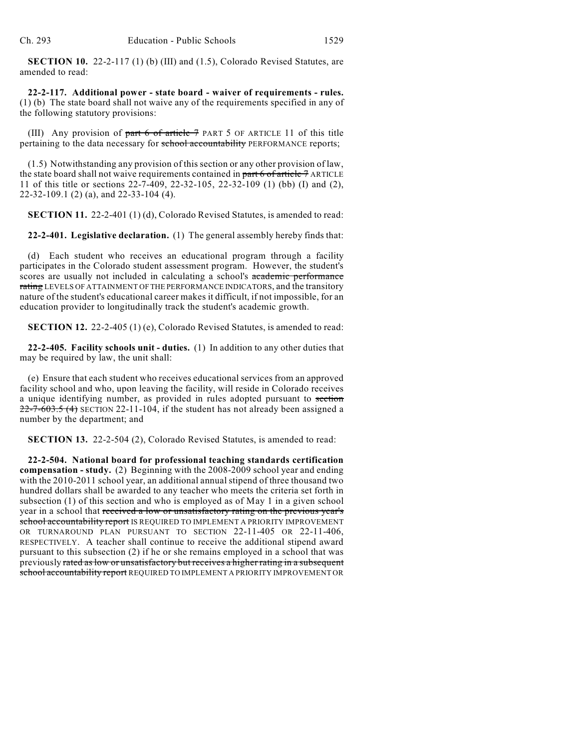**SECTION 10.** 22-2-117 (1) (b) (III) and (1.5), Colorado Revised Statutes, are amended to read:

**22-2-117. Additional power - state board - waiver of requirements - rules.** (1) (b) The state board shall not waive any of the requirements specified in any of the following statutory provisions:

(III) Any provision of ~~part 6 of article 7~~ PART 5 OF ARTICLE 11 of this title pertaining to the data necessary for ~~school accountability~~ PERFORMANCE reports;

(1.5) Notwithstanding any provision of this section or any other provision of law, the state board shall not waive requirements contained in ~~part 6 of article 7~~ ARTICLE 11 of this title or sections 22-7-409, 22-32-105, 22-32-109 (1) (bb) (I) and (2), 22-32-109.1 (2) (a), and 22-33-104 (4).

**SECTION 11.** 22-2-401 (1) (d), Colorado Revised Statutes, is amended to read:

**22-2-401. Legislative declaration.** (1) The general assembly hereby finds that:

(d) Each student who receives an educational program through a facility participates in the Colorado student assessment program. However, the student's scores are usually not included in calculating a school's ~~academic performance rating~~ LEVELS OF ATTAINMENT OF THE PERFORMANCE INDICATORS, and the transitory nature of the student's educational career makes it difficult, if not impossible, for an education provider to longitudinally track the student's academic growth.

**SECTION 12.** 22-2-405 (1) (e), Colorado Revised Statutes, is amended to read:

**22-2-405. Facility schools unit - duties.** (1) In addition to any other duties that may be required by law, the unit shall:

(e) Ensure that each student who receives educational services from an approved facility school and who, upon leaving the facility, will reside in Colorado receives a unique identifying number, as provided in rules adopted pursuant to ~~section 22-7-603.5 (4)~~ SECTION 22-11-104, if the student has not already been assigned a number by the department; and

**SECTION 13.** 22-2-504 (2), Colorado Revised Statutes, is amended to read:

**22-2-504. National board for professional teaching standards certification compensation - study.** (2) Beginning with the 2008-2009 school year and ending with the 2010-2011 school year, an additional annual stipend of three thousand two hundred dollars shall be awarded to any teacher who meets the criteria set forth in subsection (1) of this section and who is employed as of May 1 in a given school year in a school that ~~received a low or unsatisfactory rating on the previous year's school accountability report~~ IS REQUIRED TO IMPLEMENT A PRIORITY IMPROVEMENT OR TURNAROUND PLAN PURSUANT TO SECTION 22-11-405 OR 22-11-406, RESPECTIVELY. A teacher shall continue to receive the additional stipend award pursuant to this subsection (2) if he or she remains employed in a school that was previously ~~rated as low or unsatisfactory but receives a higher rating in a subsequent school accountability report~~ REQUIRED TO IMPLEMENT A PRIORITY IMPROVEMENT OR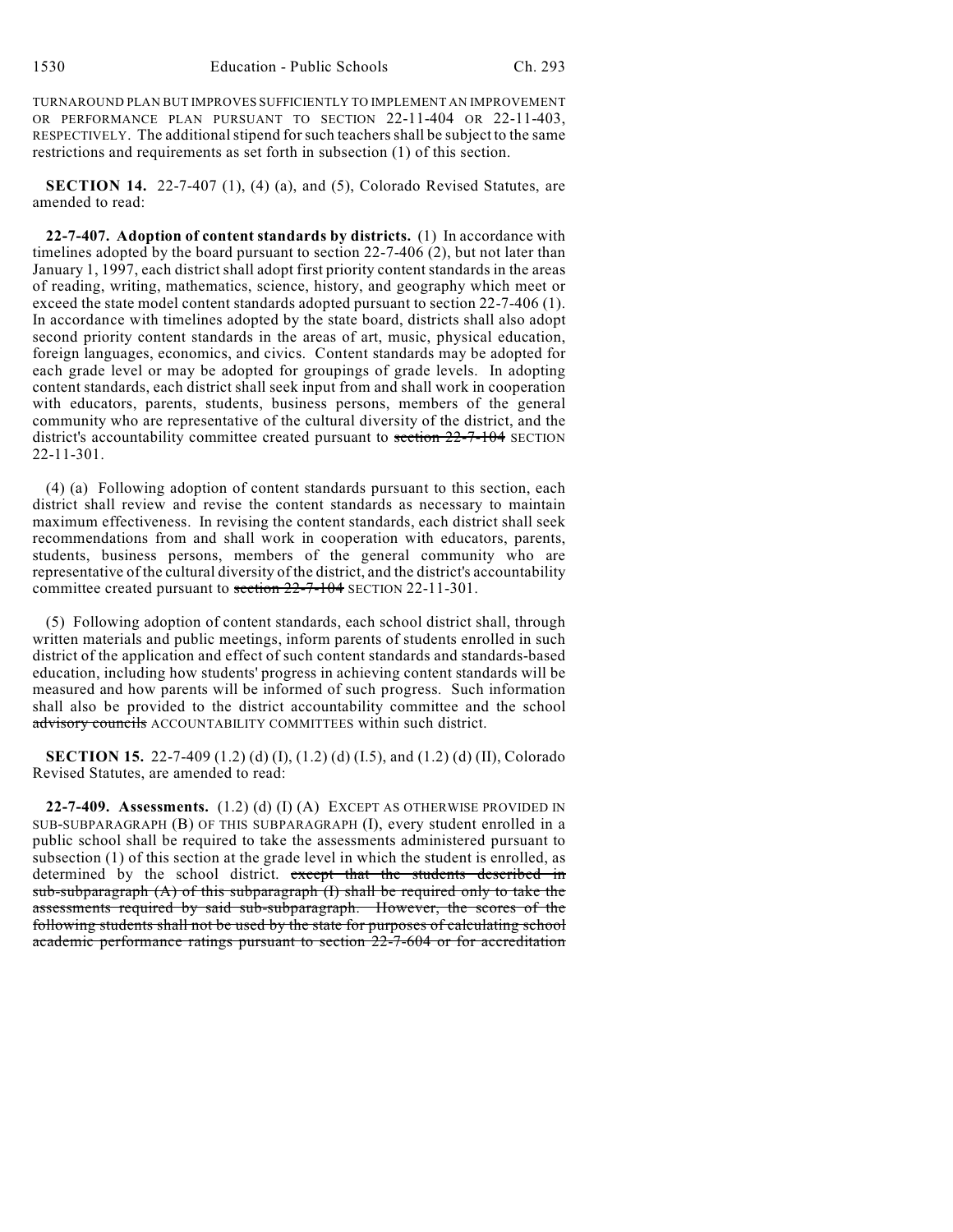TURNAROUND PLAN BUT IMPROVES SUFFICIENTLY TO IMPLEMENT AN IMPROVEMENT OR PERFORMANCE PLAN PURSUANT TO SECTION 22-11-404 OR 22-11-403, RESPECTIVELY. The additional stipend for such teachers shall be subject to the same restrictions and requirements as set forth in subsection (1) of this section.

**SECTION 14.** 22-7-407 (1), (4) (a), and (5), Colorado Revised Statutes, are amended to read:

**22-7-407. Adoption of content standards by districts.** (1) In accordance with timelines adopted by the board pursuant to section 22-7-406 (2), but not later than January 1, 1997, each district shall adopt first priority content standards in the areas of reading, writing, mathematics, science, history, and geography which meet or exceed the state model content standards adopted pursuant to section 22-7-406 (1). In accordance with timelines adopted by the state board, districts shall also adopt second priority content standards in the areas of art, music, physical education, foreign languages, economics, and civics. Content standards may be adopted for each grade level or may be adopted for groupings of grade levels. In adopting content standards, each district shall seek input from and shall work in cooperation with educators, parents, students, business persons, members of the general community who are representative of the cultural diversity of the district, and the district's accountability committee created pursuant to ~~section 22-7-104~~ SECTION 22-11-301.

(4) (a) Following adoption of content standards pursuant to this section, each district shall review and revise the content standards as necessary to maintain maximum effectiveness. In revising the content standards, each district shall seek recommendations from and shall work in cooperation with educators, parents, students, business persons, members of the general community who are representative of the cultural diversity of the district, and the district's accountability committee created pursuant to ~~section 22-7-104~~ SECTION 22-11-301.

(5) Following adoption of content standards, each school district shall, through written materials and public meetings, inform parents of students enrolled in such district of the application and effect of such content standards and standards-based education, including how students' progress in achieving content standards will be measured and how parents will be informed of such progress. Such information shall also be provided to the district accountability committee and the school ~~advisory councils~~ ACCOUNTABILITY COMMITTEES within such district.

**SECTION 15.** 22-7-409 (1.2) (d) (I), (1.2) (d) (I.5), and (1.2) (d) (II), Colorado Revised Statutes, are amended to read:

**22-7-409. Assessments.** (1.2) (d) (I) (A) EXCEPT AS OTHERWISE PROVIDED IN SUB-SUBPARAGRAPH (B) OF THIS SUBPARAGRAPH (I), every student enrolled in a public school shall be required to take the assessments administered pursuant to subsection (1) of this section at the grade level in which the student is enrolled, as determined by the school district. ~~except that the students described in sub-subparagraph (A) of this subparagraph (I) shall be required only to take the assessments required by said sub-subparagraph. However, the scores of the following students shall not be used by the state for purposes of calculating school academic performance ratings pursuant to section 22-7-604 or for accreditation~~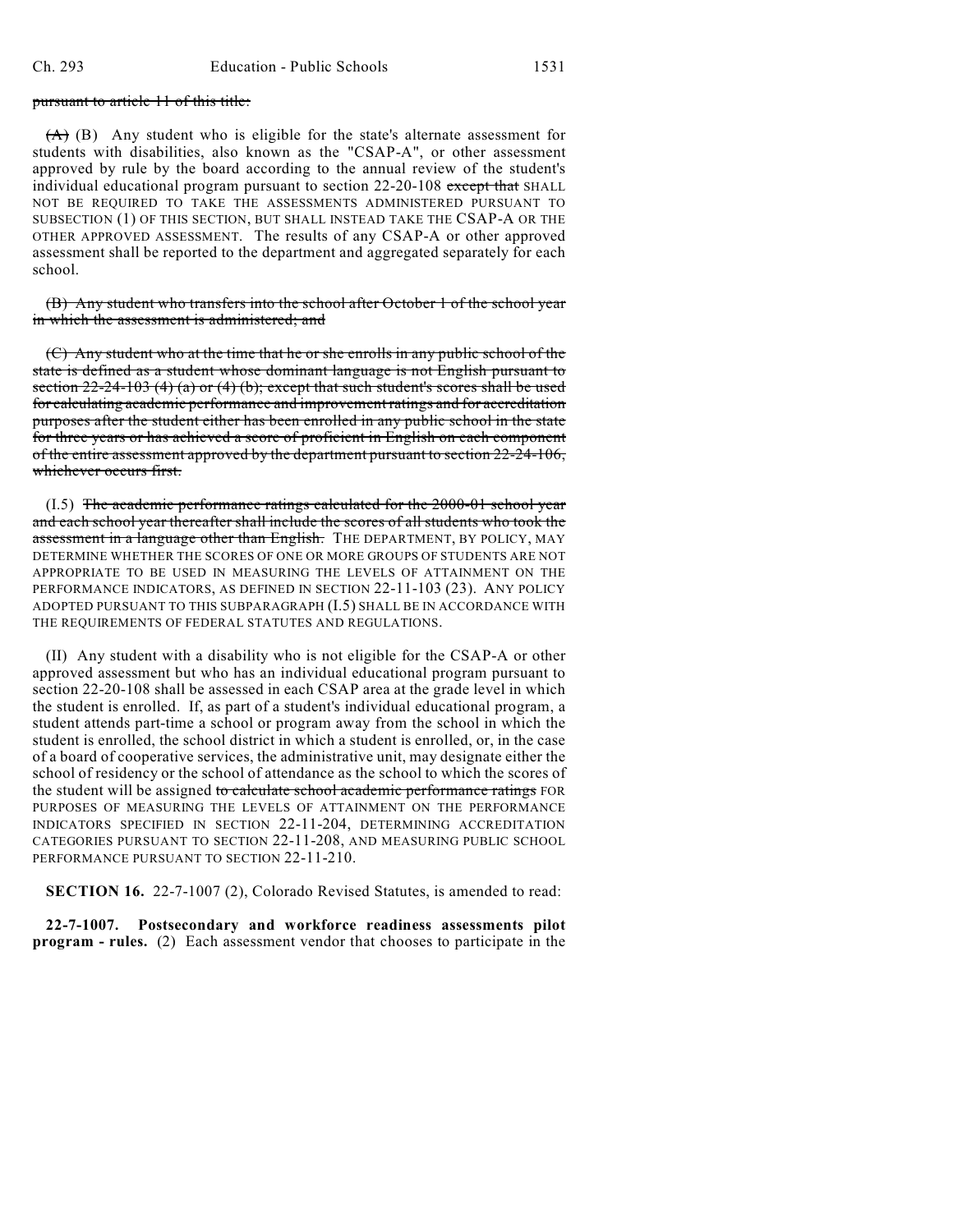pursuant to article 11 of this title:

(A) (B) Any student who is eligible for the state's alternate assessment for students with disabilities, also known as the "CSAP-A", or other assessment approved by rule by the board according to the annual review of the student's individual educational program pursuant to section 22-20-108 except that SHALL NOT BE REQUIRED TO TAKE THE ASSESSMENTS ADMINISTERED PURSUANT TO SUBSECTION (1) OF THIS SECTION, BUT SHALL INSTEAD TAKE THE CSAP-A OR THE OTHER APPROVED ASSESSMENT. The results of any CSAP-A or other approved assessment shall be reported to the department and aggregated separately for each school.

(B) Any student who transfers into the school after October 1 of the school year in which the assessment is administered; and

(C) Any student who at the time that he or she enrolls in any public school of the state is defined as a student whose dominant language is not English pursuant to section 22-24-103 (4) (a) or (4) (b); except that such student's scores shall be used for calculating academic performance and improvement ratings and for accreditation purposes after the student either has been enrolled in any public school in the state for three years or has achieved a score of proficient in English on each component of the entire assessment approved by the department pursuant to section 22-24-106, whichever occurs first.

(I.5) The academic performance ratings calculated for the 2000-01 school year and each school year thereafter shall include the scores of all students who took the assessment in a language other than English. THE DEPARTMENT, BY POLICY, MAY DETERMINE WHETHER THE SCORES OF ONE OR MORE GROUPS OF STUDENTS ARE NOT APPROPRIATE TO BE USED IN MEASURING THE LEVELS OF ATTAINMENT ON THE PERFORMANCE INDICATORS, AS DEFINED IN SECTION 22-11-103 (23). ANY POLICY ADOPTED PURSUANT TO THIS SUBPARAGRAPH (I.5) SHALL BE IN ACCORDANCE WITH THE REQUIREMENTS OF FEDERAL STATUTES AND REGULATIONS.

(II) Any student with a disability who is not eligible for the CSAP-A or other approved assessment but who has an individual educational program pursuant to section 22-20-108 shall be assessed in each CSAP area at the grade level in which the student is enrolled. If, as part of a student's individual educational program, a student attends part-time a school or program away from the school in which the student is enrolled, the school district in which a student is enrolled, or, in the case of a board of cooperative services, the administrative unit, may designate either the school of residency or the school of attendance as the school to which the scores of the student will be assigned to calculate school academic performance ratings FOR PURPOSES OF MEASURING THE LEVELS OF ATTAINMENT ON THE PERFORMANCE INDICATORS SPECIFIED IN SECTION 22-11-204, DETERMINING ACCREDITATION CATEGORIES PURSUANT TO SECTION 22-11-208, AND MEASURING PUBLIC SCHOOL PERFORMANCE PURSUANT TO SECTION 22-11-210.

**SECTION 16.** 22-7-1007 (2), Colorado Revised Statutes, is amended to read:

**22-7-1007. Postsecondary and workforce readiness assessments pilot program - rules.** (2) Each assessment vendor that chooses to participate in the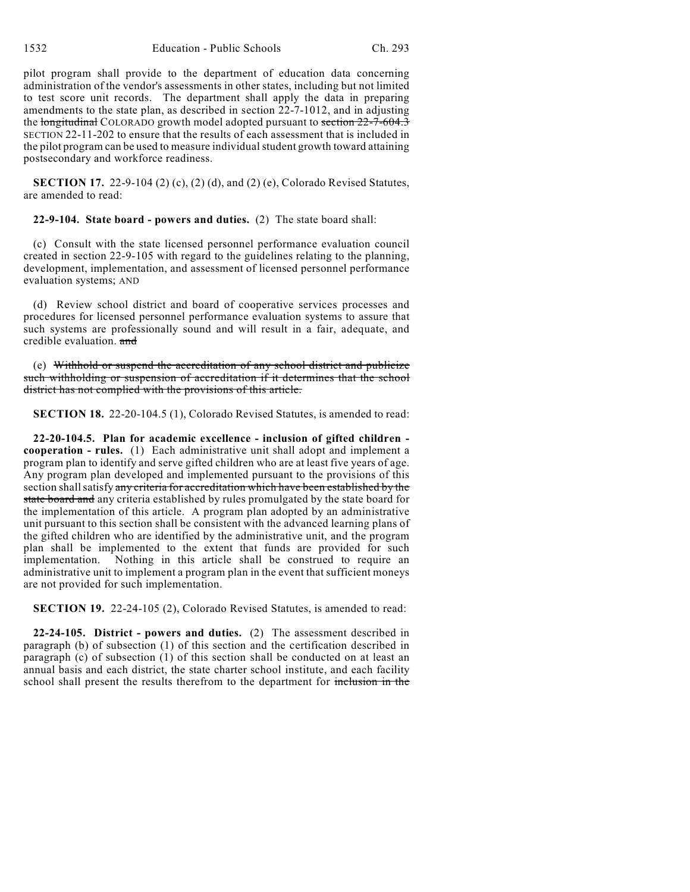pilot program shall provide to the department of education data concerning administration of the vendor's assessments in other states, including but not limited to test score unit records. The department shall apply the data in preparing amendments to the state plan, as described in section 22-7-1012, and in adjusting the ~~longitudinal~~ COLORADO growth model adopted pursuant to ~~section 22-7-604.3~~ SECTION 22-11-202 to ensure that the results of each assessment that is included in the pilot program can be used to measure individual student growth toward attaining postsecondary and workforce readiness.

**SECTION 17.** 22-9-104 (2) (c), (2) (d), and (2) (e), Colorado Revised Statutes, are amended to read:

**22-9-104. State board - powers and duties.** (2) The state board shall:

(c) Consult with the state licensed personnel performance evaluation council created in section 22-9-105 with regard to the guidelines relating to the planning, development, implementation, and assessment of licensed personnel performance evaluation systems; AND

(d) Review school district and board of cooperative services processes and procedures for licensed personnel performance evaluation systems to assure that such systems are professionally sound and will result in a fair, adequate, and credible evaluation. ~~and~~

(e) ~~Withhold or suspend the accreditation of any school district and publicize such withholding or suspension of accreditation if it determines that the school district has not complied with the provisions of this article.~~

**SECTION 18.** 22-20-104.5 (1), Colorado Revised Statutes, is amended to read:

**22-20-104.5. Plan for academic excellence - inclusion of gifted children - cooperation - rules.** (1) Each administrative unit shall adopt and implement a program plan to identify and serve gifted children who are at least five years of age. Any program plan developed and implemented pursuant to the provisions of this section shall satisfy ~~any criteria for accreditation which have been established by the state board and~~ any criteria established by rules promulgated by the state board for the implementation of this article. A program plan adopted by an administrative unit pursuant to this section shall be consistent with the advanced learning plans of the gifted children who are identified by the administrative unit, and the program plan shall be implemented to the extent that funds are provided for such implementation. Nothing in this article shall be construed to require an administrative unit to implement a program plan in the event that sufficient moneys are not provided for such implementation.

**SECTION 19.** 22-24-105 (2), Colorado Revised Statutes, is amended to read:

**22-24-105. District - powers and duties.** (2) The assessment described in paragraph (b) of subsection (1) of this section and the certification described in paragraph (c) of subsection (1) of this section shall be conducted on at least an annual basis and each district, the state charter school institute, and each facility school shall present the results therefrom to the department for ~~inclusion in the~~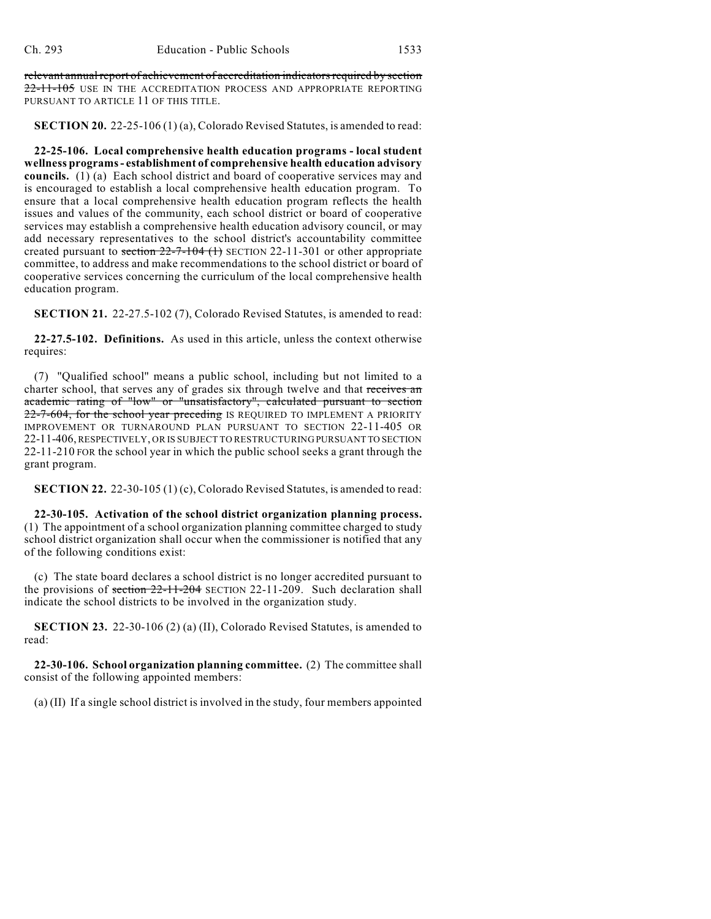~~relevant annual report of achievement of accreditation indicators required by section 22-11-105~~ USE IN THE ACCREDITATION PROCESS AND APPROPRIATE REPORTING PURSUANT TO ARTICLE 11 OF THIS TITLE.

**SECTION 20.** 22-25-106 (1) (a), Colorado Revised Statutes, is amended to read:

**22-25-106. Local comprehensive health education programs - local student wellness programs - establishment of comprehensive health education advisory councils.** (1) (a) Each school district and board of cooperative services may and is encouraged to establish a local comprehensive health education program. To ensure that a local comprehensive health education program reflects the health issues and values of the community, each school district or board of cooperative services may establish a comprehensive health education advisory council, or may add necessary representatives to the school district's accountability committee created pursuant to ~~section 22-7-104 (1)~~ SECTION 22-11-301 or other appropriate committee, to address and make recommendations to the school district or board of cooperative services concerning the curriculum of the local comprehensive health education program.

**SECTION 21.** 22-27.5-102 (7), Colorado Revised Statutes, is amended to read:

**22-27.5-102. Definitions.** As used in this article, unless the context otherwise requires:

(7) "Qualified school" means a public school, including but not limited to a charter school, that serves any of grades six through twelve and that ~~receives an academic rating of "low" or "unsatisfactory", calculated pursuant to section 22-7-604, for the school year preceding~~ IS REQUIRED TO IMPLEMENT A PRIORITY IMPROVEMENT OR TURNAROUND PLAN PURSUANT TO SECTION 22-11-405 OR 22-11-406, RESPECTIVELY, OR IS SUBJECT TO RESTRUCTURING PURSUANT TO SECTION 22-11-210 FOR the school year in which the public school seeks a grant through the grant program.

**SECTION 22.** 22-30-105 (1) (c), Colorado Revised Statutes, is amended to read:

**22-30-105. Activation of the school district organization planning process.** (1) The appointment of a school organization planning committee charged to study school district organization shall occur when the commissioner is notified that any of the following conditions exist:

(c) The state board declares a school district is no longer accredited pursuant to the provisions of ~~section 22-11-204~~ SECTION 22-11-209. Such declaration shall indicate the school districts to be involved in the organization study.

**SECTION 23.** 22-30-106 (2) (a) (II), Colorado Revised Statutes, is amended to read:

**22-30-106. School organization planning committee.** (2) The committee shall consist of the following appointed members:

(a) (II) If a single school district is involved in the study, four members appointed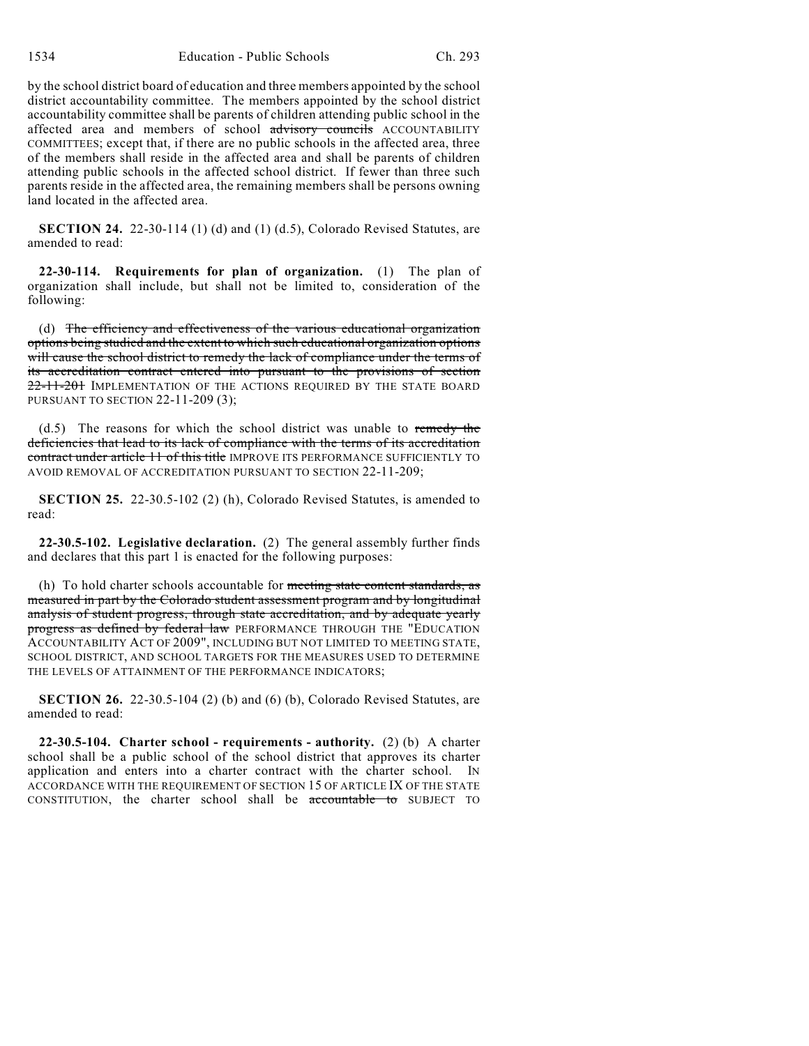by the school district board of education and three members appointed by the school district accountability committee. The members appointed by the school district accountability committee shall be parents of children attending public school in the affected area and members of school ~~advisory councils~~ ACCOUNTABILITY COMMITTEES; except that, if there are no public schools in the affected area, three of the members shall reside in the affected area and shall be parents of children attending public schools in the affected school district. If fewer than three such parents reside in the affected area, the remaining members shall be persons owning land located in the affected area.

**SECTION 24.** 22-30-114 (1) (d) and (1) (d.5), Colorado Revised Statutes, are amended to read:

**22-30-114. Requirements for plan of organization.** (1) The plan of organization shall include, but shall not be limited to, consideration of the following:

(d) ~~The efficiency and effectiveness of the various educational organization options being studied and the extent to which such educational organization options will cause the school district to remedy the lack of compliance under the terms of its accreditation contract entered into pursuant to the provisions of section 22-11-201~~ IMPLEMENTATION OF THE ACTIONS REQUIRED BY THE STATE BOARD PURSUANT TO SECTION 22-11-209 (3);

(d.5) The reasons for which the school district was unable to ~~remedy the deficiencies that lead to its lack of compliance with the terms of its accreditation contract under article 11 of this title~~ IMPROVE ITS PERFORMANCE SUFFICIENTLY TO AVOID REMOVAL OF ACCREDITATION PURSUANT TO SECTION 22-11-209;

**SECTION 25.** 22-30.5-102 (2) (h), Colorado Revised Statutes, is amended to read:

**22-30.5-102. Legislative declaration.** (2) The general assembly further finds and declares that this part 1 is enacted for the following purposes:

(h) To hold charter schools accountable for ~~meeting state content standards, as measured in part by the Colorado student assessment program and by longitudinal analysis of student progress, through state accreditation, and by adequate yearly progress as defined by federal law~~ PERFORMANCE THROUGH THE "EDUCATION ACCOUNTABILITY ACT OF 2009", INCLUDING BUT NOT LIMITED TO MEETING STATE, SCHOOL DISTRICT, AND SCHOOL TARGETS FOR THE MEASURES USED TO DETERMINE THE LEVELS OF ATTAINMENT OF THE PERFORMANCE INDICATORS;

**SECTION 26.** 22-30.5-104 (2) (b) and (6) (b), Colorado Revised Statutes, are amended to read:

**22-30.5-104. Charter school - requirements - authority.** (2) (b) A charter school shall be a public school of the school district that approves its charter application and enters into a charter contract with the charter school. IN ACCORDANCE WITH THE REQUIREMENT OF SECTION 15 OF ARTICLE IX OF THE STATE CONSTITUTION, the charter school shall be ~~accountable to~~ SUBJECT TO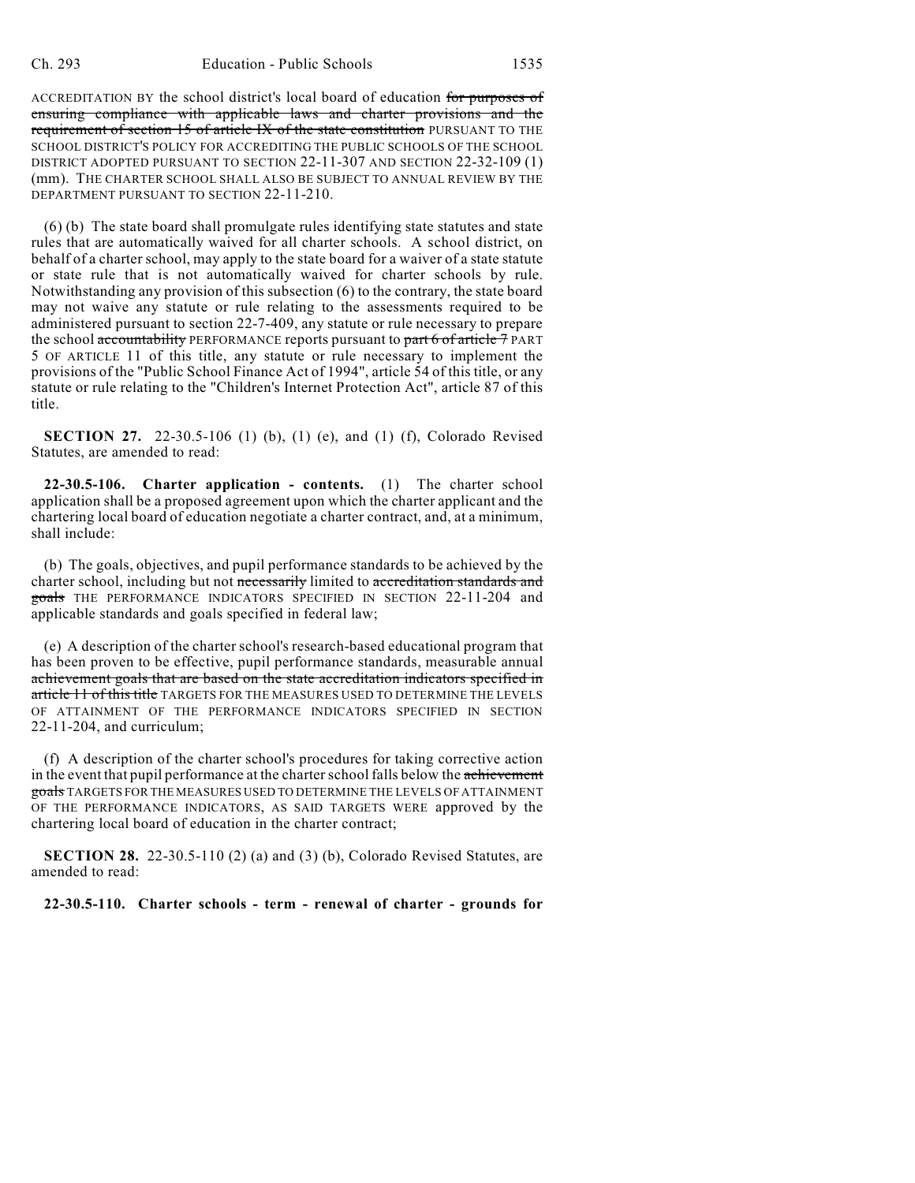ACCREDITATION BY the school district's local board of education ~~for purposes of ensuring compliance with applicable laws and charter provisions and the requirement of section 15 of article IX of the state constitution~~ PURSUANT TO THE SCHOOL DISTRICT'S POLICY FOR ACCREDITING THE PUBLIC SCHOOLS OF THE SCHOOL DISTRICT ADOPTED PURSUANT TO SECTION 22-11-307 AND SECTION 22-32-109 (1) (mm). THE CHARTER SCHOOL SHALL ALSO BE SUBJECT TO ANNUAL REVIEW BY THE DEPARTMENT PURSUANT TO SECTION 22-11-210.

(6) (b) The state board shall promulgate rules identifying state statutes and state rules that are automatically waived for all charter schools. A school district, on behalf of a charter school, may apply to the state board for a waiver of a state statute or state rule that is not automatically waived for charter schools by rule. Notwithstanding any provision of this subsection (6) to the contrary, the state board may not waive any statute or rule relating to the assessments required to be administered pursuant to section 22-7-409, any statute or rule necessary to prepare the school ~~accountability~~ PERFORMANCE reports pursuant to ~~part 6 of article 7~~ PART 5 OF ARTICLE 11 of this title, any statute or rule necessary to implement the provisions of the "Public School Finance Act of 1994", article 54 of this title, or any statute or rule relating to the "Children's Internet Protection Act", article 87 of this title.

**SECTION 27.** 22-30.5-106 (1) (b), (1) (e), and (1) (f), Colorado Revised Statutes, are amended to read:

**22-30.5-106. Charter application - contents.** (1) The charter school application shall be a proposed agreement upon which the charter applicant and the chartering local board of education negotiate a charter contract, and, at a minimum, shall include:

(b) The goals, objectives, and pupil performance standards to be achieved by the charter school, including but not ~~necessarily~~ limited to ~~accreditation standards and goals~~ THE PERFORMANCE INDICATORS SPECIFIED IN SECTION 22-11-204 and applicable standards and goals specified in federal law;

(e) A description of the charter school's research-based educational program that has been proven to be effective, pupil performance standards, measurable annual ~~achievement goals that are based on the state accreditation indicators specified in article 11 of this title~~ TARGETS FOR THE MEASURES USED TO DETERMINE THE LEVELS OF ATTAINMENT OF THE PERFORMANCE INDICATORS SPECIFIED IN SECTION 22-11-204, and curriculum;

(f) A description of the charter school's procedures for taking corrective action in the event that pupil performance at the charter school falls below the ~~achievement goals~~ TARGETS FOR THE MEASURES USED TO DETERMINE THE LEVELS OF ATTAINMENT OF THE PERFORMANCE INDICATORS, AS SAID TARGETS WERE approved by the chartering local board of education in the charter contract;

**SECTION 28.** 22-30.5-110 (2) (a) and (3) (b), Colorado Revised Statutes, are amended to read:

**22-30.5-110. Charter schools - term - renewal of charter - grounds for**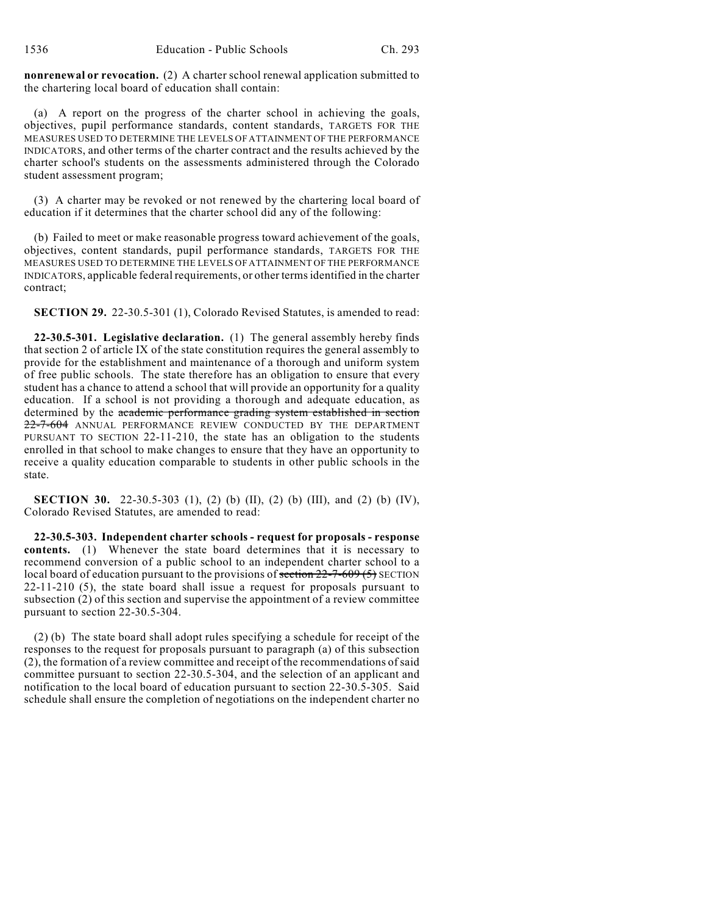**nonrenewal or revocation.** (2) A charter school renewal application submitted to the chartering local board of education shall contain:

(a) A report on the progress of the charter school in achieving the goals, objectives, pupil performance standards, content standards, TARGETS FOR THE MEASURES USED TO DETERMINE THE LEVELS OF ATTAINMENT OF THE PERFORMANCE INDICATORS, and other terms of the charter contract and the results achieved by the charter school's students on the assessments administered through the Colorado student assessment program;

(3) A charter may be revoked or not renewed by the chartering local board of education if it determines that the charter school did any of the following:

(b) Failed to meet or make reasonable progress toward achievement of the goals, objectives, content standards, pupil performance standards, TARGETS FOR THE MEASURES USED TO DETERMINE THE LEVELS OF ATTAINMENT OF THE PERFORMANCE INDICATORS, applicable federal requirements, or other terms identified in the charter contract;

**SECTION 29.** 22-30.5-301 (1), Colorado Revised Statutes, is amended to read:

**22-30.5-301. Legislative declaration.** (1) The general assembly hereby finds that section 2 of article IX of the state constitution requires the general assembly to provide for the establishment and maintenance of a thorough and uniform system of free public schools. The state therefore has an obligation to ensure that every student has a chance to attend a school that will provide an opportunity for a quality education. If a school is not providing a thorough and adequate education, as determined by the ~~academic performance grading system established in section 22-7-604~~ ANNUAL PERFORMANCE REVIEW CONDUCTED BY THE DEPARTMENT PURSUANT TO SECTION 22-11-210, the state has an obligation to the students enrolled in that school to make changes to ensure that they have an opportunity to receive a quality education comparable to students in other public schools in the state.

**SECTION 30.** 22-30.5-303 (1), (2) (b) (II), (2) (b) (III), and (2) (b) (IV), Colorado Revised Statutes, are amended to read:

**22-30.5-303. Independent charter schools - request for proposals - response contents.** (1) Whenever the state board determines that it is necessary to recommend conversion of a public school to an independent charter school to a local board of education pursuant to the provisions of ~~section 22-7-609 (5)~~ SECTION 22-11-210 (5), the state board shall issue a request for proposals pursuant to subsection (2) of this section and supervise the appointment of a review committee pursuant to section 22-30.5-304.

(2) (b) The state board shall adopt rules specifying a schedule for receipt of the responses to the request for proposals pursuant to paragraph (a) of this subsection (2), the formation of a review committee and receipt of the recommendations of said committee pursuant to section 22-30.5-304, and the selection of an applicant and notification to the local board of education pursuant to section 22-30.5-305. Said schedule shall ensure the completion of negotiations on the independent charter no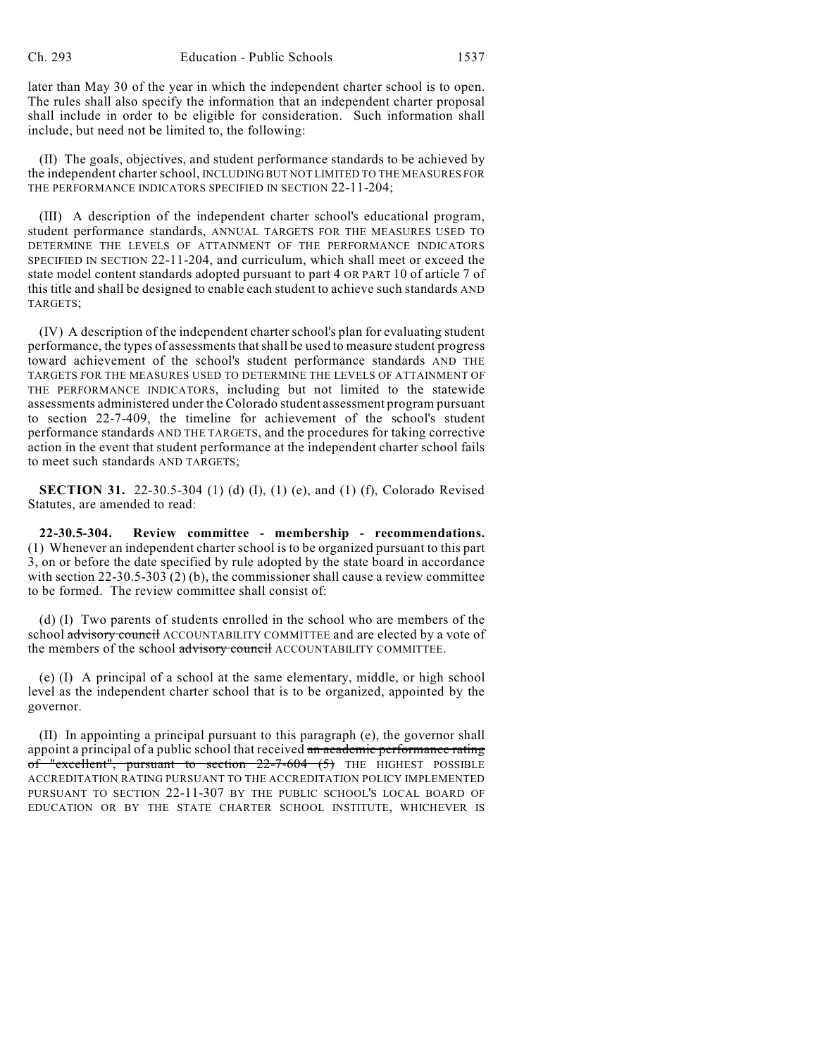later than May 30 of the year in which the independent charter school is to open. The rules shall also specify the information that an independent charter proposal shall include in order to be eligible for consideration. Such information shall include, but need not be limited to, the following:

(II) The goals, objectives, and student performance standards to be achieved by the independent charter school, INCLUDING BUT NOT LIMITED TO THE MEASURES FOR THE PERFORMANCE INDICATORS SPECIFIED IN SECTION 22-11-204;

(III) A description of the independent charter school's educational program, student performance standards, ANNUAL TARGETS FOR THE MEASURES USED TO DETERMINE THE LEVELS OF ATTAINMENT OF THE PERFORMANCE INDICATORS SPECIFIED IN SECTION 22-11-204, and curriculum, which shall meet or exceed the state model content standards adopted pursuant to part 4 OR PART 10 of article 7 of this title and shall be designed to enable each student to achieve such standards AND TARGETS;

(IV) A description of the independent charter school's plan for evaluating student performance, the types of assessments that shall be used to measure student progress toward achievement of the school's student performance standards AND THE TARGETS FOR THE MEASURES USED TO DETERMINE THE LEVELS OF ATTAINMENT OF THE PERFORMANCE INDICATORS, including but not limited to the statewide assessments administered under the Colorado student assessment program pursuant to section 22-7-409, the timeline for achievement of the school's student performance standards AND THE TARGETS, and the procedures for taking corrective action in the event that student performance at the independent charter school fails to meet such standards AND TARGETS;

**SECTION 31.** 22-30.5-304 (1) (d) (I), (1) (e), and (1) (f), Colorado Revised Statutes, are amended to read:

**22-30.5-304. Review committee - membership - recommendations.** (1) Whenever an independent charter school is to be organized pursuant to this part 3, on or before the date specified by rule adopted by the state board in accordance with section 22-30.5-303 (2) (b), the commissioner shall cause a review committee to be formed. The review committee shall consist of:

(d) (I) Two parents of students enrolled in the school who are members of the school ~~advisory council~~ ACCOUNTABILITY COMMITTEE and are elected by a vote of the members of the school ~~advisory council~~ ACCOUNTABILITY COMMITTEE.

(e) (I) A principal of a school at the same elementary, middle, or high school level as the independent charter school that is to be organized, appointed by the governor.

(II) In appointing a principal pursuant to this paragraph (e), the governor shall appoint a principal of a public school that received ~~an academic performance rating of "excellent", pursuant to section 22-7-604 (5)~~ THE HIGHEST POSSIBLE ACCREDITATION RATING PURSUANT TO THE ACCREDITATION POLICY IMPLEMENTED PURSUANT TO SECTION 22-11-307 BY THE PUBLIC SCHOOL'S LOCAL BOARD OF EDUCATION OR BY THE STATE CHARTER SCHOOL INSTITUTE, WHICHEVER IS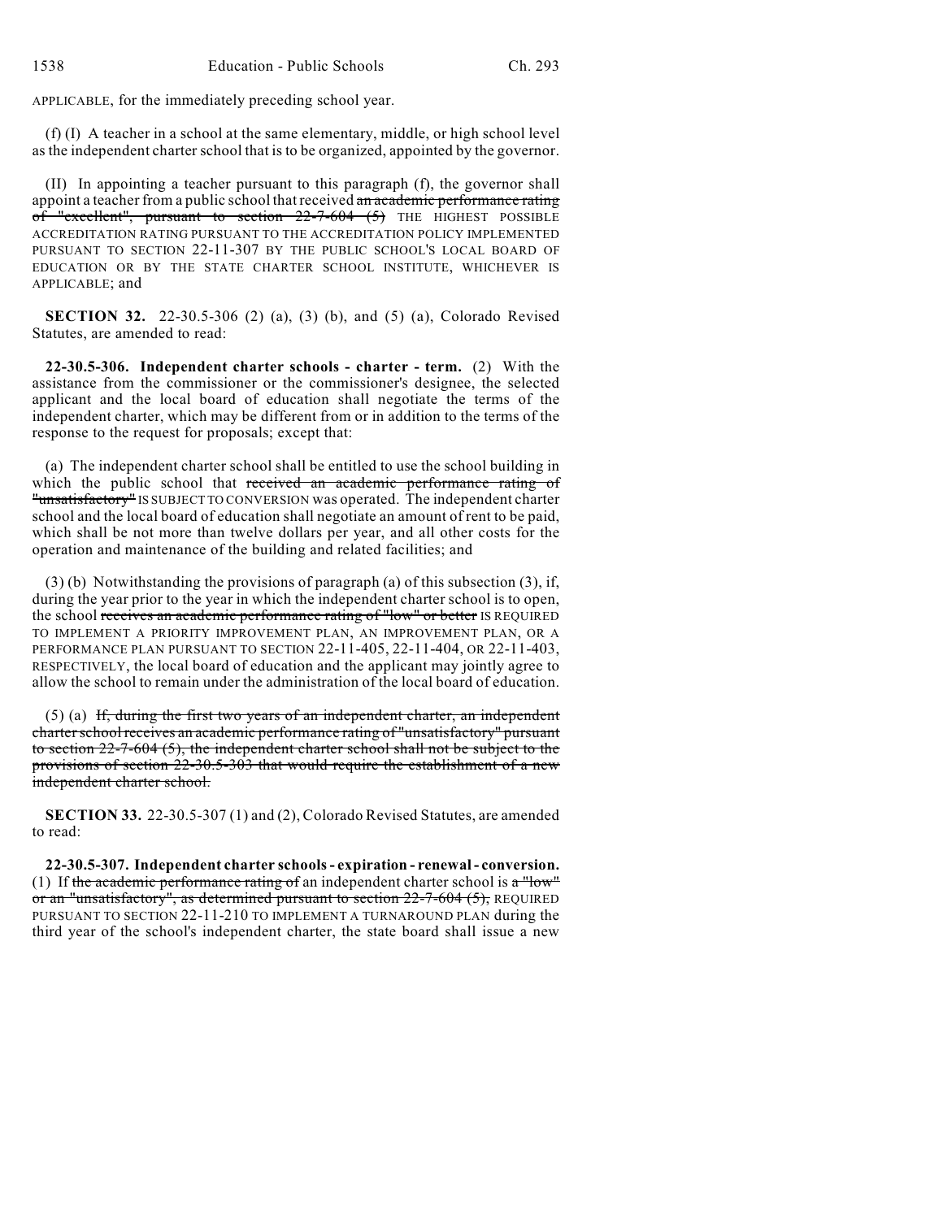APPLICABLE, for the immediately preceding school year.

(f) (I) A teacher in a school at the same elementary, middle, or high school level as the independent charter school that is to be organized, appointed by the governor.

(II) In appointing a teacher pursuant to this paragraph (f), the governor shall appoint a teacher from a public school that received ~~an academic performance rating of "excellent", pursuant to section 22-7-604 (5)~~ THE HIGHEST POSSIBLE ACCREDITATION RATING PURSUANT TO THE ACCREDITATION POLICY IMPLEMENTED PURSUANT TO SECTION 22-11-307 BY THE PUBLIC SCHOOL'S LOCAL BOARD OF EDUCATION OR BY THE STATE CHARTER SCHOOL INSTITUTE, WHICHEVER IS APPLICABLE; and

**SECTION 32.** 22-30.5-306 (2) (a), (3) (b), and (5) (a), Colorado Revised Statutes, are amended to read:

**22-30.5-306. Independent charter schools - charter - term.** (2) With the assistance from the commissioner or the commissioner's designee, the selected applicant and the local board of education shall negotiate the terms of the independent charter, which may be different from or in addition to the terms of the response to the request for proposals; except that:

(a) The independent charter school shall be entitled to use the school building in which the public school that ~~received an academic performance rating of "unsatisfactory"~~ IS SUBJECT TO CONVERSION was operated. The independent charter school and the local board of education shall negotiate an amount of rent to be paid, which shall be not more than twelve dollars per year, and all other costs for the operation and maintenance of the building and related facilities; and

(3) (b) Notwithstanding the provisions of paragraph (a) of this subsection (3), if, during the year prior to the year in which the independent charter school is to open, the school ~~receives an academic performance rating of "low" or better~~ IS REQUIRED TO IMPLEMENT A PRIORITY IMPROVEMENT PLAN, AN IMPROVEMENT PLAN, OR A PERFORMANCE PLAN PURSUANT TO SECTION 22-11-405, 22-11-404, OR 22-11-403, RESPECTIVELY, the local board of education and the applicant may jointly agree to allow the school to remain under the administration of the local board of education.

(5) (a) ~~If, during the first two years of an independent charter, an independent charter school receives an academic performance rating of "unsatisfactory" pursuant to section 22-7-604 (5), the independent charter school shall not be subject to the provisions of section 22-30.5-303 that would require the establishment of a new independent charter school.~~

**SECTION 33.** 22-30.5-307 (1) and (2), Colorado Revised Statutes, are amended to read:

**22-30.5-307. Independent charter schools - expiration - renewal - conversion.** (1) If ~~the academic performance rating of~~ an independent charter school is ~~a "low" or an "unsatisfactory", as determined pursuant to section 22-7-604 (5),~~ REQUIRED PURSUANT TO SECTION 22-11-210 TO IMPLEMENT A TURNAROUND PLAN during the third year of the school's independent charter, the state board shall issue a new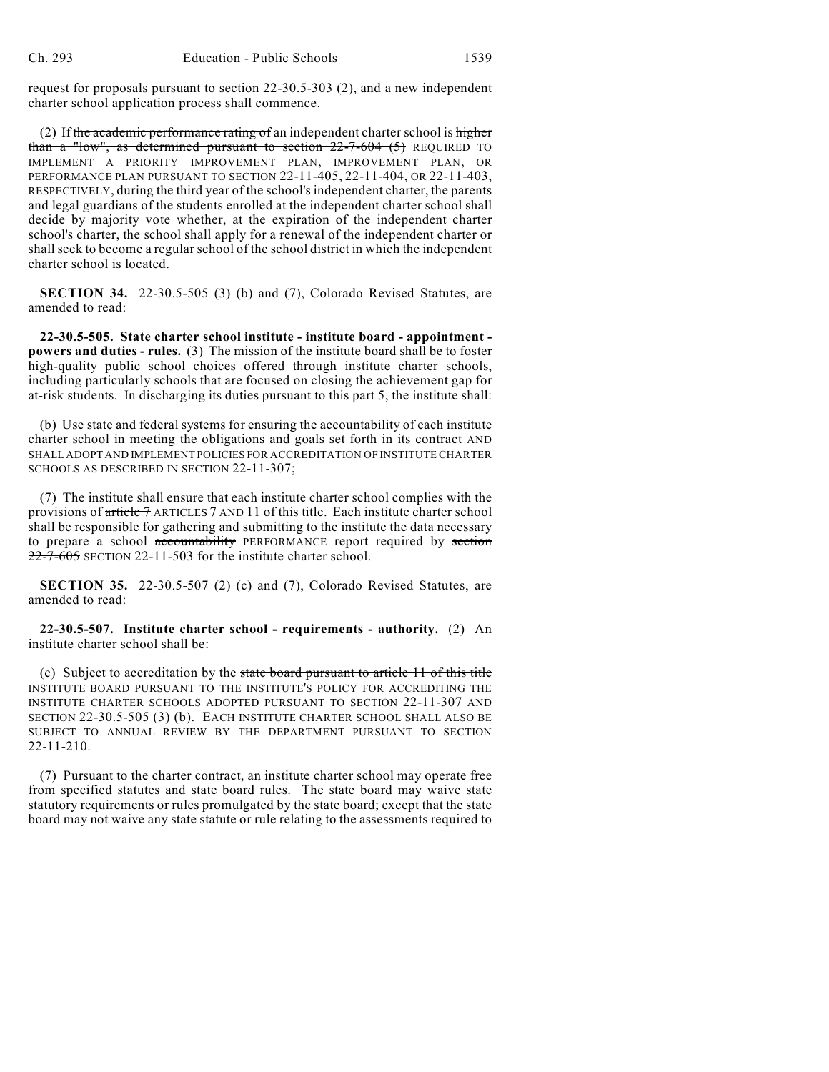request for proposals pursuant to section 22-30.5-303 (2), and a new independent charter school application process shall commence.

(2) If ~~the academic performance rating of~~ an independent charter school is ~~higher than a "low", as determined pursuant to section 22-7-604 (5)~~ REQUIRED TO IMPLEMENT A PRIORITY IMPROVEMENT PLAN, IMPROVEMENT PLAN, OR PERFORMANCE PLAN PURSUANT TO SECTION 22-11-405, 22-11-404, OR 22-11-403, RESPECTIVELY, during the third year of the school's independent charter, the parents and legal guardians of the students enrolled at the independent charter school shall decide by majority vote whether, at the expiration of the independent charter school's charter, the school shall apply for a renewal of the independent charter or shall seek to become a regular school of the school district in which the independent charter school is located.

**SECTION 34.** 22-30.5-505 (3) (b) and (7), Colorado Revised Statutes, are amended to read:

**22-30.5-505. State charter school institute - institute board - appointment - powers and duties - rules.** (3) The mission of the institute board shall be to foster high-quality public school choices offered through institute charter schools, including particularly schools that are focused on closing the achievement gap for at-risk students. In discharging its duties pursuant to this part 5, the institute shall:

(b) Use state and federal systems for ensuring the accountability of each institute charter school in meeting the obligations and goals set forth in its contract AND SHALL ADOPT AND IMPLEMENT POLICIES FOR ACCREDITATION OF INSTITUTE CHARTER SCHOOLS AS DESCRIBED IN SECTION 22-11-307;

(7) The institute shall ensure that each institute charter school complies with the provisions of ~~article 7~~ ARTICLES 7 AND 11 of this title. Each institute charter school shall be responsible for gathering and submitting to the institute the data necessary to prepare a school ~~accountability~~ PERFORMANCE report required by ~~section 22-7-605~~ SECTION 22-11-503 for the institute charter school.

**SECTION 35.** 22-30.5-507 (2) (c) and (7), Colorado Revised Statutes, are amended to read:

**22-30.5-507. Institute charter school - requirements - authority.** (2) An institute charter school shall be:

(c) Subject to accreditation by the ~~state board pursuant to article 11 of this title~~ INSTITUTE BOARD PURSUANT TO THE INSTITUTE'S POLICY FOR ACCREDITING THE INSTITUTE CHARTER SCHOOLS ADOPTED PURSUANT TO SECTION 22-11-307 AND SECTION 22-30.5-505 (3) (b). EACH INSTITUTE CHARTER SCHOOL SHALL ALSO BE SUBJECT TO ANNUAL REVIEW BY THE DEPARTMENT PURSUANT TO SECTION 22-11-210.

(7) Pursuant to the charter contract, an institute charter school may operate free from specified statutes and state board rules. The state board may waive state statutory requirements or rules promulgated by the state board; except that the state board may not waive any state statute or rule relating to the assessments required to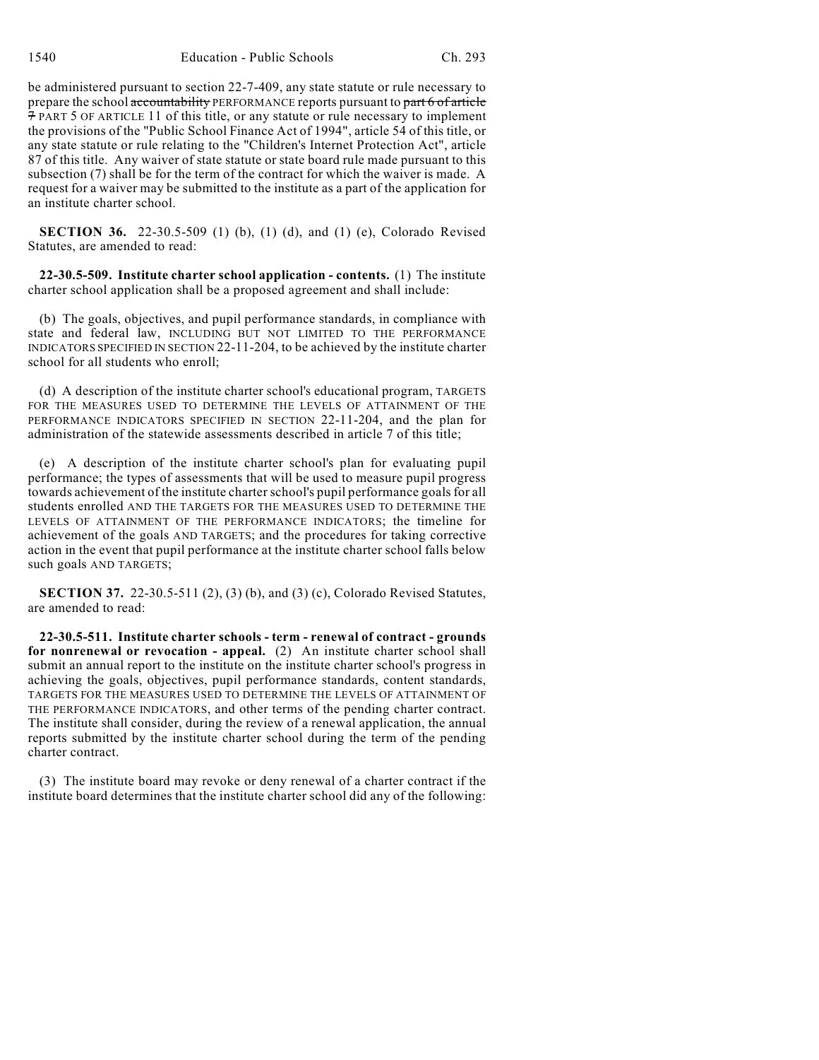be administered pursuant to section 22-7-409, any state statute or rule necessary to prepare the school ~~accountability~~ PERFORMANCE reports pursuant to ~~part 6 of article 7~~ PART 5 OF ARTICLE 11 of this title, or any statute or rule necessary to implement the provisions of the "Public School Finance Act of 1994", article 54 of this title, or any state statute or rule relating to the "Children's Internet Protection Act", article 87 of this title. Any waiver of state statute or state board rule made pursuant to this subsection (7) shall be for the term of the contract for which the waiver is made. A request for a waiver may be submitted to the institute as a part of the application for an institute charter school.

**SECTION 36.** 22-30.5-509 (1) (b), (1) (d), and (1) (e), Colorado Revised Statutes, are amended to read:

**22-30.5-509. Institute charter school application - contents.** (1) The institute charter school application shall be a proposed agreement and shall include:

(b) The goals, objectives, and pupil performance standards, in compliance with state and federal law, INCLUDING BUT NOT LIMITED TO THE PERFORMANCE INDICATORS SPECIFIED IN SECTION 22-11-204, to be achieved by the institute charter school for all students who enroll;

(d) A description of the institute charter school's educational program, TARGETS FOR THE MEASURES USED TO DETERMINE THE LEVELS OF ATTAINMENT OF THE PERFORMANCE INDICATORS SPECIFIED IN SECTION 22-11-204, and the plan for administration of the statewide assessments described in article 7 of this title;

(e) A description of the institute charter school's plan for evaluating pupil performance; the types of assessments that will be used to measure pupil progress towards achievement of the institute charter school's pupil performance goals for all students enrolled AND THE TARGETS FOR THE MEASURES USED TO DETERMINE THE LEVELS OF ATTAINMENT OF THE PERFORMANCE INDICATORS; the timeline for achievement of the goals AND TARGETS; and the procedures for taking corrective action in the event that pupil performance at the institute charter school falls below such goals AND TARGETS;

**SECTION 37.** 22-30.5-511 (2), (3) (b), and (3) (c), Colorado Revised Statutes, are amended to read:

**22-30.5-511. Institute charter schools - term - renewal of contract - grounds for nonrenewal or revocation - appeal.** (2) An institute charter school shall submit an annual report to the institute on the institute charter school's progress in achieving the goals, objectives, pupil performance standards, content standards, TARGETS FOR THE MEASURES USED TO DETERMINE THE LEVELS OF ATTAINMENT OF THE PERFORMANCE INDICATORS, and other terms of the pending charter contract. The institute shall consider, during the review of a renewal application, the annual reports submitted by the institute charter school during the term of the pending charter contract.

(3) The institute board may revoke or deny renewal of a charter contract if the institute board determines that the institute charter school did any of the following: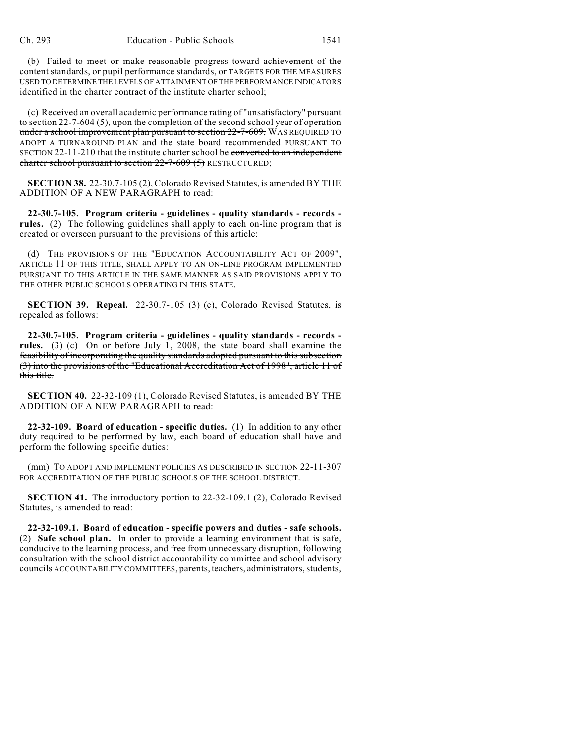(b) Failed to meet or make reasonable progress toward achievement of the content standards, ~~or~~ pupil performance standards, or TARGETS FOR THE MEASURES USED TO DETERMINE THE LEVELS OF ATTAINMENT OF THE PERFORMANCE INDICATORS identified in the charter contract of the institute charter school;

(c) ~~Received an overall academic performance rating of "unsatisfactory" pursuant to section 22-7-604 (5), upon the completion of the second school year of operation under a school improvement plan pursuant to section 22-7-609,~~ WAS REQUIRED TO ADOPT A TURNAROUND PLAN and the state board recommended PURSUANT TO SECTION 22-11-210 that the institute charter school be ~~converted to an independent charter school pursuant to section 22-7-609 (5)~~ RESTRUCTURED;

**SECTION 38.** 22-30.7-105 (2), Colorado Revised Statutes, is amended BY THE ADDITION OF A NEW PARAGRAPH to read:

**22-30.7-105. Program criteria - guidelines - quality standards - records - rules.** (2) The following guidelines shall apply to each on-line program that is created or overseen pursuant to the provisions of this article:

(d) THE PROVISIONS OF THE "EDUCATION ACCOUNTABILITY ACT OF 2009", ARTICLE 11 OF THIS TITLE, SHALL APPLY TO AN ON-LINE PROGRAM IMPLEMENTED PURSUANT TO THIS ARTICLE IN THE SAME MANNER AS SAID PROVISIONS APPLY TO THE OTHER PUBLIC SCHOOLS OPERATING IN THIS STATE.

**SECTION 39. Repeal.** 22-30.7-105 (3) (c), Colorado Revised Statutes, is repealed as follows:

**22-30.7-105. Program criteria - guidelines - quality standards - records - rules.** (3) (c) ~~On or before July 1, 2008, the state board shall examine the feasibility of incorporating the quality standards adopted pursuant to this subsection (3) into the provisions of the "Educational Accreditation Act of 1998", article 11 of this title.~~

**SECTION 40.** 22-32-109 (1), Colorado Revised Statutes, is amended BY THE ADDITION OF A NEW PARAGRAPH to read:

**22-32-109. Board of education - specific duties.** (1) In addition to any other duty required to be performed by law, each board of education shall have and perform the following specific duties:

(mm) TO ADOPT AND IMPLEMENT POLICIES AS DESCRIBED IN SECTION 22-11-307 FOR ACCREDITATION OF THE PUBLIC SCHOOLS OF THE SCHOOL DISTRICT.

**SECTION 41.** The introductory portion to 22-32-109.1 (2), Colorado Revised Statutes, is amended to read:

**22-32-109.1. Board of education - specific powers and duties - safe schools.** (2) **Safe school plan.** In order to provide a learning environment that is safe, conducive to the learning process, and free from unnecessary disruption, following consultation with the school district accountability committee and school ~~advisory councils~~ ACCOUNTABILITY COMMITTEES, parents, teachers, administrators, students,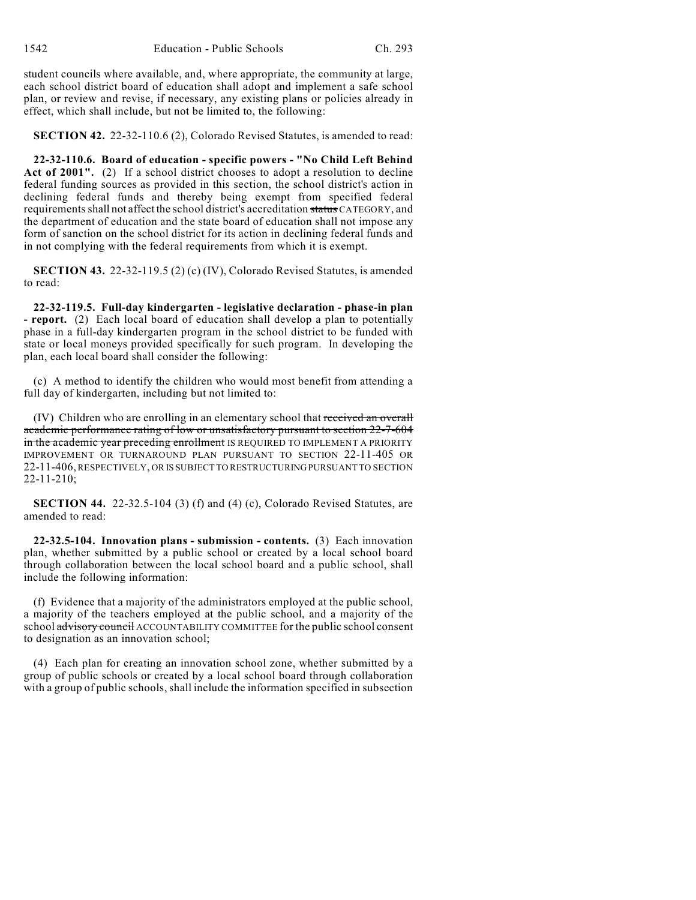student councils where available, and, where appropriate, the community at large, each school district board of education shall adopt and implement a safe school plan, or review and revise, if necessary, any existing plans or policies already in effect, which shall include, but not be limited to, the following:

**SECTION 42.** 22-32-110.6 (2), Colorado Revised Statutes, is amended to read:

**22-32-110.6. Board of education - specific powers - "No Child Left Behind Act of 2001".** (2) If a school district chooses to adopt a resolution to decline federal funding sources as provided in this section, the school district's action in declining federal funds and thereby being exempt from specified federal requirements shall not affect the school district's accreditation ~~status~~ CATEGORY, and the department of education and the state board of education shall not impose any form of sanction on the school district for its action in declining federal funds and in not complying with the federal requirements from which it is exempt.

**SECTION 43.** 22-32-119.5 (2) (c) (IV), Colorado Revised Statutes, is amended to read:

**22-32-119.5. Full-day kindergarten - legislative declaration - phase-in plan - report.** (2) Each local board of education shall develop a plan to potentially phase in a full-day kindergarten program in the school district to be funded with state or local moneys provided specifically for such program. In developing the plan, each local board shall consider the following:

(c) A method to identify the children who would most benefit from attending a full day of kindergarten, including but not limited to:

(IV) Children who are enrolling in an elementary school that ~~received an overall academic performance rating of low or unsatisfactory pursuant to section 22-7-604 in the academic year preceding enrollment~~ IS REQUIRED TO IMPLEMENT A PRIORITY IMPROVEMENT OR TURNAROUND PLAN PURSUANT TO SECTION 22-11-405 OR 22-11-406, RESPECTIVELY, OR IS SUBJECT TO RESTRUCTURING PURSUANT TO SECTION 22-11-210;

**SECTION 44.** 22-32.5-104 (3) (f) and (4) (c), Colorado Revised Statutes, are amended to read:

**22-32.5-104. Innovation plans - submission - contents.** (3) Each innovation plan, whether submitted by a public school or created by a local school board through collaboration between the local school board and a public school, shall include the following information:

(f) Evidence that a majority of the administrators employed at the public school, a majority of the teachers employed at the public school, and a majority of the school ~~advisory council~~ ACCOUNTABILITY COMMITTEE for the public school consent to designation as an innovation school;

(4) Each plan for creating an innovation school zone, whether submitted by a group of public schools or created by a local school board through collaboration with a group of public schools, shall include the information specified in subsection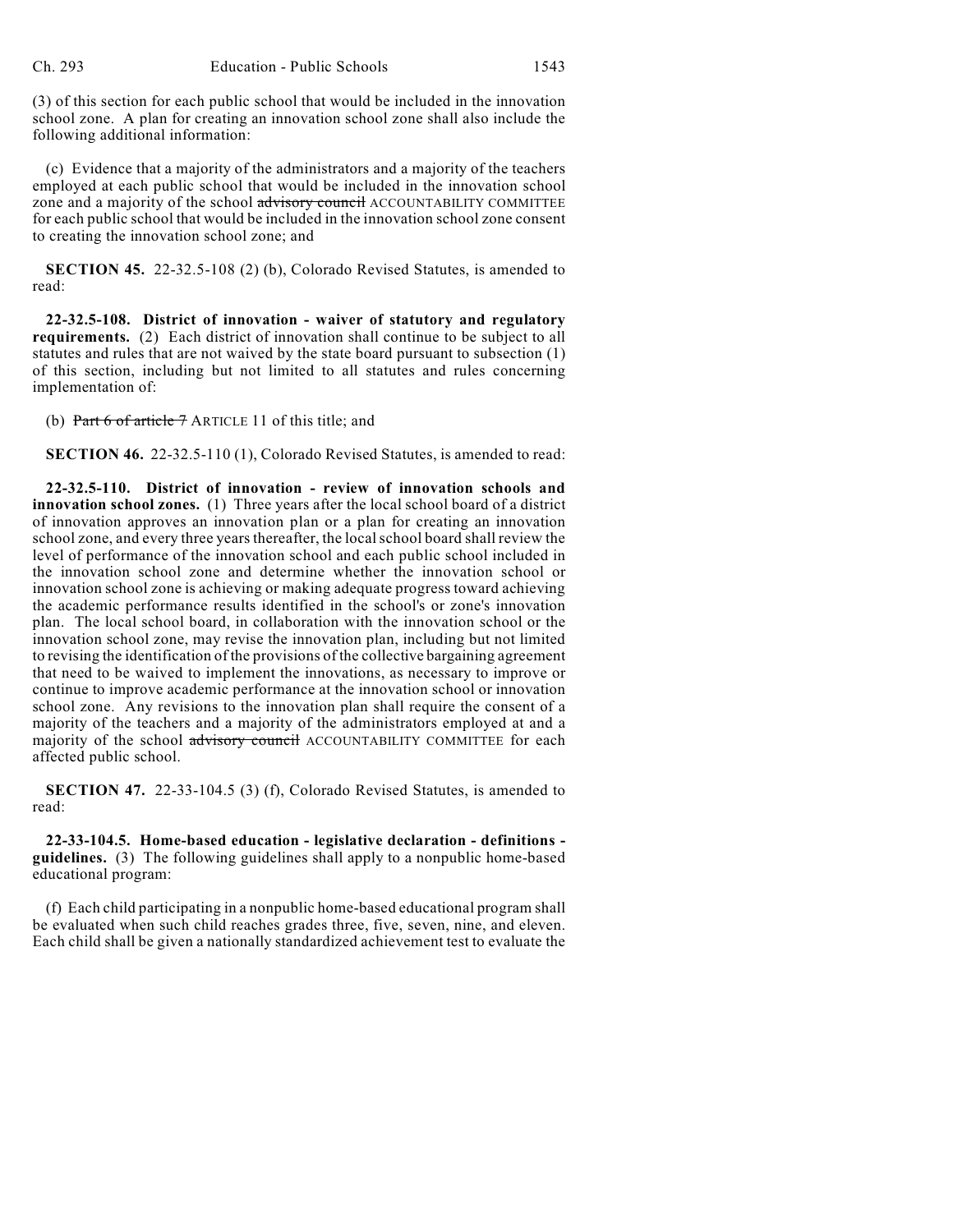(3) of this section for each public school that would be included in the innovation school zone. A plan for creating an innovation school zone shall also include the following additional information:

(c) Evidence that a majority of the administrators and a majority of the teachers employed at each public school that would be included in the innovation school zone and a majority of the school ~~advisory council~~ ACCOUNTABILITY COMMITTEE for each public school that would be included in the innovation school zone consent to creating the innovation school zone; and

**SECTION 45.** 22-32.5-108 (2) (b), Colorado Revised Statutes, is amended to read:

**22-32.5-108. District of innovation - waiver of statutory and regulatory requirements.** (2) Each district of innovation shall continue to be subject to all statutes and rules that are not waived by the state board pursuant to subsection (1) of this section, including but not limited to all statutes and rules concerning implementation of:

(b) ~~Part 6 of article 7~~ ARTICLE 11 of this title; and

**SECTION 46.** 22-32.5-110 (1), Colorado Revised Statutes, is amended to read:

**22-32.5-110. District of innovation - review of innovation schools and innovation school zones.** (1) Three years after the local school board of a district of innovation approves an innovation plan or a plan for creating an innovation school zone, and every three years thereafter, the local school board shall review the level of performance of the innovation school and each public school included in the innovation school zone and determine whether the innovation school or innovation school zone is achieving or making adequate progress toward achieving the academic performance results identified in the school's or zone's innovation plan. The local school board, in collaboration with the innovation school or the innovation school zone, may revise the innovation plan, including but not limited to revising the identification of the provisions of the collective bargaining agreement that need to be waived to implement the innovations, as necessary to improve or continue to improve academic performance at the innovation school or innovation school zone. Any revisions to the innovation plan shall require the consent of a majority of the teachers and a majority of the administrators employed at and a majority of the school ~~advisory council~~ ACCOUNTABILITY COMMITTEE for each affected public school.

**SECTION 47.** 22-33-104.5 (3) (f), Colorado Revised Statutes, is amended to read:

**22-33-104.5. Home-based education - legislative declaration - definitions - guidelines.** (3) The following guidelines shall apply to a nonpublic home-based educational program:

(f) Each child participating in a nonpublic home-based educational program shall be evaluated when such child reaches grades three, five, seven, nine, and eleven. Each child shall be given a nationally standardized achievement test to evaluate the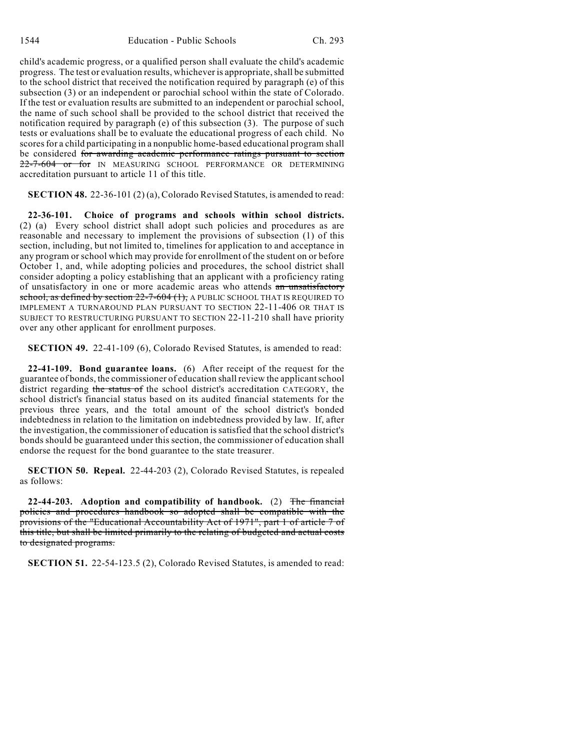child's academic progress, or a qualified person shall evaluate the child's academic progress. The test or evaluation results, whichever is appropriate, shall be submitted to the school district that received the notification required by paragraph (e) of this subsection (3) or an independent or parochial school within the state of Colorado. If the test or evaluation results are submitted to an independent or parochial school, the name of such school shall be provided to the school district that received the notification required by paragraph (e) of this subsection (3). The purpose of such tests or evaluations shall be to evaluate the educational progress of each child. No scores for a child participating in a nonpublic home-based educational program shall be considered ~~for awarding academic performance ratings pursuant to section 22-7-604 or for~~ IN MEASURING SCHOOL PERFORMANCE OR DETERMINING accreditation pursuant to article 11 of this title.

**SECTION 48.** 22-36-101 (2) (a), Colorado Revised Statutes, is amended to read:

**22-36-101. Choice of programs and schools within school districts.** (2) (a) Every school district shall adopt such policies and procedures as are reasonable and necessary to implement the provisions of subsection (1) of this section, including, but not limited to, timelines for application to and acceptance in any program or school which may provide for enrollment of the student on or before October 1, and, while adopting policies and procedures, the school district shall consider adopting a policy establishing that an applicant with a proficiency rating of unsatisfactory in one or more academic areas who attends ~~an unsatisfactory school, as defined by section 22-7-604 (1),~~ A PUBLIC SCHOOL THAT IS REQUIRED TO IMPLEMENT A TURNAROUND PLAN PURSUANT TO SECTION 22-11-406 OR THAT IS SUBJECT TO RESTRUCTURING PURSUANT TO SECTION 22-11-210 shall have priority over any other applicant for enrollment purposes.

**SECTION 49.** 22-41-109 (6), Colorado Revised Statutes, is amended to read:

**22-41-109. Bond guarantee loans.** (6) After receipt of the request for the guarantee of bonds, the commissioner of education shall review the applicant school district regarding ~~the status of~~ the school district's accreditation CATEGORY, the school district's financial status based on its audited financial statements for the previous three years, and the total amount of the school district's bonded indebtedness in relation to the limitation on indebtedness provided by law. If, after the investigation, the commissioner of education is satisfied that the school district's bonds should be guaranteed under this section, the commissioner of education shall endorse the request for the bond guarantee to the state treasurer.

**SECTION 50. Repeal.** 22-44-203 (2), Colorado Revised Statutes, is repealed as follows:

**22-44-203. Adoption and compatibility of handbook.** (2) ~~The financial policies and procedures handbook so adopted shall be compatible with the provisions of the "Educational Accountability Act of 1971", part 1 of article 7 of this title, but shall be limited primarily to the relating of budgeted and actual costs to designated programs.~~

**SECTION 51.** 22-54-123.5 (2), Colorado Revised Statutes, is amended to read: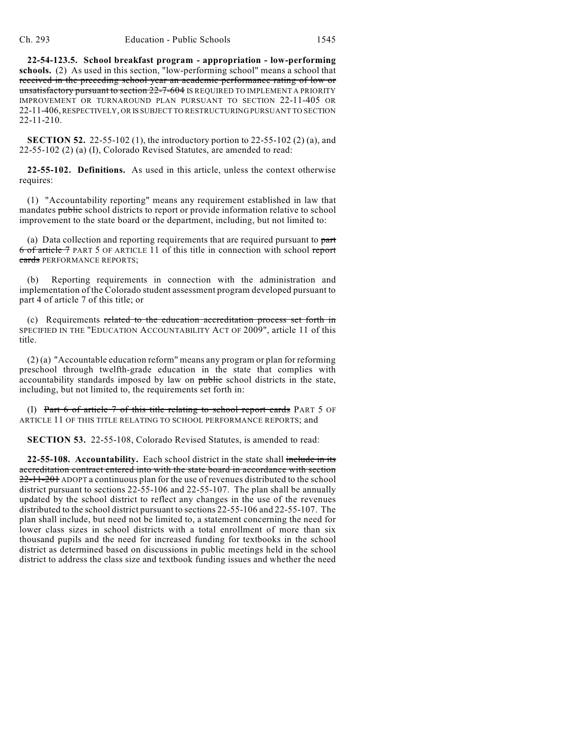**22-54-123.5. School breakfast program - appropriation - low-performing schools.** (2) As used in this section, "low-performing school" means a school that ~~received in the preceding school year an academic performance rating of low or unsatisfactory pursuant to section 22-7-604~~ IS REQUIRED TO IMPLEMENT A PRIORITY IMPROVEMENT OR TURNAROUND PLAN PURSUANT TO SECTION 22-11-405 OR 22-11-406, RESPECTIVELY, OR IS SUBJECT TO RESTRUCTURING PURSUANT TO SECTION 22-11-210.

**SECTION 52.** 22-55-102 (1), the introductory portion to 22-55-102 (2) (a), and 22-55-102 (2) (a) (I), Colorado Revised Statutes, are amended to read:

**22-55-102. Definitions.** As used in this article, unless the context otherwise requires:

(1) "Accountability reporting" means any requirement established in law that mandates ~~public~~ school districts to report or provide information relative to school improvement to the state board or the department, including, but not limited to:

(a) Data collection and reporting requirements that are required pursuant to ~~part 6 of article 7~~ PART 5 OF ARTICLE 11 of this title in connection with school ~~report cards~~ PERFORMANCE REPORTS;

(b) Reporting requirements in connection with the administration and implementation of the Colorado student assessment program developed pursuant to part 4 of article 7 of this title; or

(c) Requirements ~~related to the education accreditation process set forth in~~ SPECIFIED IN THE "EDUCATION ACCOUNTABILITY ACT OF 2009", article 11 of this title.

(2) (a) "Accountable education reform" means any program or plan for reforming preschool through twelfth-grade education in the state that complies with accountability standards imposed by law on ~~public~~ school districts in the state, including, but not limited to, the requirements set forth in:

(I) ~~Part 6 of article 7 of this title relating to school report cards~~ PART 5 OF ARTICLE 11 OF THIS TITLE RELATING TO SCHOOL PERFORMANCE REPORTS; and

**SECTION 53.** 22-55-108, Colorado Revised Statutes, is amended to read:

**22-55-108. Accountability.** Each school district in the state shall ~~include in its accreditation contract entered into with the state board in accordance with section 22-11-201~~ ADOPT a continuous plan for the use of revenues distributed to the school district pursuant to sections 22-55-106 and 22-55-107. The plan shall be annually updated by the school district to reflect any changes in the use of the revenues distributed to the school district pursuant to sections 22-55-106 and 22-55-107. The plan shall include, but need not be limited to, a statement concerning the need for lower class sizes in school districts with a total enrollment of more than six thousand pupils and the need for increased funding for textbooks in the school district as determined based on discussions in public meetings held in the school district to address the class size and textbook funding issues and whether the need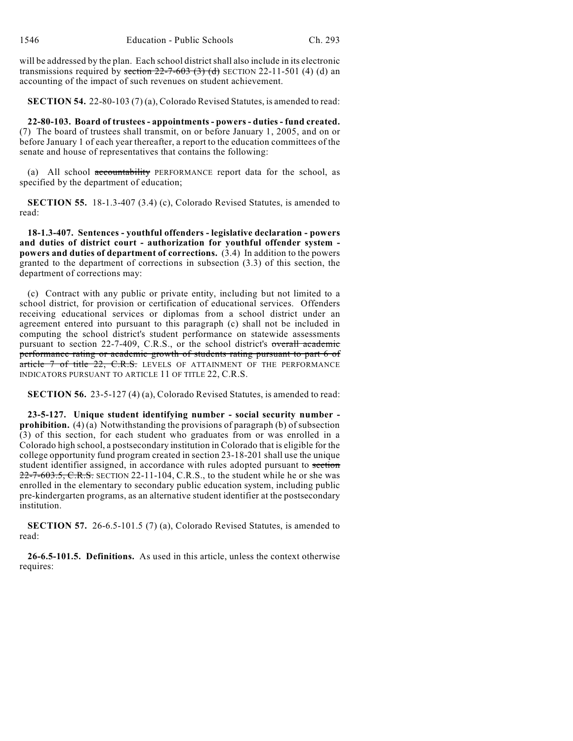will be addressed by the plan. Each school district shall also include in its electronic transmissions required by ~~section 22-7-603 (3) (d)~~ SECTION 22-11-501 (4) (d) an accounting of the impact of such revenues on student achievement.

**SECTION 54.** 22-80-103 (7) (a), Colorado Revised Statutes, is amended to read:

**22-80-103. Board of trustees - appointments - powers - duties - fund created.** (7) The board of trustees shall transmit, on or before January 1, 2005, and on or before January 1 of each year thereafter, a report to the education committees of the senate and house of representatives that contains the following:

(a) All school ~~accountability~~ PERFORMANCE report data for the school, as specified by the department of education;

**SECTION 55.** 18-1.3-407 (3.4) (c), Colorado Revised Statutes, is amended to read:

**18-1.3-407. Sentences - youthful offenders - legislative declaration - powers and duties of district court - authorization for youthful offender system - powers and duties of department of corrections.** (3.4) In addition to the powers granted to the department of corrections in subsection (3.3) of this section, the department of corrections may:

(c) Contract with any public or private entity, including but not limited to a school district, for provision or certification of educational services. Offenders receiving educational services or diplomas from a school district under an agreement entered into pursuant to this paragraph (c) shall not be included in computing the school district's student performance on statewide assessments pursuant to section 22-7-409, C.R.S., or the school district's ~~overall academic performance rating or academic growth of students rating pursuant to part 6 of article 7 of title 22, C.R.S.~~ LEVELS OF ATTAINMENT OF THE PERFORMANCE INDICATORS PURSUANT TO ARTICLE 11 OF TITLE 22, C.R.S.

**SECTION 56.** 23-5-127 (4) (a), Colorado Revised Statutes, is amended to read:

**23-5-127. Unique student identifying number - social security number - prohibition.** (4) (a) Notwithstanding the provisions of paragraph (b) of subsection (3) of this section, for each student who graduates from or was enrolled in a Colorado high school, a postsecondary institution in Colorado that is eligible for the college opportunity fund program created in section 23-18-201 shall use the unique student identifier assigned, in accordance with rules adopted pursuant to ~~section 22-7-603.5, C.R.S.~~ SECTION 22-11-104, C.R.S., to the student while he or she was enrolled in the elementary to secondary public education system, including public pre-kindergarten programs, as an alternative student identifier at the postsecondary institution.

**SECTION 57.** 26-6.5-101.5 (7) (a), Colorado Revised Statutes, is amended to read:

**26-6.5-101.5. Definitions.** As used in this article, unless the context otherwise requires: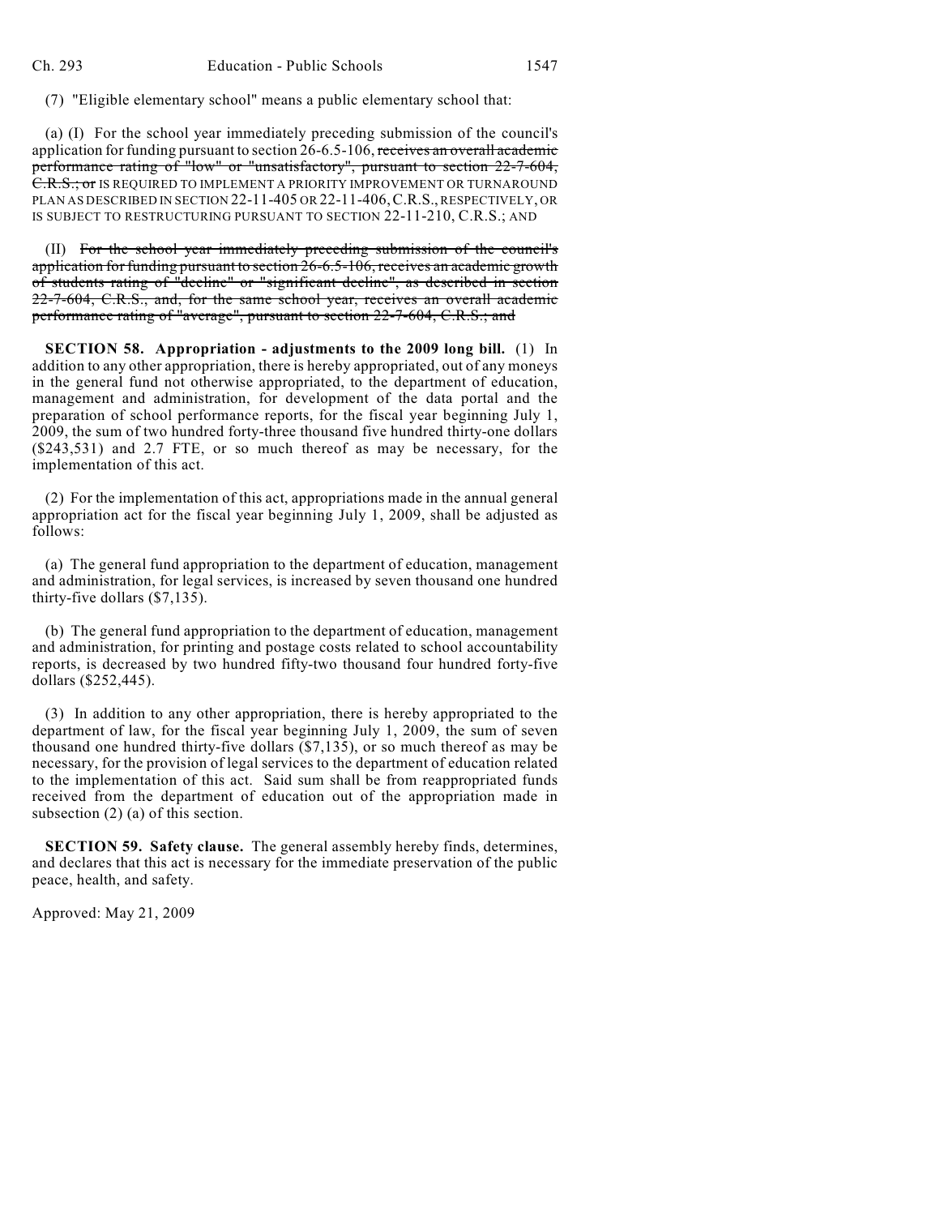(7) "Eligible elementary school" means a public elementary school that:

(a) (I) For the school year immediately preceding submission of the council's application for funding pursuant to section 26-6.5-106, ~~receives an overall academic performance rating of "low" or "unsatisfactory", pursuant to section 22-7-604, C.R.S.; or~~ IS REQUIRED TO IMPLEMENT A PRIORITY IMPROVEMENT OR TURNAROUND PLAN AS DESCRIBED IN SECTION 22-11-405 OR 22-11-406, C.R.S., RESPECTIVELY, OR IS SUBJECT TO RESTRUCTURING PURSUANT TO SECTION 22-11-210, C.R.S.; AND

(II) ~~For the school year immediately preceding submission of the council's application for funding pursuant to section 26-6.5-106, receives an academic growth of students rating of "decline" or "significant decline", as described in section 22-7-604, C.R.S., and, for the same school year, receives an overall academic performance rating of "average", pursuant to section 22-7-604, C.R.S.; and~~

**SECTION 58. Appropriation - adjustments to the 2009 long bill.** (1) In addition to any other appropriation, there is hereby appropriated, out of any moneys in the general fund not otherwise appropriated, to the department of education, management and administration, for development of the data portal and the preparation of school performance reports, for the fiscal year beginning July 1, 2009, the sum of two hundred forty-three thousand five hundred thirty-one dollars ($243,531) and 2.7 FTE, or so much thereof as may be necessary, for the implementation of this act.

(2) For the implementation of this act, appropriations made in the annual general appropriation act for the fiscal year beginning July 1, 2009, shall be adjusted as follows:

(a) The general fund appropriation to the department of education, management and administration, for legal services, is increased by seven thousand one hundred thirty-five dollars ($7,135).

(b) The general fund appropriation to the department of education, management and administration, for printing and postage costs related to school accountability reports, is decreased by two hundred fifty-two thousand four hundred forty-five dollars ($252,445).

(3) In addition to any other appropriation, there is hereby appropriated to the department of law, for the fiscal year beginning July 1, 2009, the sum of seven thousand one hundred thirty-five dollars ($7,135), or so much thereof as may be necessary, for the provision of legal services to the department of education related to the implementation of this act. Said sum shall be from reappropriated funds received from the department of education out of the appropriation made in subsection (2) (a) of this section.

**SECTION 59. Safety clause.** The general assembly hereby finds, determines, and declares that this act is necessary for the immediate preservation of the public peace, health, and safety.

Approved: May 21, 2009